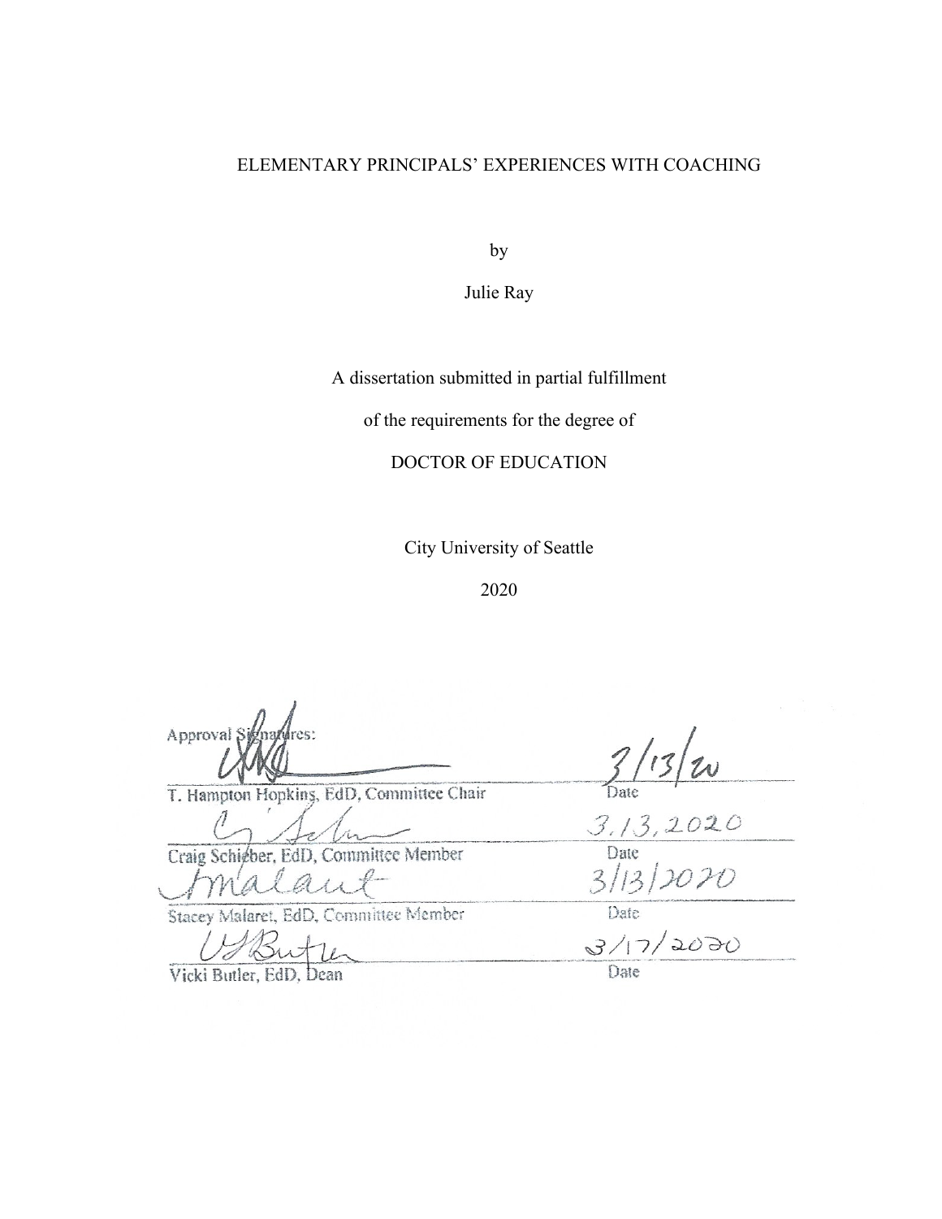# ELEMENTARY PRINCIPALS' EXPERIENCES WITH COACHING

by

Julie Ray

A dissertation submitted in partial fulfillment

of the requirements for the degree of

DOCTOR OF EDUCATION

City University of Seattle

2020

Approval Signatures:

| | |
|---|---|
| T. Hampton Hopkins, EdD, Committee Chair | 3/13/20 Date |
| Craig Schieber, EdD, Committee Member | 3.13.2020 Date |
| Stacey Malaret, EdD, Committee Member | 3/13/2020 Date |
| Vicki Butler, EdD, Dean | 3/17/2020 Date |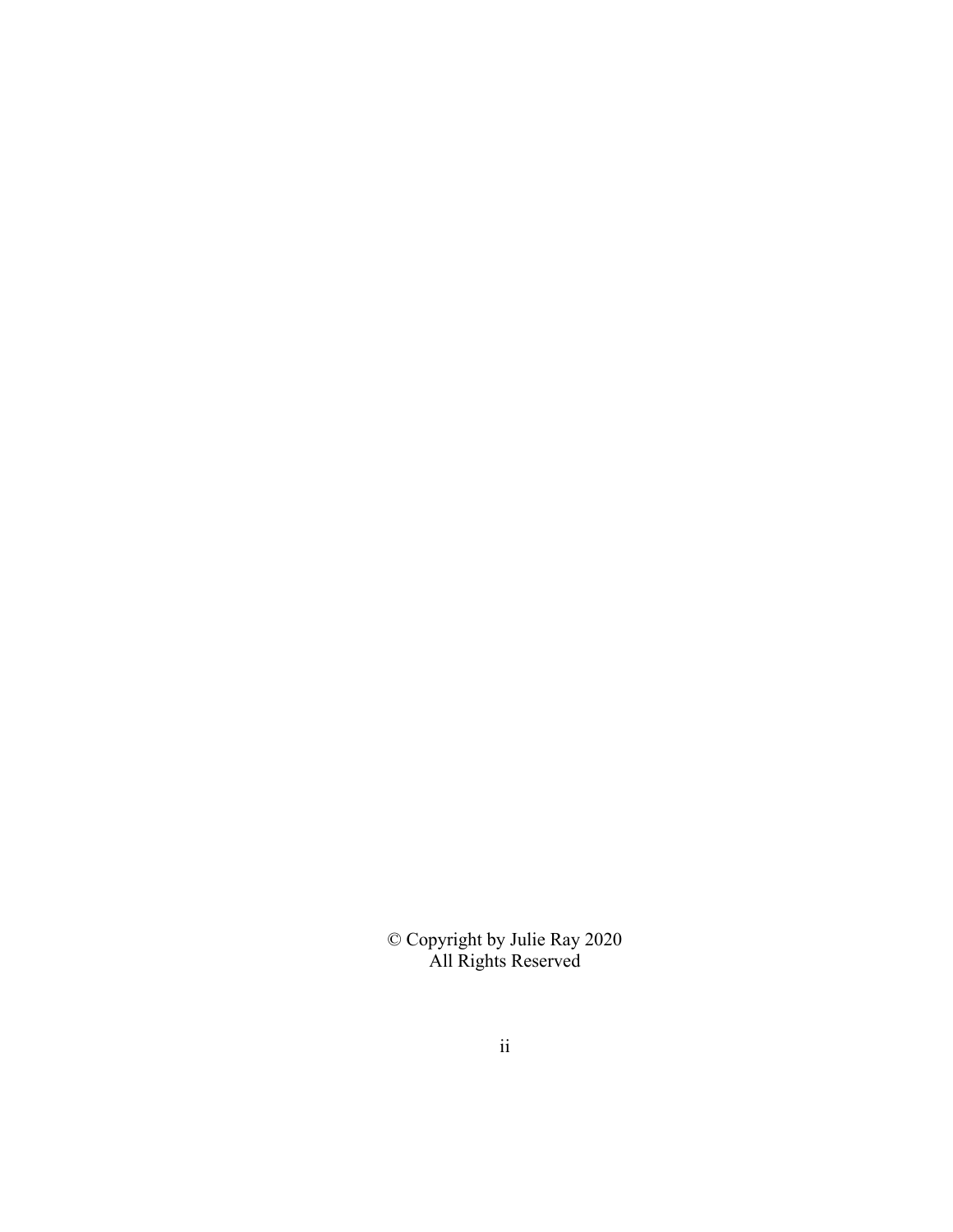© Copyright by Julie Ray 2020
All Rights Reserved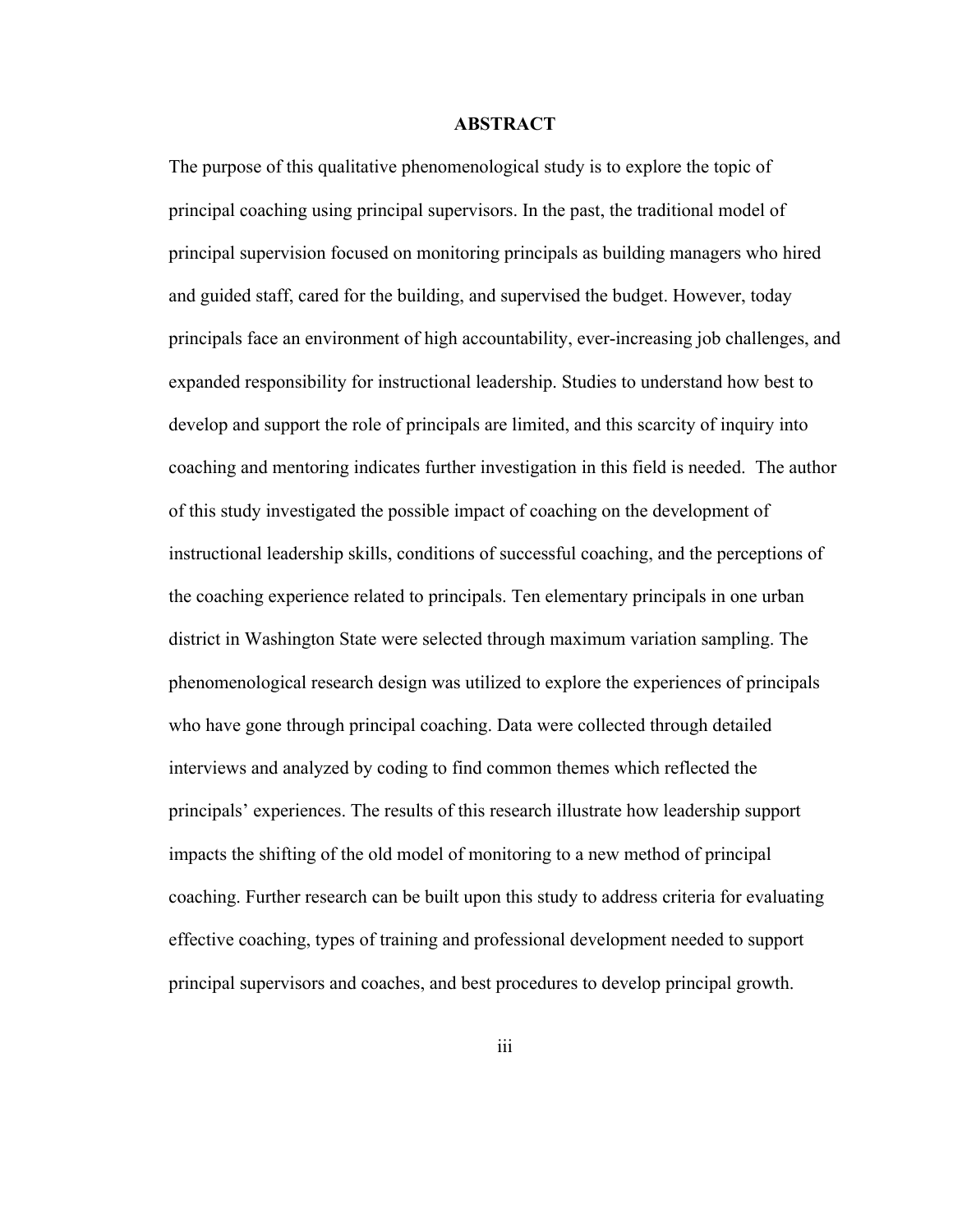## ABSTRACT

The purpose of this qualitative phenomenological study is to explore the topic of principal coaching using principal supervisors. In the past, the traditional model of principal supervision focused on monitoring principals as building managers who hired and guided staff, cared for the building, and supervised the budget. However, today principals face an environment of high accountability, ever-increasing job challenges, and expanded responsibility for instructional leadership. Studies to understand how best to develop and support the role of principals are limited, and this scarcity of inquiry into coaching and mentoring indicates further investigation in this field is needed. The author of this study investigated the possible impact of coaching on the development of instructional leadership skills, conditions of successful coaching, and the perceptions of the coaching experience related to principals. Ten elementary principals in one urban district in Washington State were selected through maximum variation sampling. The phenomenological research design was utilized to explore the experiences of principals who have gone through principal coaching. Data were collected through detailed interviews and analyzed by coding to find common themes which reflected the principals' experiences. The results of this research illustrate how leadership support impacts the shifting of the old model of monitoring to a new method of principal coaching. Further research can be built upon this study to address criteria for evaluating effective coaching, types of training and professional development needed to support principal supervisors and coaches, and best procedures to develop principal growth.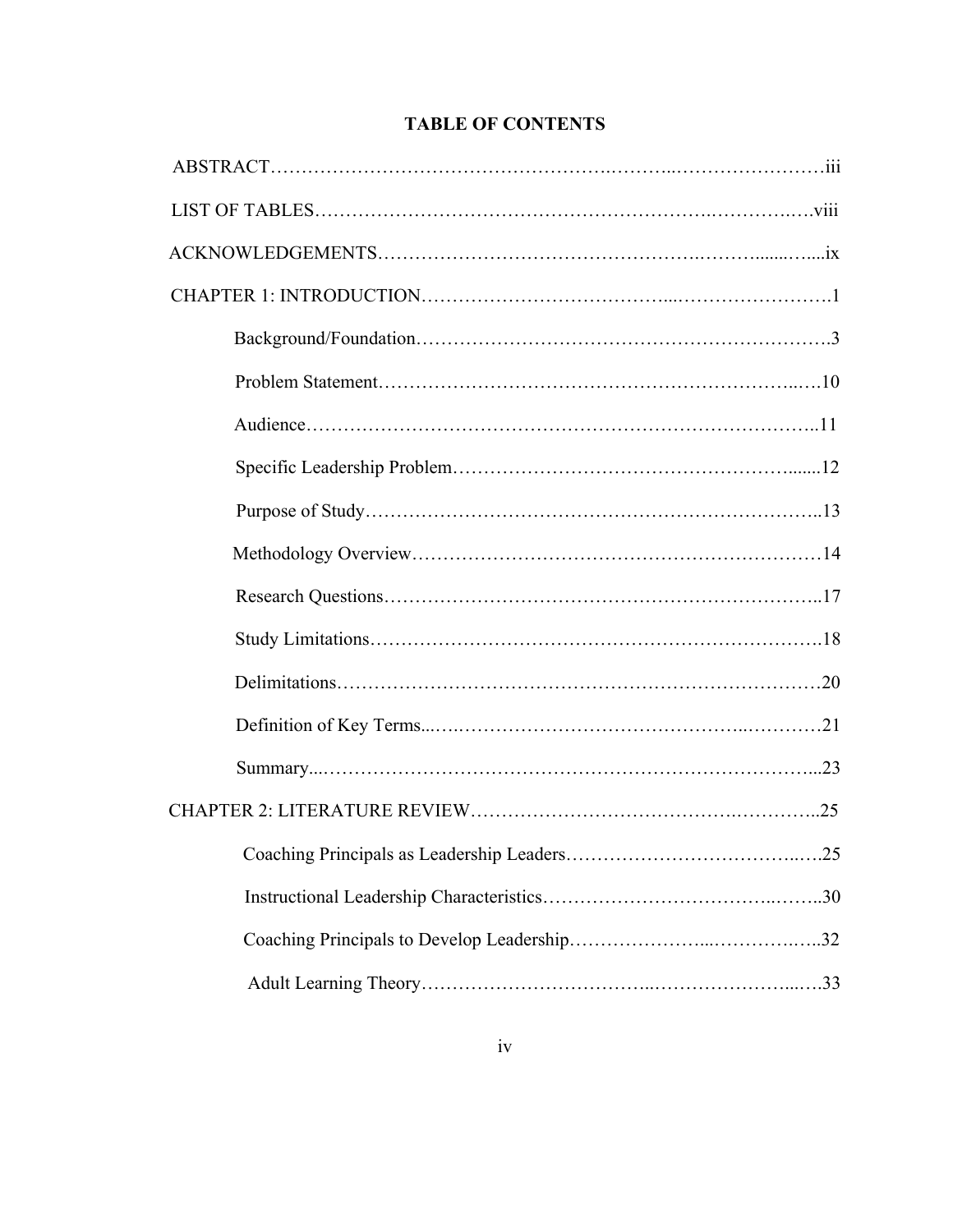# TABLE OF CONTENTS

ABSTRACT……………………………………………………………………………iii

LIST OF TABLES……………………………………………………………………viii

ACKNOWLEDGEMENTS……………………………………………………………ix

CHAPTER 1: INTRODUCTION……………………………………………………1

- Background/Foundation……………………………………………………3
- Problem Statement…………………………………………………………10
- Audience……………………………………………………………………11
- Specific Leadership Problem………………………………………………12
- Purpose of Study……………………………………………………………13
- Methodology Overview……………………………………………………14
- Research Questions…………………………………………………………17
- Study Limitations……………………………………………………………18
- Delimitations…………………………………………………………………20
- Definition of Key Terms……………………………………………………21
- Summary……………………………………………………………………23

CHAPTER 2: LITERATURE REVIEW……………………………………………25

- Coaching Principals as Leadership Leaders………………………………25
- Instructional Leadership Characteristics……………………………………30
- Coaching Principals to Develop Leadership…………………………………32
- Adult Learning Theory………………………………………………………33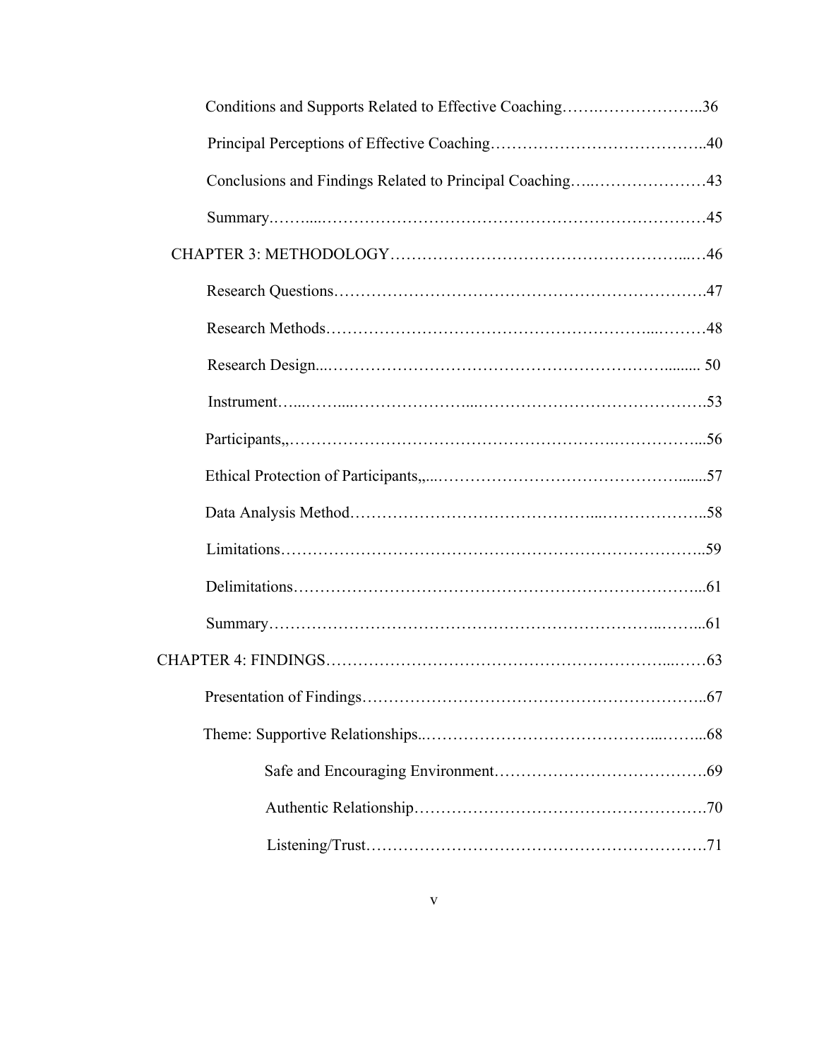Conditions and Supports Related to Effective Coaching……………………..36

Principal Perceptions of Effective Coaching…………………………………..40

Conclusions and Findings Related to Principal Coaching…..…………………43

Summary.……....………………………………………………………………45

CHAPTER 3: METHODOLOGY……………………………………………...…46

Research Questions……………………………………………………………47

Research Methods……………………………………………………...………48

Research Design...………………………………………………………......... 50

Instrument…...……....…………………...……………………………………53

Participants,,…………………………………………………….……………...56

Ethical Protection of Participants,,...…………………………………….......57

Data Analysis Method…………………………………...………………..58

Limitations…………………………………………………………………..59

Delimitations…………………………………………………………………...61

Summary………………………………………………………………..……...61

CHAPTER 4: FINDINGS……………………………………………………...……63

Presentation of Findings………………………………………………………..67

Theme: Supportive Relationships..…………………………………...……...68

Safe and Encouraging Environment……………………………………69

Authentic Relationship………………………………………………70

Listening/Trust…………………………………………………………71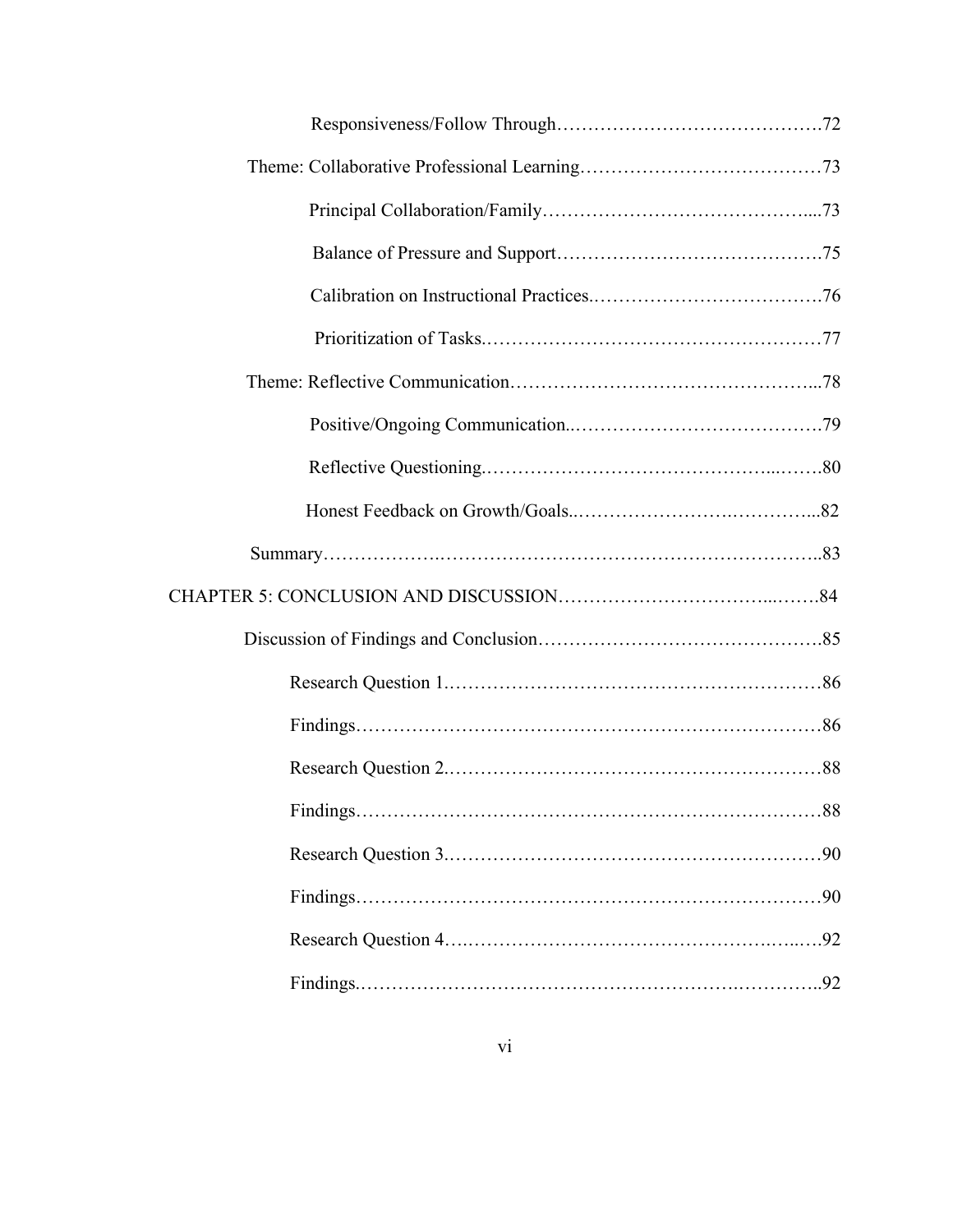Responsiveness/Follow Through……………………………………72

Theme: Collaborative Professional Learning…………………………………73

Principal Collaboration/Family……………………………………....73

Balance of Pressure and Support……………………………………75

Calibration on Instructional Practices.………………………………76

Prioritization of Tasks.………………………………………………77

Theme: Reflective Communication………………………………………....78

Positive/Ongoing Communication..…………………………………79

Reflective Questioning.………………………………………...……80

Honest Feedback on Growth/Goals..………………….…………...82

Summary……………..…………………………………………………..83

CHAPTER 5: CONCLUSION AND DISCUSSION…………………………...…….84

Discussion of Findings and Conclusion……………………………………….85

Research Question 1.……………………………………………………86

Findings…………………………………………………………………86

Research Question 2.……………………………………………………88

Findings…………………………………………………………………88

Research Question 3.……………………………………………………90

Findings…………………………………………………………………90

Research Question 4….…………………………………………….…...…92

Findings.………………………………………………….…………..92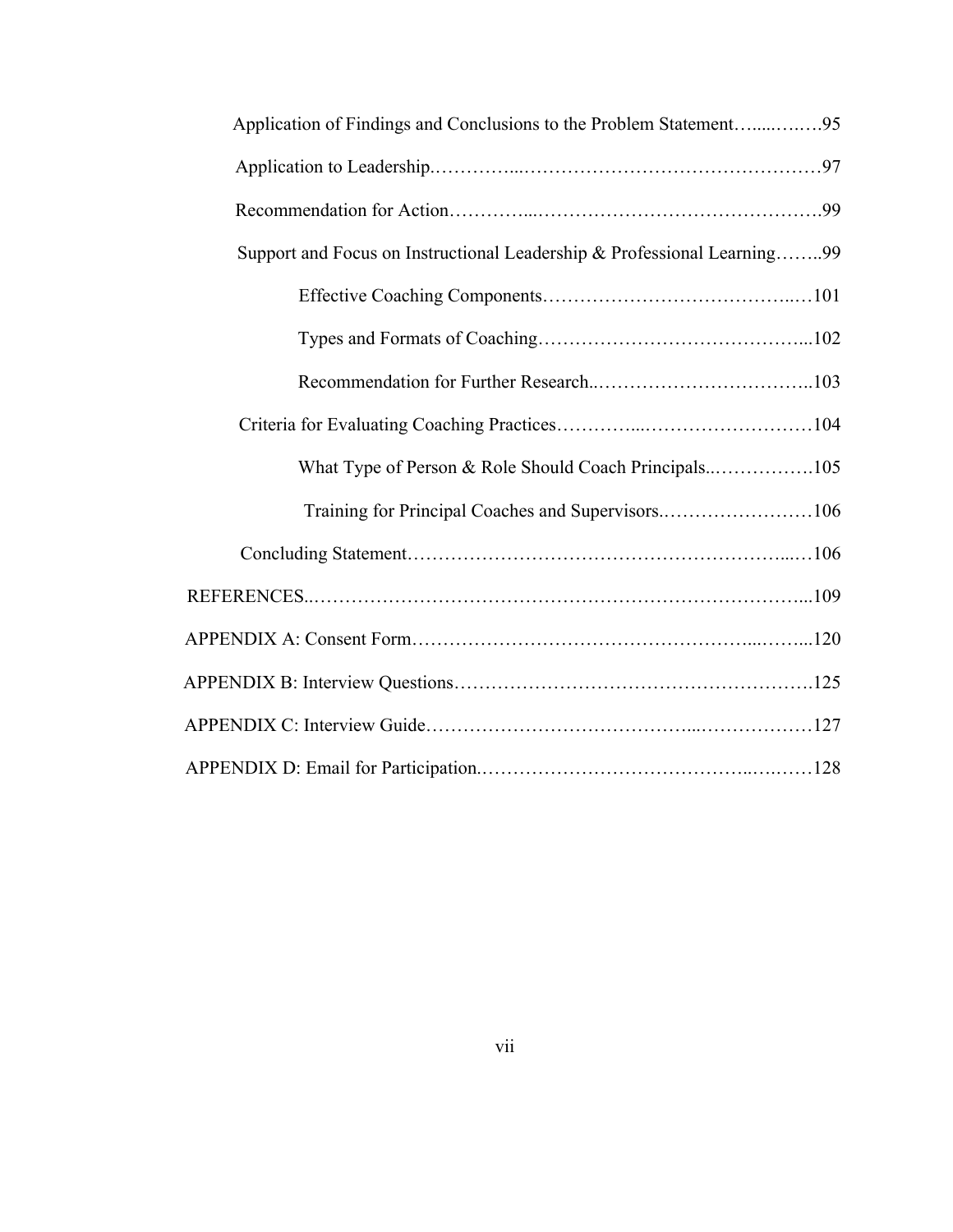Application of Findings and Conclusions to the Problem Statement…....….…95

Application to Leadership.…………...…………………………………………97

Recommendation for Action…………...……………………………………….99

Support and Focus on Instructional Leadership & Professional Learning……..99

Effective Coaching Components…………………………………..…101

Types and Formats of Coaching……………………………………...102

Recommendation for Further Research..……………………………..103

Criteria for Evaluating Coaching Practices…………...………………………104

What Type of Person & Role Should Coach Principals..…………….105

Training for Principal Coaches and Supervisors.……………………106

Concluding Statement…………………………………………………...…106

REFERENCES..……………………………………………………………………...109

APPENDIX A: Consent Form…………………………………………...……...120

APPENDIX B: Interview Questions……………………………………………….125

APPENDIX C: Interview Guide………………………………...………………127

APPENDIX D: Email for Participation.…………………………………..….……128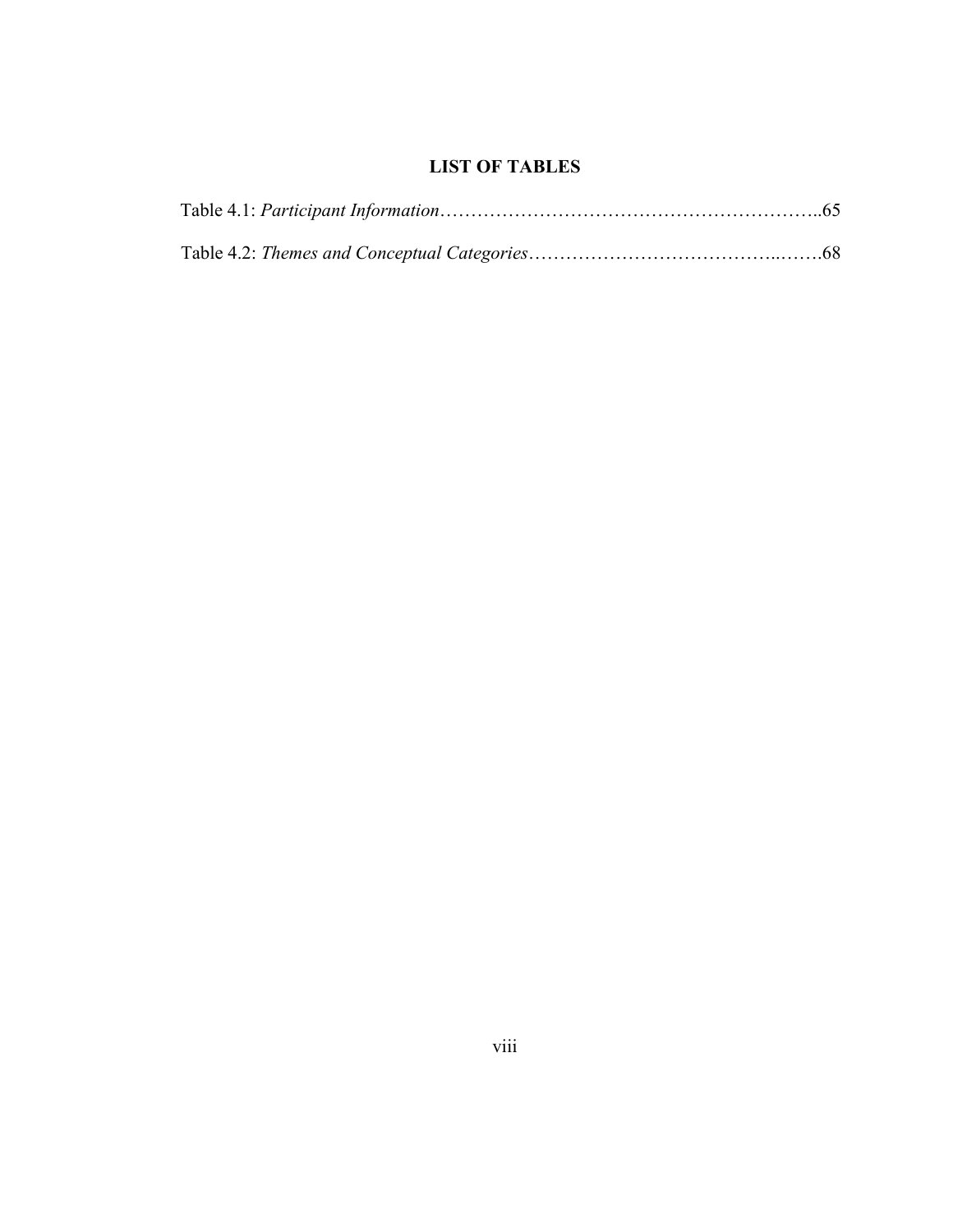## LIST OF TABLES

Table 4.1: *Participant Information*……………………………………………………..65

Table 4.2: *Themes and Conceptual Categories*………………………………..…….68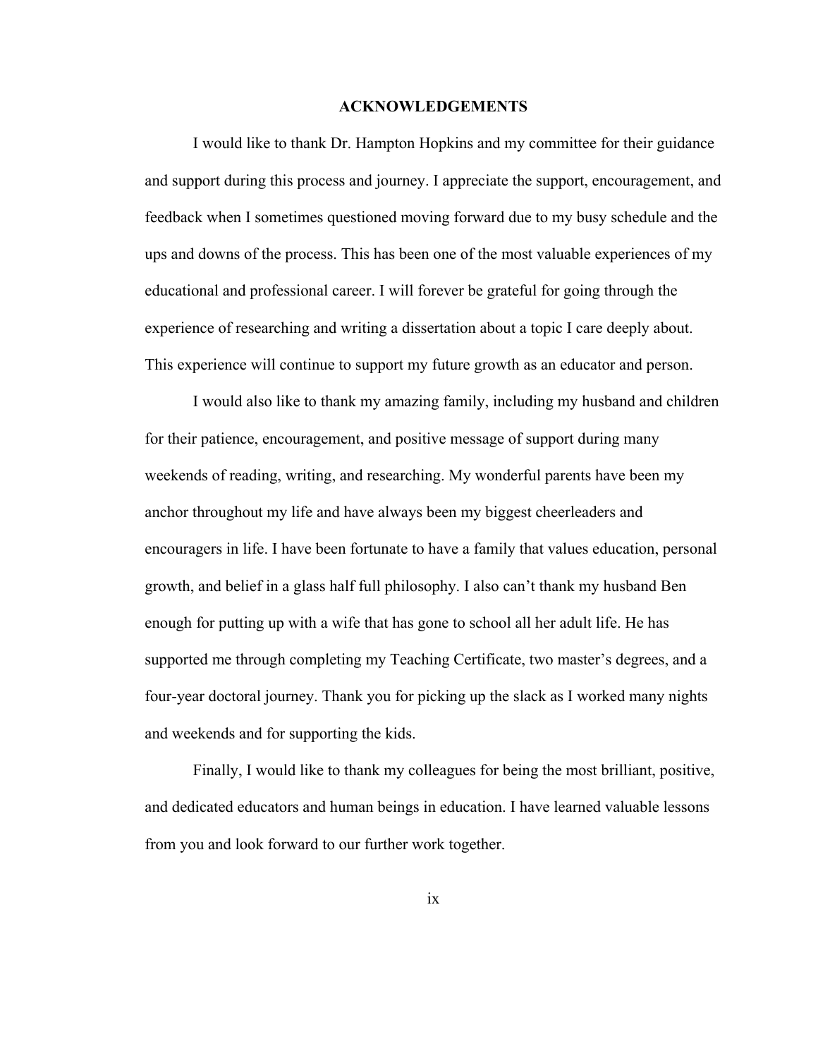# ACKNOWLEDGEMENTS

I would like to thank Dr. Hampton Hopkins and my committee for their guidance and support during this process and journey. I appreciate the support, encouragement, and feedback when I sometimes questioned moving forward due to my busy schedule and the ups and downs of the process. This has been one of the most valuable experiences of my educational and professional career. I will forever be grateful for going through the experience of researching and writing a dissertation about a topic I care deeply about. This experience will continue to support my future growth as an educator and person.

I would also like to thank my amazing family, including my husband and children for their patience, encouragement, and positive message of support during many weekends of reading, writing, and researching. My wonderful parents have been my anchor throughout my life and have always been my biggest cheerleaders and encouragers in life. I have been fortunate to have a family that values education, personal growth, and belief in a glass half full philosophy. I also can't thank my husband Ben enough for putting up with a wife that has gone to school all her adult life. He has supported me through completing my Teaching Certificate, two master's degrees, and a four-year doctoral journey. Thank you for picking up the slack as I worked many nights and weekends and for supporting the kids.

Finally, I would like to thank my colleagues for being the most brilliant, positive, and dedicated educators and human beings in education. I have learned valuable lessons from you and look forward to our further work together.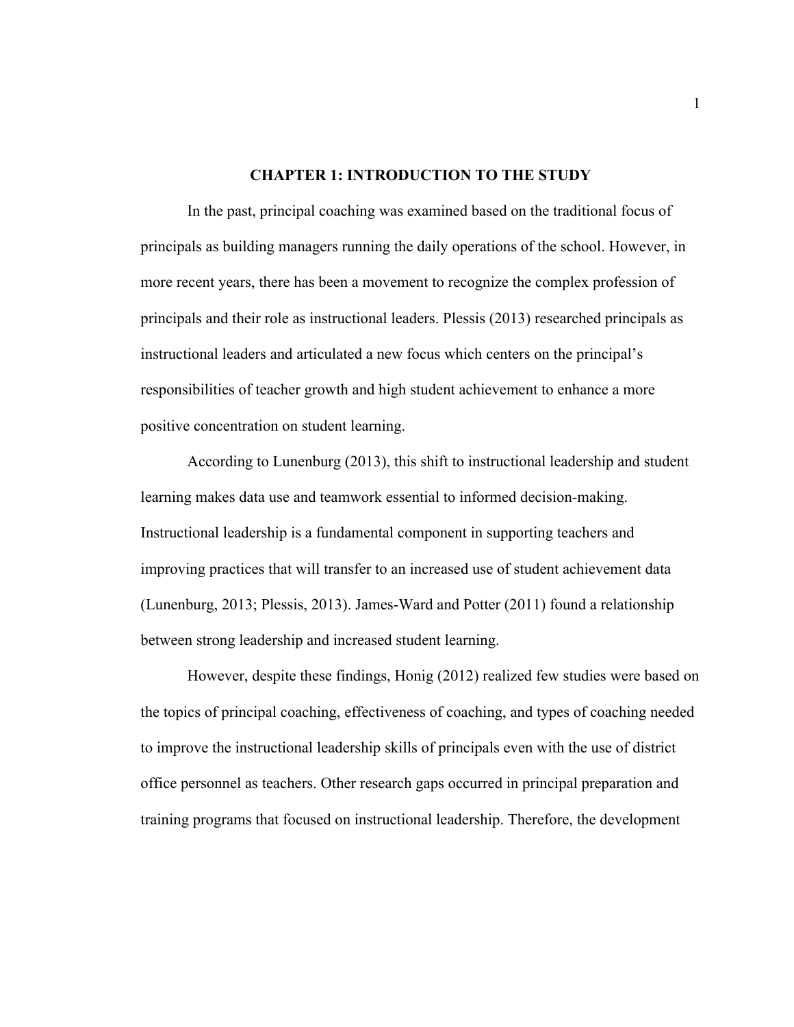# CHAPTER 1: INTRODUCTION TO THE STUDY

In the past, principal coaching was examined based on the traditional focus of principals as building managers running the daily operations of the school. However, in more recent years, there has been a movement to recognize the complex profession of principals and their role as instructional leaders. Plessis (2013) researched principals as instructional leaders and articulated a new focus which centers on the principal's responsibilities of teacher growth and high student achievement to enhance a more positive concentration on student learning.

According to Lunenburg (2013), this shift to instructional leadership and student learning makes data use and teamwork essential to informed decision-making. Instructional leadership is a fundamental component in supporting teachers and improving practices that will transfer to an increased use of student achievement data (Lunenburg, 2013; Plessis, 2013). James-Ward and Potter (2011) found a relationship between strong leadership and increased student learning.

However, despite these findings, Honig (2012) realized few studies were based on the topics of principal coaching, effectiveness of coaching, and types of coaching needed to improve the instructional leadership skills of principals even with the use of district office personnel as teachers. Other research gaps occurred in principal preparation and training programs that focused on instructional leadership. Therefore, the development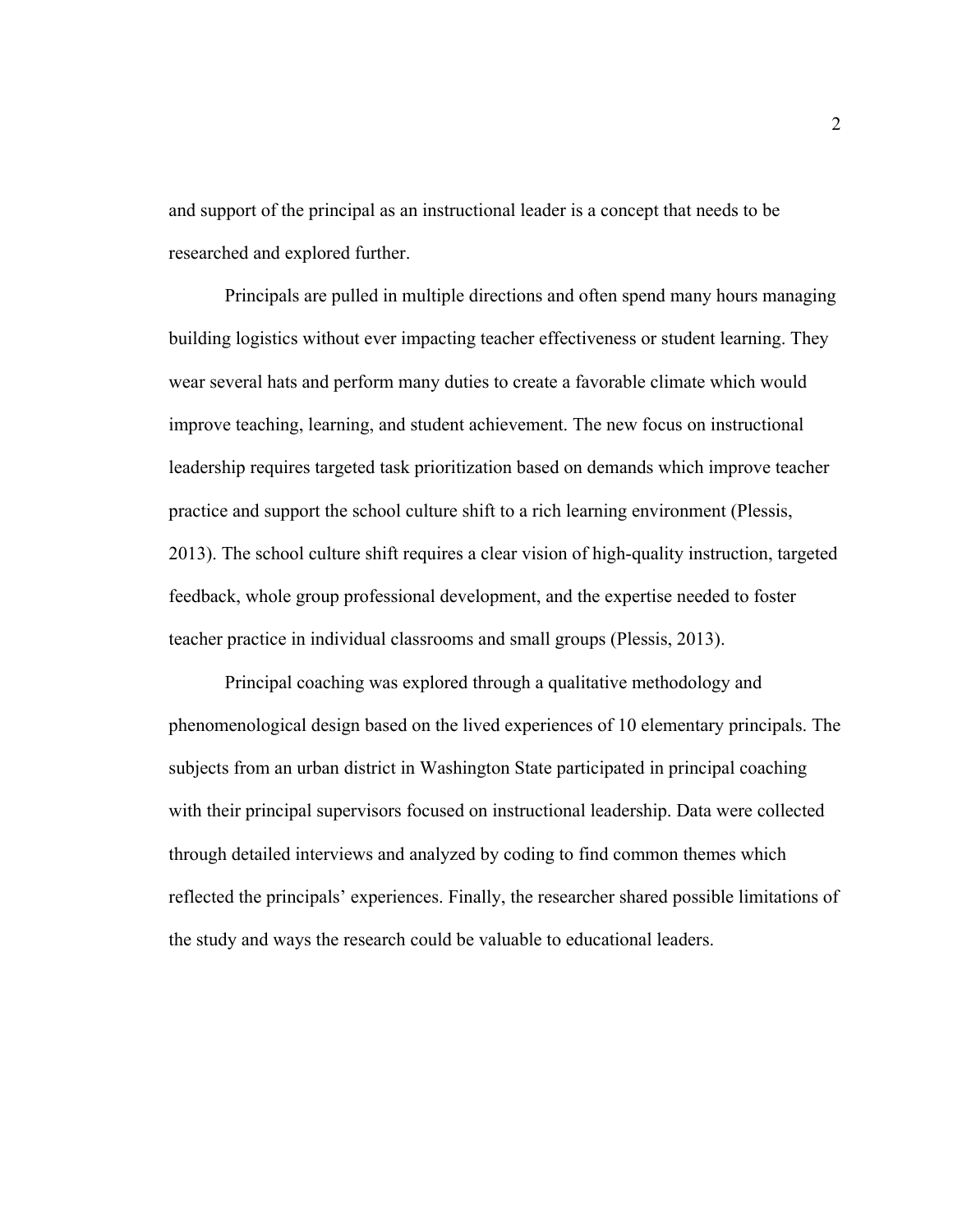and support of the principal as an instructional leader is a concept that needs to be researched and explored further.

Principals are pulled in multiple directions and often spend many hours managing building logistics without ever impacting teacher effectiveness or student learning. They wear several hats and perform many duties to create a favorable climate which would improve teaching, learning, and student achievement. The new focus on instructional leadership requires targeted task prioritization based on demands which improve teacher practice and support the school culture shift to a rich learning environment (Plessis, 2013). The school culture shift requires a clear vision of high-quality instruction, targeted feedback, whole group professional development, and the expertise needed to foster teacher practice in individual classrooms and small groups (Plessis, 2013).

Principal coaching was explored through a qualitative methodology and phenomenological design based on the lived experiences of 10 elementary principals. The subjects from an urban district in Washington State participated in principal coaching with their principal supervisors focused on instructional leadership. Data were collected through detailed interviews and analyzed by coding to find common themes which reflected the principals' experiences. Finally, the researcher shared possible limitations of the study and ways the research could be valuable to educational leaders.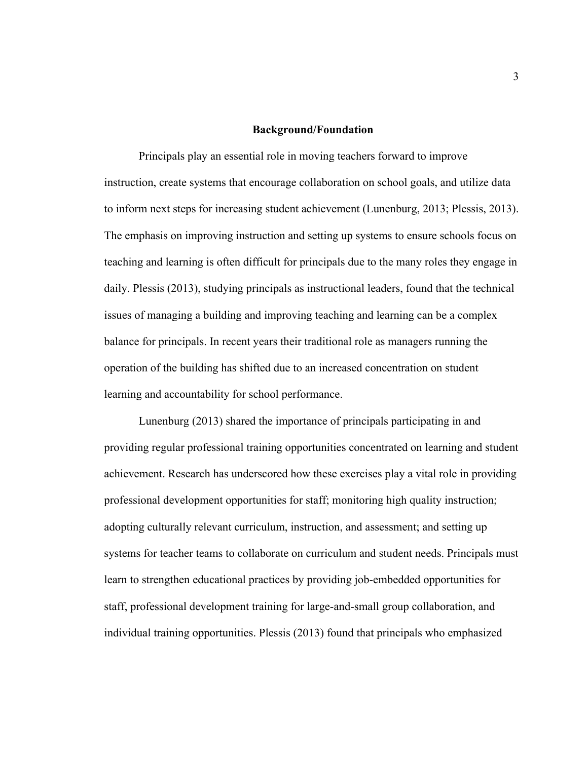## Background/Foundation

Principals play an essential role in moving teachers forward to improve instruction, create systems that encourage collaboration on school goals, and utilize data to inform next steps for increasing student achievement (Lunenburg, 2013; Plessis, 2013). The emphasis on improving instruction and setting up systems to ensure schools focus on teaching and learning is often difficult for principals due to the many roles they engage in daily. Plessis (2013), studying principals as instructional leaders, found that the technical issues of managing a building and improving teaching and learning can be a complex balance for principals. In recent years their traditional role as managers running the operation of the building has shifted due to an increased concentration on student learning and accountability for school performance.

Lunenburg (2013) shared the importance of principals participating in and providing regular professional training opportunities concentrated on learning and student achievement. Research has underscored how these exercises play a vital role in providing professional development opportunities for staff; monitoring high quality instruction; adopting culturally relevant curriculum, instruction, and assessment; and setting up systems for teacher teams to collaborate on curriculum and student needs. Principals must learn to strengthen educational practices by providing job-embedded opportunities for staff, professional development training for large-and-small group collaboration, and individual training opportunities. Plessis (2013) found that principals who emphasized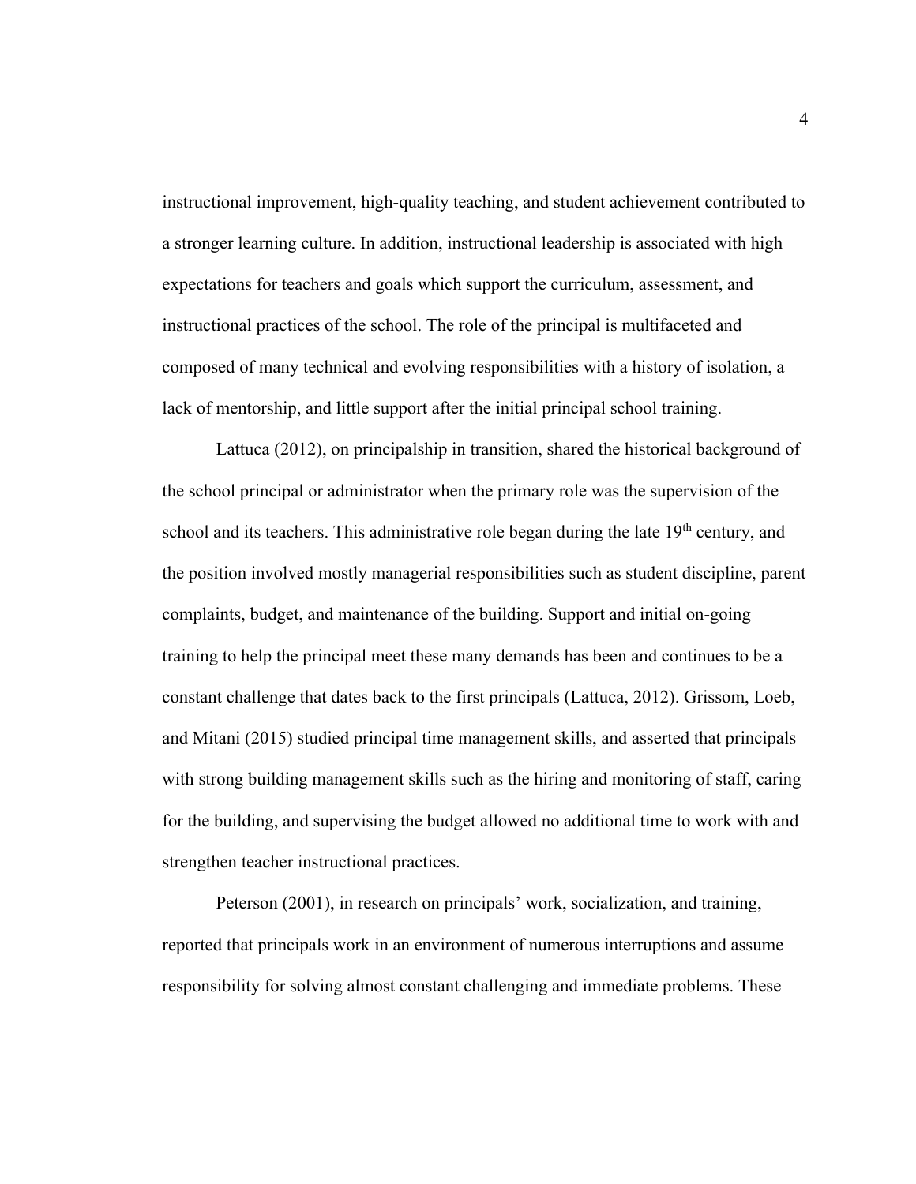instructional improvement, high-quality teaching, and student achievement contributed to a stronger learning culture. In addition, instructional leadership is associated with high expectations for teachers and goals which support the curriculum, assessment, and instructional practices of the school. The role of the principal is multifaceted and composed of many technical and evolving responsibilities with a history of isolation, a lack of mentorship, and little support after the initial principal school training.

Lattuca (2012), on principalship in transition, shared the historical background of the school principal or administrator when the primary role was the supervision of the school and its teachers. This administrative role began during the late 19th century, and the position involved mostly managerial responsibilities such as student discipline, parent complaints, budget, and maintenance of the building. Support and initial on-going training to help the principal meet these many demands has been and continues to be a constant challenge that dates back to the first principals (Lattuca, 2012). Grissom, Loeb, and Mitani (2015) studied principal time management skills, and asserted that principals with strong building management skills such as the hiring and monitoring of staff, caring for the building, and supervising the budget allowed no additional time to work with and strengthen teacher instructional practices.

Peterson (2001), in research on principals' work, socialization, and training, reported that principals work in an environment of numerous interruptions and assume responsibility for solving almost constant challenging and immediate problems. These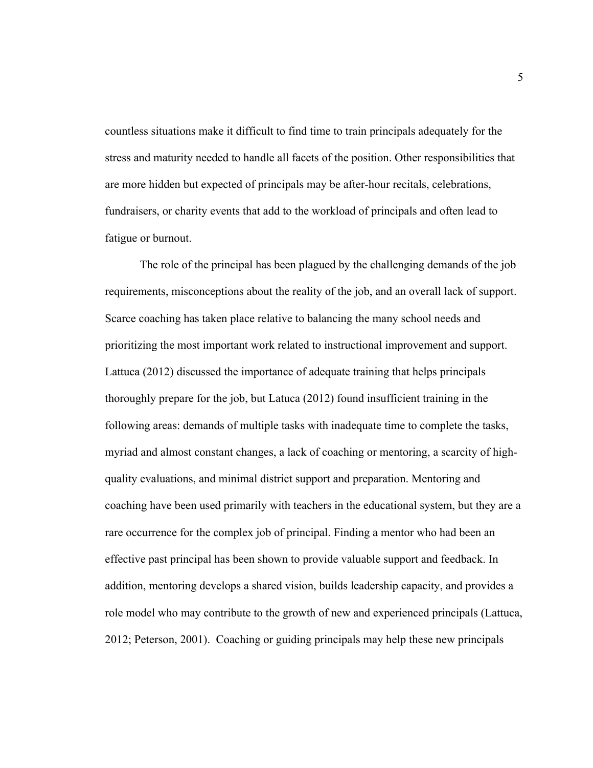countless situations make it difficult to find time to train principals adequately for the stress and maturity needed to handle all facets of the position. Other responsibilities that are more hidden but expected of principals may be after-hour recitals, celebrations, fundraisers, or charity events that add to the workload of principals and often lead to fatigue or burnout.

The role of the principal has been plagued by the challenging demands of the job requirements, misconceptions about the reality of the job, and an overall lack of support. Scarce coaching has taken place relative to balancing the many school needs and prioritizing the most important work related to instructional improvement and support. Lattuca (2012) discussed the importance of adequate training that helps principals thoroughly prepare for the job, but Latuca (2012) found insufficient training in the following areas: demands of multiple tasks with inadequate time to complete the tasks, myriad and almost constant changes, a lack of coaching or mentoring, a scarcity of high-quality evaluations, and minimal district support and preparation. Mentoring and coaching have been used primarily with teachers in the educational system, but they are a rare occurrence for the complex job of principal. Finding a mentor who had been an effective past principal has been shown to provide valuable support and feedback. In addition, mentoring develops a shared vision, builds leadership capacity, and provides a role model who may contribute to the growth of new and experienced principals (Lattuca, 2012; Peterson, 2001). Coaching or guiding principals may help these new principals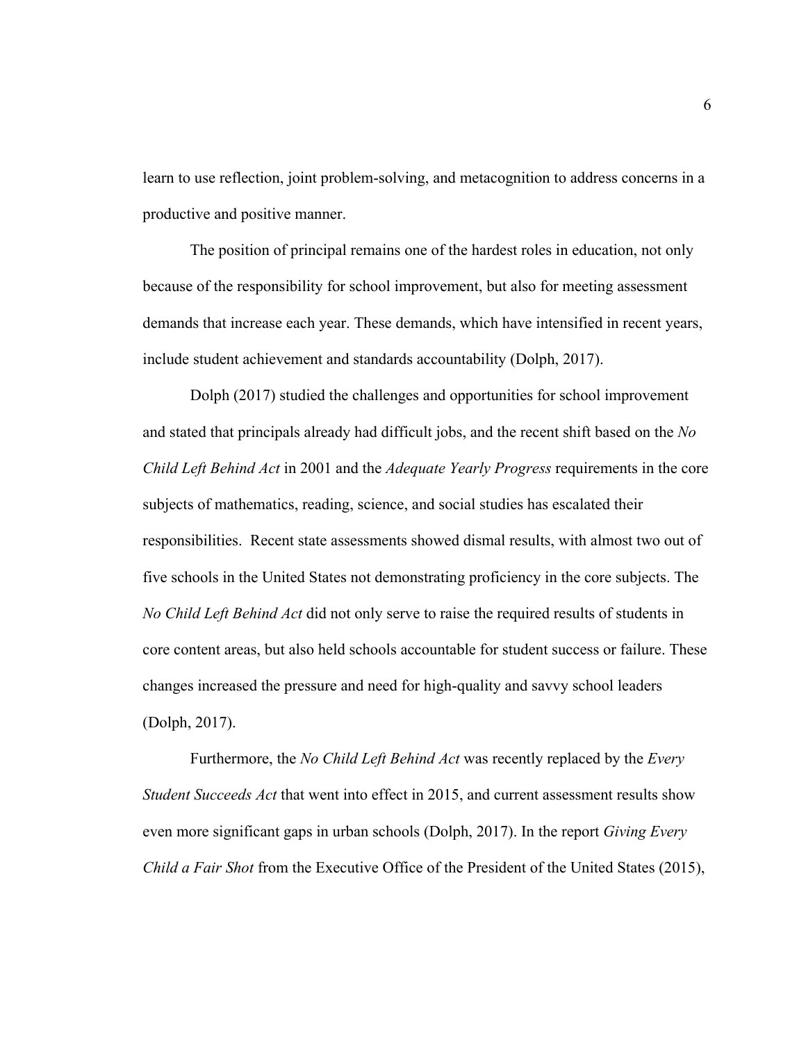learn to use reflection, joint problem-solving, and metacognition to address concerns in a productive and positive manner.

The position of principal remains one of the hardest roles in education, not only because of the responsibility for school improvement, but also for meeting assessment demands that increase each year. These demands, which have intensified in recent years, include student achievement and standards accountability (Dolph, 2017).

Dolph (2017) studied the challenges and opportunities for school improvement and stated that principals already had difficult jobs, and the recent shift based on the *No Child Left Behind Act* in 2001 and the *Adequate Yearly Progress* requirements in the core subjects of mathematics, reading, science, and social studies has escalated their responsibilities. Recent state assessments showed dismal results, with almost two out of five schools in the United States not demonstrating proficiency in the core subjects. The *No Child Left Behind Act* did not only serve to raise the required results of students in core content areas, but also held schools accountable for student success or failure. These changes increased the pressure and need for high-quality and savvy school leaders (Dolph, 2017).

Furthermore, the *No Child Left Behind Act* was recently replaced by the *Every Student Succeeds Act* that went into effect in 2015, and current assessment results show even more significant gaps in urban schools (Dolph, 2017). In the report *Giving Every Child a Fair Shot* from the Executive Office of the President of the United States (2015),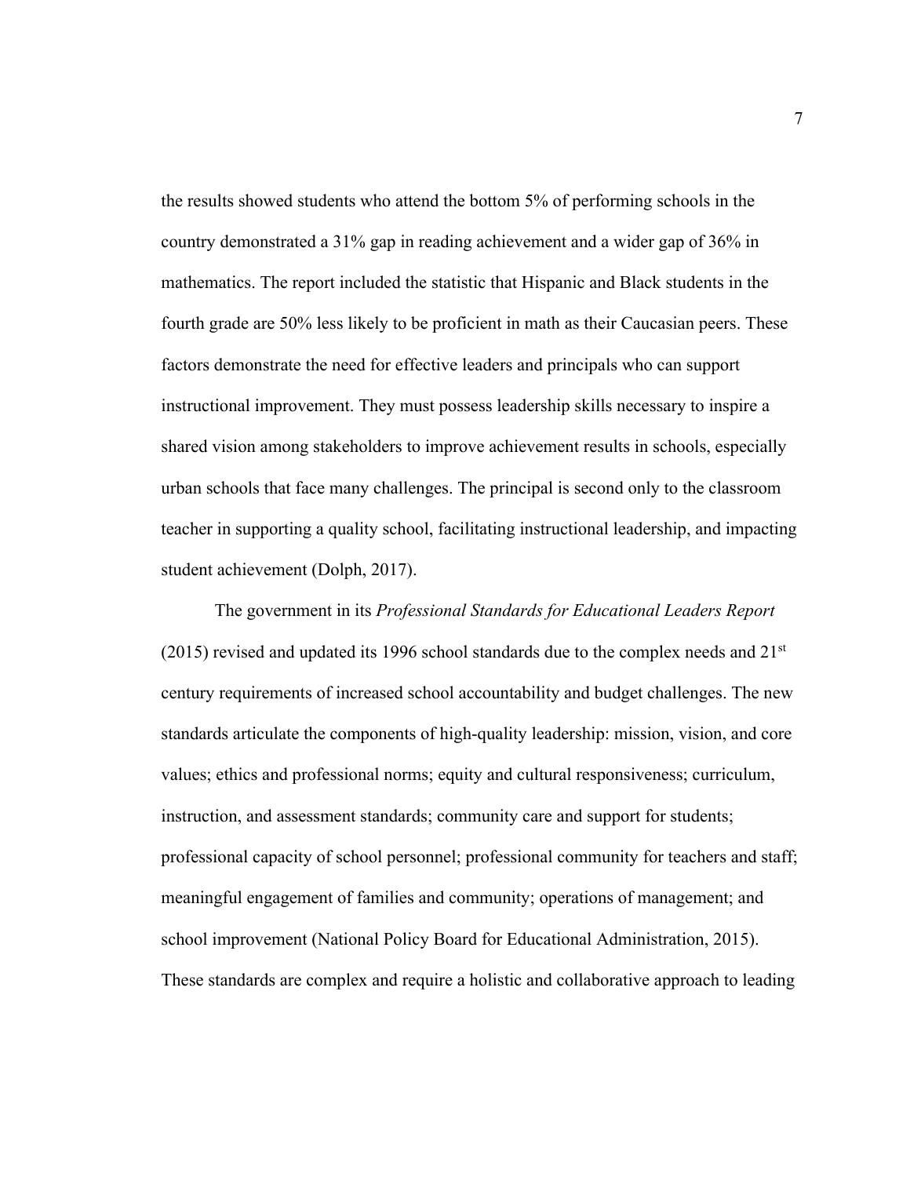the results showed students who attend the bottom 5% of performing schools in the country demonstrated a 31% gap in reading achievement and a wider gap of 36% in mathematics. The report included the statistic that Hispanic and Black students in the fourth grade are 50% less likely to be proficient in math as their Caucasian peers. These factors demonstrate the need for effective leaders and principals who can support instructional improvement. They must possess leadership skills necessary to inspire a shared vision among stakeholders to improve achievement results in schools, especially urban schools that face many challenges. The principal is second only to the classroom teacher in supporting a quality school, facilitating instructional leadership, and impacting student achievement (Dolph, 2017).

The government in its *Professional Standards for Educational Leaders Report* (2015) revised and updated its 1996 school standards due to the complex needs and 21st century requirements of increased school accountability and budget challenges. The new standards articulate the components of high-quality leadership: mission, vision, and core values; ethics and professional norms; equity and cultural responsiveness; curriculum, instruction, and assessment standards; community care and support for students; professional capacity of school personnel; professional community for teachers and staff; meaningful engagement of families and community; operations of management; and school improvement (National Policy Board for Educational Administration, 2015). These standards are complex and require a holistic and collaborative approach to leading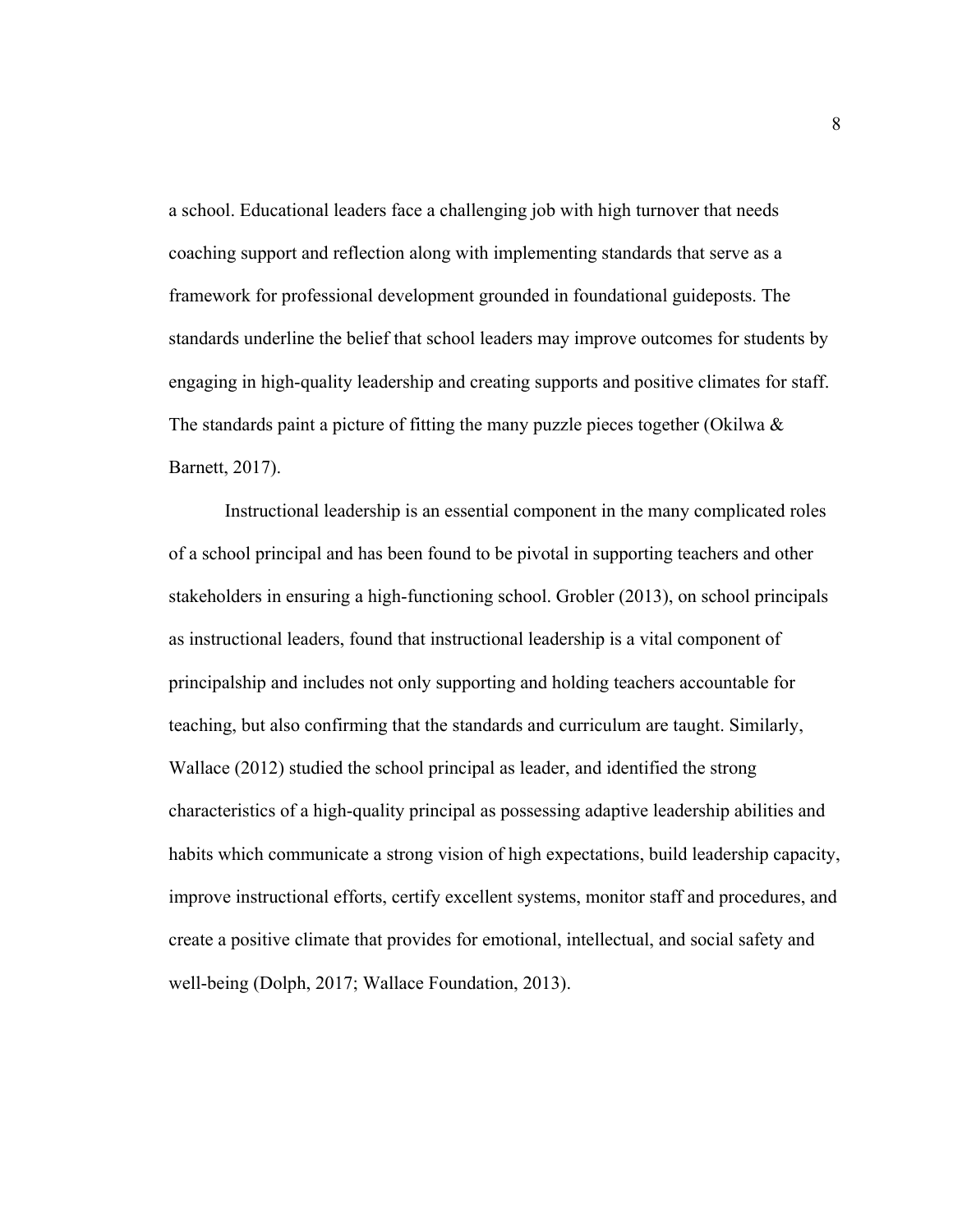a school. Educational leaders face a challenging job with high turnover that needs coaching support and reflection along with implementing standards that serve as a framework for professional development grounded in foundational guideposts. The standards underline the belief that school leaders may improve outcomes for students by engaging in high-quality leadership and creating supports and positive climates for staff. The standards paint a picture of fitting the many puzzle pieces together (Okilwa & Barnett, 2017).

Instructional leadership is an essential component in the many complicated roles of a school principal and has been found to be pivotal in supporting teachers and other stakeholders in ensuring a high-functioning school. Grobler (2013), on school principals as instructional leaders, found that instructional leadership is a vital component of principalship and includes not only supporting and holding teachers accountable for teaching, but also confirming that the standards and curriculum are taught. Similarly, Wallace (2012) studied the school principal as leader, and identified the strong characteristics of a high-quality principal as possessing adaptive leadership abilities and habits which communicate a strong vision of high expectations, build leadership capacity, improve instructional efforts, certify excellent systems, monitor staff and procedures, and create a positive climate that provides for emotional, intellectual, and social safety and well-being (Dolph, 2017; Wallace Foundation, 2013).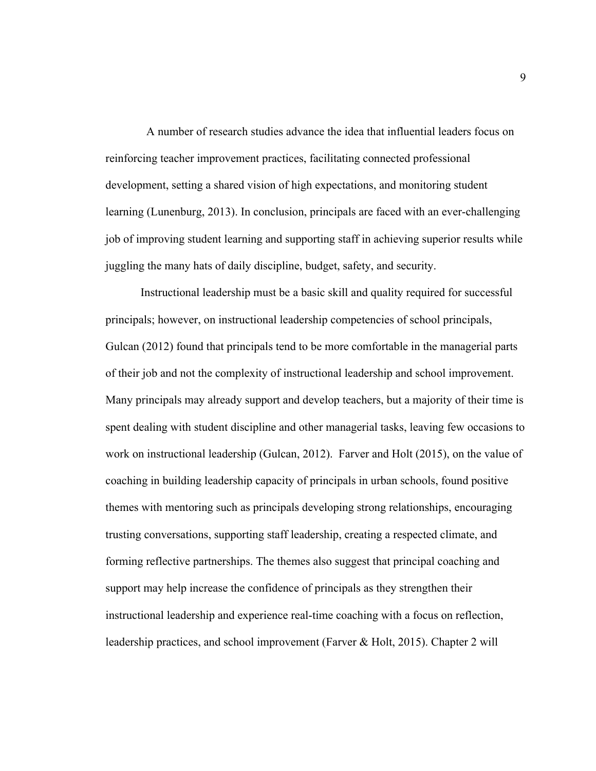A number of research studies advance the idea that influential leaders focus on reinforcing teacher improvement practices, facilitating connected professional development, setting a shared vision of high expectations, and monitoring student learning (Lunenburg, 2013). In conclusion, principals are faced with an ever-challenging job of improving student learning and supporting staff in achieving superior results while juggling the many hats of daily discipline, budget, safety, and security.

Instructional leadership must be a basic skill and quality required for successful principals; however, on instructional leadership competencies of school principals, Gulcan (2012) found that principals tend to be more comfortable in the managerial parts of their job and not the complexity of instructional leadership and school improvement. Many principals may already support and develop teachers, but a majority of their time is spent dealing with student discipline and other managerial tasks, leaving few occasions to work on instructional leadership (Gulcan, 2012). Farver and Holt (2015), on the value of coaching in building leadership capacity of principals in urban schools, found positive themes with mentoring such as principals developing strong relationships, encouraging trusting conversations, supporting staff leadership, creating a respected climate, and forming reflective partnerships. The themes also suggest that principal coaching and support may help increase the confidence of principals as they strengthen their instructional leadership and experience real-time coaching with a focus on reflection, leadership practices, and school improvement (Farver & Holt, 2015). Chapter 2 will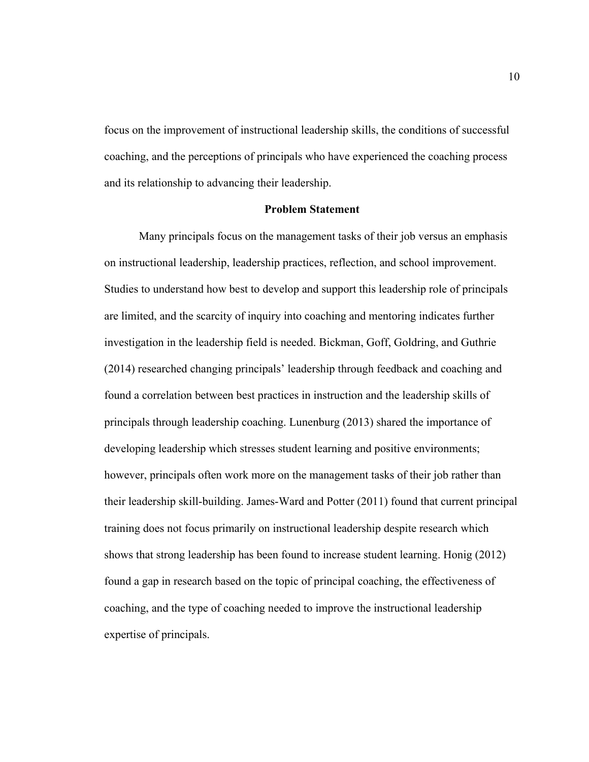focus on the improvement of instructional leadership skills, the conditions of successful coaching, and the perceptions of principals who have experienced the coaching process and its relationship to advancing their leadership.

## Problem Statement

Many principals focus on the management tasks of their job versus an emphasis on instructional leadership, leadership practices, reflection, and school improvement. Studies to understand how best to develop and support this leadership role of principals are limited, and the scarcity of inquiry into coaching and mentoring indicates further investigation in the leadership field is needed. Bickman, Goff, Goldring, and Guthrie (2014) researched changing principals' leadership through feedback and coaching and found a correlation between best practices in instruction and the leadership skills of principals through leadership coaching. Lunenburg (2013) shared the importance of developing leadership which stresses student learning and positive environments; however, principals often work more on the management tasks of their job rather than their leadership skill-building. James-Ward and Potter (2011) found that current principal training does not focus primarily on instructional leadership despite research which shows that strong leadership has been found to increase student learning. Honig (2012) found a gap in research based on the topic of principal coaching, the effectiveness of coaching, and the type of coaching needed to improve the instructional leadership expertise of principals.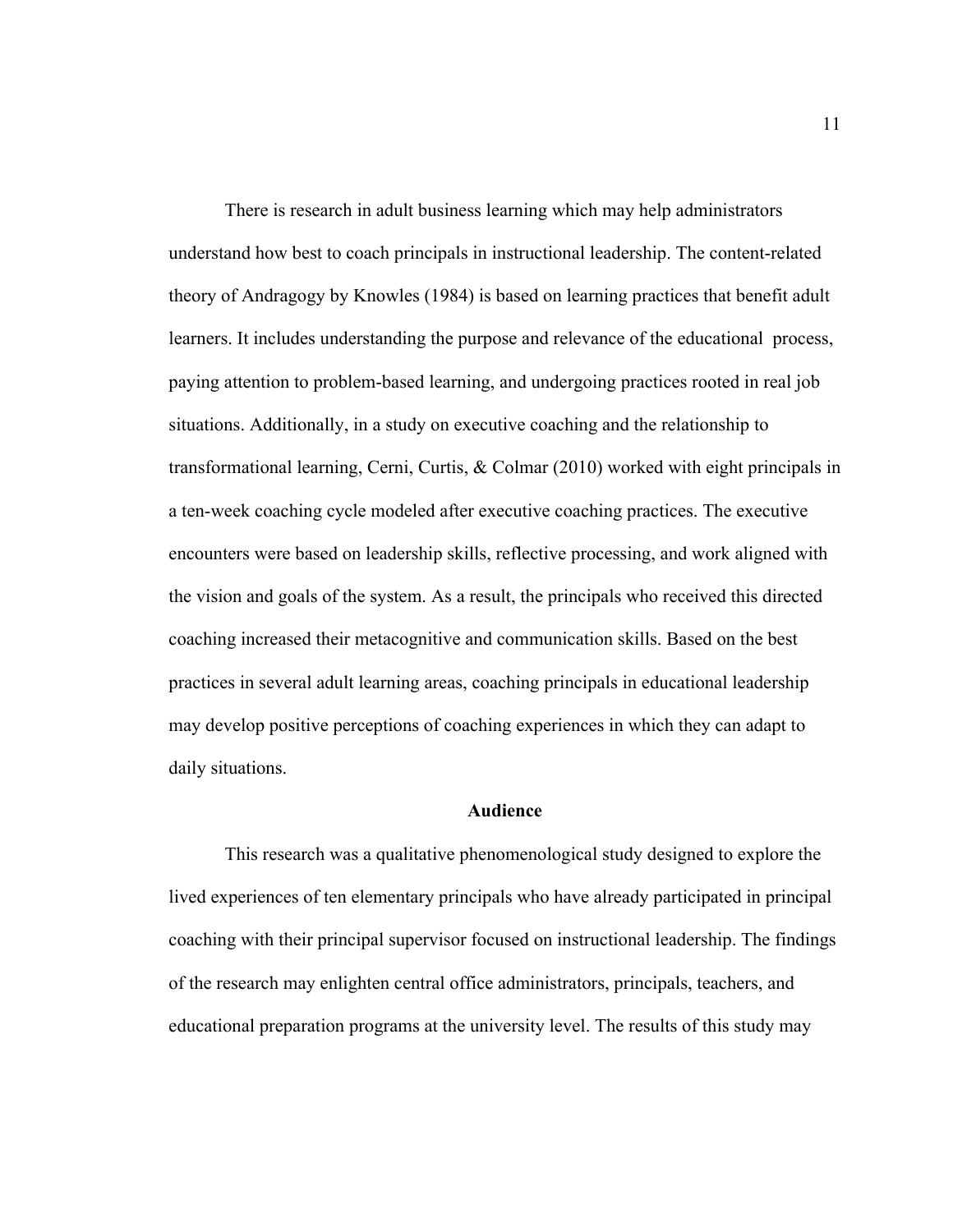There is research in adult business learning which may help administrators understand how best to coach principals in instructional leadership. The content-related theory of Andragogy by Knowles (1984) is based on learning practices that benefit adult learners. It includes understanding the purpose and relevance of the educational process, paying attention to problem-based learning, and undergoing practices rooted in real job situations. Additionally, in a study on executive coaching and the relationship to transformational learning, Cerni, Curtis, & Colmar (2010) worked with eight principals in a ten-week coaching cycle modeled after executive coaching practices. The executive encounters were based on leadership skills, reflective processing, and work aligned with the vision and goals of the system. As a result, the principals who received this directed coaching increased their metacognitive and communication skills. Based on the best practices in several adult learning areas, coaching principals in educational leadership may develop positive perceptions of coaching experiences in which they can adapt to daily situations.

## Audience

This research was a qualitative phenomenological study designed to explore the lived experiences of ten elementary principals who have already participated in principal coaching with their principal supervisor focused on instructional leadership. The findings of the research may enlighten central office administrators, principals, teachers, and educational preparation programs at the university level. The results of this study may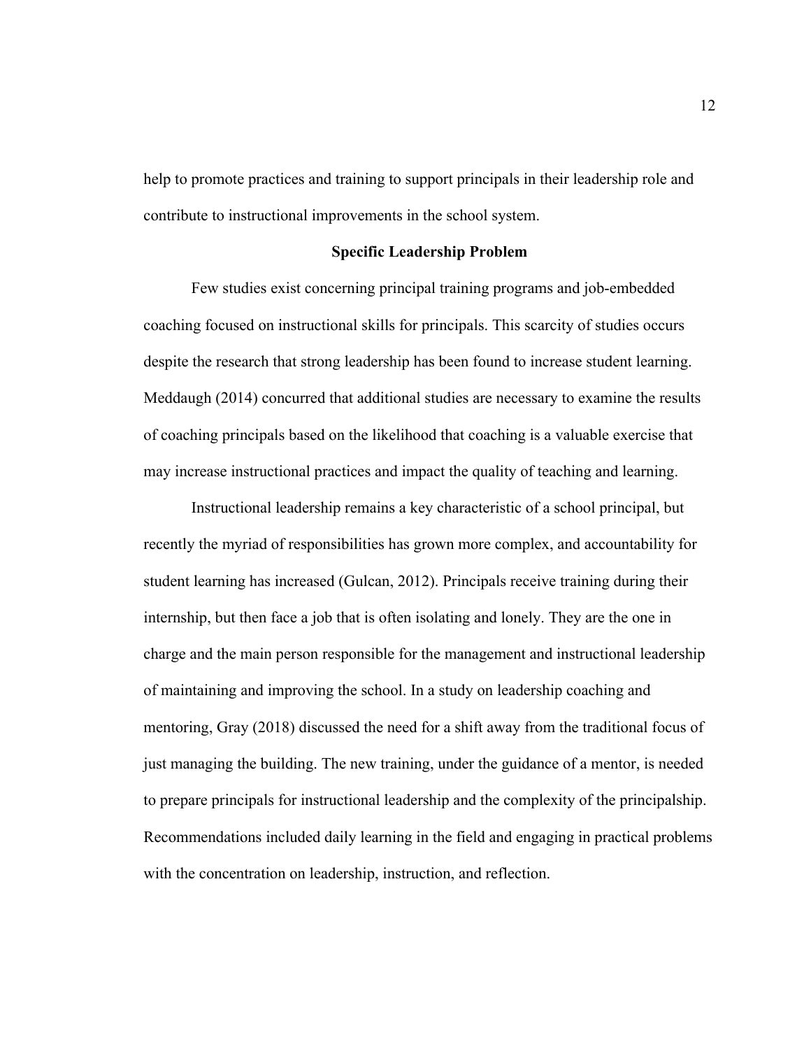help to promote practices and training to support principals in their leadership role and contribute to instructional improvements in the school system.

## Specific Leadership Problem

Few studies exist concerning principal training programs and job-embedded coaching focused on instructional skills for principals. This scarcity of studies occurs despite the research that strong leadership has been found to increase student learning. Meddaugh (2014) concurred that additional studies are necessary to examine the results of coaching principals based on the likelihood that coaching is a valuable exercise that may increase instructional practices and impact the quality of teaching and learning.

Instructional leadership remains a key characteristic of a school principal, but recently the myriad of responsibilities has grown more complex, and accountability for student learning has increased (Gulcan, 2012). Principals receive training during their internship, but then face a job that is often isolating and lonely. They are the one in charge and the main person responsible for the management and instructional leadership of maintaining and improving the school. In a study on leadership coaching and mentoring, Gray (2018) discussed the need for a shift away from the traditional focus of just managing the building. The new training, under the guidance of a mentor, is needed to prepare principals for instructional leadership and the complexity of the principalship. Recommendations included daily learning in the field and engaging in practical problems with the concentration on leadership, instruction, and reflection.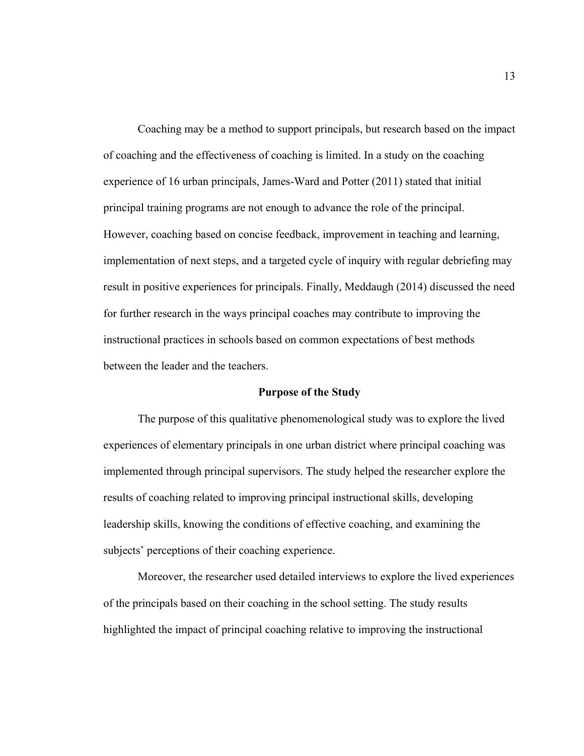Coaching may be a method to support principals, but research based on the impact of coaching and the effectiveness of coaching is limited. In a study on the coaching experience of 16 urban principals, James-Ward and Potter (2011) stated that initial principal training programs are not enough to advance the role of the principal. However, coaching based on concise feedback, improvement in teaching and learning, implementation of next steps, and a targeted cycle of inquiry with regular debriefing may result in positive experiences for principals. Finally, Meddaugh (2014) discussed the need for further research in the ways principal coaches may contribute to improving the instructional practices in schools based on common expectations of best methods between the leader and the teachers.

## Purpose of the Study

The purpose of this qualitative phenomenological study was to explore the lived experiences of elementary principals in one urban district where principal coaching was implemented through principal supervisors. The study helped the researcher explore the results of coaching related to improving principal instructional skills, developing leadership skills, knowing the conditions of effective coaching, and examining the subjects' perceptions of their coaching experience.

Moreover, the researcher used detailed interviews to explore the lived experiences of the principals based on their coaching in the school setting. The study results highlighted the impact of principal coaching relative to improving the instructional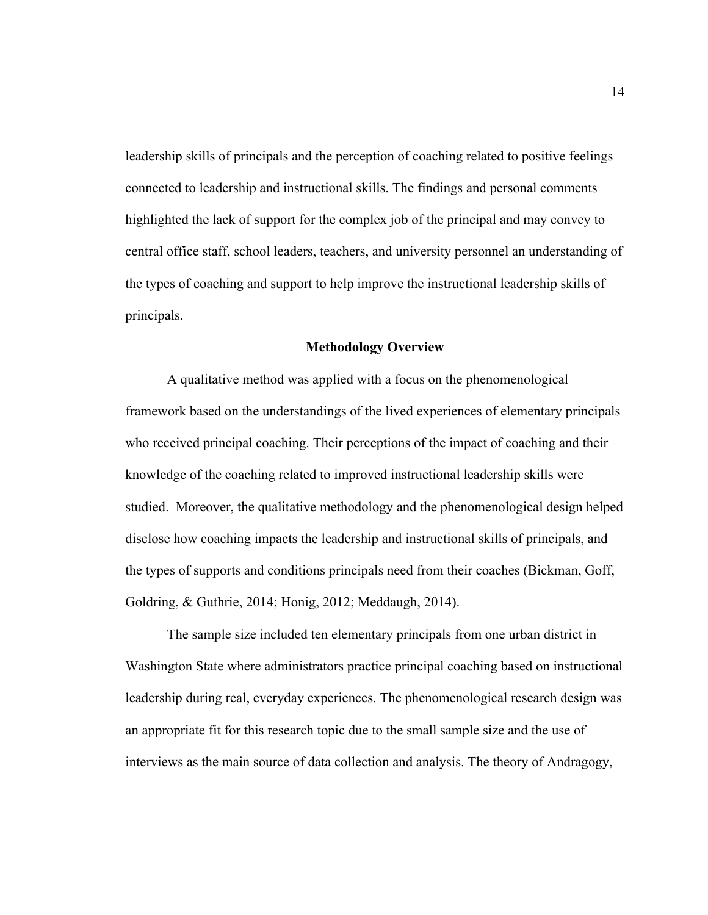leadership skills of principals and the perception of coaching related to positive feelings connected to leadership and instructional skills. The findings and personal comments highlighted the lack of support for the complex job of the principal and may convey to central office staff, school leaders, teachers, and university personnel an understanding of the types of coaching and support to help improve the instructional leadership skills of principals.

## Methodology Overview

A qualitative method was applied with a focus on the phenomenological framework based on the understandings of the lived experiences of elementary principals who received principal coaching. Their perceptions of the impact of coaching and their knowledge of the coaching related to improved instructional leadership skills were studied. Moreover, the qualitative methodology and the phenomenological design helped disclose how coaching impacts the leadership and instructional skills of principals, and the types of supports and conditions principals need from their coaches (Bickman, Goff, Goldring, & Guthrie, 2014; Honig, 2012; Meddaugh, 2014).

The sample size included ten elementary principals from one urban district in Washington State where administrators practice principal coaching based on instructional leadership during real, everyday experiences. The phenomenological research design was an appropriate fit for this research topic due to the small sample size and the use of interviews as the main source of data collection and analysis. The theory of Andragogy,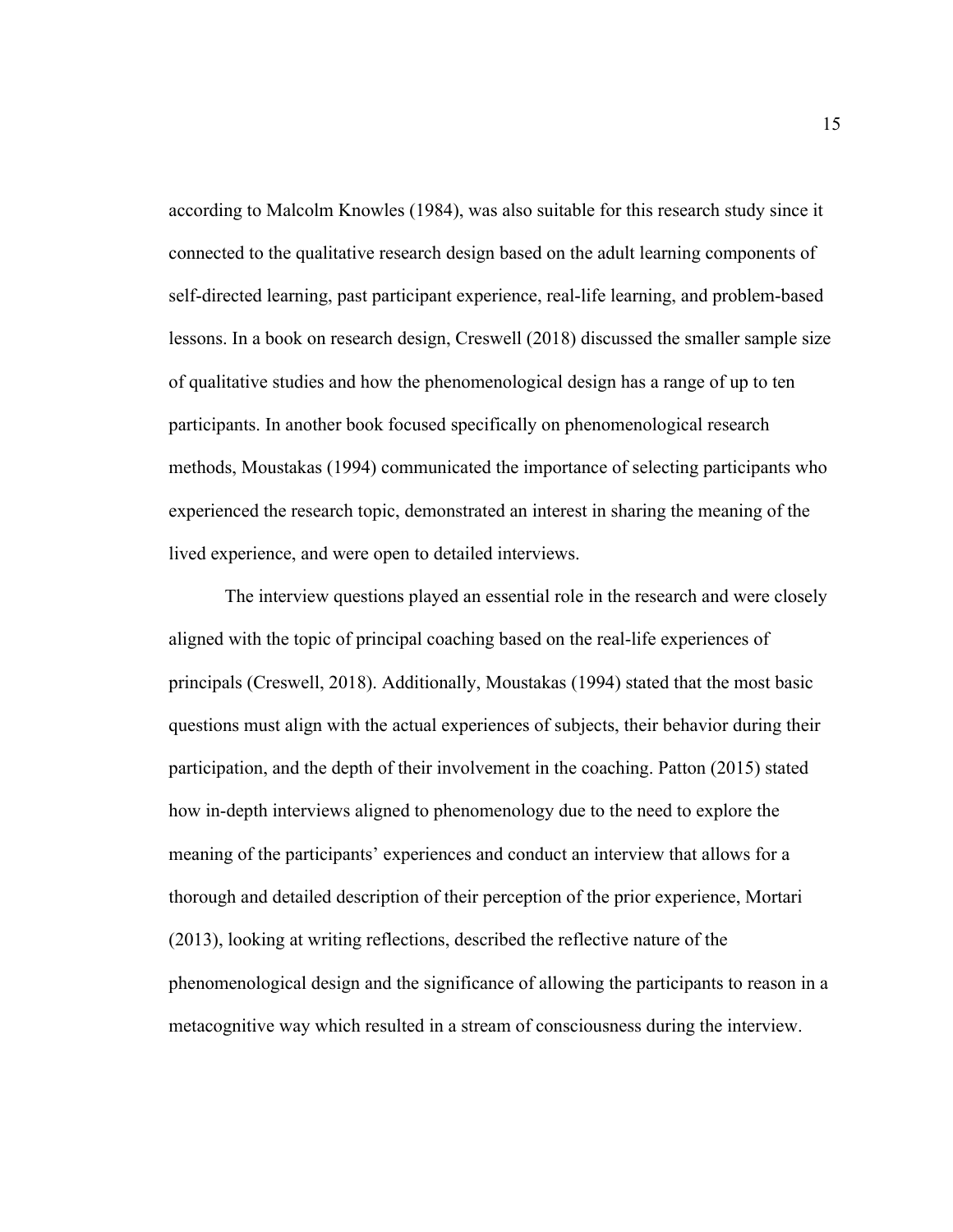according to Malcolm Knowles (1984), was also suitable for this research study since it connected to the qualitative research design based on the adult learning components of self-directed learning, past participant experience, real-life learning, and problem-based lessons. In a book on research design, Creswell (2018) discussed the smaller sample size of qualitative studies and how the phenomenological design has a range of up to ten participants. In another book focused specifically on phenomenological research methods, Moustakas (1994) communicated the importance of selecting participants who experienced the research topic, demonstrated an interest in sharing the meaning of the lived experience, and were open to detailed interviews.

The interview questions played an essential role in the research and were closely aligned with the topic of principal coaching based on the real-life experiences of principals (Creswell, 2018). Additionally, Moustakas (1994) stated that the most basic questions must align with the actual experiences of subjects, their behavior during their participation, and the depth of their involvement in the coaching. Patton (2015) stated how in-depth interviews aligned to phenomenology due to the need to explore the meaning of the participants' experiences and conduct an interview that allows for a thorough and detailed description of their perception of the prior experience, Mortari (2013), looking at writing reflections, described the reflective nature of the phenomenological design and the significance of allowing the participants to reason in a metacognitive way which resulted in a stream of consciousness during the interview.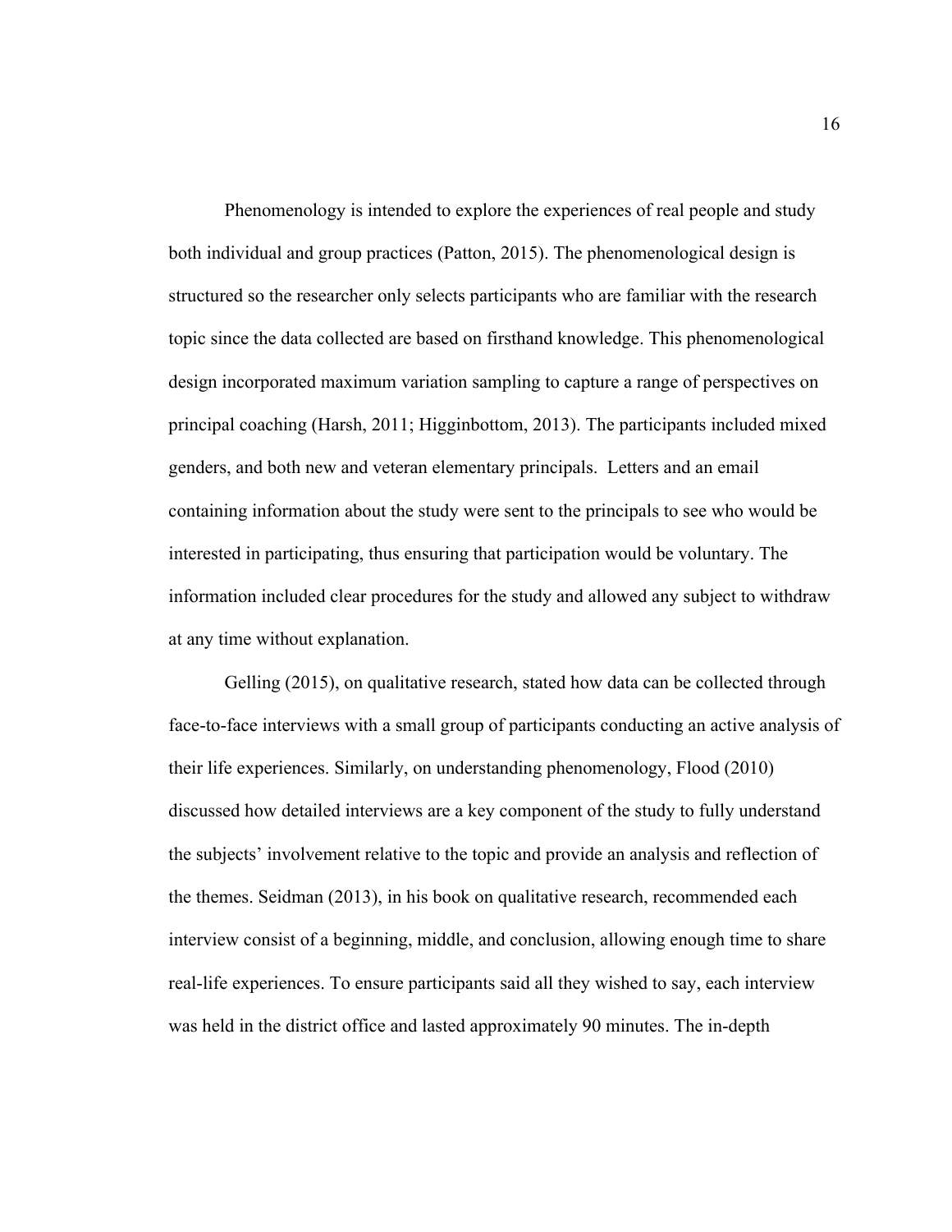Phenomenology is intended to explore the experiences of real people and study both individual and group practices (Patton, 2015). The phenomenological design is structured so the researcher only selects participants who are familiar with the research topic since the data collected are based on firsthand knowledge. This phenomenological design incorporated maximum variation sampling to capture a range of perspectives on principal coaching (Harsh, 2011; Higginbottom, 2013). The participants included mixed genders, and both new and veteran elementary principals. Letters and an email containing information about the study were sent to the principals to see who would be interested in participating, thus ensuring that participation would be voluntary. The information included clear procedures for the study and allowed any subject to withdraw at any time without explanation.

Gelling (2015), on qualitative research, stated how data can be collected through face-to-face interviews with a small group of participants conducting an active analysis of their life experiences. Similarly, on understanding phenomenology, Flood (2010) discussed how detailed interviews are a key component of the study to fully understand the subjects' involvement relative to the topic and provide an analysis and reflection of the themes. Seidman (2013), in his book on qualitative research, recommended each interview consist of a beginning, middle, and conclusion, allowing enough time to share real-life experiences. To ensure participants said all they wished to say, each interview was held in the district office and lasted approximately 90 minutes. The in-depth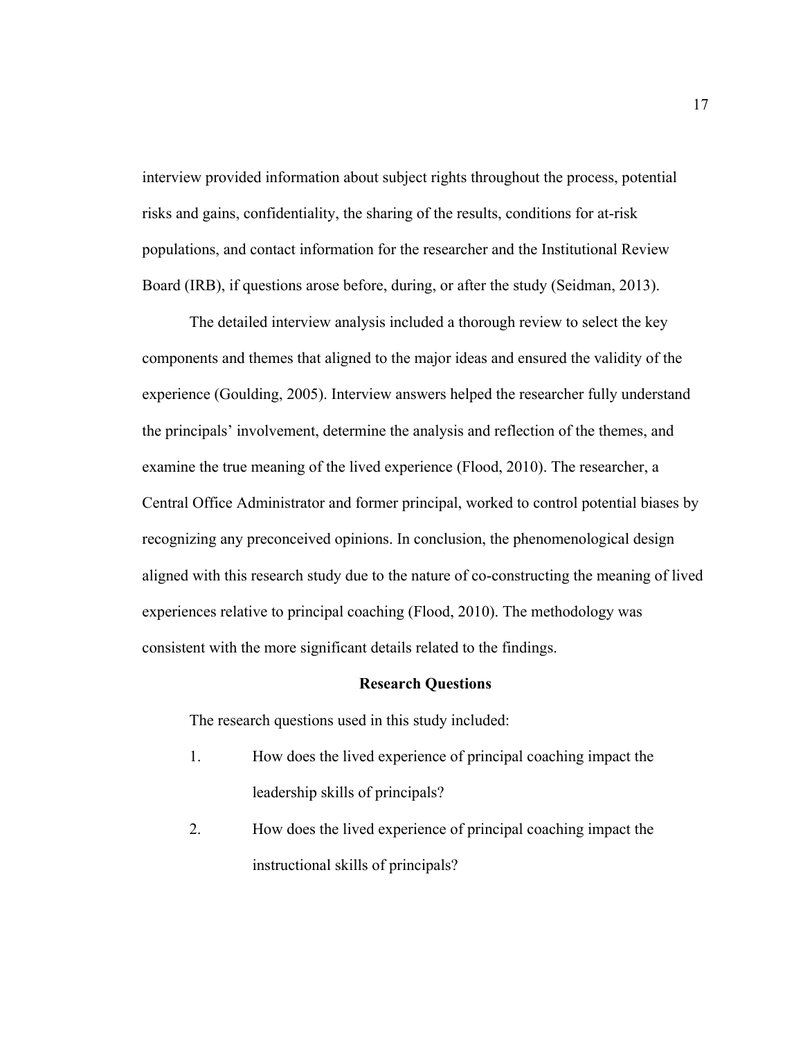interview provided information about subject rights throughout the process, potential risks and gains, confidentiality, the sharing of the results, conditions for at-risk populations, and contact information for the researcher and the Institutional Review Board (IRB), if questions arose before, during, or after the study (Seidman, 2013).

The detailed interview analysis included a thorough review to select the key components and themes that aligned to the major ideas and ensured the validity of the experience (Goulding, 2005). Interview answers helped the researcher fully understand the principals' involvement, determine the analysis and reflection of the themes, and examine the true meaning of the lived experience (Flood, 2010). The researcher, a Central Office Administrator and former principal, worked to control potential biases by recognizing any preconceived opinions. In conclusion, the phenomenological design aligned with this research study due to the nature of co-constructing the meaning of lived experiences relative to principal coaching (Flood, 2010). The methodology was consistent with the more significant details related to the findings.

## Research Questions

The research questions used in this study included:

1. How does the lived experience of principal coaching impact the leadership skills of principals?
2. How does the lived experience of principal coaching impact the instructional skills of principals?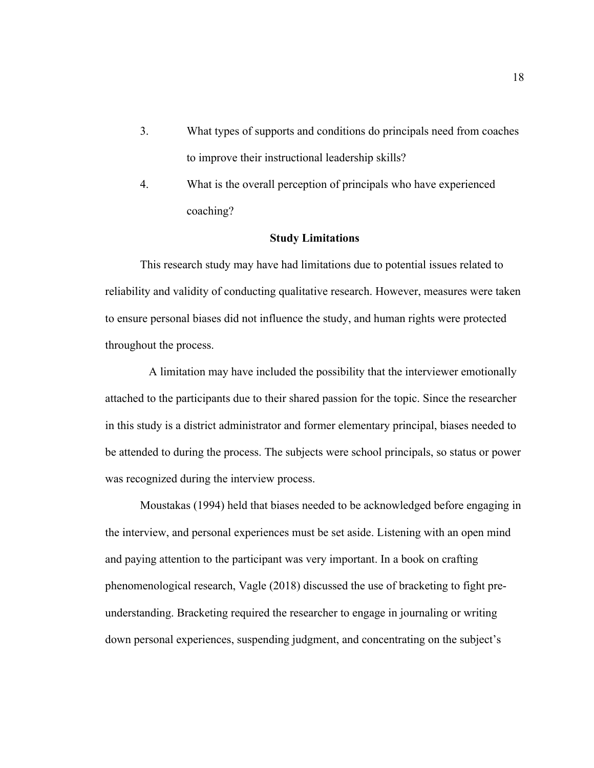3. What types of supports and conditions do principals need from coaches to improve their instructional leadership skills?
4. What is the overall perception of principals who have experienced coaching?

## Study Limitations

This research study may have had limitations due to potential issues related to reliability and validity of conducting qualitative research. However, measures were taken to ensure personal biases did not influence the study, and human rights were protected throughout the process.

A limitation may have included the possibility that the interviewer emotionally attached to the participants due to their shared passion for the topic. Since the researcher in this study is a district administrator and former elementary principal, biases needed to be attended to during the process. The subjects were school principals, so status or power was recognized during the interview process.

Moustakas (1994) held that biases needed to be acknowledged before engaging in the interview, and personal experiences must be set aside. Listening with an open mind and paying attention to the participant was very important. In a book on crafting phenomenological research, Vagle (2018) discussed the use of bracketing to fight pre-understanding. Bracketing required the researcher to engage in journaling or writing down personal experiences, suspending judgment, and concentrating on the subject's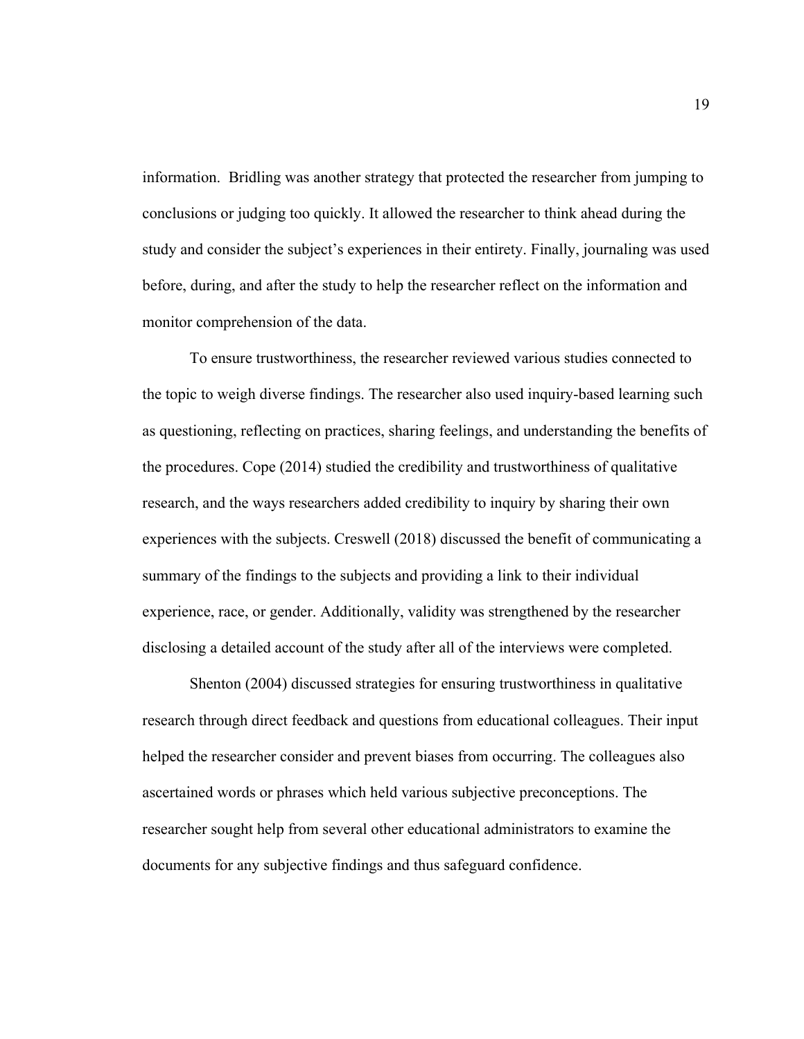information. Bridling was another strategy that protected the researcher from jumping to conclusions or judging too quickly. It allowed the researcher to think ahead during the study and consider the subject's experiences in their entirety. Finally, journaling was used before, during, and after the study to help the researcher reflect on the information and monitor comprehension of the data.

To ensure trustworthiness, the researcher reviewed various studies connected to the topic to weigh diverse findings. The researcher also used inquiry-based learning such as questioning, reflecting on practices, sharing feelings, and understanding the benefits of the procedures. Cope (2014) studied the credibility and trustworthiness of qualitative research, and the ways researchers added credibility to inquiry by sharing their own experiences with the subjects. Creswell (2018) discussed the benefit of communicating a summary of the findings to the subjects and providing a link to their individual experience, race, or gender. Additionally, validity was strengthened by the researcher disclosing a detailed account of the study after all of the interviews were completed.

Shenton (2004) discussed strategies for ensuring trustworthiness in qualitative research through direct feedback and questions from educational colleagues. Their input helped the researcher consider and prevent biases from occurring. The colleagues also ascertained words or phrases which held various subjective preconceptions. The researcher sought help from several other educational administrators to examine the documents for any subjective findings and thus safeguard confidence.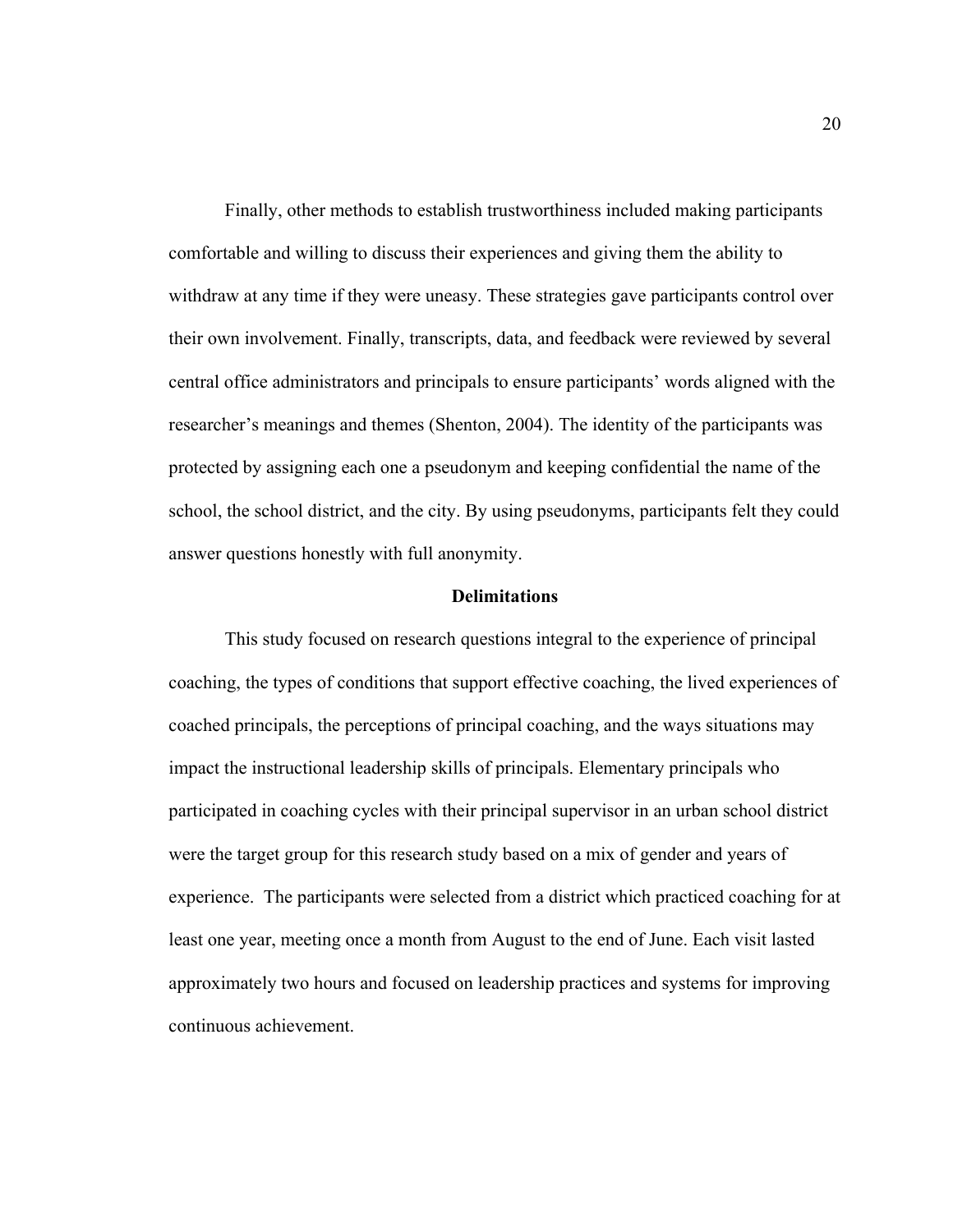Finally, other methods to establish trustworthiness included making participants comfortable and willing to discuss their experiences and giving them the ability to withdraw at any time if they were uneasy. These strategies gave participants control over their own involvement. Finally, transcripts, data, and feedback were reviewed by several central office administrators and principals to ensure participants' words aligned with the researcher's meanings and themes (Shenton, 2004). The identity of the participants was protected by assigning each one a pseudonym and keeping confidential the name of the school, the school district, and the city. By using pseudonyms, participants felt they could answer questions honestly with full anonymity.

## Delimitations

This study focused on research questions integral to the experience of principal coaching, the types of conditions that support effective coaching, the lived experiences of coached principals, the perceptions of principal coaching, and the ways situations may impact the instructional leadership skills of principals. Elementary principals who participated in coaching cycles with their principal supervisor in an urban school district were the target group for this research study based on a mix of gender and years of experience. The participants were selected from a district which practiced coaching for at least one year, meeting once a month from August to the end of June. Each visit lasted approximately two hours and focused on leadership practices and systems for improving continuous achievement.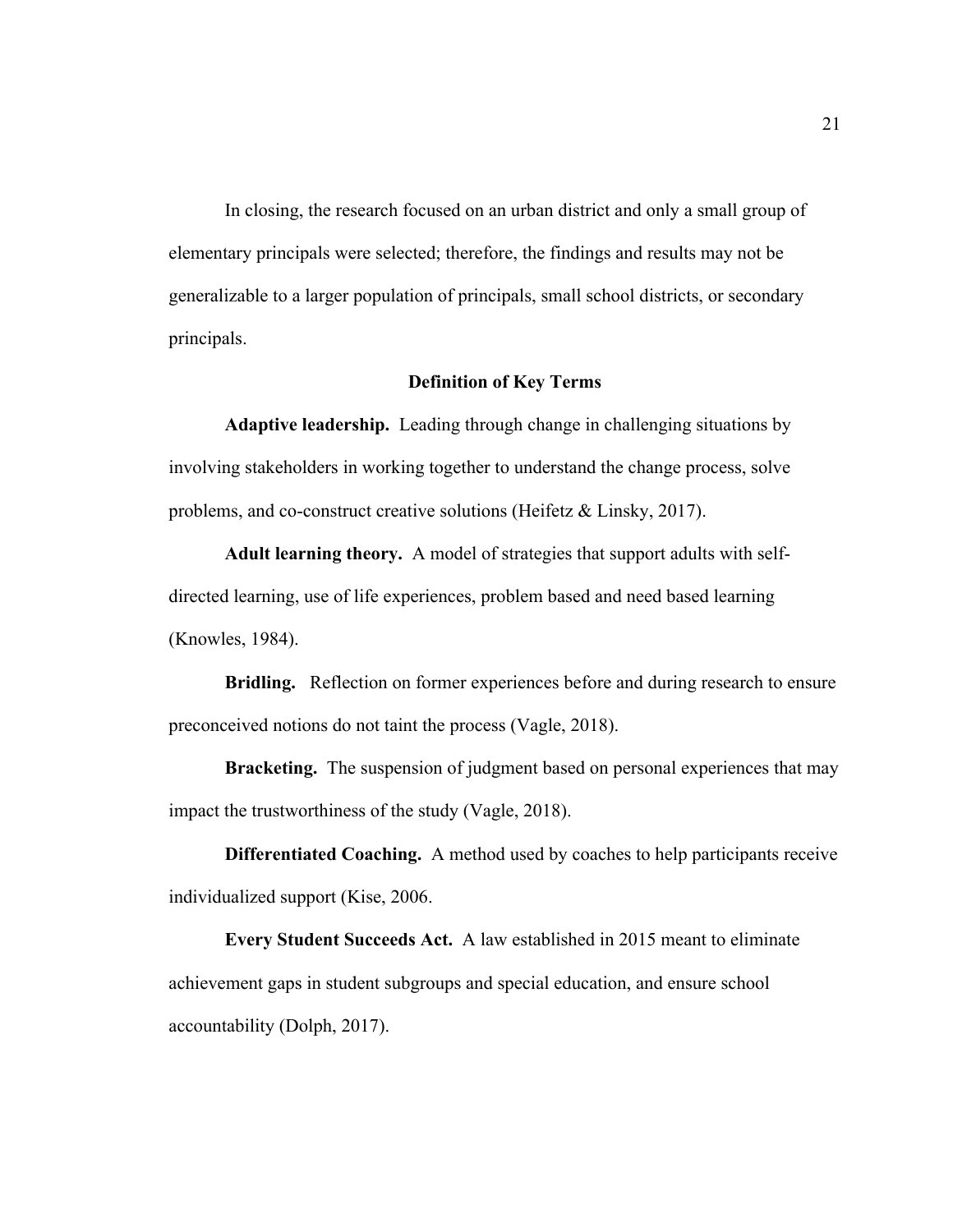In closing, the research focused on an urban district and only a small group of elementary principals were selected; therefore, the findings and results may not be generalizable to a larger population of principals, small school districts, or secondary principals.

## Definition of Key Terms

**Adaptive leadership.** Leading through change in challenging situations by involving stakeholders in working together to understand the change process, solve problems, and co-construct creative solutions (Heifetz & Linsky, 2017).

**Adult learning theory.** A model of strategies that support adults with self-directed learning, use of life experiences, problem based and need based learning (Knowles, 1984).

**Bridling.** Reflection on former experiences before and during research to ensure preconceived notions do not taint the process (Vagle, 2018).

**Bracketing.** The suspension of judgment based on personal experiences that may impact the trustworthiness of the study (Vagle, 2018).

**Differentiated Coaching.** A method used by coaches to help participants receive individualized support (Kise, 2006.

**Every Student Succeeds Act.** A law established in 2015 meant to eliminate achievement gaps in student subgroups and special education, and ensure school accountability (Dolph, 2017).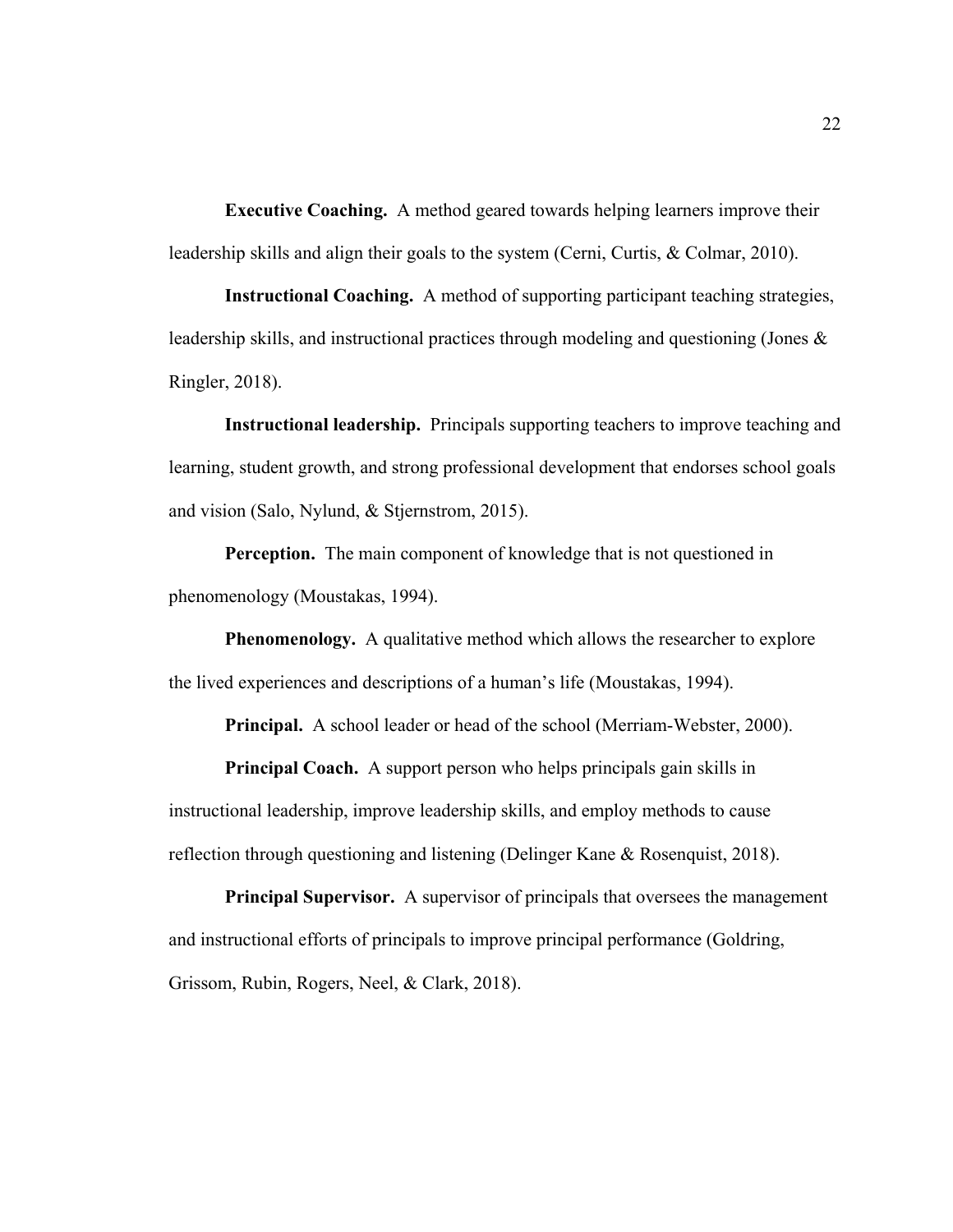**Executive Coaching.** A method geared towards helping learners improve their leadership skills and align their goals to the system (Cerni, Curtis, & Colmar, 2010).

**Instructional Coaching.** A method of supporting participant teaching strategies, leadership skills, and instructional practices through modeling and questioning (Jones & Ringler, 2018).

**Instructional leadership.** Principals supporting teachers to improve teaching and learning, student growth, and strong professional development that endorses school goals and vision (Salo, Nylund, & Stjernstrom, 2015).

**Perception.** The main component of knowledge that is not questioned in phenomenology (Moustakas, 1994).

**Phenomenology.** A qualitative method which allows the researcher to explore the lived experiences and descriptions of a human's life (Moustakas, 1994).

**Principal.** A school leader or head of the school (Merriam-Webster, 2000).

**Principal Coach.** A support person who helps principals gain skills in instructional leadership, improve leadership skills, and employ methods to cause reflection through questioning and listening (Delinger Kane & Rosenquist, 2018).

**Principal Supervisor.** A supervisor of principals that oversees the management and instructional efforts of principals to improve principal performance (Goldring, Grissom, Rubin, Rogers, Neel, & Clark, 2018).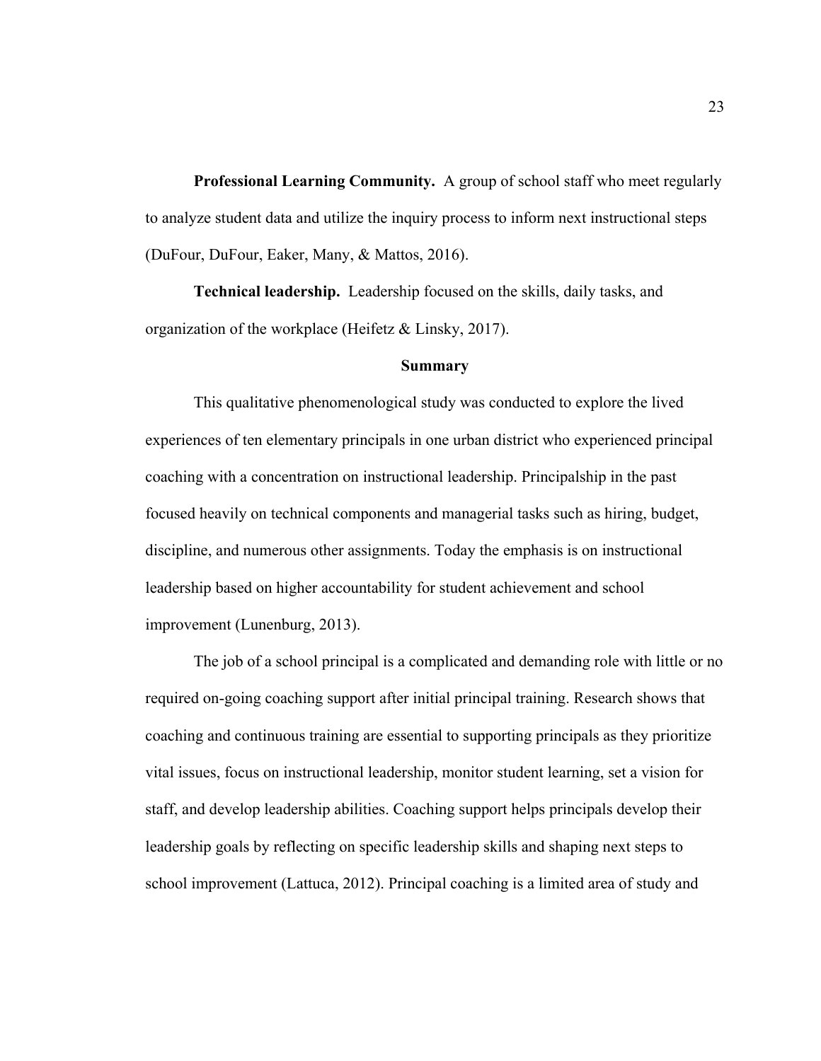**Professional Learning Community.** A group of school staff who meet regularly to analyze student data and utilize the inquiry process to inform next instructional steps (DuFour, DuFour, Eaker, Many, & Mattos, 2016).

**Technical leadership.** Leadership focused on the skills, daily tasks, and organization of the workplace (Heifetz & Linsky, 2017).

## Summary

This qualitative phenomenological study was conducted to explore the lived experiences of ten elementary principals in one urban district who experienced principal coaching with a concentration on instructional leadership. Principalship in the past focused heavily on technical components and managerial tasks such as hiring, budget, discipline, and numerous other assignments. Today the emphasis is on instructional leadership based on higher accountability for student achievement and school improvement (Lunenburg, 2013).

The job of a school principal is a complicated and demanding role with little or no required on-going coaching support after initial principal training. Research shows that coaching and continuous training are essential to supporting principals as they prioritize vital issues, focus on instructional leadership, monitor student learning, set a vision for staff, and develop leadership abilities. Coaching support helps principals develop their leadership goals by reflecting on specific leadership skills and shaping next steps to school improvement (Lattuca, 2012). Principal coaching is a limited area of study and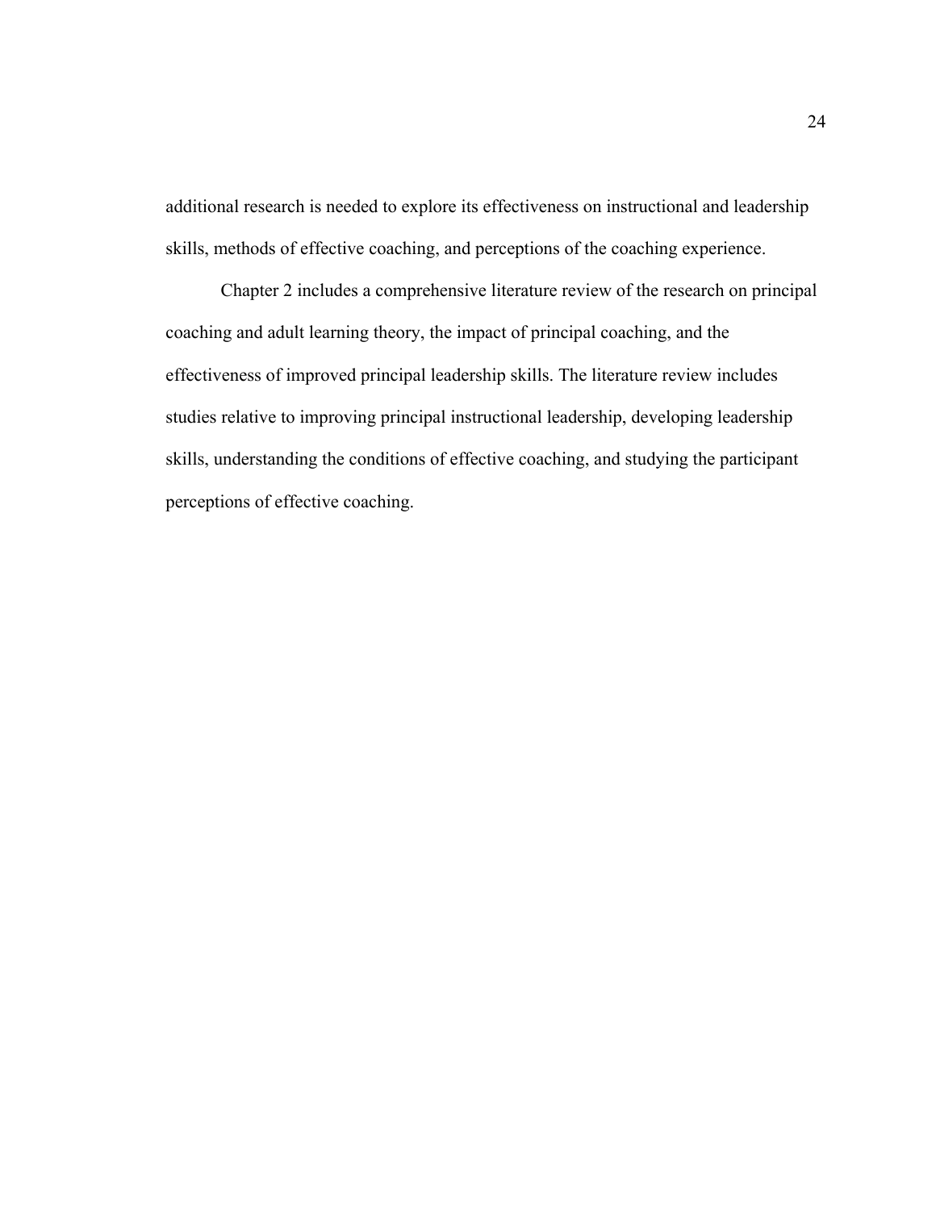additional research is needed to explore its effectiveness on instructional and leadership skills, methods of effective coaching, and perceptions of the coaching experience.

Chapter 2 includes a comprehensive literature review of the research on principal coaching and adult learning theory, the impact of principal coaching, and the effectiveness of improved principal leadership skills. The literature review includes studies relative to improving principal instructional leadership, developing leadership skills, understanding the conditions of effective coaching, and studying the participant perceptions of effective coaching.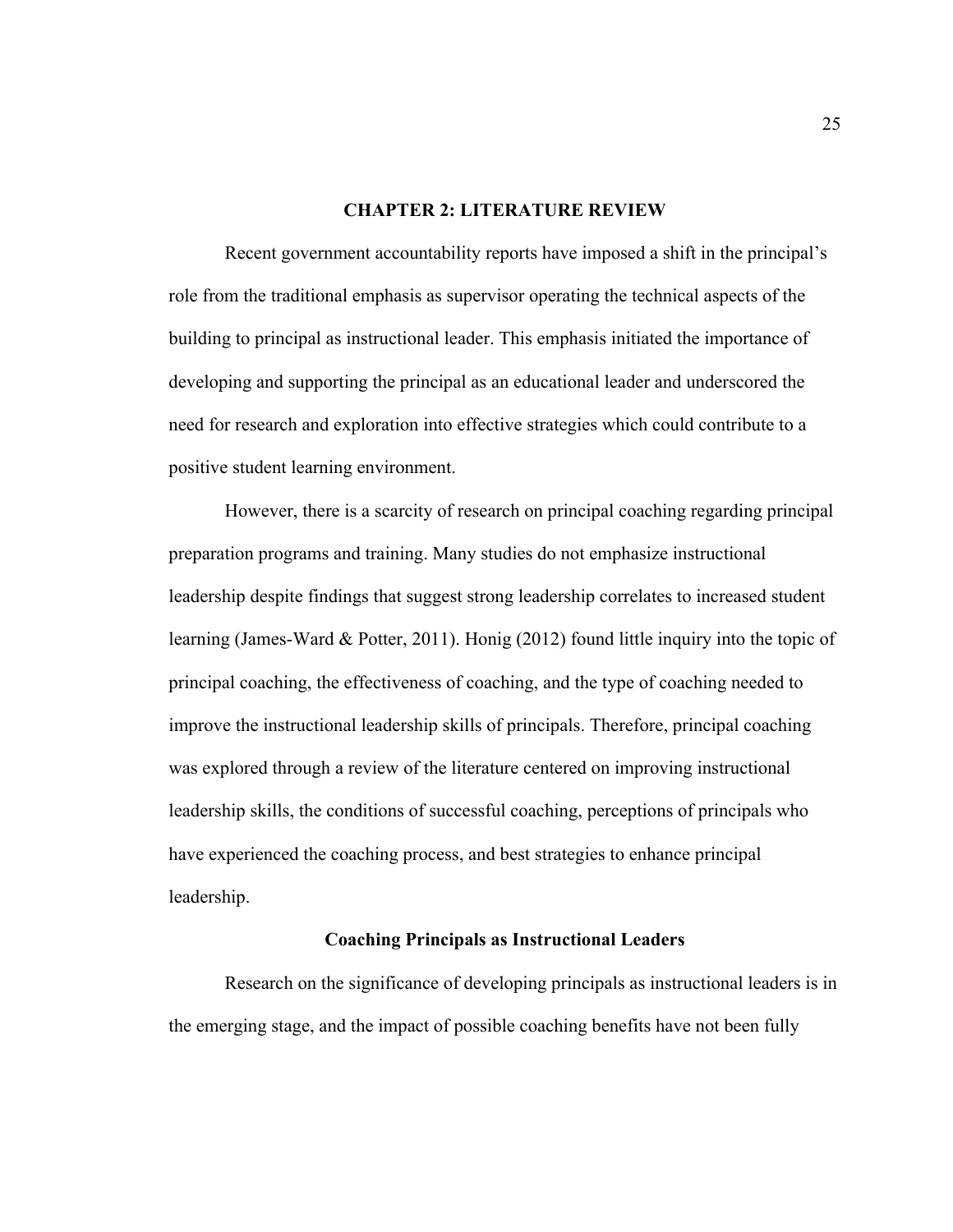# CHAPTER 2: LITERATURE REVIEW

Recent government accountability reports have imposed a shift in the principal's role from the traditional emphasis as supervisor operating the technical aspects of the building to principal as instructional leader. This emphasis initiated the importance of developing and supporting the principal as an educational leader and underscored the need for research and exploration into effective strategies which could contribute to a positive student learning environment.

However, there is a scarcity of research on principal coaching regarding principal preparation programs and training. Many studies do not emphasize instructional leadership despite findings that suggest strong leadership correlates to increased student learning (James-Ward & Potter, 2011). Honig (2012) found little inquiry into the topic of principal coaching, the effectiveness of coaching, and the type of coaching needed to improve the instructional leadership skills of principals. Therefore, principal coaching was explored through a review of the literature centered on improving instructional leadership skills, the conditions of successful coaching, perceptions of principals who have experienced the coaching process, and best strategies to enhance principal leadership.

## Coaching Principals as Instructional Leaders

Research on the significance of developing principals as instructional leaders is in the emerging stage, and the impact of possible coaching benefits have not been fully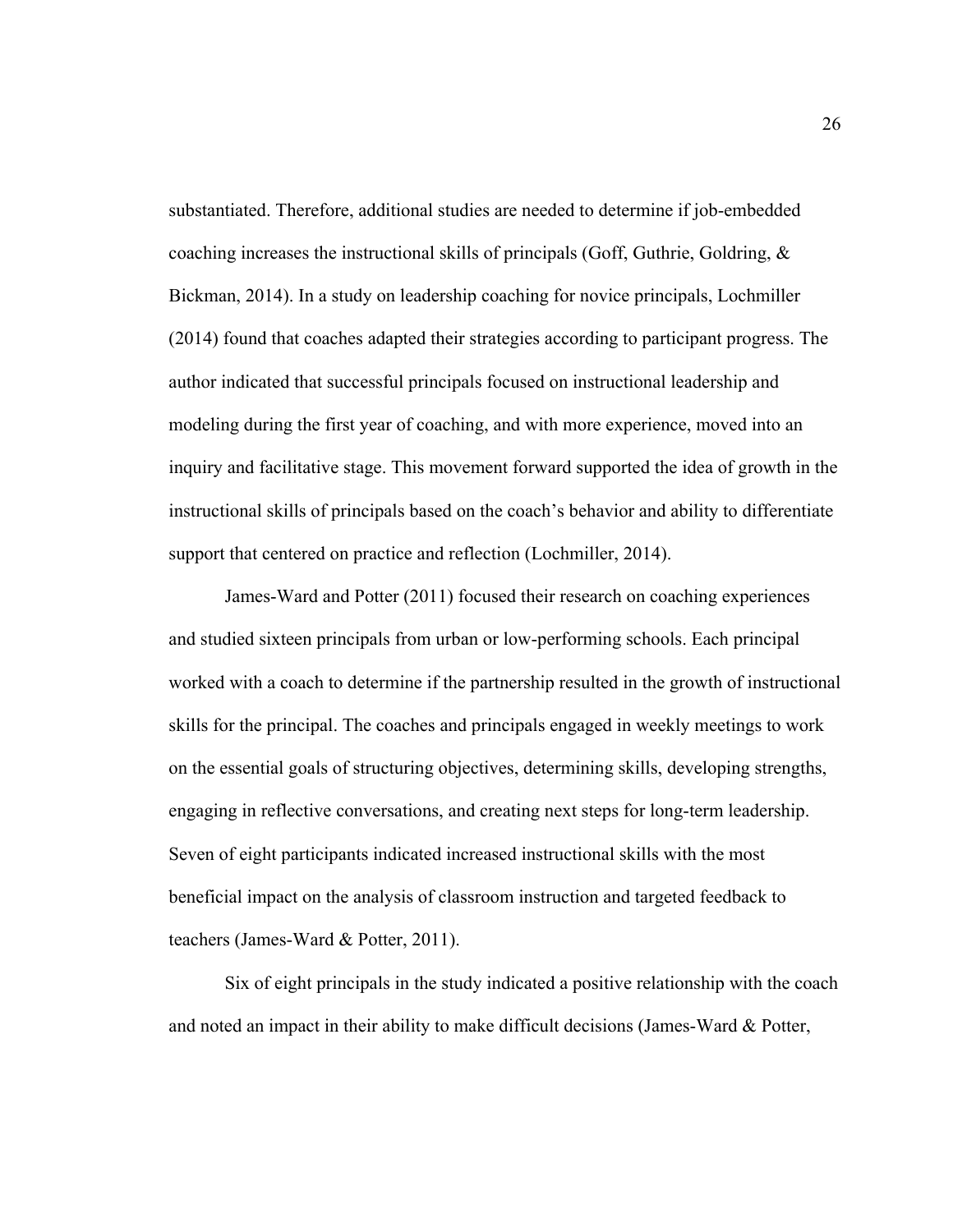substantiated. Therefore, additional studies are needed to determine if job-embedded coaching increases the instructional skills of principals (Goff, Guthrie, Goldring, & Bickman, 2014). In a study on leadership coaching for novice principals, Lochmiller (2014) found that coaches adapted their strategies according to participant progress. The author indicated that successful principals focused on instructional leadership and modeling during the first year of coaching, and with more experience, moved into an inquiry and facilitative stage. This movement forward supported the idea of growth in the instructional skills of principals based on the coach's behavior and ability to differentiate support that centered on practice and reflection (Lochmiller, 2014).

James-Ward and Potter (2011) focused their research on coaching experiences and studied sixteen principals from urban or low-performing schools. Each principal worked with a coach to determine if the partnership resulted in the growth of instructional skills for the principal. The coaches and principals engaged in weekly meetings to work on the essential goals of structuring objectives, determining skills, developing strengths, engaging in reflective conversations, and creating next steps for long-term leadership. Seven of eight participants indicated increased instructional skills with the most beneficial impact on the analysis of classroom instruction and targeted feedback to teachers (James-Ward & Potter, 2011).

Six of eight principals in the study indicated a positive relationship with the coach and noted an impact in their ability to make difficult decisions (James-Ward & Potter,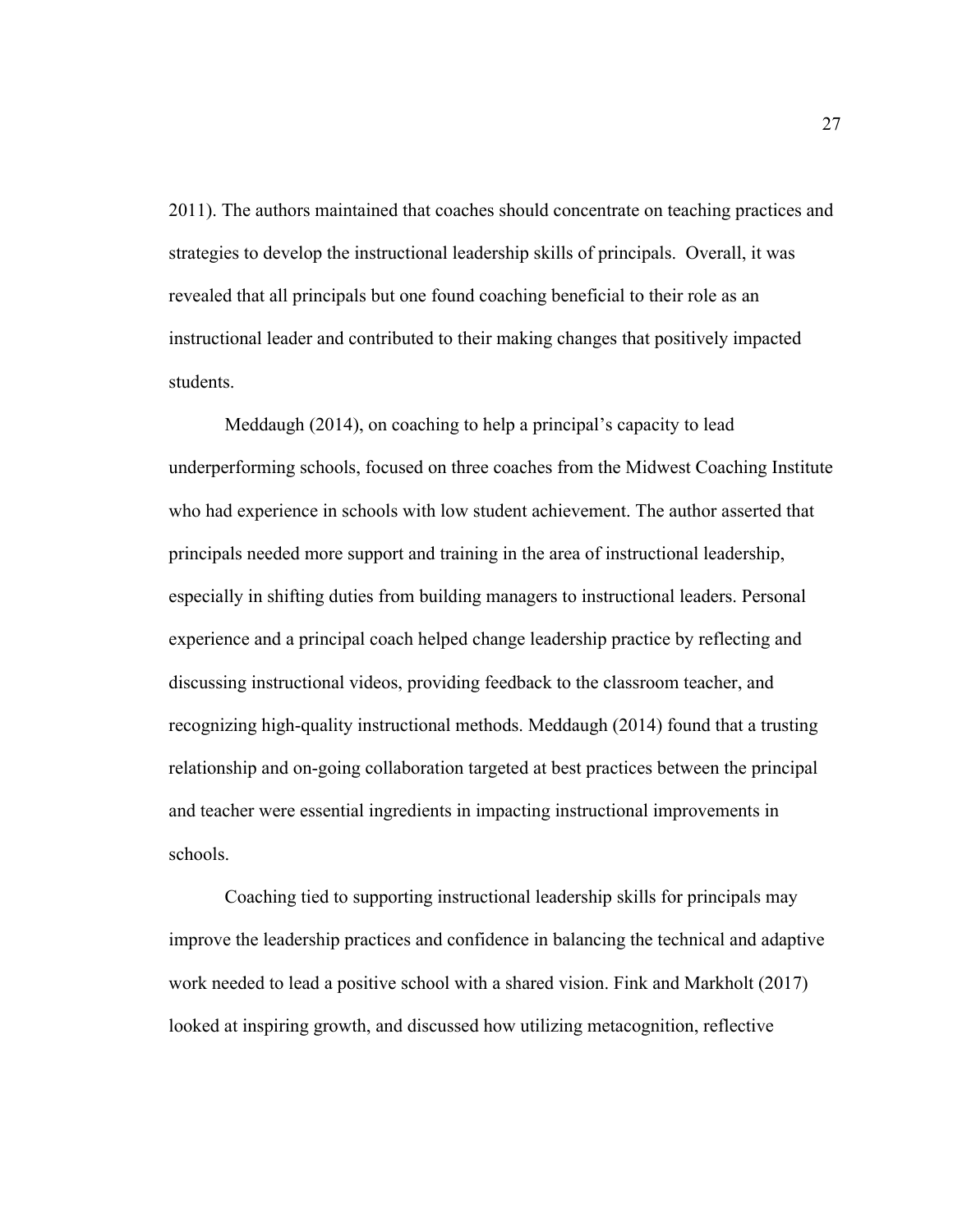2011). The authors maintained that coaches should concentrate on teaching practices and strategies to develop the instructional leadership skills of principals. Overall, it was revealed that all principals but one found coaching beneficial to their role as an instructional leader and contributed to their making changes that positively impacted students.

Meddaugh (2014), on coaching to help a principal's capacity to lead underperforming schools, focused on three coaches from the Midwest Coaching Institute who had experience in schools with low student achievement. The author asserted that principals needed more support and training in the area of instructional leadership, especially in shifting duties from building managers to instructional leaders. Personal experience and a principal coach helped change leadership practice by reflecting and discussing instructional videos, providing feedback to the classroom teacher, and recognizing high-quality instructional methods. Meddaugh (2014) found that a trusting relationship and on-going collaboration targeted at best practices between the principal and teacher were essential ingredients in impacting instructional improvements in schools.

Coaching tied to supporting instructional leadership skills for principals may improve the leadership practices and confidence in balancing the technical and adaptive work needed to lead a positive school with a shared vision. Fink and Markholt (2017) looked at inspiring growth, and discussed how utilizing metacognition, reflective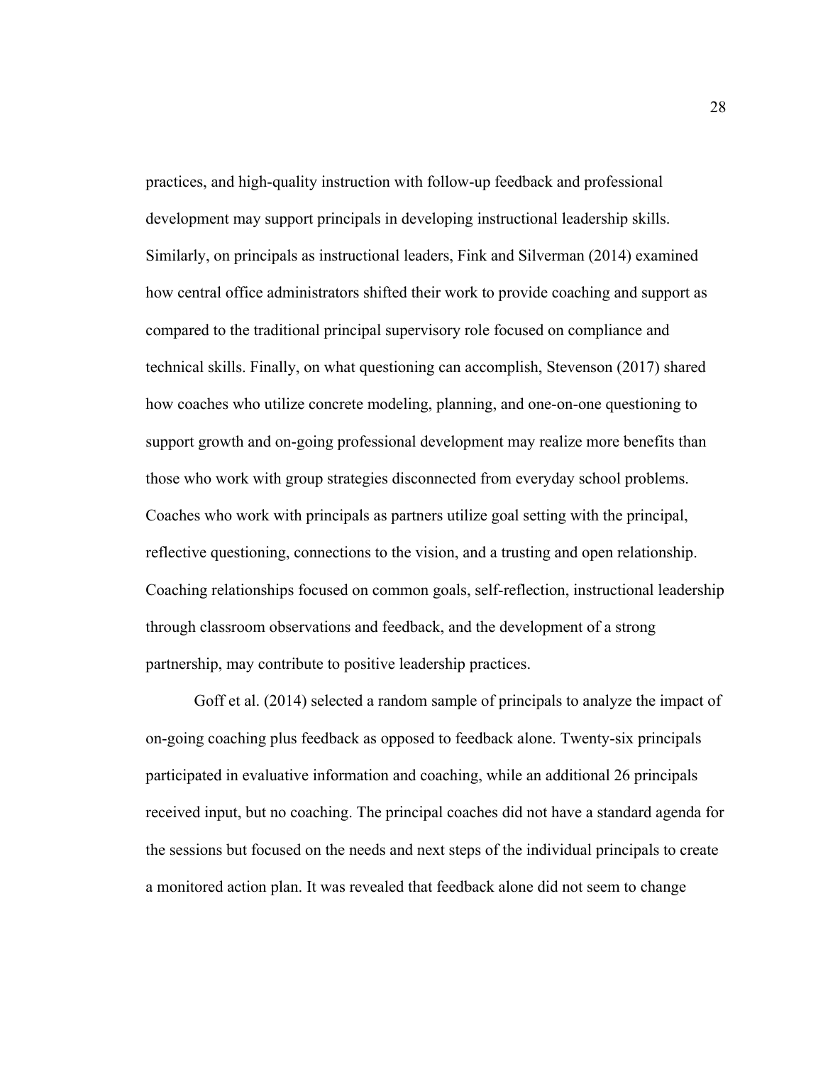practices, and high-quality instruction with follow-up feedback and professional development may support principals in developing instructional leadership skills. Similarly, on principals as instructional leaders, Fink and Silverman (2014) examined how central office administrators shifted their work to provide coaching and support as compared to the traditional principal supervisory role focused on compliance and technical skills. Finally, on what questioning can accomplish, Stevenson (2017) shared how coaches who utilize concrete modeling, planning, and one-on-one questioning to support growth and on-going professional development may realize more benefits than those who work with group strategies disconnected from everyday school problems. Coaches who work with principals as partners utilize goal setting with the principal, reflective questioning, connections to the vision, and a trusting and open relationship. Coaching relationships focused on common goals, self-reflection, instructional leadership through classroom observations and feedback, and the development of a strong partnership, may contribute to positive leadership practices.

Goff et al. (2014) selected a random sample of principals to analyze the impact of on-going coaching plus feedback as opposed to feedback alone. Twenty-six principals participated in evaluative information and coaching, while an additional 26 principals received input, but no coaching. The principal coaches did not have a standard agenda for the sessions but focused on the needs and next steps of the individual principals to create a monitored action plan. It was revealed that feedback alone did not seem to change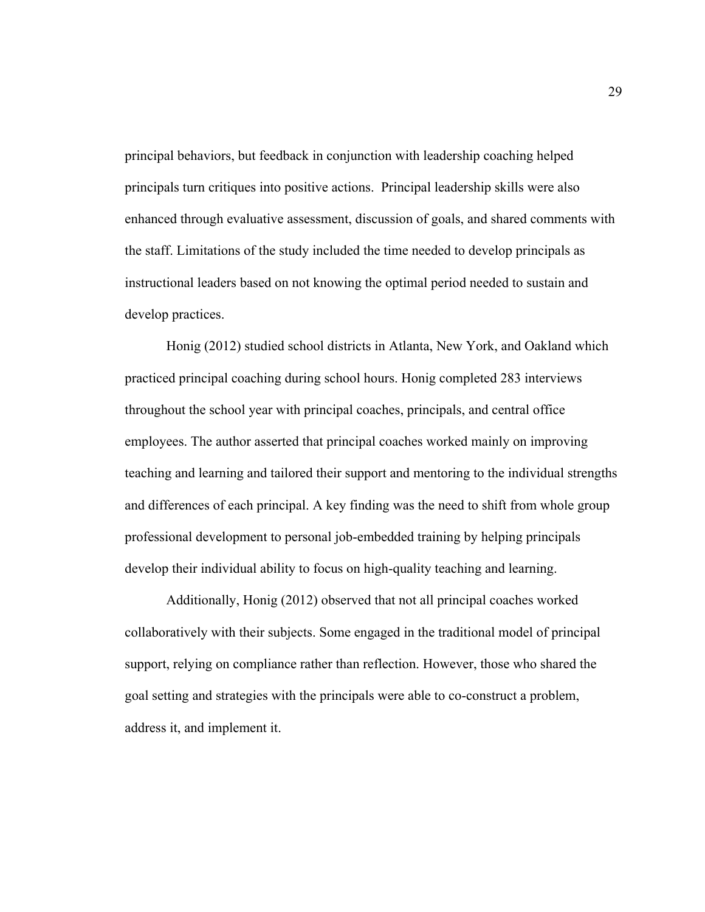principal behaviors, but feedback in conjunction with leadership coaching helped principals turn critiques into positive actions. Principal leadership skills were also enhanced through evaluative assessment, discussion of goals, and shared comments with the staff. Limitations of the study included the time needed to develop principals as instructional leaders based on not knowing the optimal period needed to sustain and develop practices.

Honig (2012) studied school districts in Atlanta, New York, and Oakland which practiced principal coaching during school hours. Honig completed 283 interviews throughout the school year with principal coaches, principals, and central office employees. The author asserted that principal coaches worked mainly on improving teaching and learning and tailored their support and mentoring to the individual strengths and differences of each principal. A key finding was the need to shift from whole group professional development to personal job-embedded training by helping principals develop their individual ability to focus on high-quality teaching and learning.

Additionally, Honig (2012) observed that not all principal coaches worked collaboratively with their subjects. Some engaged in the traditional model of principal support, relying on compliance rather than reflection. However, those who shared the goal setting and strategies with the principals were able to co-construct a problem, address it, and implement it.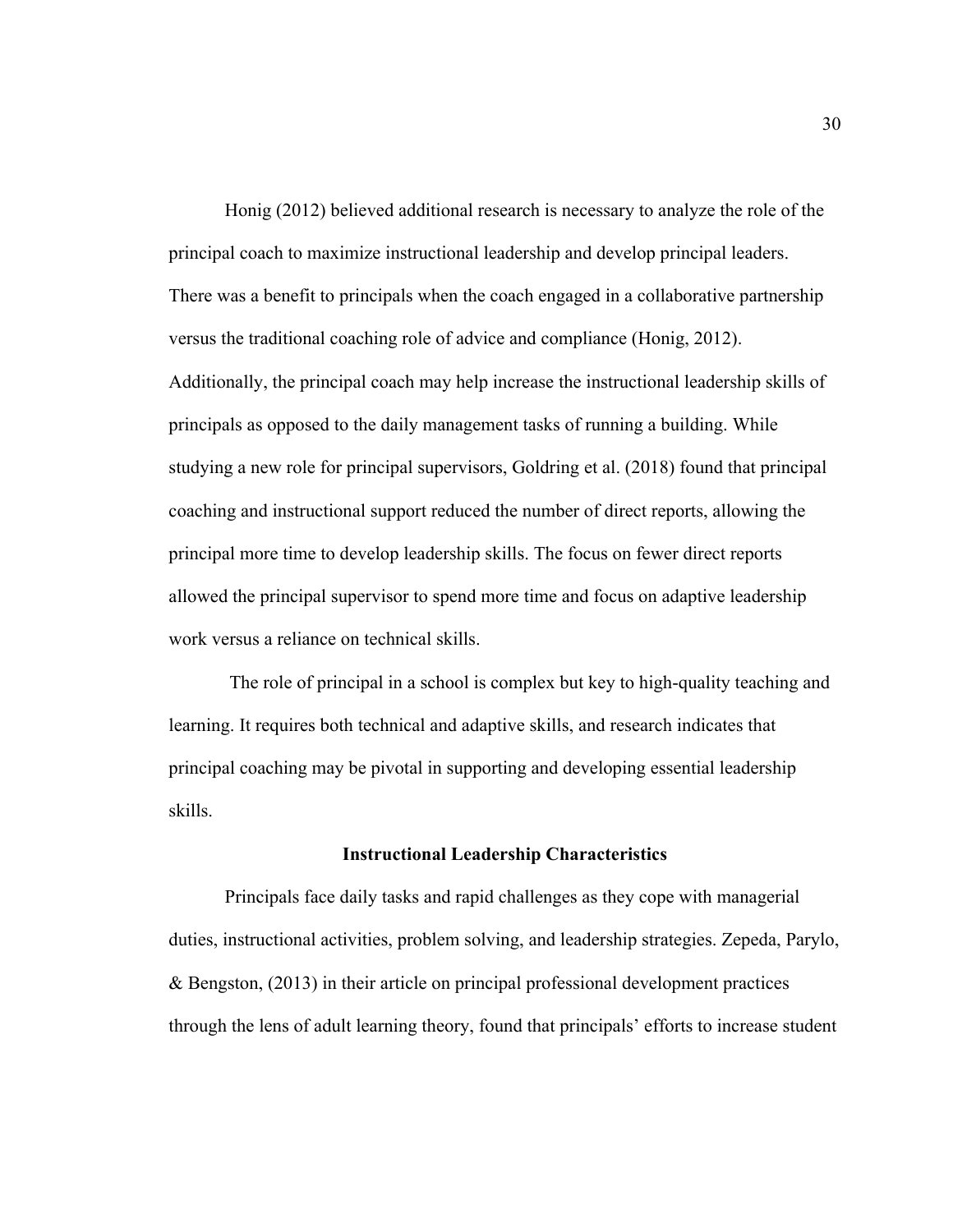Honig (2012) believed additional research is necessary to analyze the role of the principal coach to maximize instructional leadership and develop principal leaders. There was a benefit to principals when the coach engaged in a collaborative partnership versus the traditional coaching role of advice and compliance (Honig, 2012). Additionally, the principal coach may help increase the instructional leadership skills of principals as opposed to the daily management tasks of running a building. While studying a new role for principal supervisors, Goldring et al. (2018) found that principal coaching and instructional support reduced the number of direct reports, allowing the principal more time to develop leadership skills. The focus on fewer direct reports allowed the principal supervisor to spend more time and focus on adaptive leadership work versus a reliance on technical skills.

The role of principal in a school is complex but key to high-quality teaching and learning. It requires both technical and adaptive skills, and research indicates that principal coaching may be pivotal in supporting and developing essential leadership skills.

## Instructional Leadership Characteristics

Principals face daily tasks and rapid challenges as they cope with managerial duties, instructional activities, problem solving, and leadership strategies. Zepeda, Parylo, & Bengston, (2013) in their article on principal professional development practices through the lens of adult learning theory, found that principals' efforts to increase student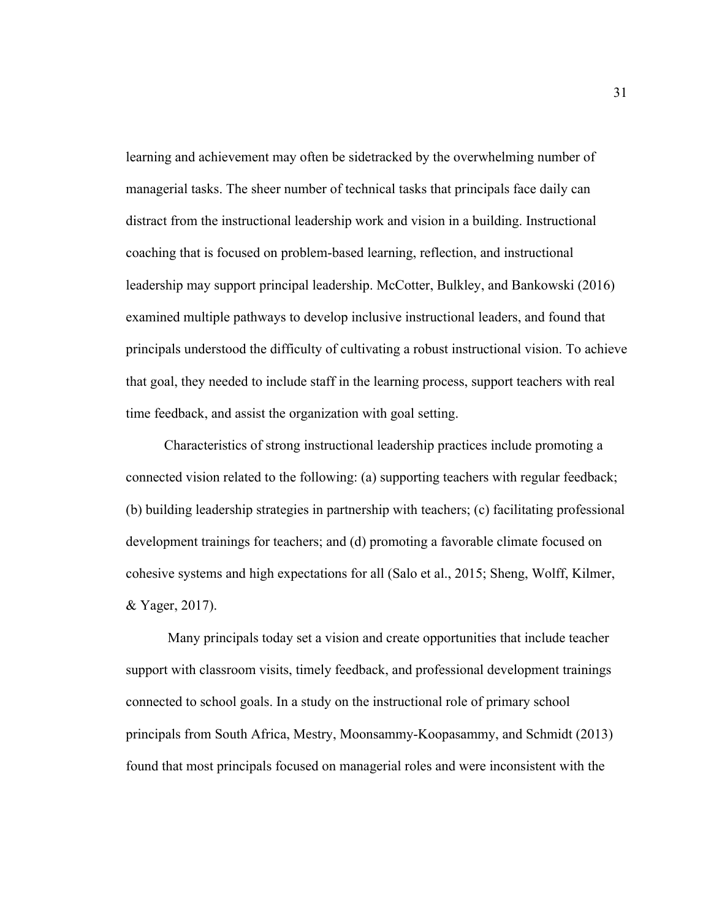learning and achievement may often be sidetracked by the overwhelming number of managerial tasks. The sheer number of technical tasks that principals face daily can distract from the instructional leadership work and vision in a building. Instructional coaching that is focused on problem-based learning, reflection, and instructional leadership may support principal leadership. McCotter, Bulkley, and Bankowski (2016) examined multiple pathways to develop inclusive instructional leaders, and found that principals understood the difficulty of cultivating a robust instructional vision. To achieve that goal, they needed to include staff in the learning process, support teachers with real time feedback, and assist the organization with goal setting.

Characteristics of strong instructional leadership practices include promoting a connected vision related to the following: (a) supporting teachers with regular feedback; (b) building leadership strategies in partnership with teachers; (c) facilitating professional development trainings for teachers; and (d) promoting a favorable climate focused on cohesive systems and high expectations for all (Salo et al., 2015; Sheng, Wolff, Kilmer, & Yager, 2017).

Many principals today set a vision and create opportunities that include teacher support with classroom visits, timely feedback, and professional development trainings connected to school goals. In a study on the instructional role of primary school principals from South Africa, Mestry, Moonsammy-Koopasammy, and Schmidt (2013) found that most principals focused on managerial roles and were inconsistent with the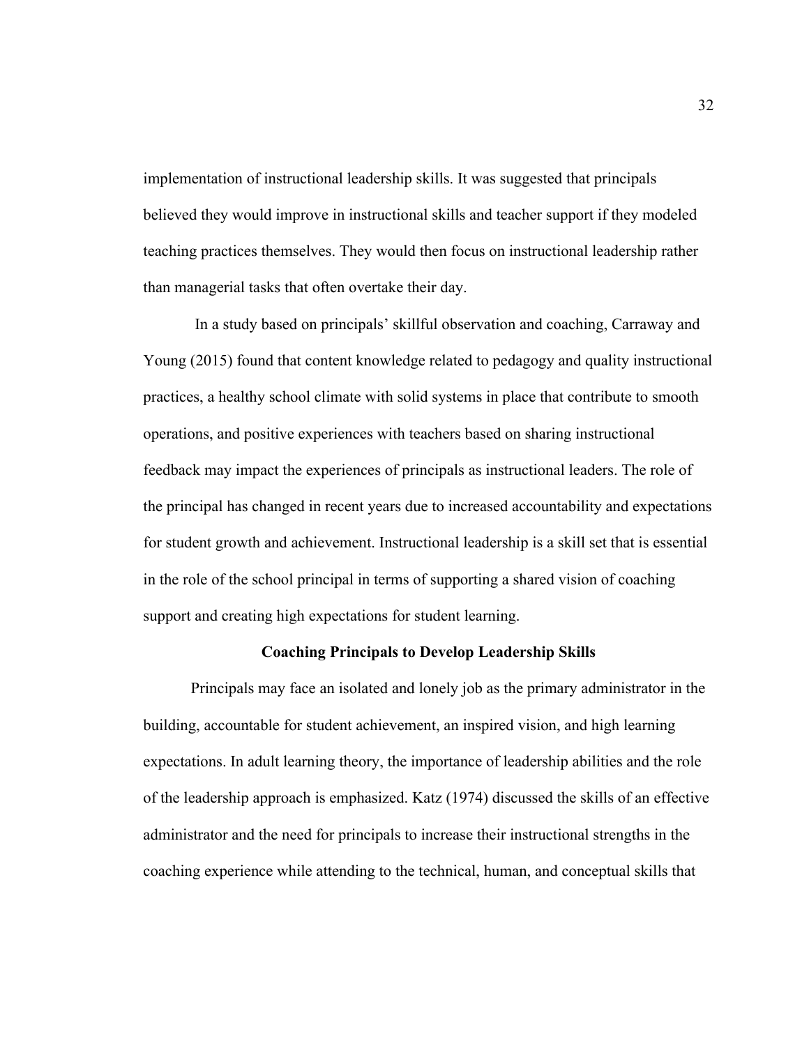implementation of instructional leadership skills. It was suggested that principals believed they would improve in instructional skills and teacher support if they modeled teaching practices themselves. They would then focus on instructional leadership rather than managerial tasks that often overtake their day.

In a study based on principals' skillful observation and coaching, Carraway and Young (2015) found that content knowledge related to pedagogy and quality instructional practices, a healthy school climate with solid systems in place that contribute to smooth operations, and positive experiences with teachers based on sharing instructional feedback may impact the experiences of principals as instructional leaders. The role of the principal has changed in recent years due to increased accountability and expectations for student growth and achievement. Instructional leadership is a skill set that is essential in the role of the school principal in terms of supporting a shared vision of coaching support and creating high expectations for student learning.

## Coaching Principals to Develop Leadership Skills

Principals may face an isolated and lonely job as the primary administrator in the building, accountable for student achievement, an inspired vision, and high learning expectations. In adult learning theory, the importance of leadership abilities and the role of the leadership approach is emphasized. Katz (1974) discussed the skills of an effective administrator and the need for principals to increase their instructional strengths in the coaching experience while attending to the technical, human, and conceptual skills that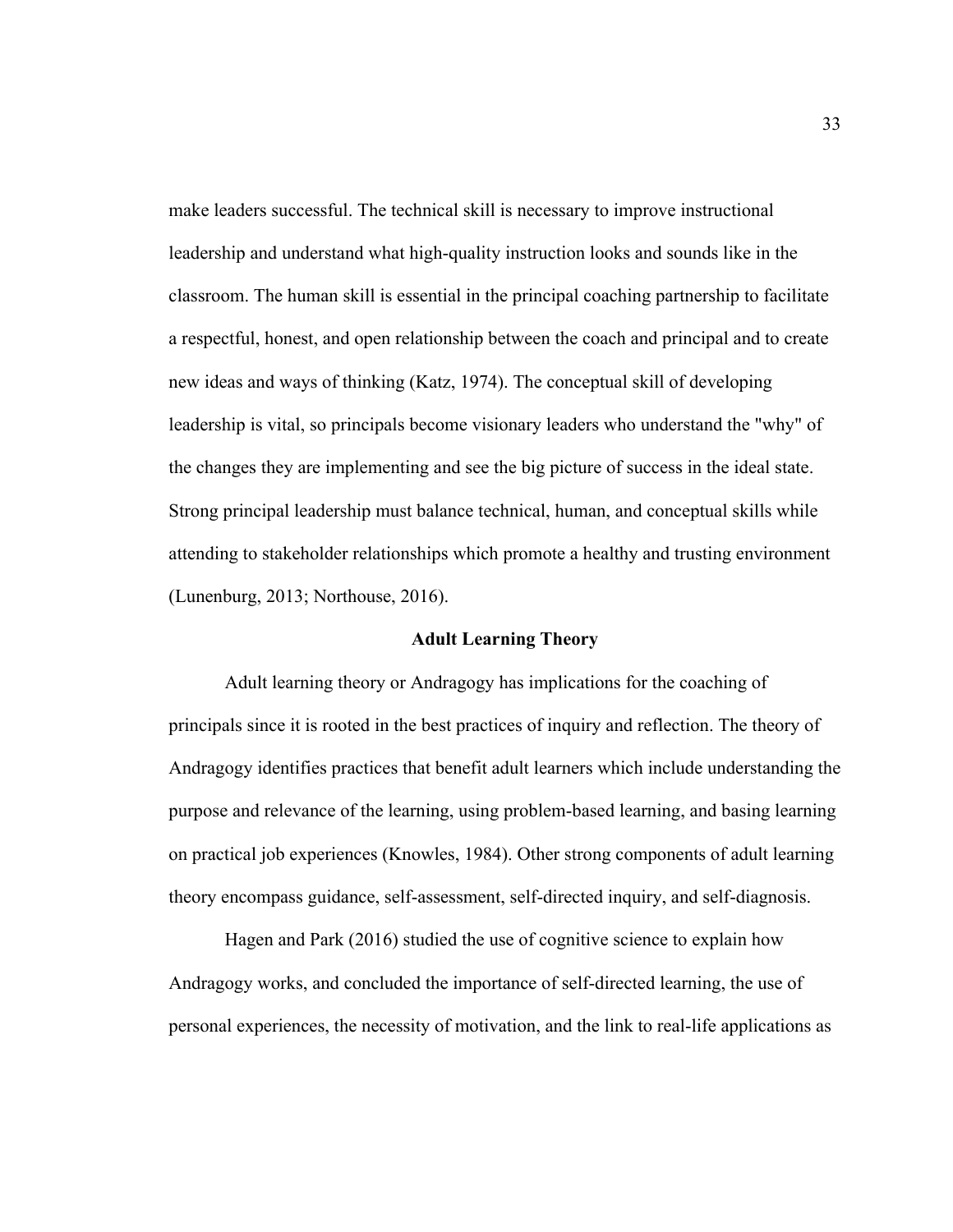make leaders successful. The technical skill is necessary to improve instructional leadership and understand what high-quality instruction looks and sounds like in the classroom. The human skill is essential in the principal coaching partnership to facilitate a respectful, honest, and open relationship between the coach and principal and to create new ideas and ways of thinking (Katz, 1974). The conceptual skill of developing leadership is vital, so principals become visionary leaders who understand the "why" of the changes they are implementing and see the big picture of success in the ideal state. Strong principal leadership must balance technical, human, and conceptual skills while attending to stakeholder relationships which promote a healthy and trusting environment (Lunenburg, 2013; Northouse, 2016).

## Adult Learning Theory

Adult learning theory or Andragogy has implications for the coaching of principals since it is rooted in the best practices of inquiry and reflection. The theory of Andragogy identifies practices that benefit adult learners which include understanding the purpose and relevance of the learning, using problem-based learning, and basing learning on practical job experiences (Knowles, 1984). Other strong components of adult learning theory encompass guidance, self-assessment, self-directed inquiry, and self-diagnosis.

Hagen and Park (2016) studied the use of cognitive science to explain how Andragogy works, and concluded the importance of self-directed learning, the use of personal experiences, the necessity of motivation, and the link to real-life applications as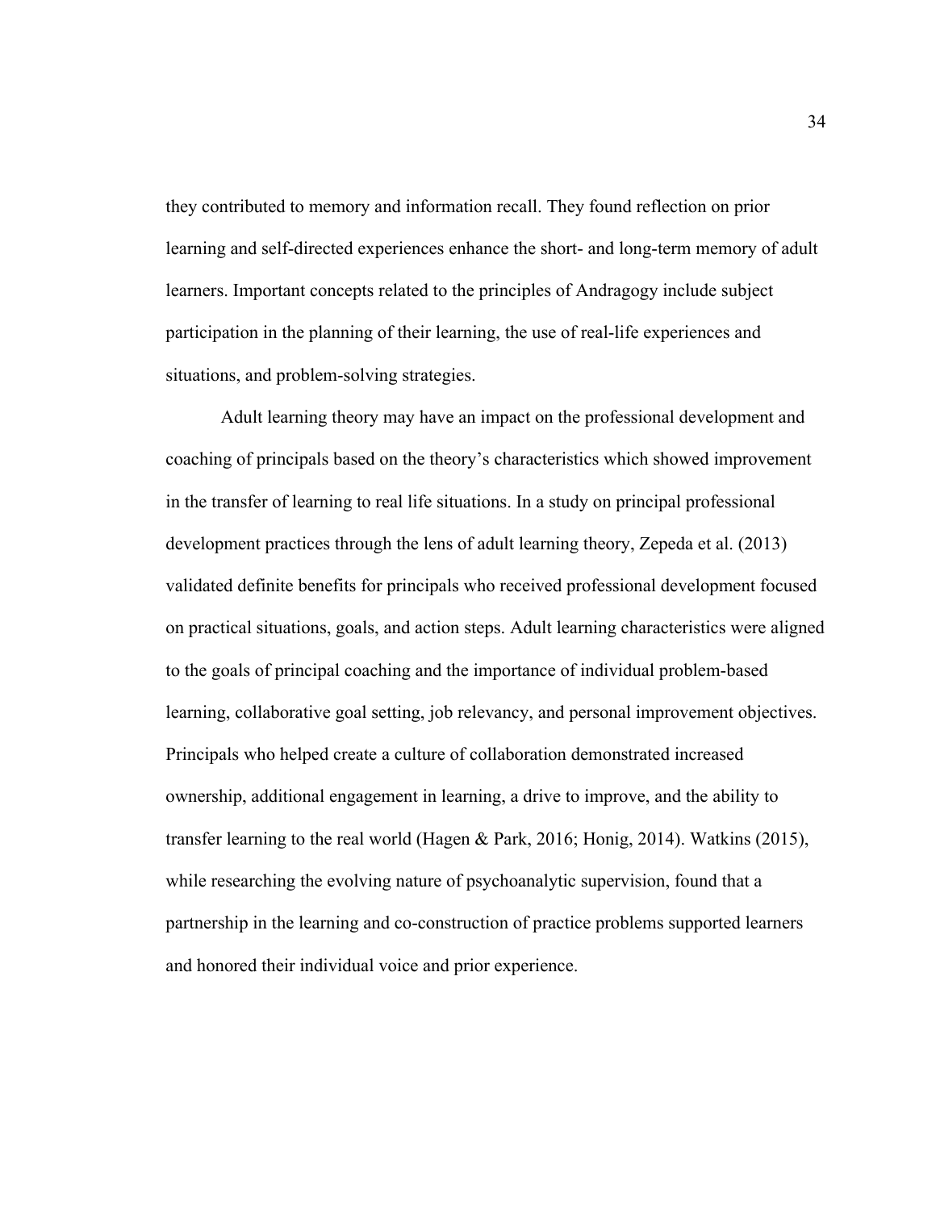they contributed to memory and information recall. They found reflection on prior learning and self-directed experiences enhance the short- and long-term memory of adult learners. Important concepts related to the principles of Andragogy include subject participation in the planning of their learning, the use of real-life experiences and situations, and problem-solving strategies.

Adult learning theory may have an impact on the professional development and coaching of principals based on the theory's characteristics which showed improvement in the transfer of learning to real life situations. In a study on principal professional development practices through the lens of adult learning theory, Zepeda et al. (2013) validated definite benefits for principals who received professional development focused on practical situations, goals, and action steps. Adult learning characteristics were aligned to the goals of principal coaching and the importance of individual problem-based learning, collaborative goal setting, job relevancy, and personal improvement objectives. Principals who helped create a culture of collaboration demonstrated increased ownership, additional engagement in learning, a drive to improve, and the ability to transfer learning to the real world (Hagen & Park, 2016; Honig, 2014). Watkins (2015), while researching the evolving nature of psychoanalytic supervision, found that a partnership in the learning and co-construction of practice problems supported learners and honored their individual voice and prior experience.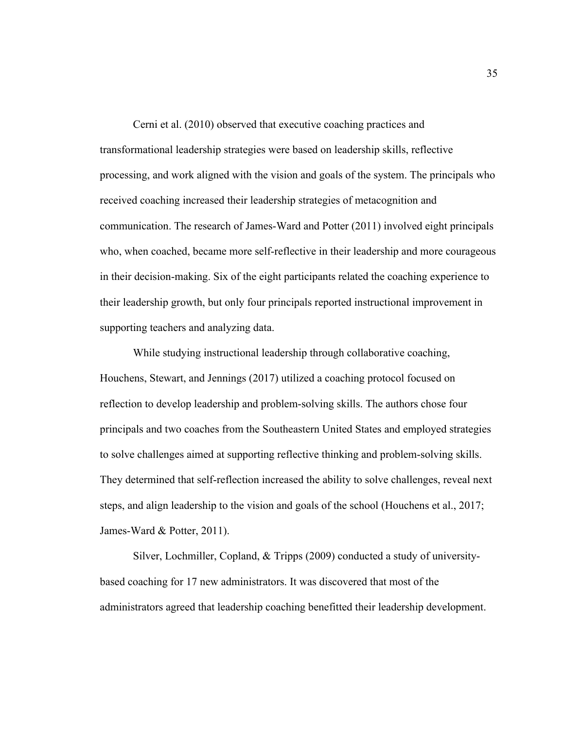Cerni et al. (2010) observed that executive coaching practices and transformational leadership strategies were based on leadership skills, reflective processing, and work aligned with the vision and goals of the system. The principals who received coaching increased their leadership strategies of metacognition and communication. The research of James-Ward and Potter (2011) involved eight principals who, when coached, became more self-reflective in their leadership and more courageous in their decision-making. Six of the eight participants related the coaching experience to their leadership growth, but only four principals reported instructional improvement in supporting teachers and analyzing data.

While studying instructional leadership through collaborative coaching, Houchens, Stewart, and Jennings (2017) utilized a coaching protocol focused on reflection to develop leadership and problem-solving skills. The authors chose four principals and two coaches from the Southeastern United States and employed strategies to solve challenges aimed at supporting reflective thinking and problem-solving skills. They determined that self-reflection increased the ability to solve challenges, reveal next steps, and align leadership to the vision and goals of the school (Houchens et al., 2017; James-Ward & Potter, 2011).

Silver, Lochmiller, Copland, & Tripps (2009) conducted a study of university-based coaching for 17 new administrators. It was discovered that most of the administrators agreed that leadership coaching benefitted their leadership development.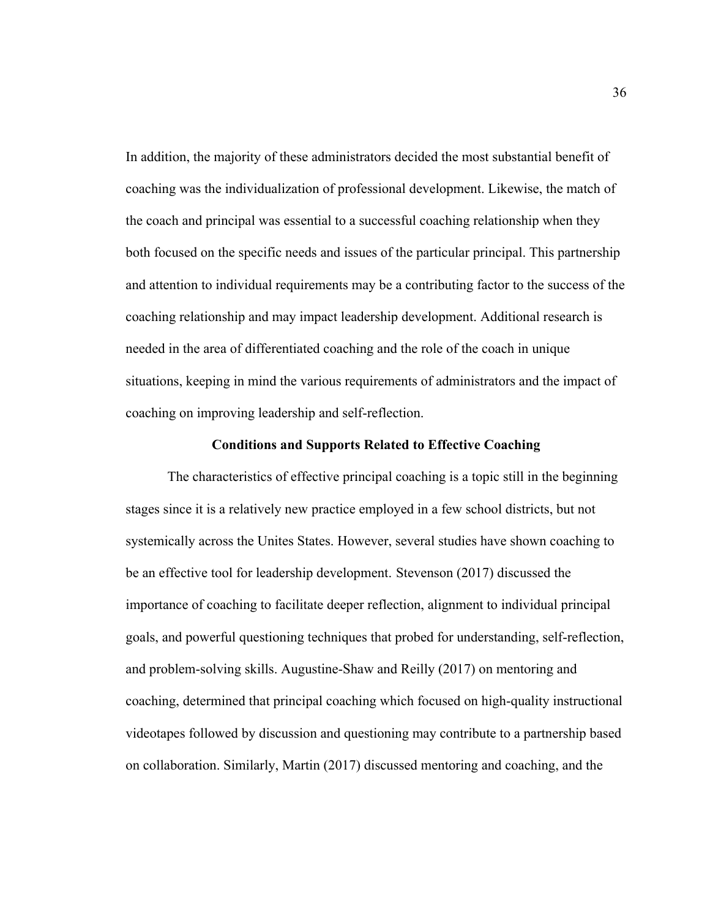In addition, the majority of these administrators decided the most substantial benefit of coaching was the individualization of professional development. Likewise, the match of the coach and principal was essential to a successful coaching relationship when they both focused on the specific needs and issues of the particular principal. This partnership and attention to individual requirements may be a contributing factor to the success of the coaching relationship and may impact leadership development. Additional research is needed in the area of differentiated coaching and the role of the coach in unique situations, keeping in mind the various requirements of administrators and the impact of coaching on improving leadership and self-reflection.

## Conditions and Supports Related to Effective Coaching

The characteristics of effective principal coaching is a topic still in the beginning stages since it is a relatively new practice employed in a few school districts, but not systemically across the Unites States. However, several studies have shown coaching to be an effective tool for leadership development. Stevenson (2017) discussed the importance of coaching to facilitate deeper reflection, alignment to individual principal goals, and powerful questioning techniques that probed for understanding, self-reflection, and problem-solving skills. Augustine-Shaw and Reilly (2017) on mentoring and coaching, determined that principal coaching which focused on high-quality instructional videotapes followed by discussion and questioning may contribute to a partnership based on collaboration. Similarly, Martin (2017) discussed mentoring and coaching, and the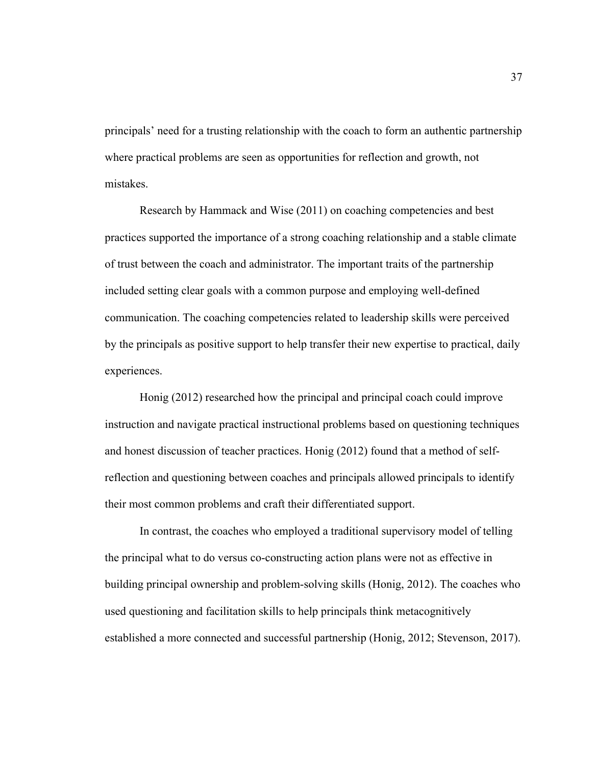principals' need for a trusting relationship with the coach to form an authentic partnership where practical problems are seen as opportunities for reflection and growth, not mistakes.

Research by Hammack and Wise (2011) on coaching competencies and best practices supported the importance of a strong coaching relationship and a stable climate of trust between the coach and administrator. The important traits of the partnership included setting clear goals with a common purpose and employing well-defined communication. The coaching competencies related to leadership skills were perceived by the principals as positive support to help transfer their new expertise to practical, daily experiences.

Honig (2012) researched how the principal and principal coach could improve instruction and navigate practical instructional problems based on questioning techniques and honest discussion of teacher practices. Honig (2012) found that a method of self-reflection and questioning between coaches and principals allowed principals to identify their most common problems and craft their differentiated support.

In contrast, the coaches who employed a traditional supervisory model of telling the principal what to do versus co-constructing action plans were not as effective in building principal ownership and problem-solving skills (Honig, 2012). The coaches who used questioning and facilitation skills to help principals think metacognitively established a more connected and successful partnership (Honig, 2012; Stevenson, 2017).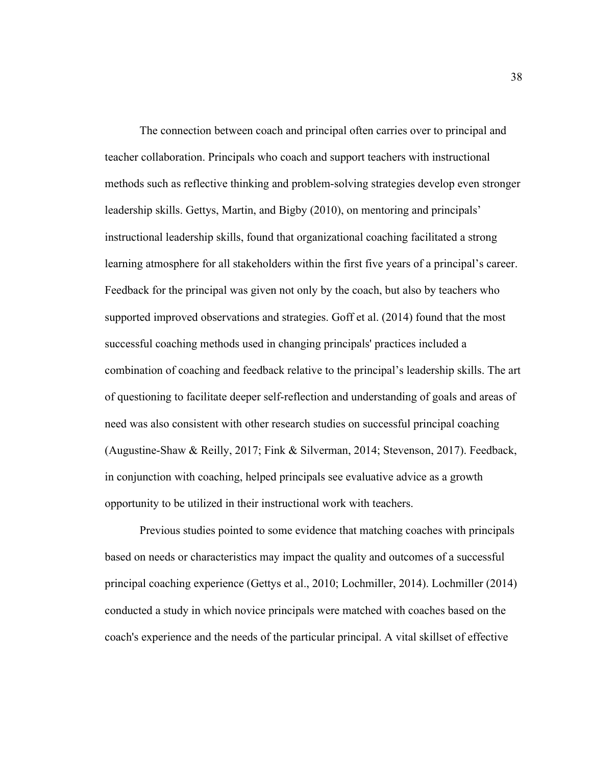The connection between coach and principal often carries over to principal and teacher collaboration. Principals who coach and support teachers with instructional methods such as reflective thinking and problem-solving strategies develop even stronger leadership skills. Gettys, Martin, and Bigby (2010), on mentoring and principals' instructional leadership skills, found that organizational coaching facilitated a strong learning atmosphere for all stakeholders within the first five years of a principal's career. Feedback for the principal was given not only by the coach, but also by teachers who supported improved observations and strategies. Goff et al. (2014) found that the most successful coaching methods used in changing principals' practices included a combination of coaching and feedback relative to the principal's leadership skills. The art of questioning to facilitate deeper self-reflection and understanding of goals and areas of need was also consistent with other research studies on successful principal coaching (Augustine-Shaw & Reilly, 2017; Fink & Silverman, 2014; Stevenson, 2017). Feedback, in conjunction with coaching, helped principals see evaluative advice as a growth opportunity to be utilized in their instructional work with teachers.

Previous studies pointed to some evidence that matching coaches with principals based on needs or characteristics may impact the quality and outcomes of a successful principal coaching experience (Gettys et al., 2010; Lochmiller, 2014). Lochmiller (2014) conducted a study in which novice principals were matched with coaches based on the coach's experience and the needs of the particular principal. A vital skillset of effective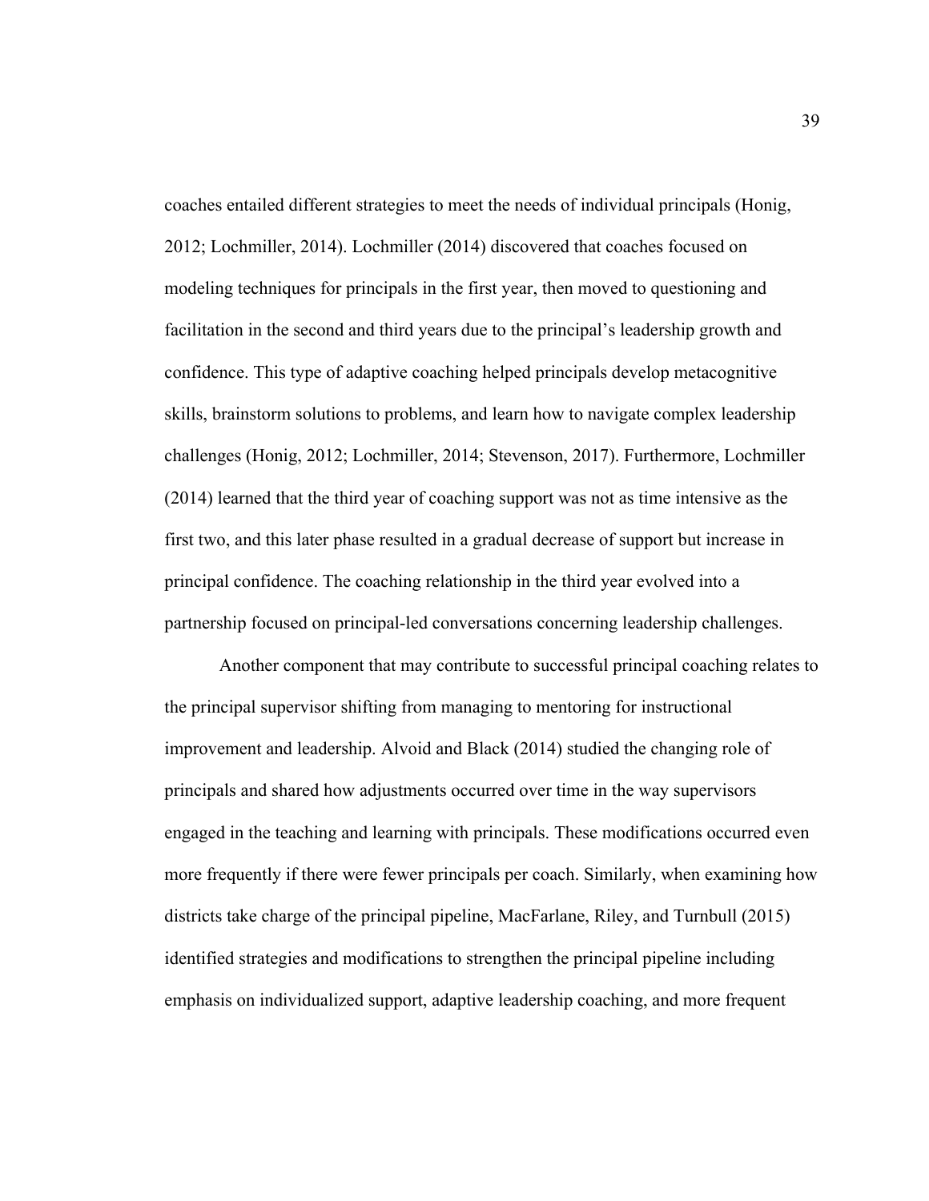coaches entailed different strategies to meet the needs of individual principals (Honig, 2012; Lochmiller, 2014). Lochmiller (2014) discovered that coaches focused on modeling techniques for principals in the first year, then moved to questioning and facilitation in the second and third years due to the principal's leadership growth and confidence. This type of adaptive coaching helped principals develop metacognitive skills, brainstorm solutions to problems, and learn how to navigate complex leadership challenges (Honig, 2012; Lochmiller, 2014; Stevenson, 2017). Furthermore, Lochmiller (2014) learned that the third year of coaching support was not as time intensive as the first two, and this later phase resulted in a gradual decrease of support but increase in principal confidence. The coaching relationship in the third year evolved into a partnership focused on principal-led conversations concerning leadership challenges.

Another component that may contribute to successful principal coaching relates to the principal supervisor shifting from managing to mentoring for instructional improvement and leadership. Alvoid and Black (2014) studied the changing role of principals and shared how adjustments occurred over time in the way supervisors engaged in the teaching and learning with principals. These modifications occurred even more frequently if there were fewer principals per coach. Similarly, when examining how districts take charge of the principal pipeline, MacFarlane, Riley, and Turnbull (2015) identified strategies and modifications to strengthen the principal pipeline including emphasis on individualized support, adaptive leadership coaching, and more frequent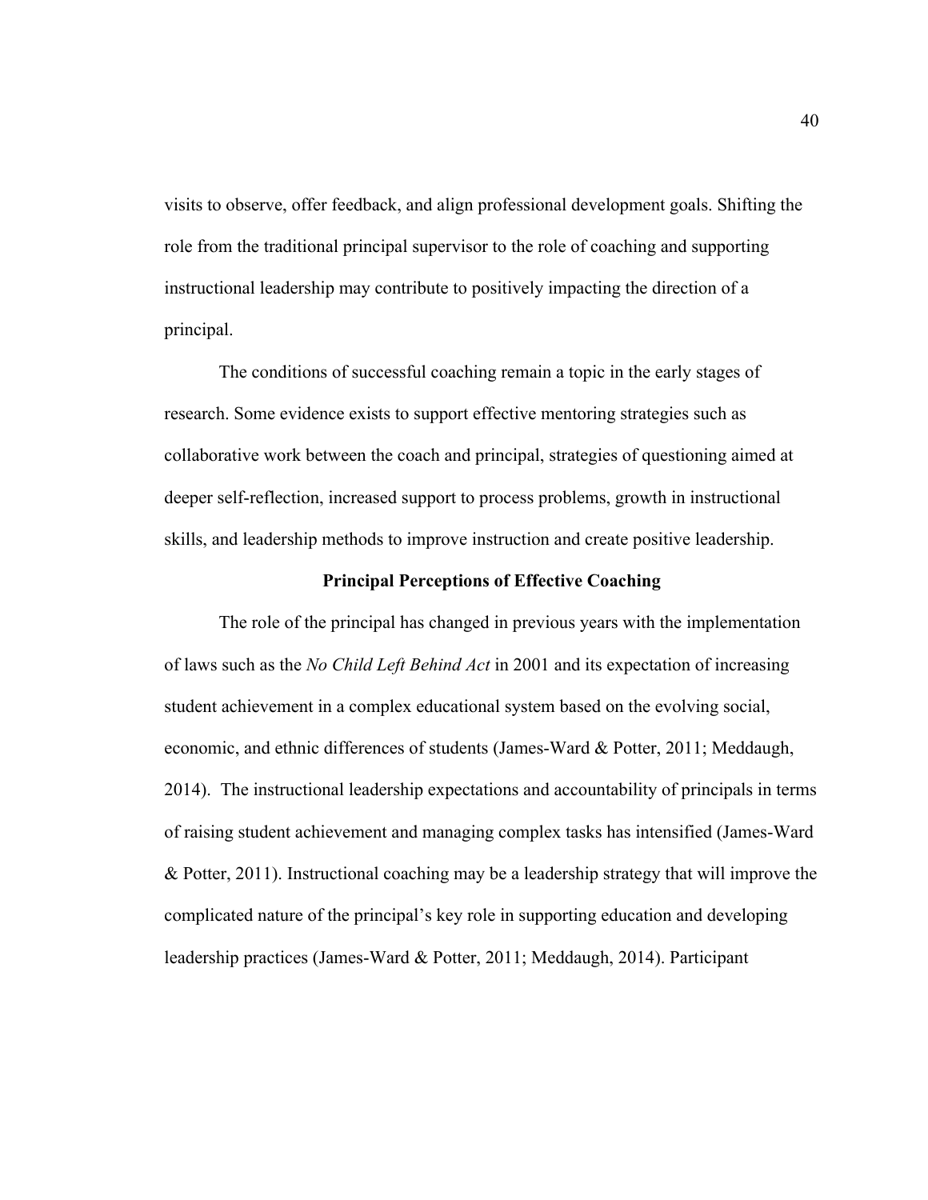visits to observe, offer feedback, and align professional development goals. Shifting the role from the traditional principal supervisor to the role of coaching and supporting instructional leadership may contribute to positively impacting the direction of a principal.

The conditions of successful coaching remain a topic in the early stages of research. Some evidence exists to support effective mentoring strategies such as collaborative work between the coach and principal, strategies of questioning aimed at deeper self-reflection, increased support to process problems, growth in instructional skills, and leadership methods to improve instruction and create positive leadership.

## Principal Perceptions of Effective Coaching

The role of the principal has changed in previous years with the implementation of laws such as the *No Child Left Behind Act* in 2001 and its expectation of increasing student achievement in a complex educational system based on the evolving social, economic, and ethnic differences of students (James-Ward & Potter, 2011; Meddaugh, 2014). The instructional leadership expectations and accountability of principals in terms of raising student achievement and managing complex tasks has intensified (James-Ward & Potter, 2011). Instructional coaching may be a leadership strategy that will improve the complicated nature of the principal's key role in supporting education and developing leadership practices (James-Ward & Potter, 2011; Meddaugh, 2014). Participant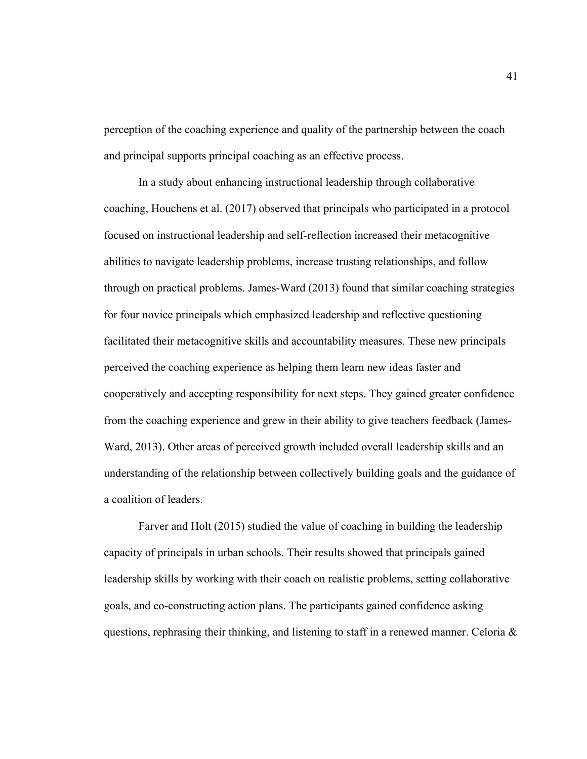perception of the coaching experience and quality of the partnership between the coach and principal supports principal coaching as an effective process.

In a study about enhancing instructional leadership through collaborative coaching, Houchens et al. (2017) observed that principals who participated in a protocol focused on instructional leadership and self-reflection increased their metacognitive abilities to navigate leadership problems, increase trusting relationships, and follow through on practical problems. James-Ward (2013) found that similar coaching strategies for four novice principals which emphasized leadership and reflective questioning facilitated their metacognitive skills and accountability measures. These new principals perceived the coaching experience as helping them learn new ideas faster and cooperatively and accepting responsibility for next steps. They gained greater confidence from the coaching experience and grew in their ability to give teachers feedback (James-Ward, 2013). Other areas of perceived growth included overall leadership skills and an understanding of the relationship between collectively building goals and the guidance of a coalition of leaders.

Farver and Holt (2015) studied the value of coaching in building the leadership capacity of principals in urban schools. Their results showed that principals gained leadership skills by working with their coach on realistic problems, setting collaborative goals, and co-constructing action plans. The participants gained confidence asking questions, rephrasing their thinking, and listening to staff in a renewed manner. Celoria &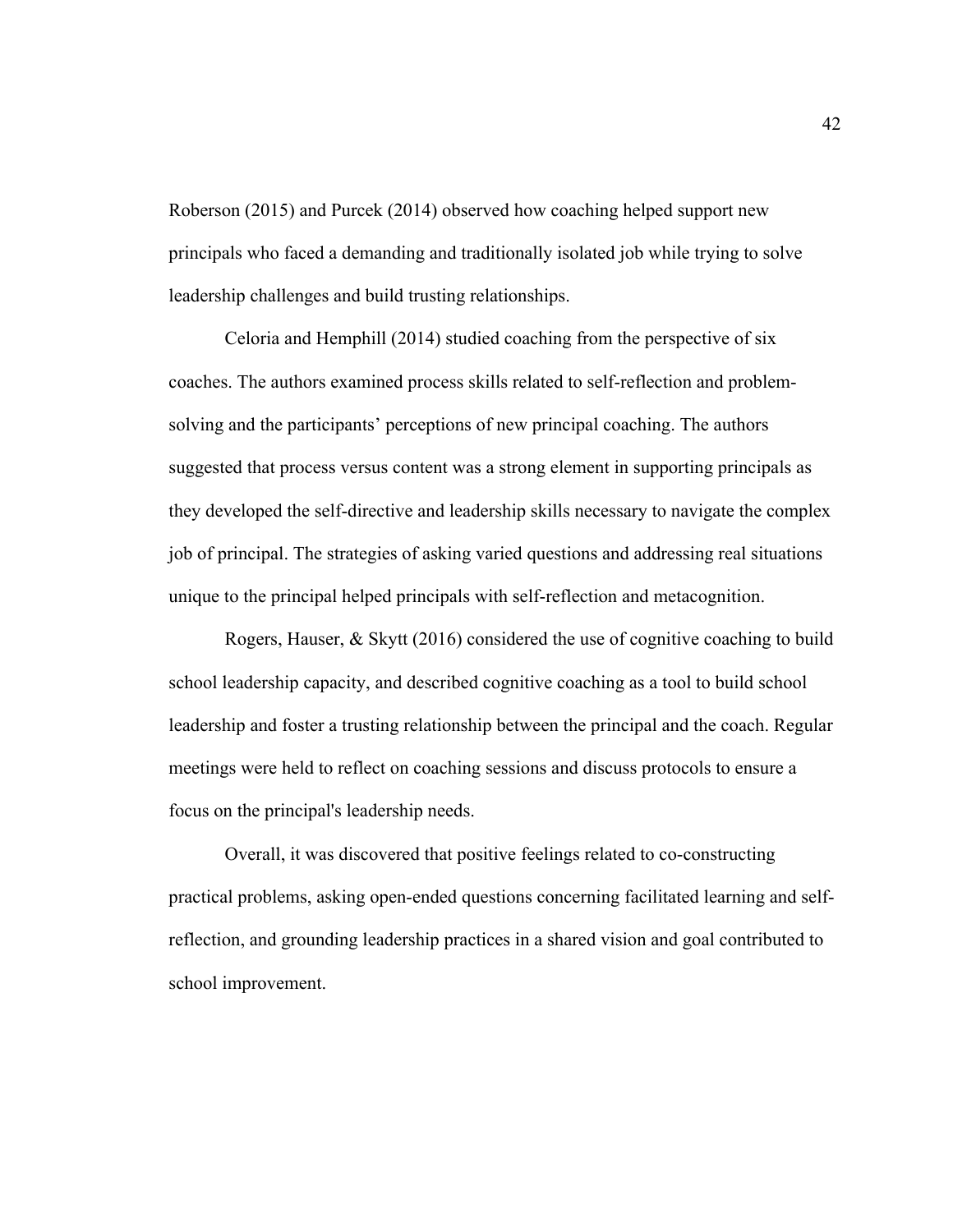Roberson (2015) and Purcek (2014) observed how coaching helped support new principals who faced a demanding and traditionally isolated job while trying to solve leadership challenges and build trusting relationships.

Celoria and Hemphill (2014) studied coaching from the perspective of six coaches. The authors examined process skills related to self-reflection and problem-solving and the participants' perceptions of new principal coaching. The authors suggested that process versus content was a strong element in supporting principals as they developed the self-directive and leadership skills necessary to navigate the complex job of principal. The strategies of asking varied questions and addressing real situations unique to the principal helped principals with self-reflection and metacognition.

Rogers, Hauser, & Skytt (2016) considered the use of cognitive coaching to build school leadership capacity, and described cognitive coaching as a tool to build school leadership and foster a trusting relationship between the principal and the coach. Regular meetings were held to reflect on coaching sessions and discuss protocols to ensure a focus on the principal's leadership needs.

Overall, it was discovered that positive feelings related to co-constructing practical problems, asking open-ended questions concerning facilitated learning and self-reflection, and grounding leadership practices in a shared vision and goal contributed to school improvement.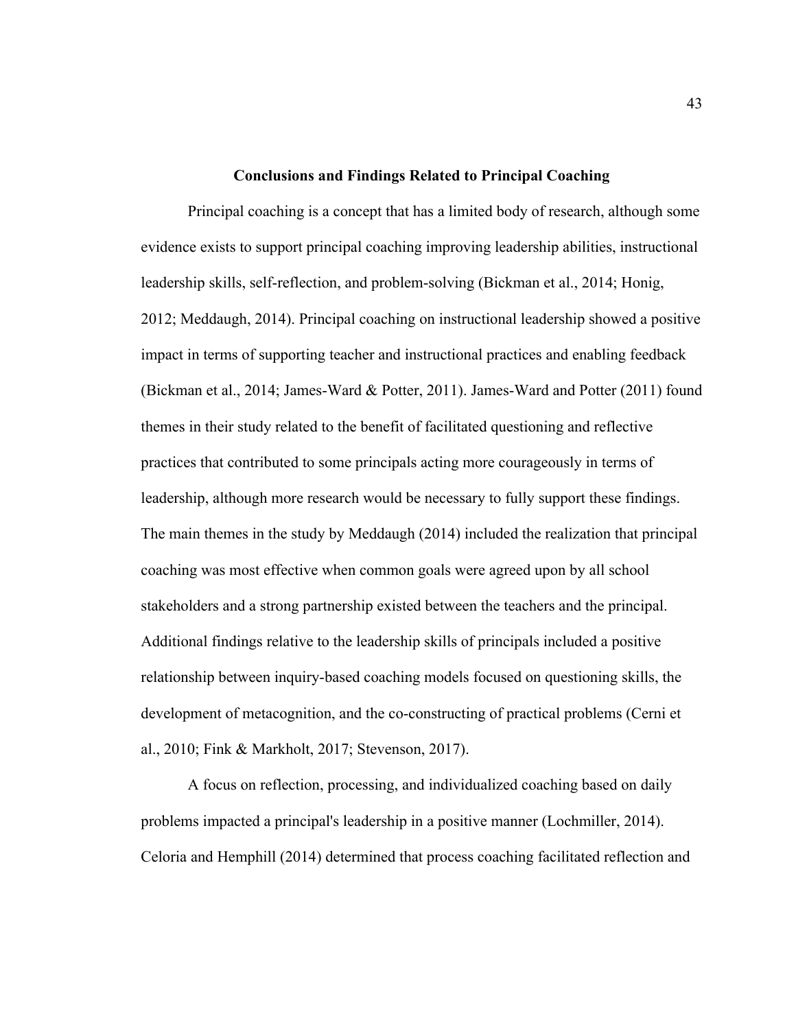### Conclusions and Findings Related to Principal Coaching

Principal coaching is a concept that has a limited body of research, although some evidence exists to support principal coaching improving leadership abilities, instructional leadership skills, self-reflection, and problem-solving (Bickman et al., 2014; Honig, 2012; Meddaugh, 2014). Principal coaching on instructional leadership showed a positive impact in terms of supporting teacher and instructional practices and enabling feedback (Bickman et al., 2014; James-Ward & Potter, 2011). James-Ward and Potter (2011) found themes in their study related to the benefit of facilitated questioning and reflective practices that contributed to some principals acting more courageously in terms of leadership, although more research would be necessary to fully support these findings. The main themes in the study by Meddaugh (2014) included the realization that principal coaching was most effective when common goals were agreed upon by all school stakeholders and a strong partnership existed between the teachers and the principal. Additional findings relative to the leadership skills of principals included a positive relationship between inquiry-based coaching models focused on questioning skills, the development of metacognition, and the co-constructing of practical problems (Cerni et al., 2010; Fink & Markholt, 2017; Stevenson, 2017).

A focus on reflection, processing, and individualized coaching based on daily problems impacted a principal's leadership in a positive manner (Lochmiller, 2014). Celoria and Hemphill (2014) determined that process coaching facilitated reflection and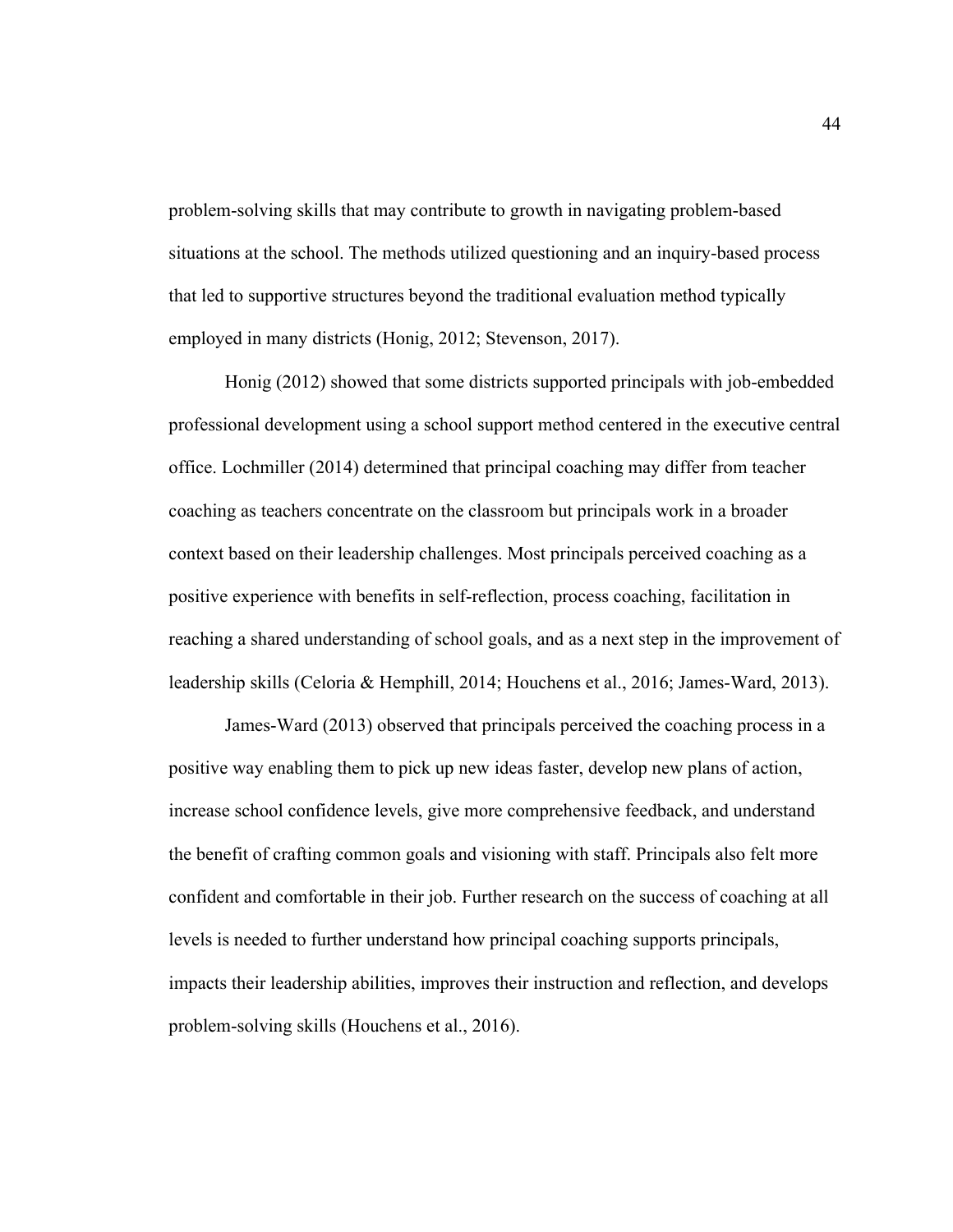problem-solving skills that may contribute to growth in navigating problem-based situations at the school. The methods utilized questioning and an inquiry-based process that led to supportive structures beyond the traditional evaluation method typically employed in many districts (Honig, 2012; Stevenson, 2017).

Honig (2012) showed that some districts supported principals with job-embedded professional development using a school support method centered in the executive central office. Lochmiller (2014) determined that principal coaching may differ from teacher coaching as teachers concentrate on the classroom but principals work in a broader context based on their leadership challenges. Most principals perceived coaching as a positive experience with benefits in self-reflection, process coaching, facilitation in reaching a shared understanding of school goals, and as a next step in the improvement of leadership skills (Celoria & Hemphill, 2014; Houchens et al., 2016; James-Ward, 2013).

James-Ward (2013) observed that principals perceived the coaching process in a positive way enabling them to pick up new ideas faster, develop new plans of action, increase school confidence levels, give more comprehensive feedback, and understand the benefit of crafting common goals and visioning with staff. Principals also felt more confident and comfortable in their job. Further research on the success of coaching at all levels is needed to further understand how principal coaching supports principals, impacts their leadership abilities, improves their instruction and reflection, and develops problem-solving skills (Houchens et al., 2016).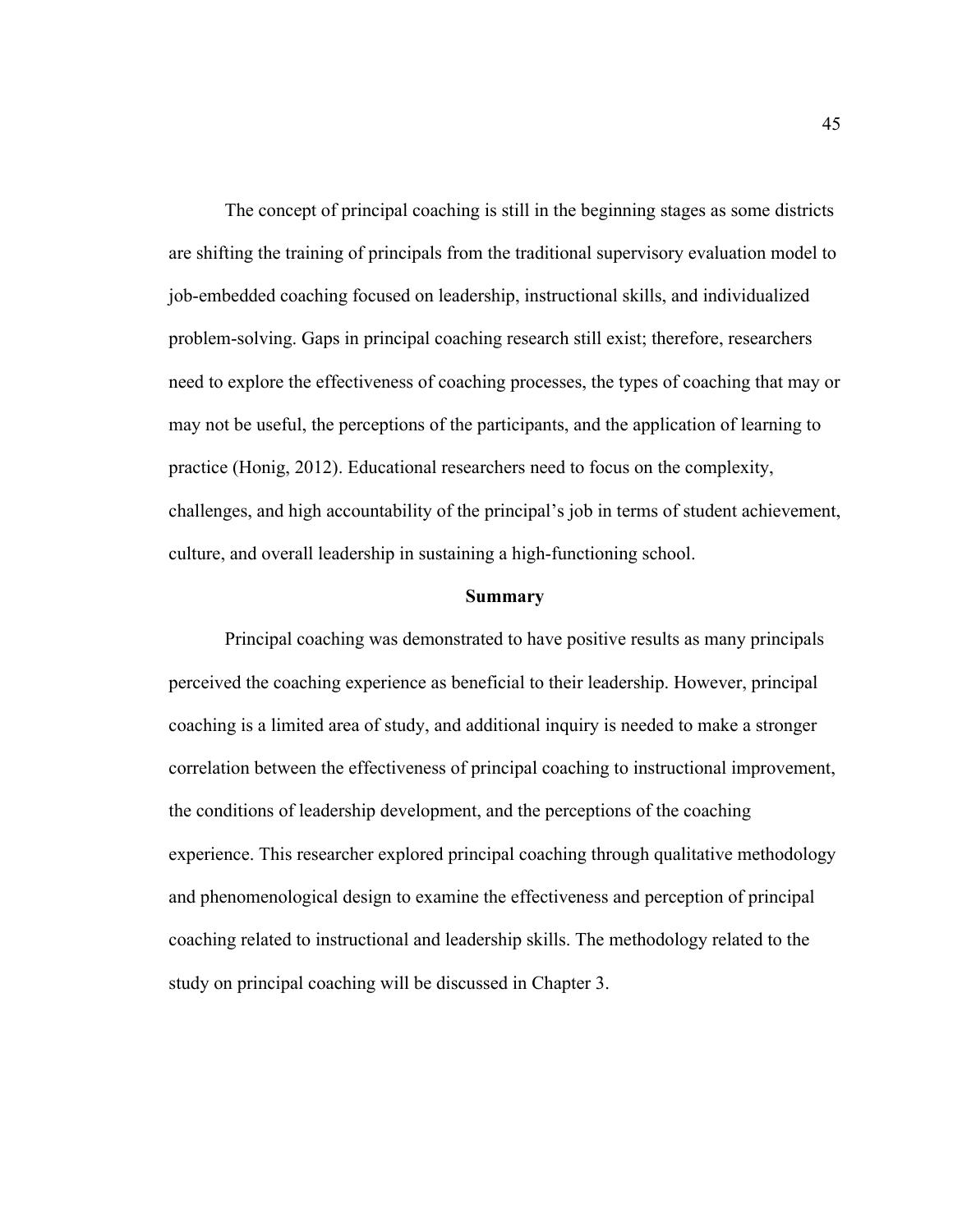The concept of principal coaching is still in the beginning stages as some districts are shifting the training of principals from the traditional supervisory evaluation model to job-embedded coaching focused on leadership, instructional skills, and individualized problem-solving. Gaps in principal coaching research still exist; therefore, researchers need to explore the effectiveness of coaching processes, the types of coaching that may or may not be useful, the perceptions of the participants, and the application of learning to practice (Honig, 2012). Educational researchers need to focus on the complexity, challenges, and high accountability of the principal's job in terms of student achievement, culture, and overall leadership in sustaining a high-functioning school.

## Summary

Principal coaching was demonstrated to have positive results as many principals perceived the coaching experience as beneficial to their leadership. However, principal coaching is a limited area of study, and additional inquiry is needed to make a stronger correlation between the effectiveness of principal coaching to instructional improvement, the conditions of leadership development, and the perceptions of the coaching experience. This researcher explored principal coaching through qualitative methodology and phenomenological design to examine the effectiveness and perception of principal coaching related to instructional and leadership skills. The methodology related to the study on principal coaching will be discussed in Chapter 3.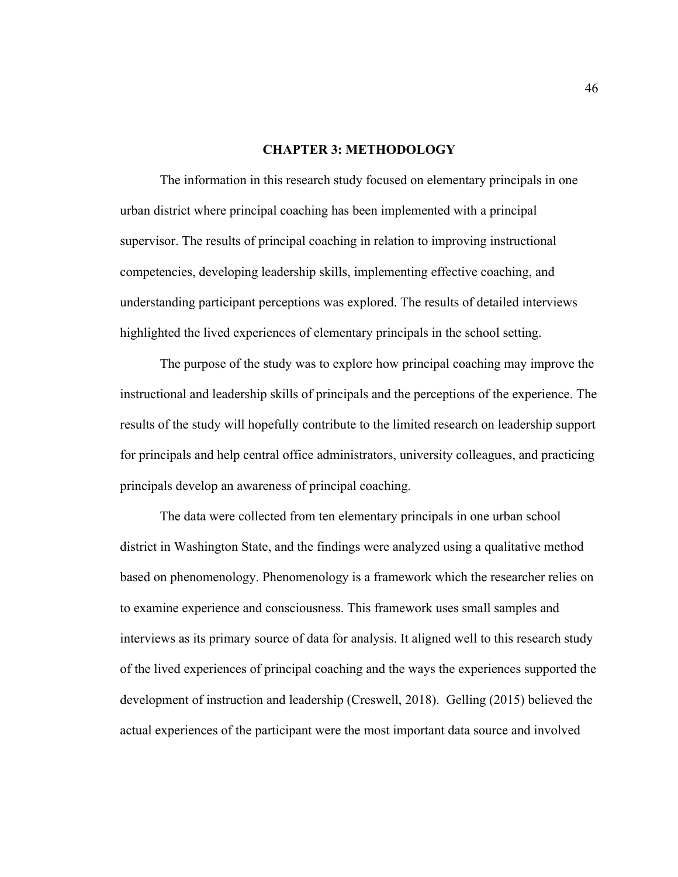# CHAPTER 3: METHODOLOGY

The information in this research study focused on elementary principals in one urban district where principal coaching has been implemented with a principal supervisor. The results of principal coaching in relation to improving instructional competencies, developing leadership skills, implementing effective coaching, and understanding participant perceptions was explored. The results of detailed interviews highlighted the lived experiences of elementary principals in the school setting.

The purpose of the study was to explore how principal coaching may improve the instructional and leadership skills of principals and the perceptions of the experience. The results of the study will hopefully contribute to the limited research on leadership support for principals and help central office administrators, university colleagues, and practicing principals develop an awareness of principal coaching.

The data were collected from ten elementary principals in one urban school district in Washington State, and the findings were analyzed using a qualitative method based on phenomenology. Phenomenology is a framework which the researcher relies on to examine experience and consciousness. This framework uses small samples and interviews as its primary source of data for analysis. It aligned well to this research study of the lived experiences of principal coaching and the ways the experiences supported the development of instruction and leadership (Creswell, 2018). Gelling (2015) believed the actual experiences of the participant were the most important data source and involved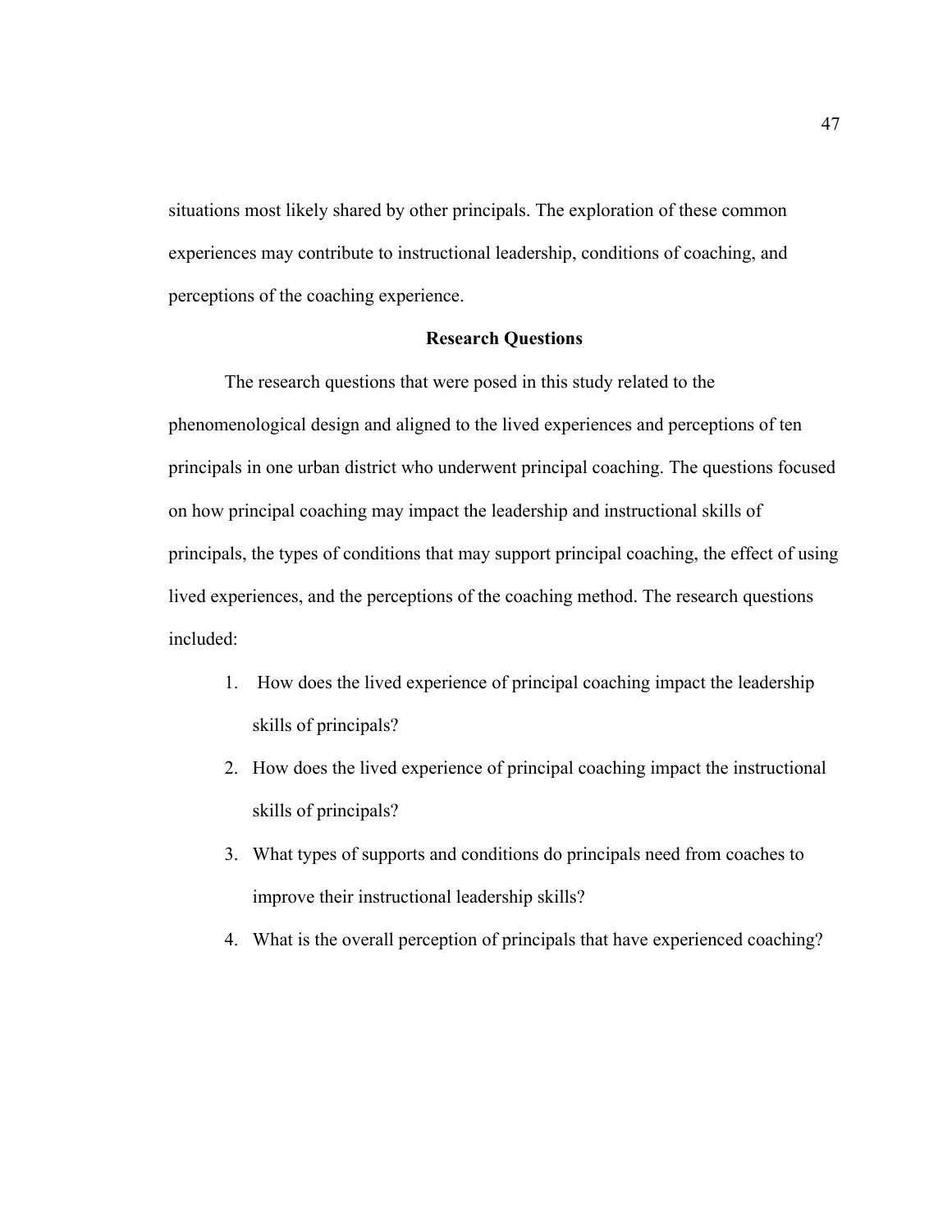situations most likely shared by other principals. The exploration of these common experiences may contribute to instructional leadership, conditions of coaching, and perceptions of the coaching experience.

## Research Questions

The research questions that were posed in this study related to the phenomenological design and aligned to the lived experiences and perceptions of ten principals in one urban district who underwent principal coaching. The questions focused on how principal coaching may impact the leadership and instructional skills of principals, the types of conditions that may support principal coaching, the effect of using lived experiences, and the perceptions of the coaching method. The research questions included:

1. How does the lived experience of principal coaching impact the leadership skills of principals?
2. How does the lived experience of principal coaching impact the instructional skills of principals?
3. What types of supports and conditions do principals need from coaches to improve their instructional leadership skills?
4. What is the overall perception of principals that have experienced coaching?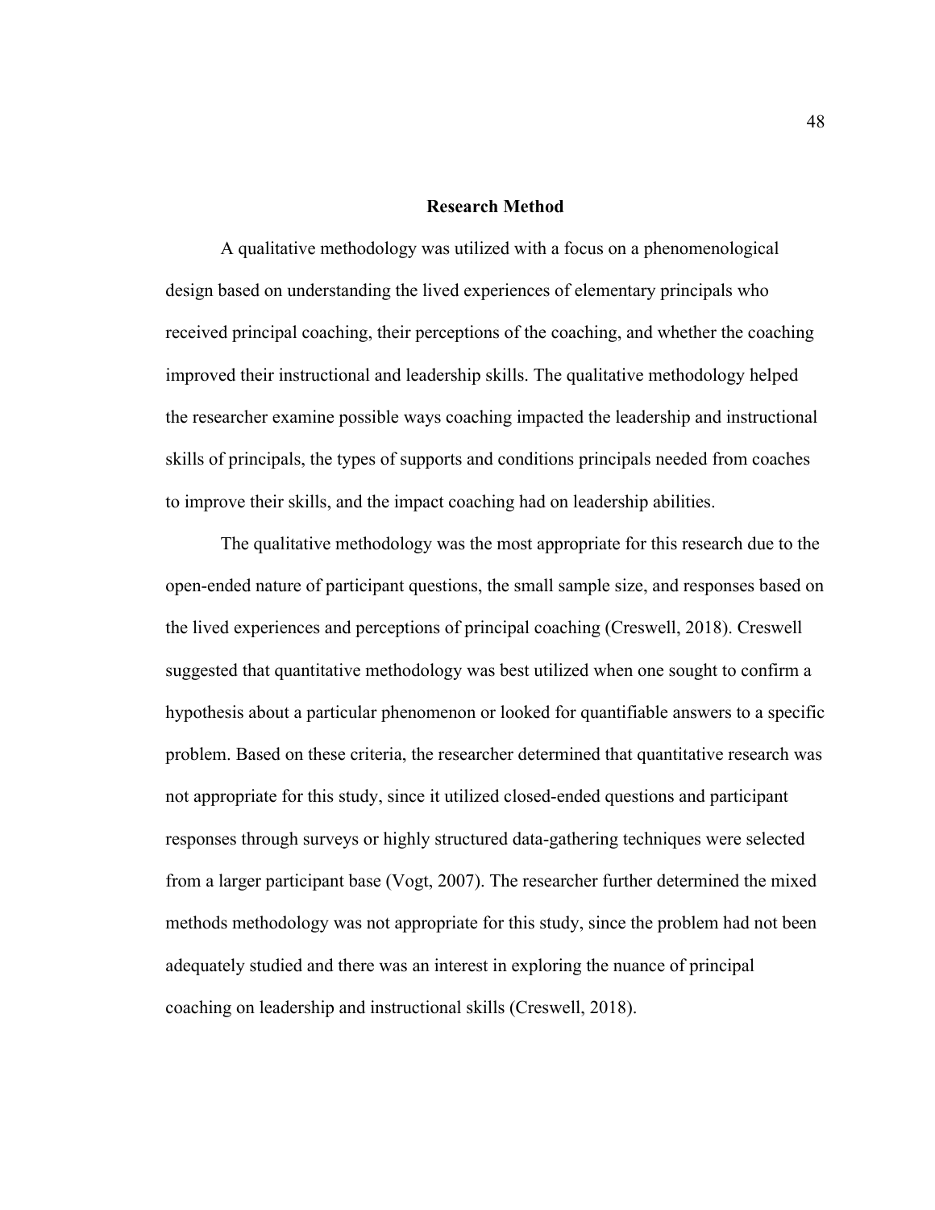## Research Method

A qualitative methodology was utilized with a focus on a phenomenological design based on understanding the lived experiences of elementary principals who received principal coaching, their perceptions of the coaching, and whether the coaching improved their instructional and leadership skills. The qualitative methodology helped the researcher examine possible ways coaching impacted the leadership and instructional skills of principals, the types of supports and conditions principals needed from coaches to improve their skills, and the impact coaching had on leadership abilities.

The qualitative methodology was the most appropriate for this research due to the open-ended nature of participant questions, the small sample size, and responses based on the lived experiences and perceptions of principal coaching (Creswell, 2018). Creswell suggested that quantitative methodology was best utilized when one sought to confirm a hypothesis about a particular phenomenon or looked for quantifiable answers to a specific problem. Based on these criteria, the researcher determined that quantitative research was not appropriate for this study, since it utilized closed-ended questions and participant responses through surveys or highly structured data-gathering techniques were selected from a larger participant base (Vogt, 2007). The researcher further determined the mixed methods methodology was not appropriate for this study, since the problem had not been adequately studied and there was an interest in exploring the nuance of principal coaching on leadership and instructional skills (Creswell, 2018).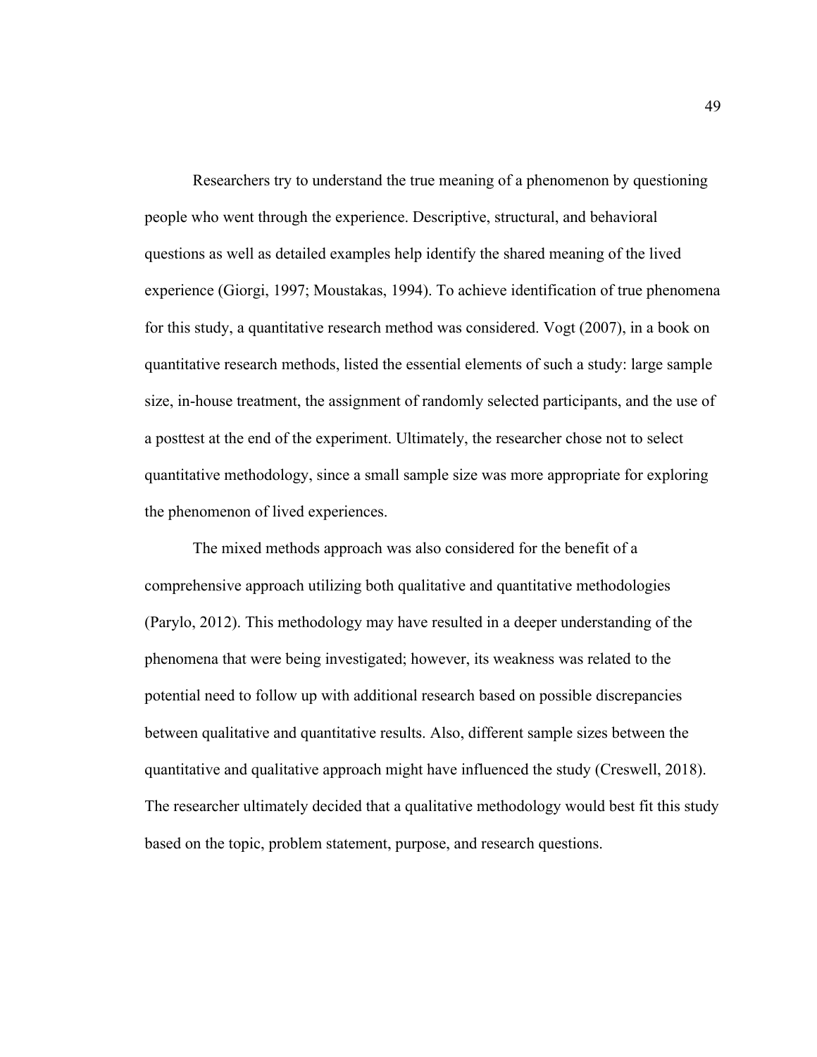Researchers try to understand the true meaning of a phenomenon by questioning people who went through the experience. Descriptive, structural, and behavioral questions as well as detailed examples help identify the shared meaning of the lived experience (Giorgi, 1997; Moustakas, 1994). To achieve identification of true phenomena for this study, a quantitative research method was considered. Vogt (2007), in a book on quantitative research methods, listed the essential elements of such a study: large sample size, in-house treatment, the assignment of randomly selected participants, and the use of a posttest at the end of the experiment. Ultimately, the researcher chose not to select quantitative methodology, since a small sample size was more appropriate for exploring the phenomenon of lived experiences.

The mixed methods approach was also considered for the benefit of a comprehensive approach utilizing both qualitative and quantitative methodologies (Parylo, 2012). This methodology may have resulted in a deeper understanding of the phenomena that were being investigated; however, its weakness was related to the potential need to follow up with additional research based on possible discrepancies between qualitative and quantitative results. Also, different sample sizes between the quantitative and qualitative approach might have influenced the study (Creswell, 2018). The researcher ultimately decided that a qualitative methodology would best fit this study based on the topic, problem statement, purpose, and research questions.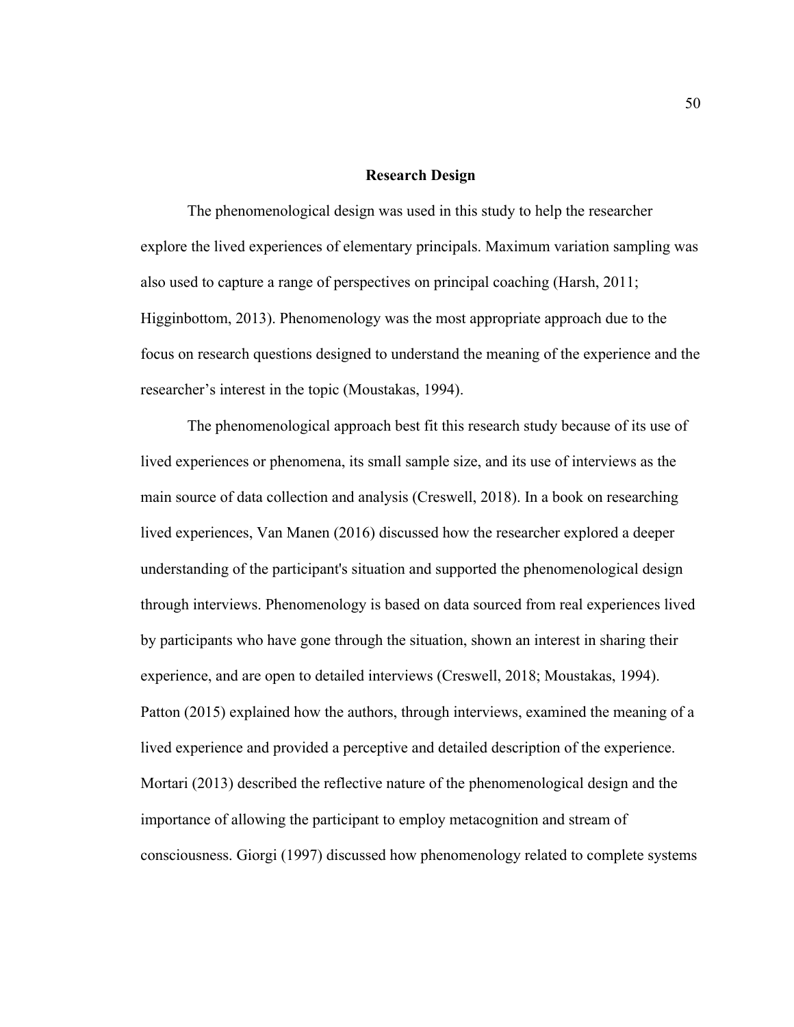## Research Design

The phenomenological design was used in this study to help the researcher explore the lived experiences of elementary principals. Maximum variation sampling was also used to capture a range of perspectives on principal coaching (Harsh, 2011; Higginbottom, 2013). Phenomenology was the most appropriate approach due to the focus on research questions designed to understand the meaning of the experience and the researcher's interest in the topic (Moustakas, 1994).

The phenomenological approach best fit this research study because of its use of lived experiences or phenomena, its small sample size, and its use of interviews as the main source of data collection and analysis (Creswell, 2018). In a book on researching lived experiences, Van Manen (2016) discussed how the researcher explored a deeper understanding of the participant's situation and supported the phenomenological design through interviews. Phenomenology is based on data sourced from real experiences lived by participants who have gone through the situation, shown an interest in sharing their experience, and are open to detailed interviews (Creswell, 2018; Moustakas, 1994). Patton (2015) explained how the authors, through interviews, examined the meaning of a lived experience and provided a perceptive and detailed description of the experience. Mortari (2013) described the reflective nature of the phenomenological design and the importance of allowing the participant to employ metacognition and stream of consciousness. Giorgi (1997) discussed how phenomenology related to complete systems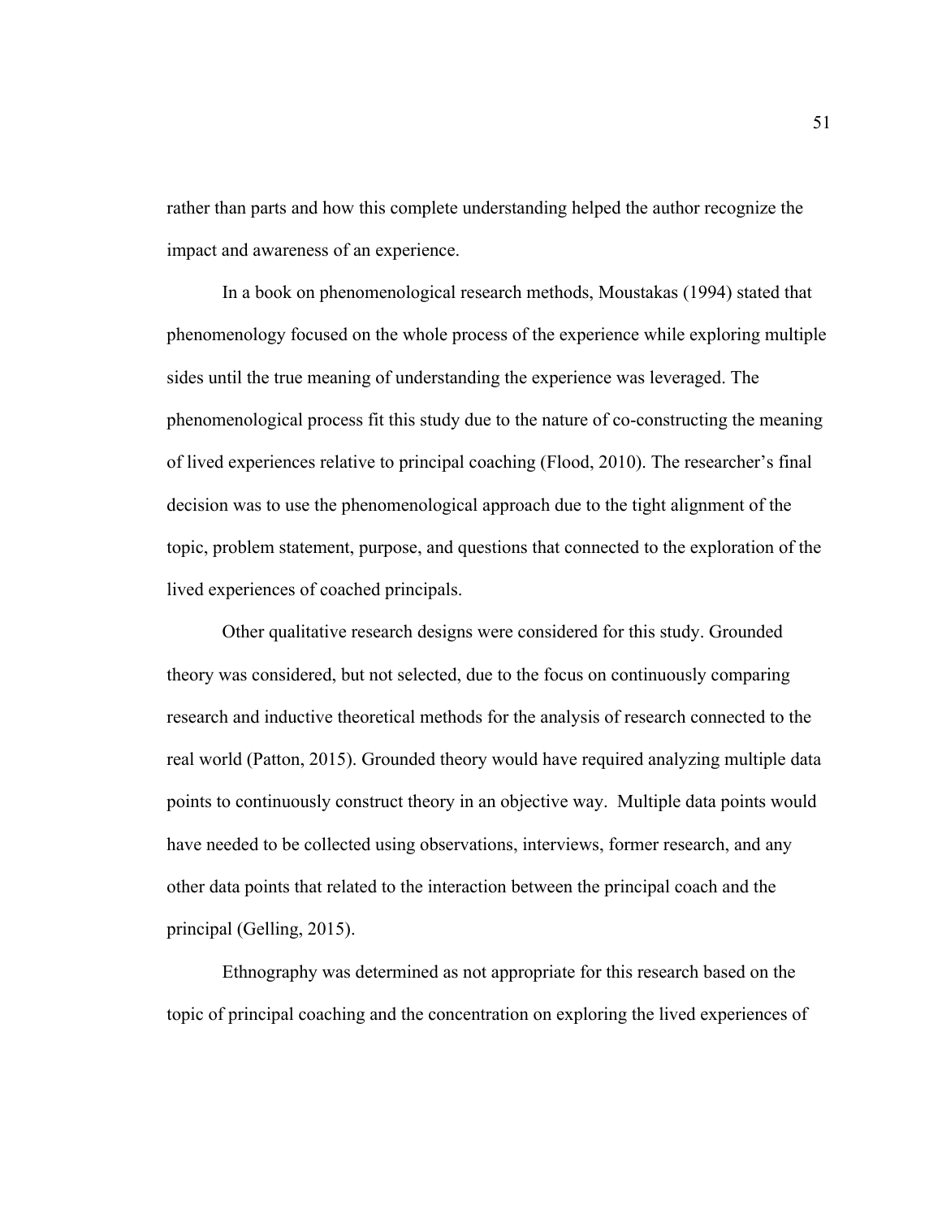rather than parts and how this complete understanding helped the author recognize the impact and awareness of an experience.

In a book on phenomenological research methods, Moustakas (1994) stated that phenomenology focused on the whole process of the experience while exploring multiple sides until the true meaning of understanding the experience was leveraged. The phenomenological process fit this study due to the nature of co-constructing the meaning of lived experiences relative to principal coaching (Flood, 2010). The researcher's final decision was to use the phenomenological approach due to the tight alignment of the topic, problem statement, purpose, and questions that connected to the exploration of the lived experiences of coached principals.

Other qualitative research designs were considered for this study. Grounded theory was considered, but not selected, due to the focus on continuously comparing research and inductive theoretical methods for the analysis of research connected to the real world (Patton, 2015). Grounded theory would have required analyzing multiple data points to continuously construct theory in an objective way. Multiple data points would have needed to be collected using observations, interviews, former research, and any other data points that related to the interaction between the principal coach and the principal (Gelling, 2015).

Ethnography was determined as not appropriate for this research based on the topic of principal coaching and the concentration on exploring the lived experiences of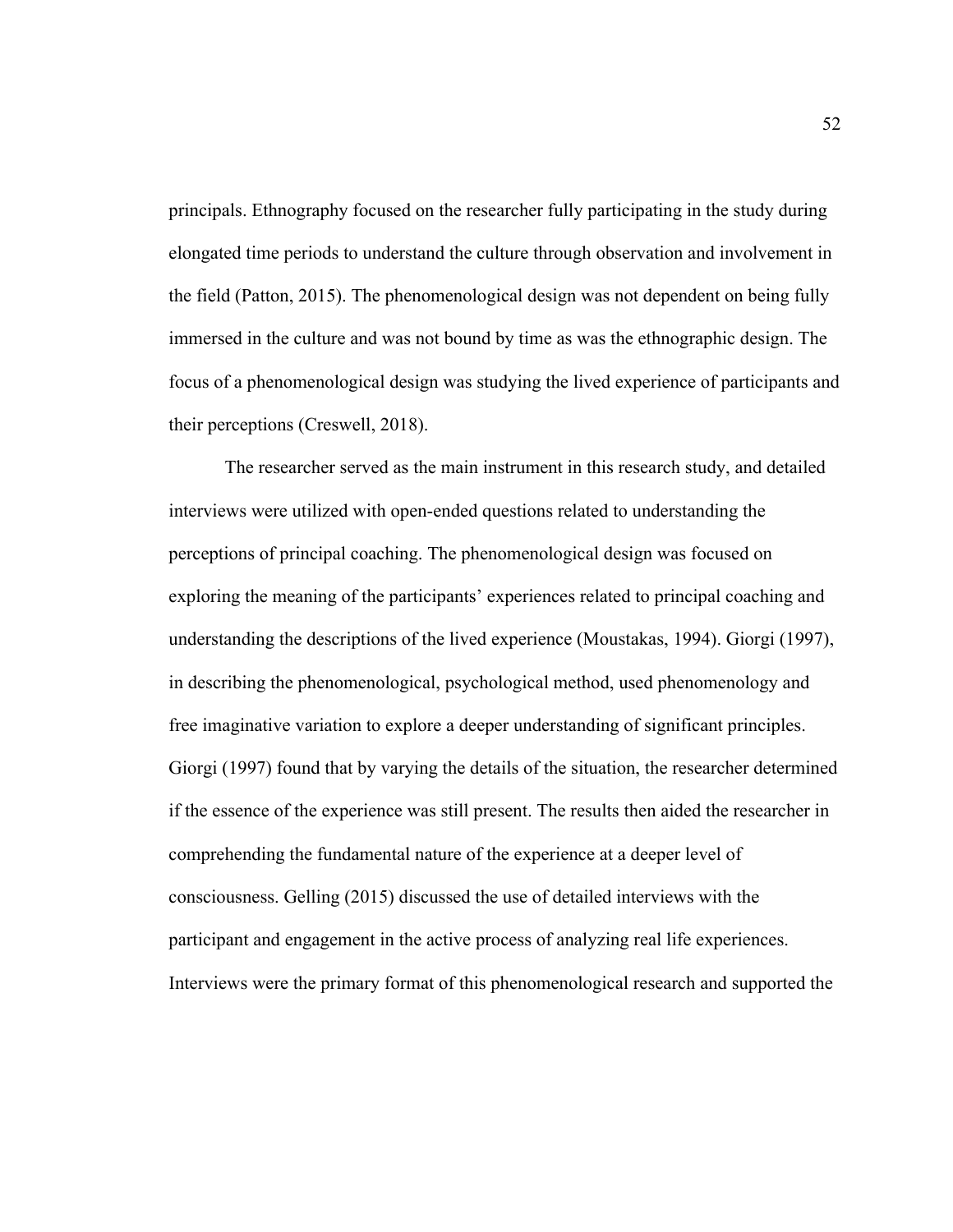principals. Ethnography focused on the researcher fully participating in the study during elongated time periods to understand the culture through observation and involvement in the field (Patton, 2015). The phenomenological design was not dependent on being fully immersed in the culture and was not bound by time as was the ethnographic design. The focus of a phenomenological design was studying the lived experience of participants and their perceptions (Creswell, 2018).

The researcher served as the main instrument in this research study, and detailed interviews were utilized with open-ended questions related to understanding the perceptions of principal coaching. The phenomenological design was focused on exploring the meaning of the participants' experiences related to principal coaching and understanding the descriptions of the lived experience (Moustakas, 1994). Giorgi (1997), in describing the phenomenological, psychological method, used phenomenology and free imaginative variation to explore a deeper understanding of significant principles. Giorgi (1997) found that by varying the details of the situation, the researcher determined if the essence of the experience was still present. The results then aided the researcher in comprehending the fundamental nature of the experience at a deeper level of consciousness. Gelling (2015) discussed the use of detailed interviews with the participant and engagement in the active process of analyzing real life experiences. Interviews were the primary format of this phenomenological research and supported the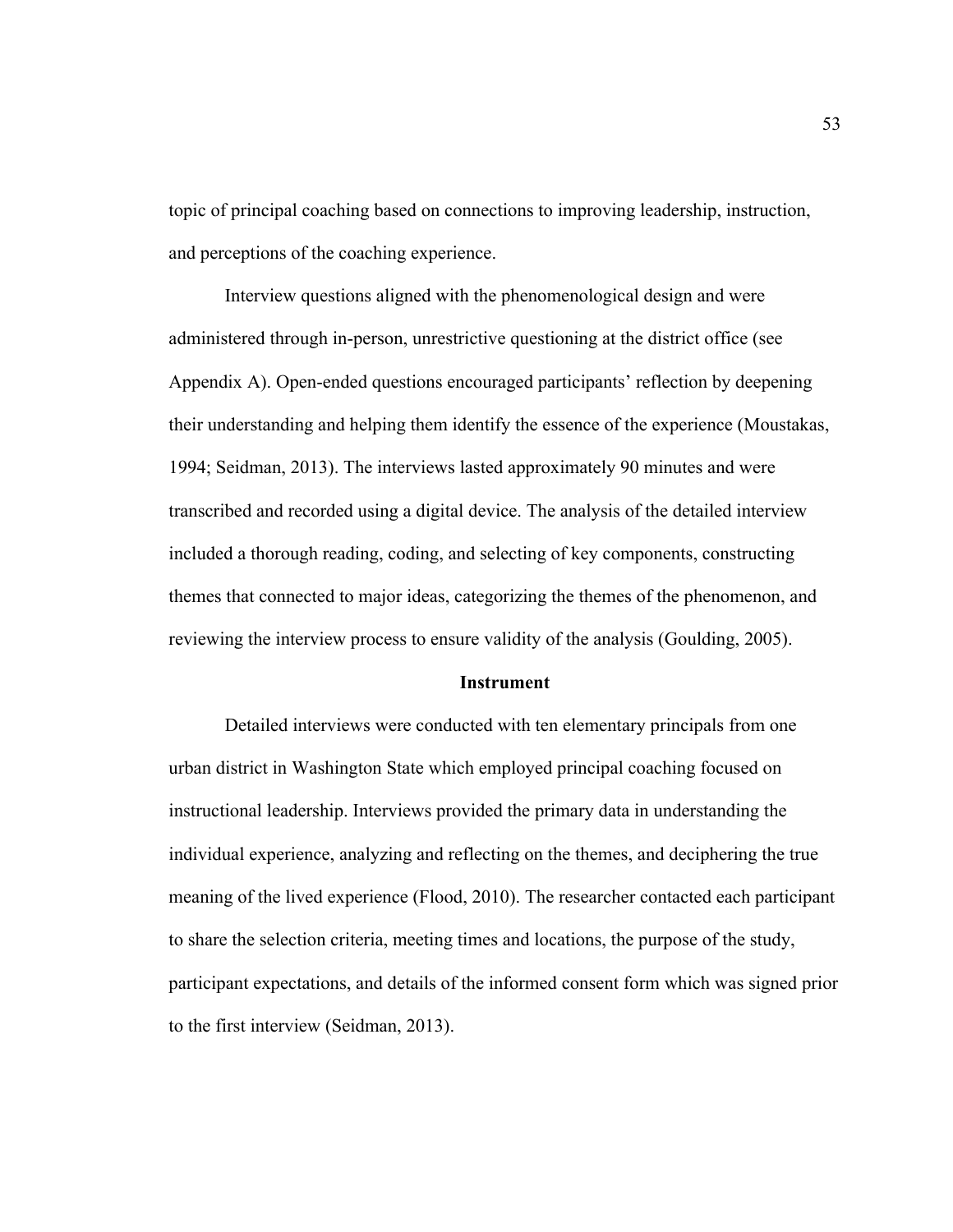topic of principal coaching based on connections to improving leadership, instruction, and perceptions of the coaching experience.

Interview questions aligned with the phenomenological design and were administered through in-person, unrestrictive questioning at the district office (see Appendix A). Open-ended questions encouraged participants' reflection by deepening their understanding and helping them identify the essence of the experience (Moustakas, 1994; Seidman, 2013). The interviews lasted approximately 90 minutes and were transcribed and recorded using a digital device. The analysis of the detailed interview included a thorough reading, coding, and selecting of key components, constructing themes that connected to major ideas, categorizing the themes of the phenomenon, and reviewing the interview process to ensure validity of the analysis (Goulding, 2005).

## Instrument

Detailed interviews were conducted with ten elementary principals from one urban district in Washington State which employed principal coaching focused on instructional leadership. Interviews provided the primary data in understanding the individual experience, analyzing and reflecting on the themes, and deciphering the true meaning of the lived experience (Flood, 2010). The researcher contacted each participant to share the selection criteria, meeting times and locations, the purpose of the study, participant expectations, and details of the informed consent form which was signed prior to the first interview (Seidman, 2013).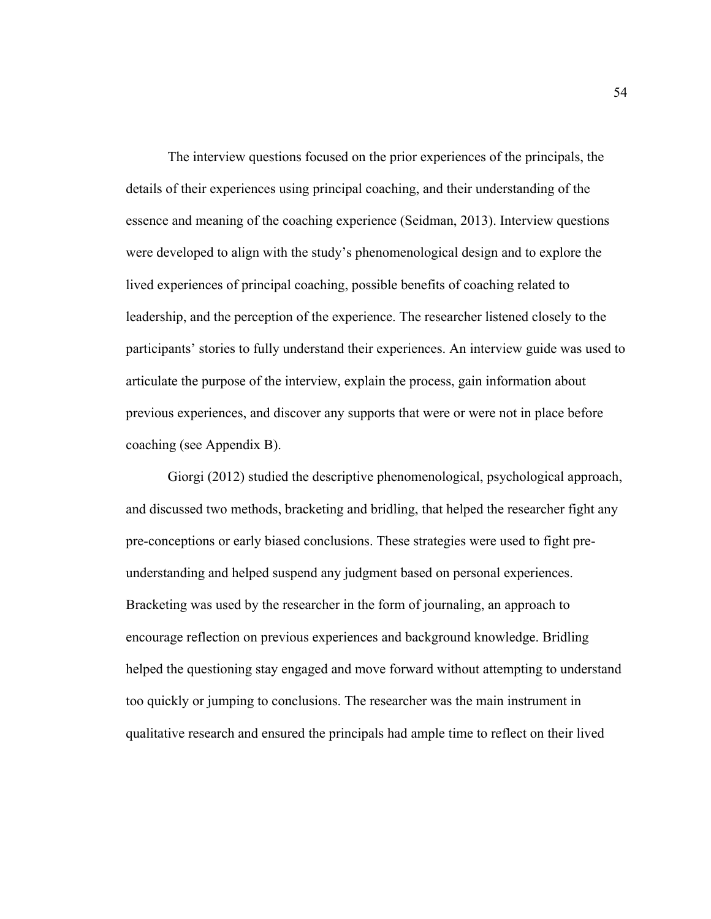The interview questions focused on the prior experiences of the principals, the details of their experiences using principal coaching, and their understanding of the essence and meaning of the coaching experience (Seidman, 2013). Interview questions were developed to align with the study's phenomenological design and to explore the lived experiences of principal coaching, possible benefits of coaching related to leadership, and the perception of the experience. The researcher listened closely to the participants' stories to fully understand their experiences. An interview guide was used to articulate the purpose of the interview, explain the process, gain information about previous experiences, and discover any supports that were or were not in place before coaching (see Appendix B).

Giorgi (2012) studied the descriptive phenomenological, psychological approach, and discussed two methods, bracketing and bridling, that helped the researcher fight any pre-conceptions or early biased conclusions. These strategies were used to fight pre-understanding and helped suspend any judgment based on personal experiences. Bracketing was used by the researcher in the form of journaling, an approach to encourage reflection on previous experiences and background knowledge. Bridling helped the questioning stay engaged and move forward without attempting to understand too quickly or jumping to conclusions. The researcher was the main instrument in qualitative research and ensured the principals had ample time to reflect on their lived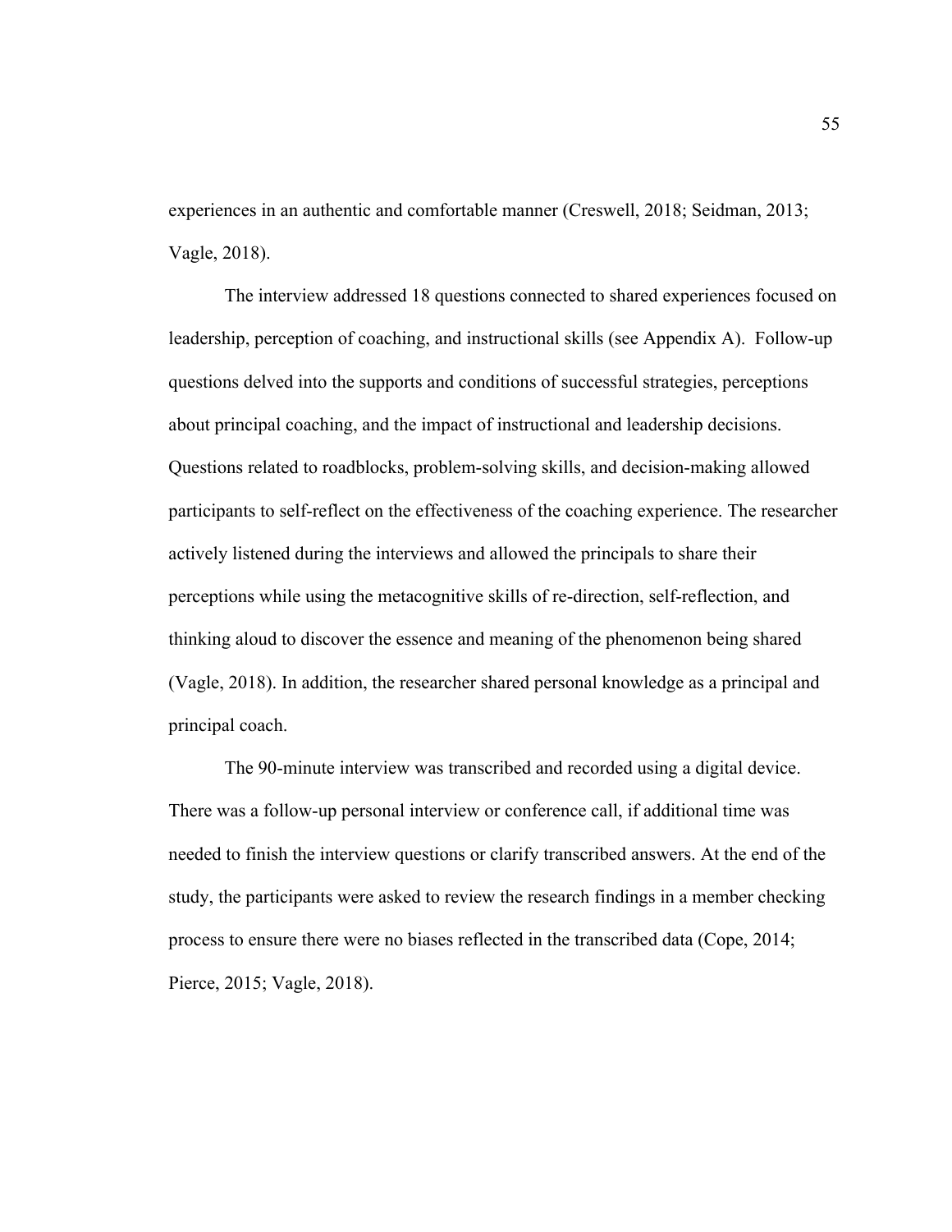experiences in an authentic and comfortable manner (Creswell, 2018; Seidman, 2013; Vagle, 2018).

The interview addressed 18 questions connected to shared experiences focused on leadership, perception of coaching, and instructional skills (see Appendix A). Follow-up questions delved into the supports and conditions of successful strategies, perceptions about principal coaching, and the impact of instructional and leadership decisions. Questions related to roadblocks, problem-solving skills, and decision-making allowed participants to self-reflect on the effectiveness of the coaching experience. The researcher actively listened during the interviews and allowed the principals to share their perceptions while using the metacognitive skills of re-direction, self-reflection, and thinking aloud to discover the essence and meaning of the phenomenon being shared (Vagle, 2018). In addition, the researcher shared personal knowledge as a principal and principal coach.

The 90-minute interview was transcribed and recorded using a digital device. There was a follow-up personal interview or conference call, if additional time was needed to finish the interview questions or clarify transcribed answers. At the end of the study, the participants were asked to review the research findings in a member checking process to ensure there were no biases reflected in the transcribed data (Cope, 2014; Pierce, 2015; Vagle, 2018).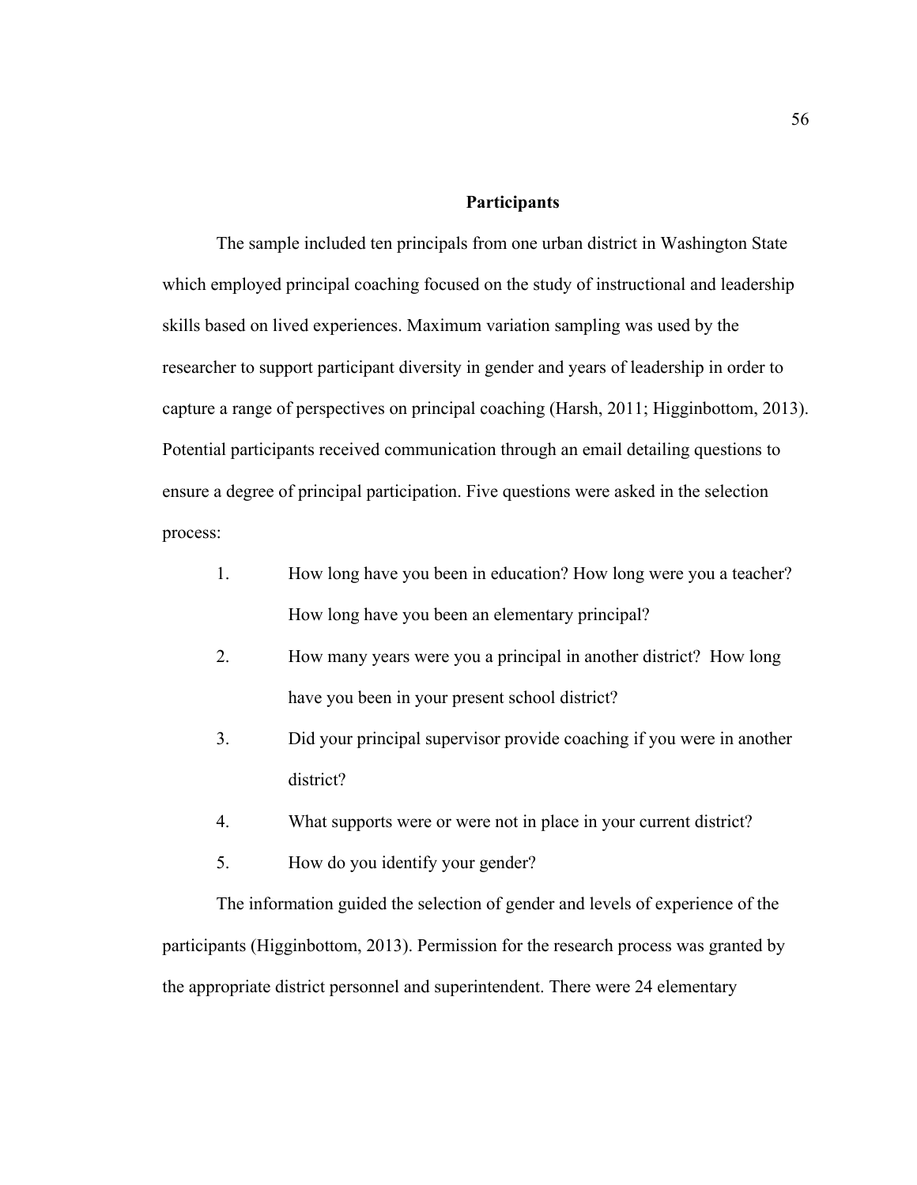## Participants

The sample included ten principals from one urban district in Washington State which employed principal coaching focused on the study of instructional and leadership skills based on lived experiences. Maximum variation sampling was used by the researcher to support participant diversity in gender and years of leadership in order to capture a range of perspectives on principal coaching (Harsh, 2011; Higginbottom, 2013). Potential participants received communication through an email detailing questions to ensure a degree of principal participation. Five questions were asked in the selection process:

1. How long have you been in education? How long were you a teacher? How long have you been an elementary principal?
2. How many years were you a principal in another district? How long have you been in your present school district?
3. Did your principal supervisor provide coaching if you were in another district?
4. What supports were or were not in place in your current district?
5. How do you identify your gender?

The information guided the selection of gender and levels of experience of the participants (Higginbottom, 2013). Permission for the research process was granted by the appropriate district personnel and superintendent. There were 24 elementary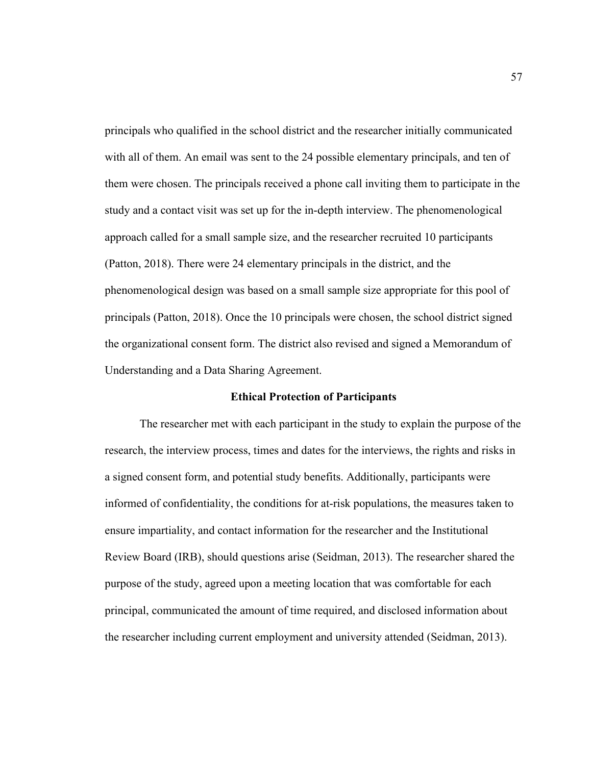principals who qualified in the school district and the researcher initially communicated with all of them. An email was sent to the 24 possible elementary principals, and ten of them were chosen. The principals received a phone call inviting them to participate in the study and a contact visit was set up for the in-depth interview. The phenomenological approach called for a small sample size, and the researcher recruited 10 participants (Patton, 2018). There were 24 elementary principals in the district, and the phenomenological design was based on a small sample size appropriate for this pool of principals (Patton, 2018). Once the 10 principals were chosen, the school district signed the organizational consent form. The district also revised and signed a Memorandum of Understanding and a Data Sharing Agreement.

## Ethical Protection of Participants

The researcher met with each participant in the study to explain the purpose of the research, the interview process, times and dates for the interviews, the rights and risks in a signed consent form, and potential study benefits. Additionally, participants were informed of confidentiality, the conditions for at-risk populations, the measures taken to ensure impartiality, and contact information for the researcher and the Institutional Review Board (IRB), should questions arise (Seidman, 2013). The researcher shared the purpose of the study, agreed upon a meeting location that was comfortable for each principal, communicated the amount of time required, and disclosed information about the researcher including current employment and university attended (Seidman, 2013).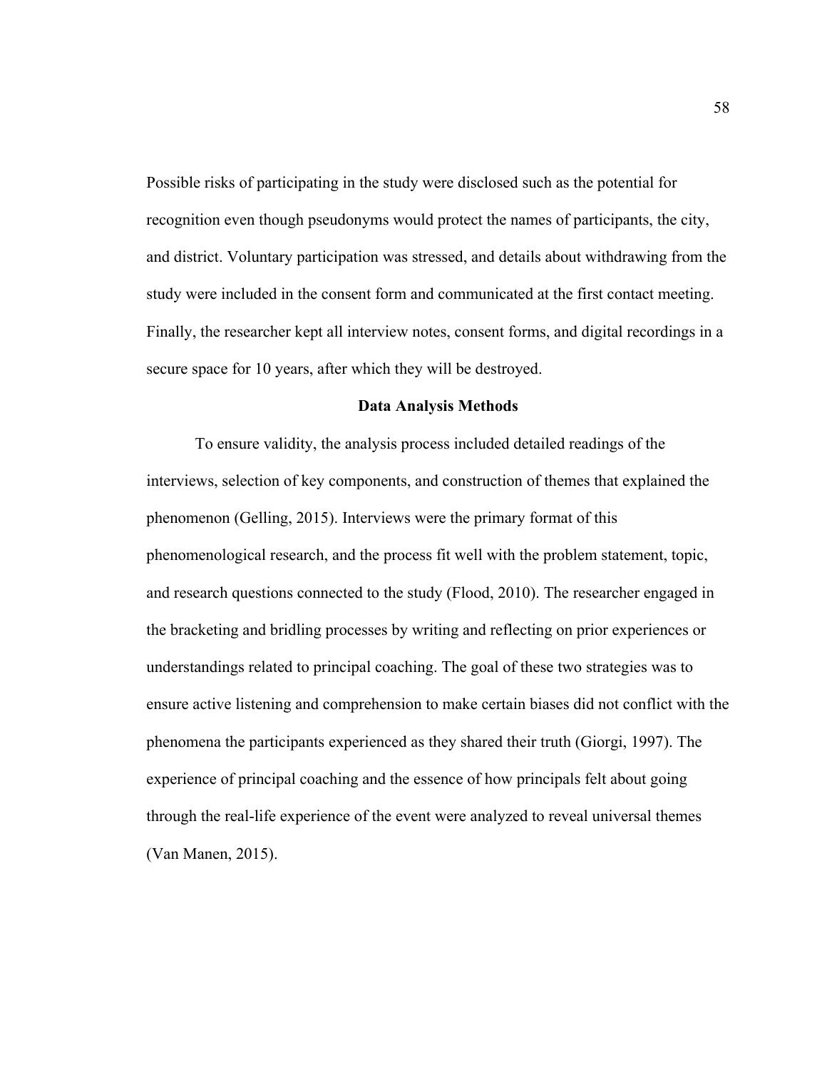Possible risks of participating in the study were disclosed such as the potential for recognition even though pseudonyms would protect the names of participants, the city, and district. Voluntary participation was stressed, and details about withdrawing from the study were included in the consent form and communicated at the first contact meeting. Finally, the researcher kept all interview notes, consent forms, and digital recordings in a secure space for 10 years, after which they will be destroyed.

## Data Analysis Methods

To ensure validity, the analysis process included detailed readings of the interviews, selection of key components, and construction of themes that explained the phenomenon (Gelling, 2015). Interviews were the primary format of this phenomenological research, and the process fit well with the problem statement, topic, and research questions connected to the study (Flood, 2010). The researcher engaged in the bracketing and bridling processes by writing and reflecting on prior experiences or understandings related to principal coaching. The goal of these two strategies was to ensure active listening and comprehension to make certain biases did not conflict with the phenomena the participants experienced as they shared their truth (Giorgi, 1997). The experience of principal coaching and the essence of how principals felt about going through the real-life experience of the event were analyzed to reveal universal themes (Van Manen, 2015).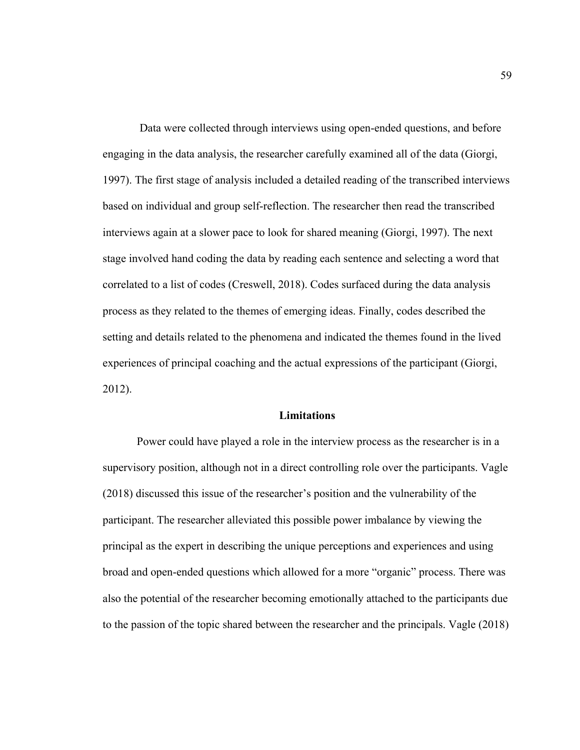Data were collected through interviews using open-ended questions, and before engaging in the data analysis, the researcher carefully examined all of the data (Giorgi, 1997). The first stage of analysis included a detailed reading of the transcribed interviews based on individual and group self-reflection. The researcher then read the transcribed interviews again at a slower pace to look for shared meaning (Giorgi, 1997). The next stage involved hand coding the data by reading each sentence and selecting a word that correlated to a list of codes (Creswell, 2018). Codes surfaced during the data analysis process as they related to the themes of emerging ideas. Finally, codes described the setting and details related to the phenomena and indicated the themes found in the lived experiences of principal coaching and the actual expressions of the participant (Giorgi, 2012).

## Limitations

Power could have played a role in the interview process as the researcher is in a supervisory position, although not in a direct controlling role over the participants. Vagle (2018) discussed this issue of the researcher's position and the vulnerability of the participant. The researcher alleviated this possible power imbalance by viewing the principal as the expert in describing the unique perceptions and experiences and using broad and open-ended questions which allowed for a more "organic" process. There was also the potential of the researcher becoming emotionally attached to the participants due to the passion of the topic shared between the researcher and the principals. Vagle (2018)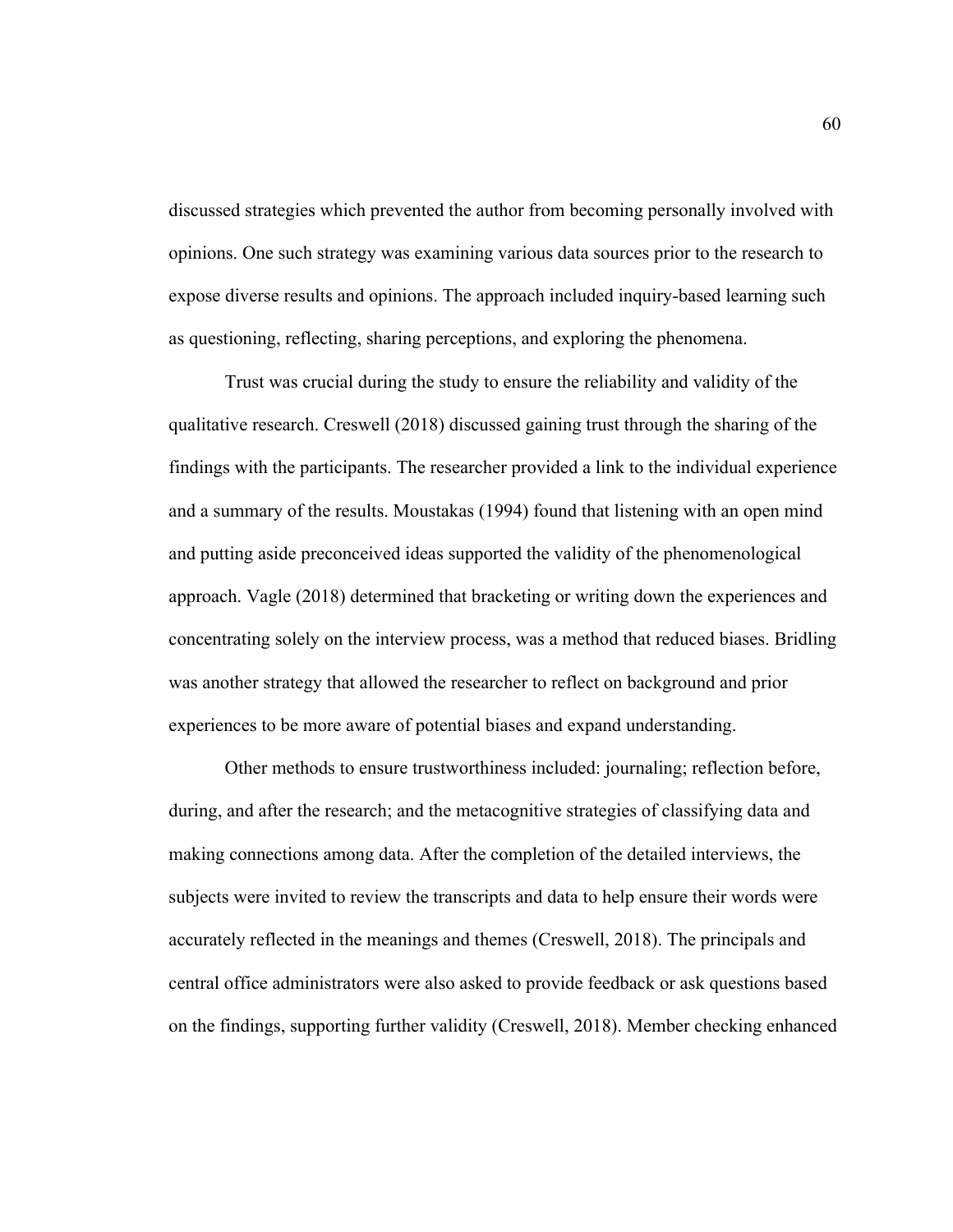discussed strategies which prevented the author from becoming personally involved with opinions. One such strategy was examining various data sources prior to the research to expose diverse results and opinions. The approach included inquiry-based learning such as questioning, reflecting, sharing perceptions, and exploring the phenomena.

Trust was crucial during the study to ensure the reliability and validity of the qualitative research. Creswell (2018) discussed gaining trust through the sharing of the findings with the participants. The researcher provided a link to the individual experience and a summary of the results. Moustakas (1994) found that listening with an open mind and putting aside preconceived ideas supported the validity of the phenomenological approach. Vagle (2018) determined that bracketing or writing down the experiences and concentrating solely on the interview process, was a method that reduced biases. Bridling was another strategy that allowed the researcher to reflect on background and prior experiences to be more aware of potential biases and expand understanding.

Other methods to ensure trustworthiness included: journaling; reflection before, during, and after the research; and the metacognitive strategies of classifying data and making connections among data. After the completion of the detailed interviews, the subjects were invited to review the transcripts and data to help ensure their words were accurately reflected in the meanings and themes (Creswell, 2018). The principals and central office administrators were also asked to provide feedback or ask questions based on the findings, supporting further validity (Creswell, 2018). Member checking enhanced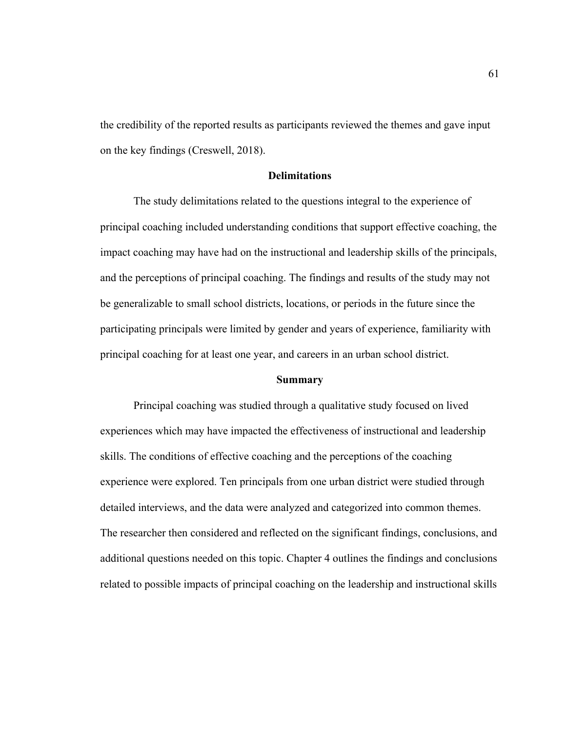the credibility of the reported results as participants reviewed the themes and gave input on the key findings (Creswell, 2018).

## Delimitations

The study delimitations related to the questions integral to the experience of principal coaching included understanding conditions that support effective coaching, the impact coaching may have had on the instructional and leadership skills of the principals, and the perceptions of principal coaching. The findings and results of the study may not be generalizable to small school districts, locations, or periods in the future since the participating principals were limited by gender and years of experience, familiarity with principal coaching for at least one year, and careers in an urban school district.

## Summary

Principal coaching was studied through a qualitative study focused on lived experiences which may have impacted the effectiveness of instructional and leadership skills. The conditions of effective coaching and the perceptions of the coaching experience were explored. Ten principals from one urban district were studied through detailed interviews, and the data were analyzed and categorized into common themes. The researcher then considered and reflected on the significant findings, conclusions, and additional questions needed on this topic. Chapter 4 outlines the findings and conclusions related to possible impacts of principal coaching on the leadership and instructional skills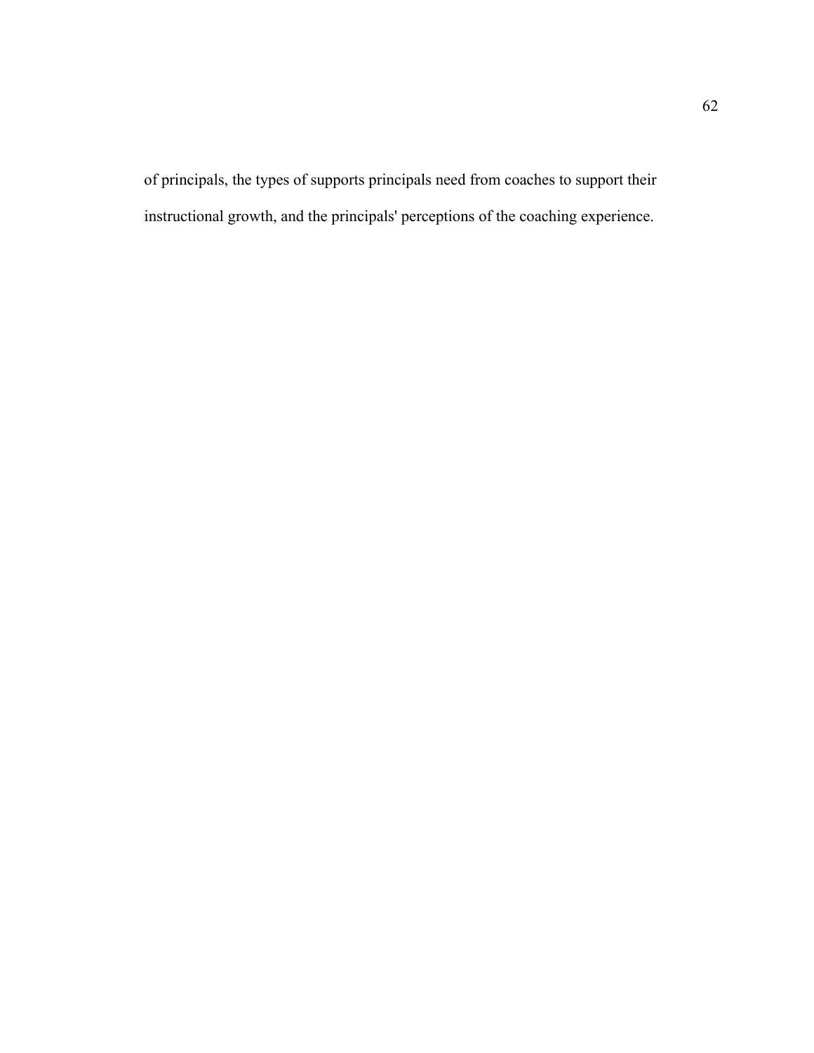of principals, the types of supports principals need from coaches to support their instructional growth, and the principals' perceptions of the coaching experience.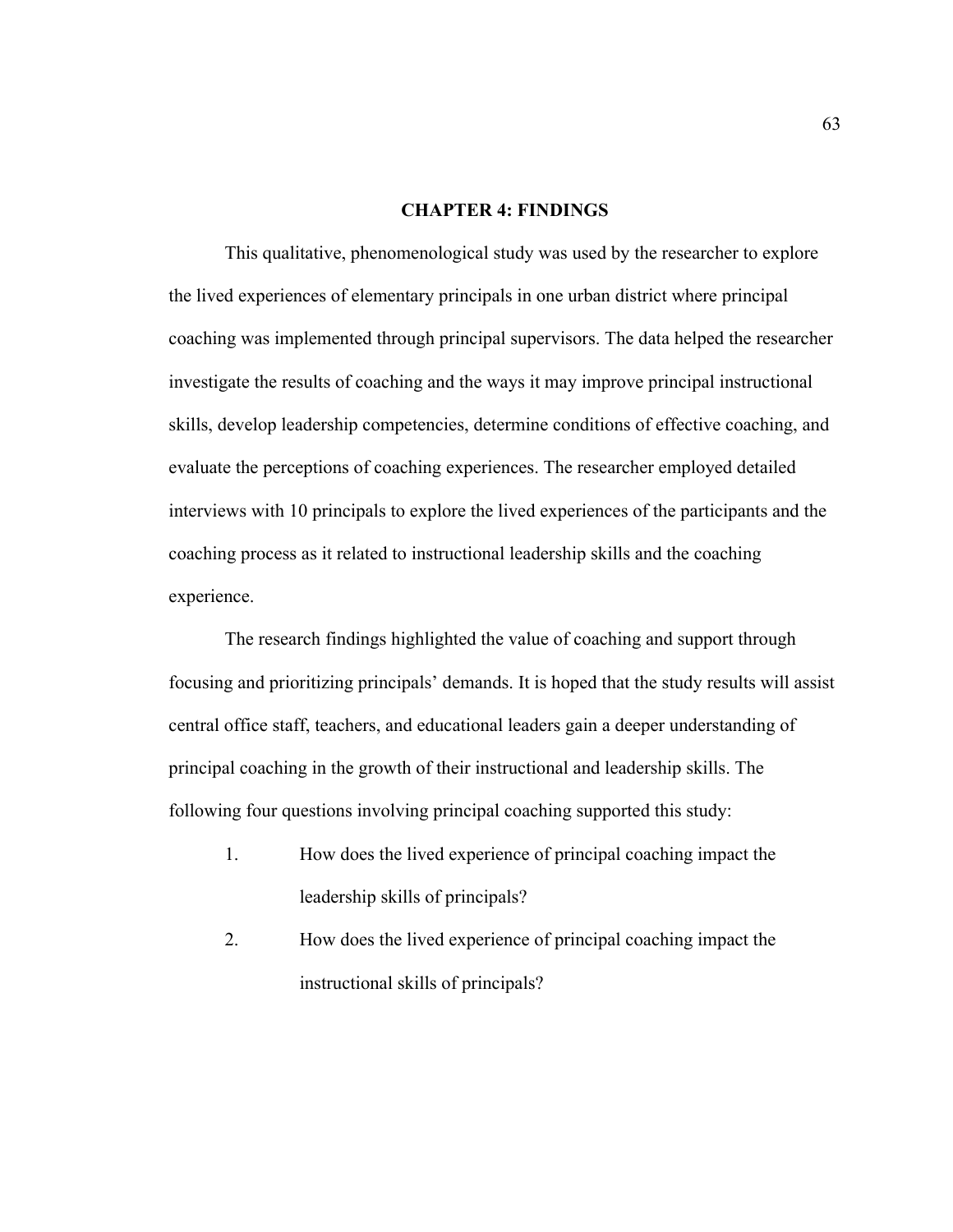# CHAPTER 4: FINDINGS

This qualitative, phenomenological study was used by the researcher to explore the lived experiences of elementary principals in one urban district where principal coaching was implemented through principal supervisors. The data helped the researcher investigate the results of coaching and the ways it may improve principal instructional skills, develop leadership competencies, determine conditions of effective coaching, and evaluate the perceptions of coaching experiences. The researcher employed detailed interviews with 10 principals to explore the lived experiences of the participants and the coaching process as it related to instructional leadership skills and the coaching experience.

The research findings highlighted the value of coaching and support through focusing and prioritizing principals' demands. It is hoped that the study results will assist central office staff, teachers, and educational leaders gain a deeper understanding of principal coaching in the growth of their instructional and leadership skills. The following four questions involving principal coaching supported this study:

1. How does the lived experience of principal coaching impact the leadership skills of principals?
2. How does the lived experience of principal coaching impact the instructional skills of principals?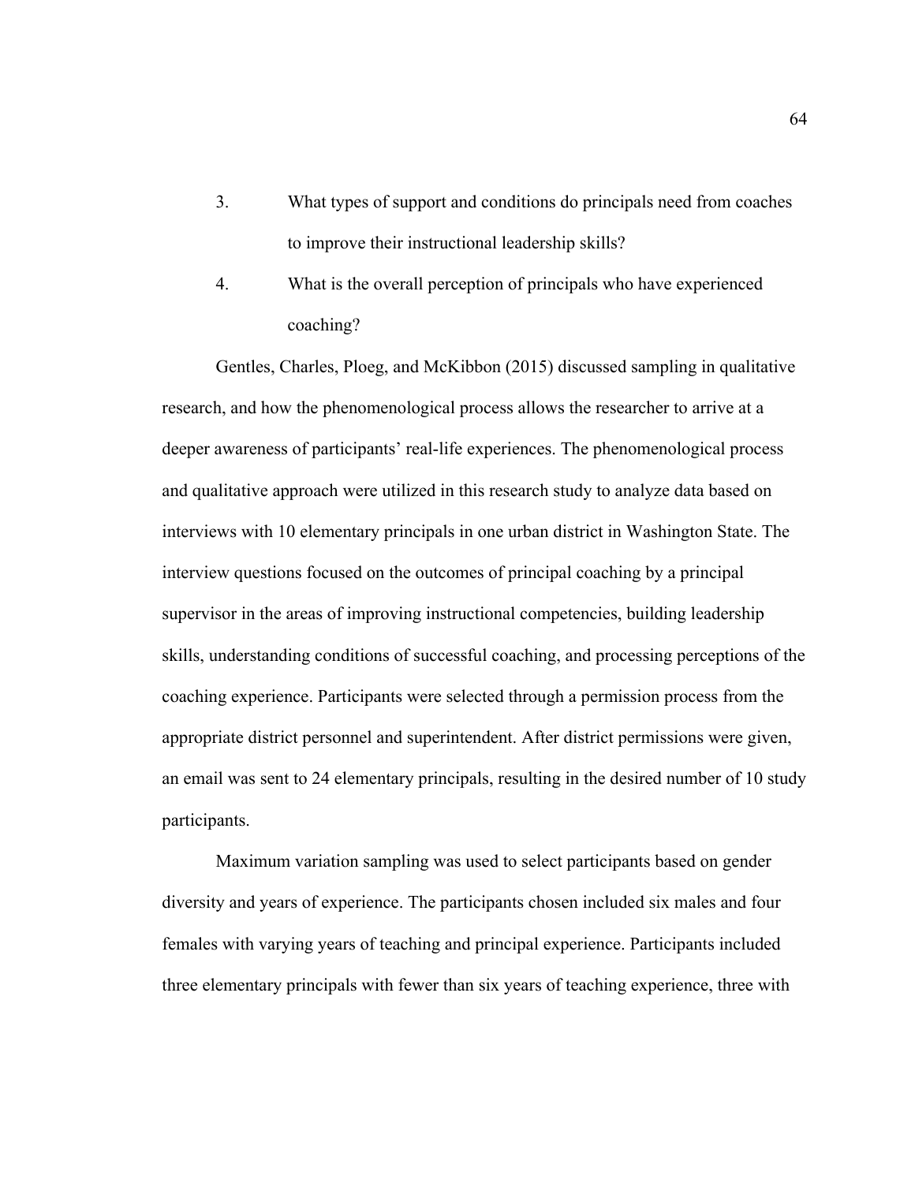3. What types of support and conditions do principals need from coaches to improve their instructional leadership skills?
4. What is the overall perception of principals who have experienced coaching?

Gentles, Charles, Ploeg, and McKibbon (2015) discussed sampling in qualitative research, and how the phenomenological process allows the researcher to arrive at a deeper awareness of participants' real-life experiences. The phenomenological process and qualitative approach were utilized in this research study to analyze data based on interviews with 10 elementary principals in one urban district in Washington State. The interview questions focused on the outcomes of principal coaching by a principal supervisor in the areas of improving instructional competencies, building leadership skills, understanding conditions of successful coaching, and processing perceptions of the coaching experience. Participants were selected through a permission process from the appropriate district personnel and superintendent. After district permissions were given, an email was sent to 24 elementary principals, resulting in the desired number of 10 study participants.

Maximum variation sampling was used to select participants based on gender diversity and years of experience. The participants chosen included six males and four females with varying years of teaching and principal experience. Participants included three elementary principals with fewer than six years of teaching experience, three with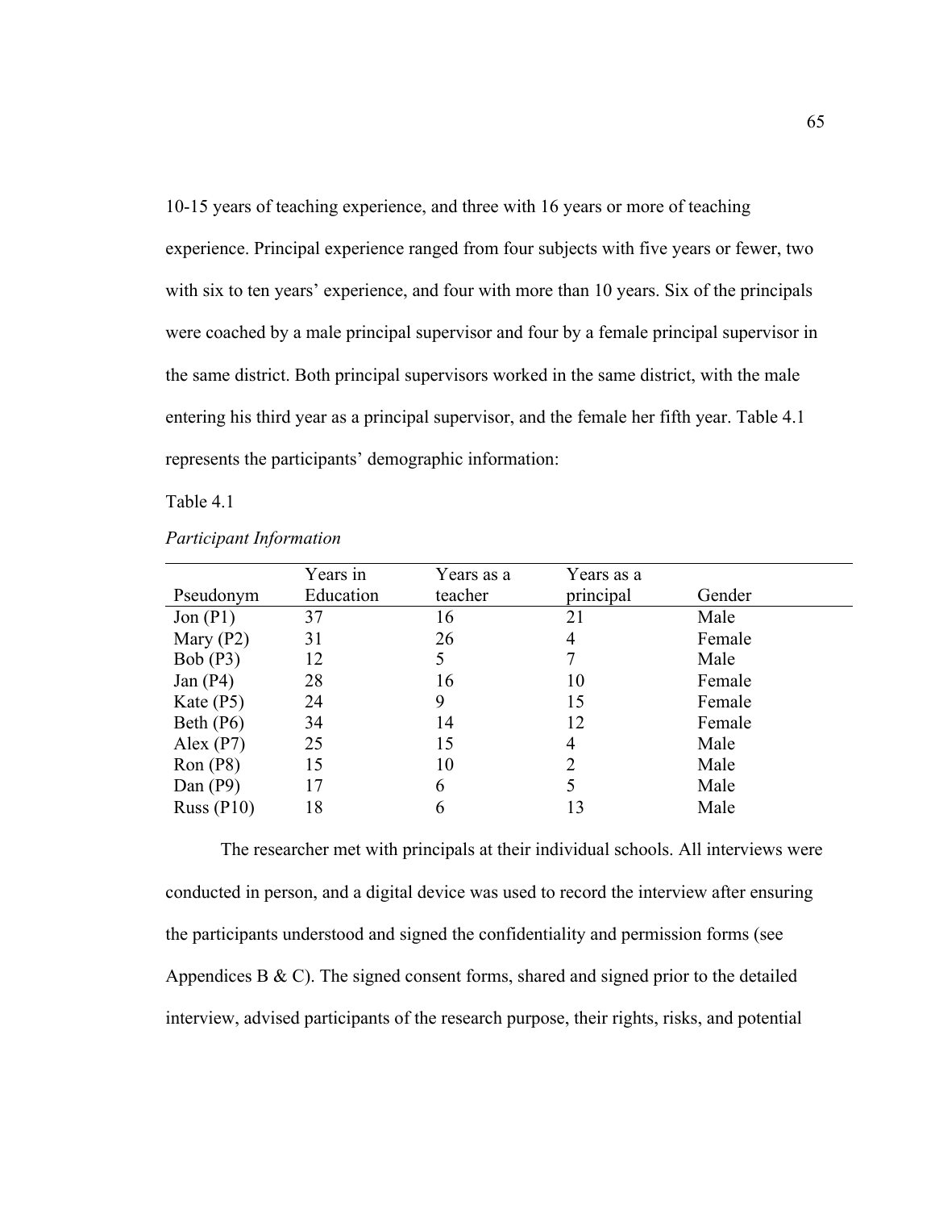10-15 years of teaching experience, and three with 16 years or more of teaching experience. Principal experience ranged from four subjects with five years or fewer, two with six to ten years' experience, and four with more than 10 years. Six of the principals were coached by a male principal supervisor and four by a female principal supervisor in the same district. Both principal supervisors worked in the same district, with the male entering his third year as a principal supervisor, and the female her fifth year. Table 4.1 represents the participants' demographic information:

Table 4.1

*Participant Information*

| Pseudonym | Years in Education | Years as a teacher | Years as a principal | Gender |
|---|---|---|---|---|
| Jon (P1) | 37 | 16 | 21 | Male |
| Mary (P2) | 31 | 26 | 4 | Female |
| Bob (P3) | 12 | 5 | 7 | Male |
| Jan (P4) | 28 | 16 | 10 | Female |
| Kate (P5) | 24 | 9 | 15 | Female |
| Beth (P6) | 34 | 14 | 12 | Female |
| Alex (P7) | 25 | 15 | 4 | Male |
| Ron (P8) | 15 | 10 | 2 | Male |
| Dan (P9) | 17 | 6 | 5 | Male |
| Russ (P10) | 18 | 6 | 13 | Male |

The researcher met with principals at their individual schools. All interviews were conducted in person, and a digital device was used to record the interview after ensuring the participants understood and signed the confidentiality and permission forms (see Appendices B & C). The signed consent forms, shared and signed prior to the detailed interview, advised participants of the research purpose, their rights, risks, and potential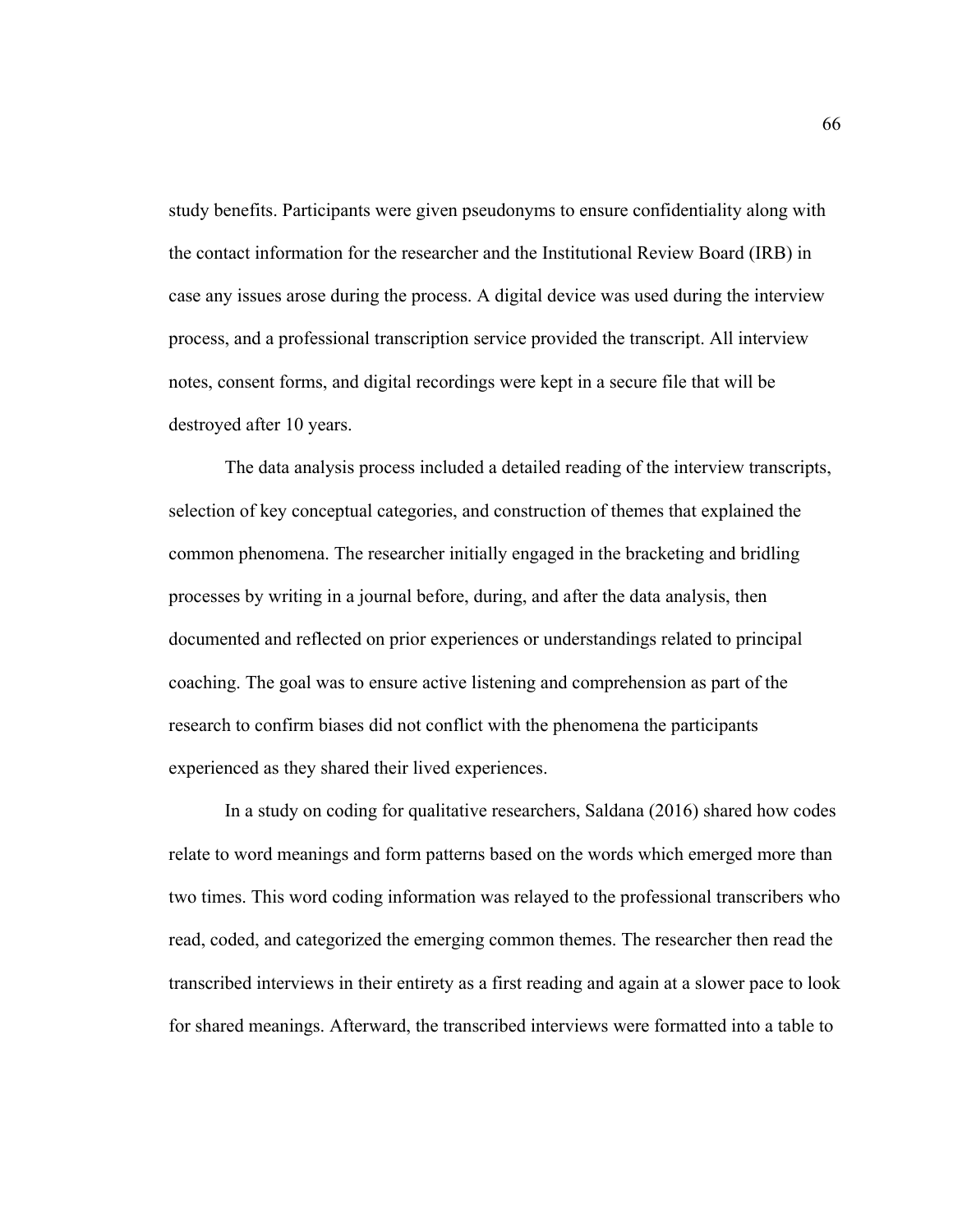study benefits. Participants were given pseudonyms to ensure confidentiality along with the contact information for the researcher and the Institutional Review Board (IRB) in case any issues arose during the process. A digital device was used during the interview process, and a professional transcription service provided the transcript. All interview notes, consent forms, and digital recordings were kept in a secure file that will be destroyed after 10 years.

The data analysis process included a detailed reading of the interview transcripts, selection of key conceptual categories, and construction of themes that explained the common phenomena. The researcher initially engaged in the bracketing and bridling processes by writing in a journal before, during, and after the data analysis, then documented and reflected on prior experiences or understandings related to principal coaching. The goal was to ensure active listening and comprehension as part of the research to confirm biases did not conflict with the phenomena the participants experienced as they shared their lived experiences.

In a study on coding for qualitative researchers, Saldana (2016) shared how codes relate to word meanings and form patterns based on the words which emerged more than two times. This word coding information was relayed to the professional transcribers who read, coded, and categorized the emerging common themes. The researcher then read the transcribed interviews in their entirety as a first reading and again at a slower pace to look for shared meanings. Afterward, the transcribed interviews were formatted into a table to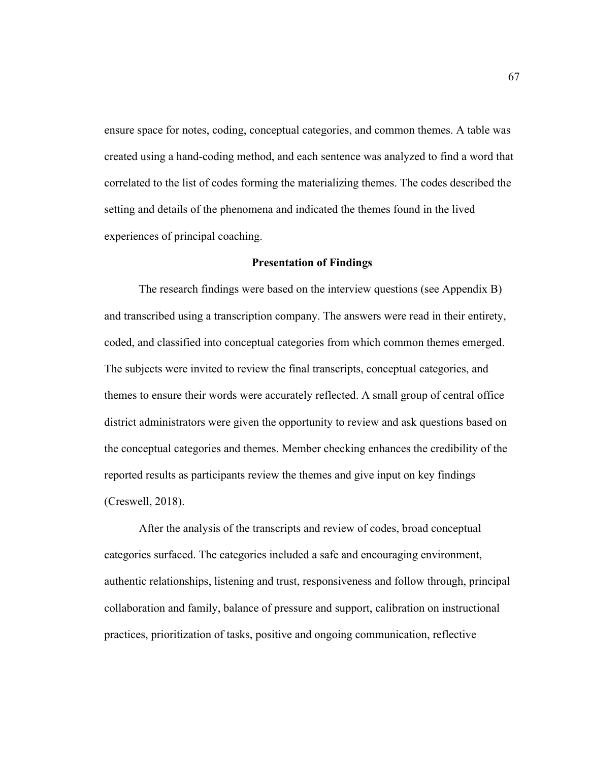ensure space for notes, coding, conceptual categories, and common themes. A table was created using a hand-coding method, and each sentence was analyzed to find a word that correlated to the list of codes forming the materializing themes. The codes described the setting and details of the phenomena and indicated the themes found in the lived experiences of principal coaching.

## Presentation of Findings

The research findings were based on the interview questions (see Appendix B) and transcribed using a transcription company. The answers were read in their entirety, coded, and classified into conceptual categories from which common themes emerged. The subjects were invited to review the final transcripts, conceptual categories, and themes to ensure their words were accurately reflected. A small group of central office district administrators were given the opportunity to review and ask questions based on the conceptual categories and themes. Member checking enhances the credibility of the reported results as participants review the themes and give input on key findings (Creswell, 2018).

After the analysis of the transcripts and review of codes, broad conceptual categories surfaced. The categories included a safe and encouraging environment, authentic relationships, listening and trust, responsiveness and follow through, principal collaboration and family, balance of pressure and support, calibration on instructional practices, prioritization of tasks, positive and ongoing communication, reflective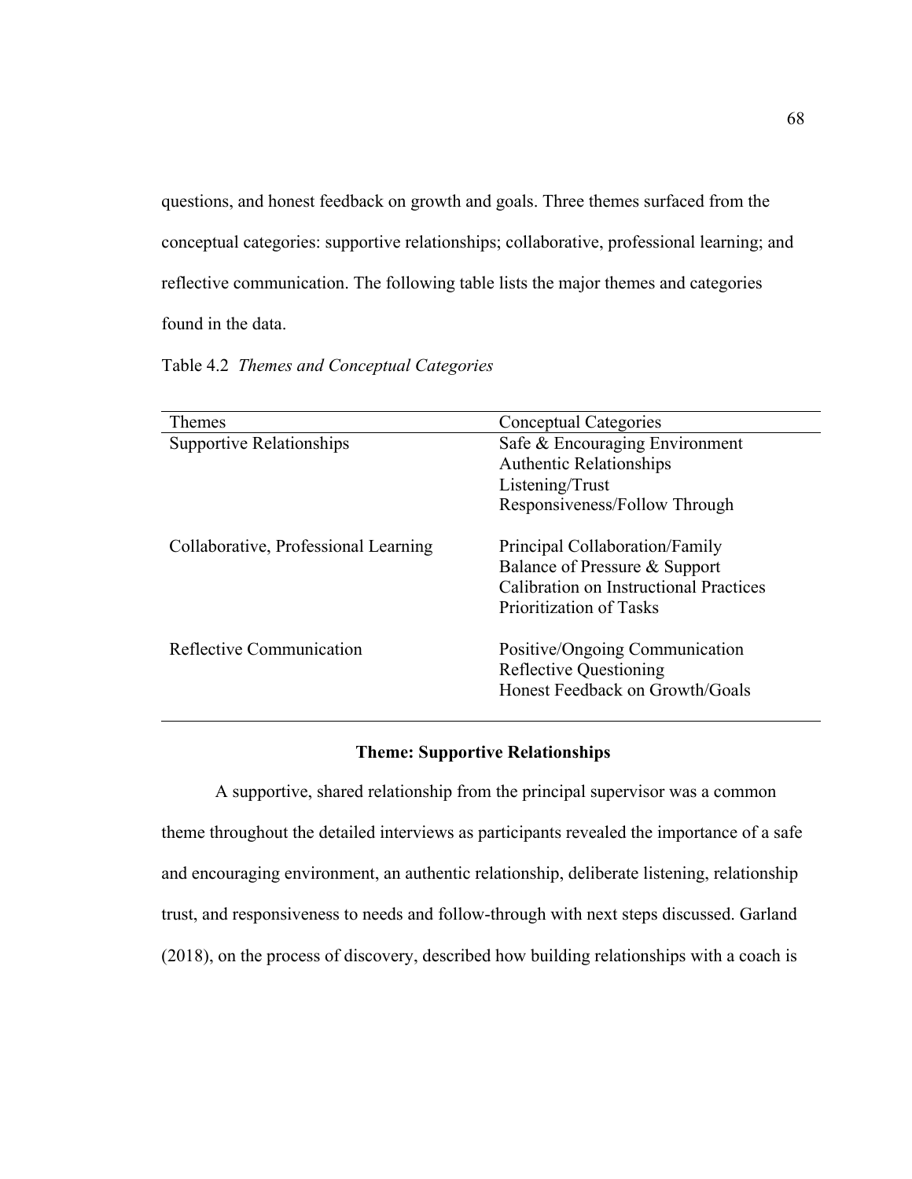questions, and honest feedback on growth and goals. Three themes surfaced from the conceptual categories: supportive relationships; collaborative, professional learning; and reflective communication. The following table lists the major themes and categories found in the data.

Table 4.2 *Themes and Conceptual Categories*

| Themes | Conceptual Categories |
| --- | --- |
| Supportive Relationships | Safe & Encouraging Environment<br>Authentic Relationships<br>Listening/Trust<br>Responsiveness/Follow Through |
| Collaborative, Professional Learning | Principal Collaboration/Family<br>Balance of Pressure & Support<br>Calibration on Instructional Practices<br>Prioritization of Tasks |
| Reflective Communication | Positive/Ongoing Communication<br>Reflective Questioning<br>Honest Feedback on Growth/Goals |

## Theme: Supportive Relationships

A supportive, shared relationship from the principal supervisor was a common theme throughout the detailed interviews as participants revealed the importance of a safe and encouraging environment, an authentic relationship, deliberate listening, relationship trust, and responsiveness to needs and follow-through with next steps discussed. Garland (2018), on the process of discovery, described how building relationships with a coach is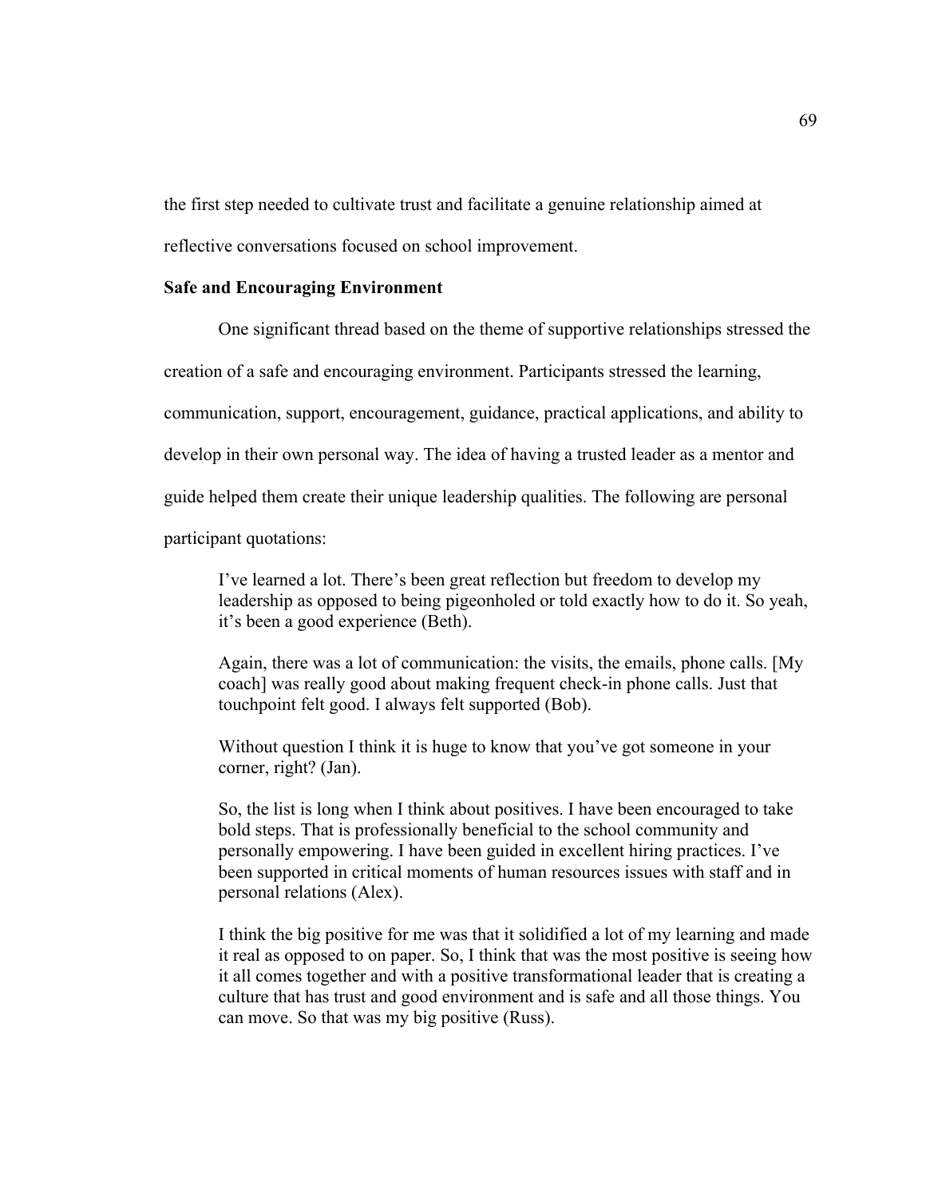the first step needed to cultivate trust and facilitate a genuine relationship aimed at reflective conversations focused on school improvement.

**Safe and Encouraging Environment**

One significant thread based on the theme of supportive relationships stressed the creation of a safe and encouraging environment. Participants stressed the learning, communication, support, encouragement, guidance, practical applications, and ability to develop in their own personal way. The idea of having a trusted leader as a mentor and guide helped them create their unique leadership qualities. The following are personal participant quotations:

> I've learned a lot. There's been great reflection but freedom to develop my leadership as opposed to being pigeonholed or told exactly how to do it. So yeah, it's been a good experience (Beth).
>
> Again, there was a lot of communication: the visits, the emails, phone calls. [My coach] was really good about making frequent check-in phone calls. Just that touchpoint felt good. I always felt supported (Bob).
>
> Without question I think it is huge to know that you've got someone in your corner, right? (Jan).
>
> So, the list is long when I think about positives. I have been encouraged to take bold steps. That is professionally beneficial to the school community and personally empowering. I have been guided in excellent hiring practices. I've been supported in critical moments of human resources issues with staff and in personal relations (Alex).
>
> I think the big positive for me was that it solidified a lot of my learning and made it real as opposed to on paper. So, I think that was the most positive is seeing how it all comes together and with a positive transformational leader that is creating a culture that has trust and good environment and is safe and all those things. You can move. So that was my big positive (Russ).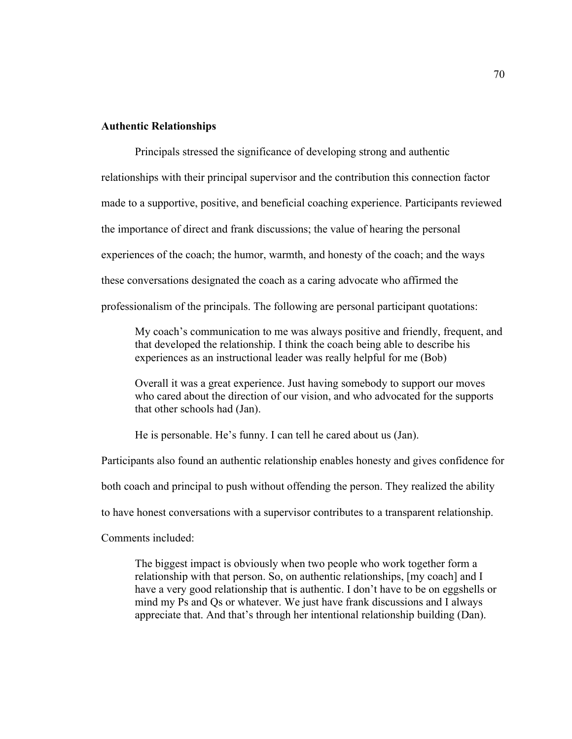**Authentic Relationships**

Principals stressed the significance of developing strong and authentic relationships with their principal supervisor and the contribution this connection factor made to a supportive, positive, and beneficial coaching experience. Participants reviewed the importance of direct and frank discussions; the value of hearing the personal experiences of the coach; the humor, warmth, and honesty of the coach; and the ways these conversations designated the coach as a caring advocate who affirmed the professionalism of the principals. The following are personal participant quotations:

> My coach's communication to me was always positive and friendly, frequent, and that developed the relationship. I think the coach being able to describe his experiences as an instructional leader was really helpful for me (Bob)
>
> Overall it was a great experience. Just having somebody to support our moves who cared about the direction of our vision, and who advocated for the supports that other schools had (Jan).
>
> He is personable. He's funny. I can tell he cared about us (Jan).

Participants also found an authentic relationship enables honesty and gives confidence for both coach and principal to push without offending the person. They realized the ability to have honest conversations with a supervisor contributes to a transparent relationship. Comments included:

> The biggest impact is obviously when two people who work together form a relationship with that person. So, on authentic relationships, [my coach] and I have a very good relationship that is authentic. I don't have to be on eggshells or mind my Ps and Qs or whatever. We just have frank discussions and I always appreciate that. And that's through her intentional relationship building (Dan).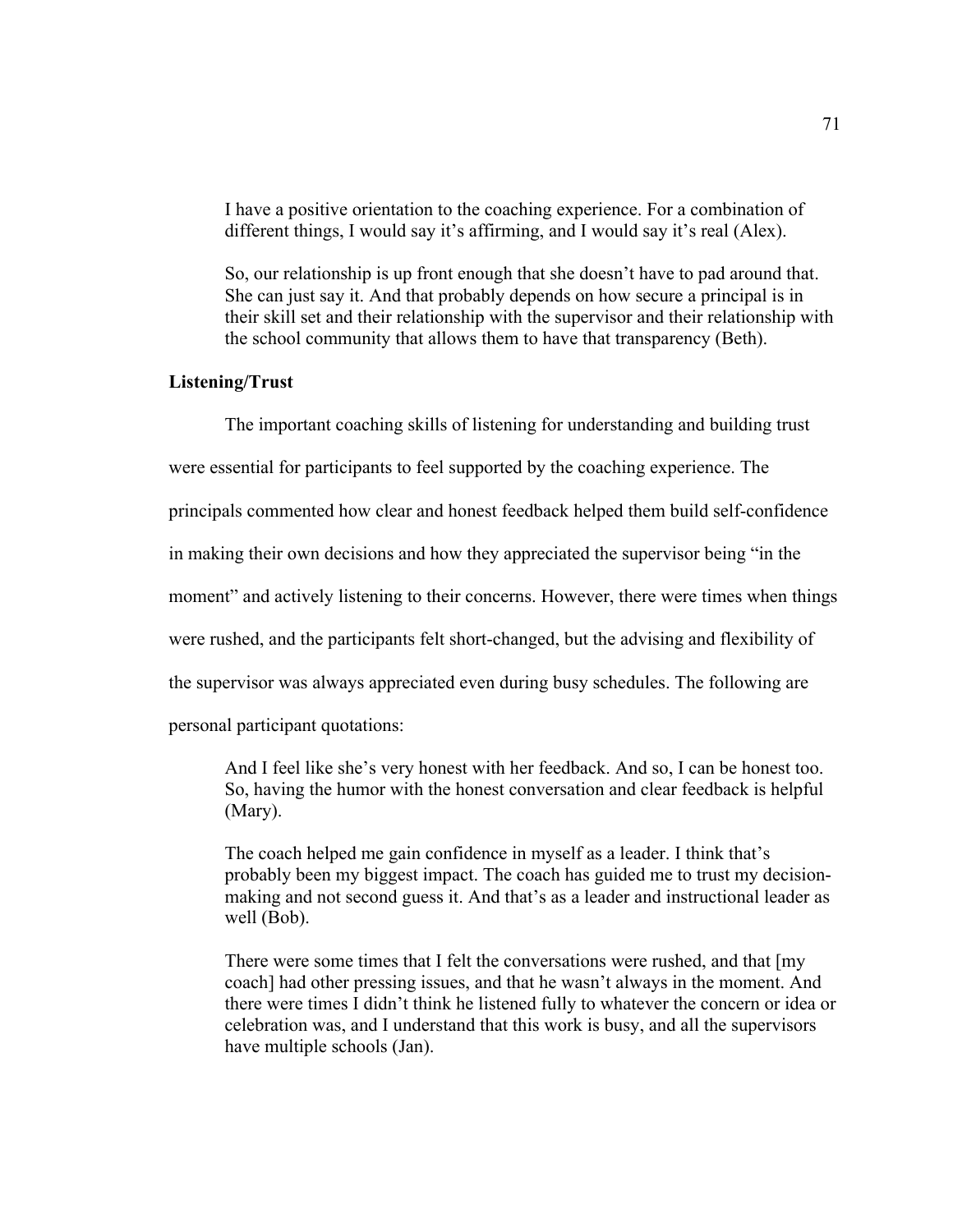> I have a positive orientation to the coaching experience. For a combination of different things, I would say it's affirming, and I would say it's real (Alex).

> So, our relationship is up front enough that she doesn't have to pad around that. She can just say it. And that probably depends on how secure a principal is in their skill set and their relationship with the supervisor and their relationship with the school community that allows them to have that transparency (Beth).

**Listening/Trust**

The important coaching skills of listening for understanding and building trust were essential for participants to feel supported by the coaching experience. The principals commented how clear and honest feedback helped them build self-confidence in making their own decisions and how they appreciated the supervisor being "in the moment" and actively listening to their concerns. However, there were times when things were rushed, and the participants felt short-changed, but the advising and flexibility of the supervisor was always appreciated even during busy schedules. The following are personal participant quotations:

> And I feel like she's very honest with her feedback. And so, I can be honest too. So, having the humor with the honest conversation and clear feedback is helpful (Mary).

> The coach helped me gain confidence in myself as a leader. I think that's probably been my biggest impact. The coach has guided me to trust my decision-making and not second guess it. And that's as a leader and instructional leader as well (Bob).

> There were some times that I felt the conversations were rushed, and that [my coach] had other pressing issues, and that he wasn't always in the moment. And there were times I didn't think he listened fully to whatever the concern or idea or celebration was, and I understand that this work is busy, and all the supervisors have multiple schools (Jan).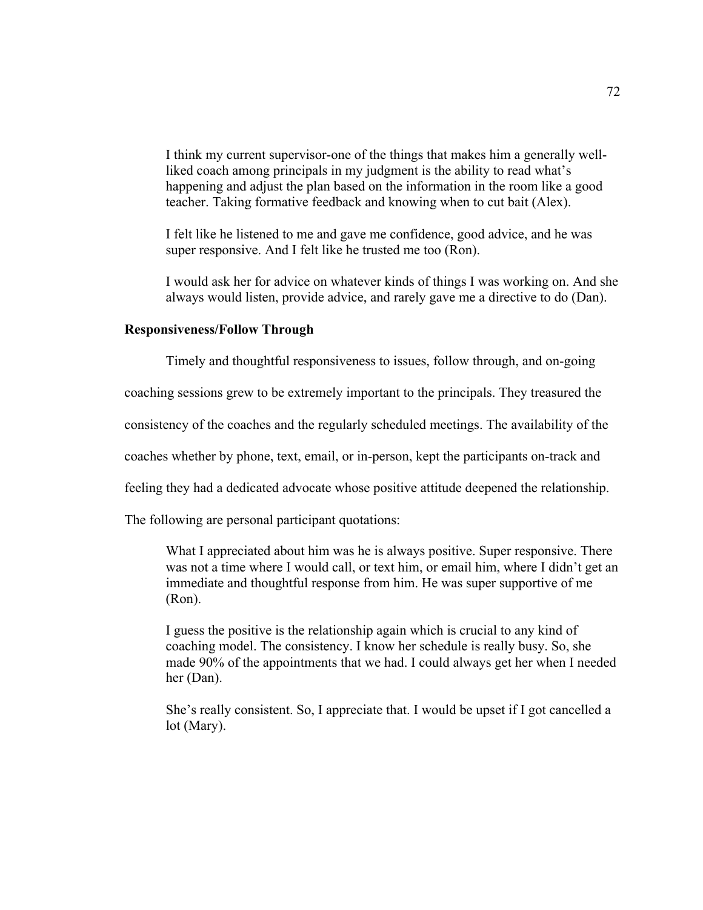> I think my current supervisor-one of the things that makes him a generally well-liked coach among principals in my judgment is the ability to read what's happening and adjust the plan based on the information in the room like a good teacher. Taking formative feedback and knowing when to cut bait (Alex).

> I felt like he listened to me and gave me confidence, good advice, and he was super responsive. And I felt like he trusted me too (Ron).

> I would ask her for advice on whatever kinds of things I was working on. And she always would listen, provide advice, and rarely gave me a directive to do (Dan).

### Responsiveness/Follow Through

Timely and thoughtful responsiveness to issues, follow through, and on-going coaching sessions grew to be extremely important to the principals. They treasured the consistency of the coaches and the regularly scheduled meetings. The availability of the coaches whether by phone, text, email, or in-person, kept the participants on-track and feeling they had a dedicated advocate whose positive attitude deepened the relationship. The following are personal participant quotations:

> What I appreciated about him was he is always positive. Super responsive. There was not a time where I would call, or text him, or email him, where I didn't get an immediate and thoughtful response from him. He was super supportive of me (Ron).

> I guess the positive is the relationship again which is crucial to any kind of coaching model. The consistency. I know her schedule is really busy. So, she made 90% of the appointments that we had. I could always get her when I needed her (Dan).

> She's really consistent. So, I appreciate that. I would be upset if I got cancelled a lot (Mary).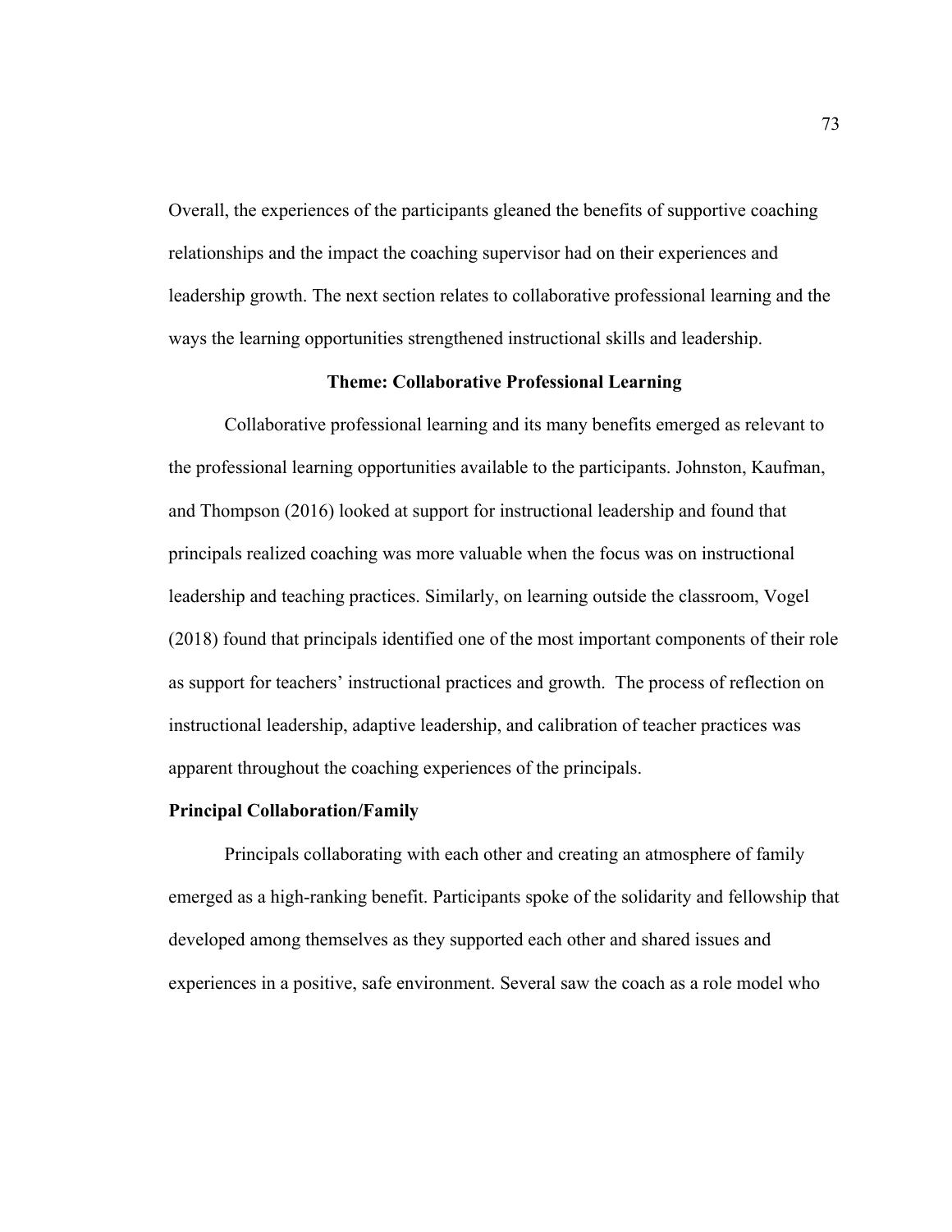Overall, the experiences of the participants gleaned the benefits of supportive coaching relationships and the impact the coaching supervisor had on their experiences and leadership growth. The next section relates to collaborative professional learning and the ways the learning opportunities strengthened instructional skills and leadership.

## Theme: Collaborative Professional Learning

Collaborative professional learning and its many benefits emerged as relevant to the professional learning opportunities available to the participants. Johnston, Kaufman, and Thompson (2016) looked at support for instructional leadership and found that principals realized coaching was more valuable when the focus was on instructional leadership and teaching practices. Similarly, on learning outside the classroom, Vogel (2018) found that principals identified one of the most important components of their role as support for teachers' instructional practices and growth. The process of reflection on instructional leadership, adaptive leadership, and calibration of teacher practices was apparent throughout the coaching experiences of the principals.

### Principal Collaboration/Family

Principals collaborating with each other and creating an atmosphere of family emerged as a high-ranking benefit. Participants spoke of the solidarity and fellowship that developed among themselves as they supported each other and shared issues and experiences in a positive, safe environment. Several saw the coach as a role model who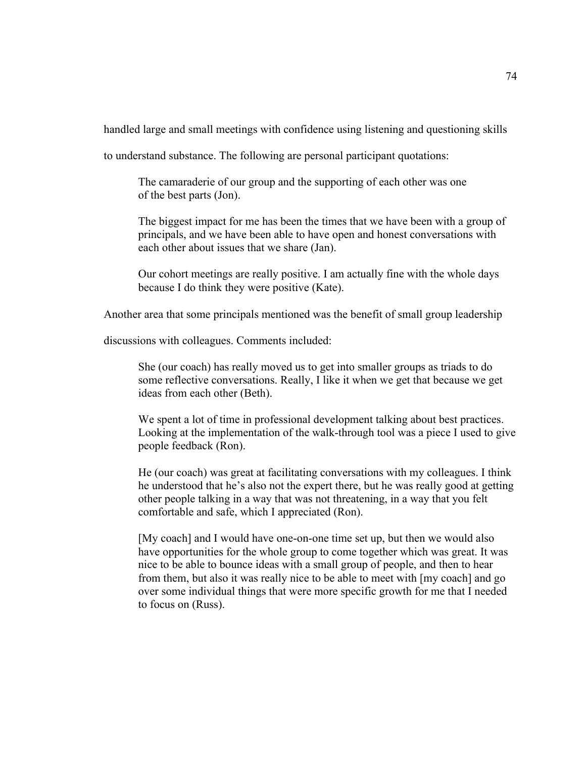handled large and small meetings with confidence using listening and questioning skills to understand substance. The following are personal participant quotations:

> The camaraderie of our group and the supporting of each other was one of the best parts (Jon).
>
> The biggest impact for me has been the times that we have been with a group of principals, and we have been able to have open and honest conversations with each other about issues that we share (Jan).
>
> Our cohort meetings are really positive. I am actually fine with the whole days because I do think they were positive (Kate).

Another area that some principals mentioned was the benefit of small group leadership discussions with colleagues. Comments included:

> She (our coach) has really moved us to get into smaller groups as triads to do some reflective conversations. Really, I like it when we get that because we get ideas from each other (Beth).
>
> We spent a lot of time in professional development talking about best practices. Looking at the implementation of the walk-through tool was a piece I used to give people feedback (Ron).
>
> He (our coach) was great at facilitating conversations with my colleagues. I think he understood that he's also not the expert there, but he was really good at getting other people talking in a way that was not threatening, in a way that you felt comfortable and safe, which I appreciated (Ron).
>
> [My coach] and I would have one-on-one time set up, but then we would also have opportunities for the whole group to come together which was great. It was nice to be able to bounce ideas with a small group of people, and then to hear from them, but also it was really nice to be able to meet with [my coach] and go over some individual things that were more specific growth for me that I needed to focus on (Russ).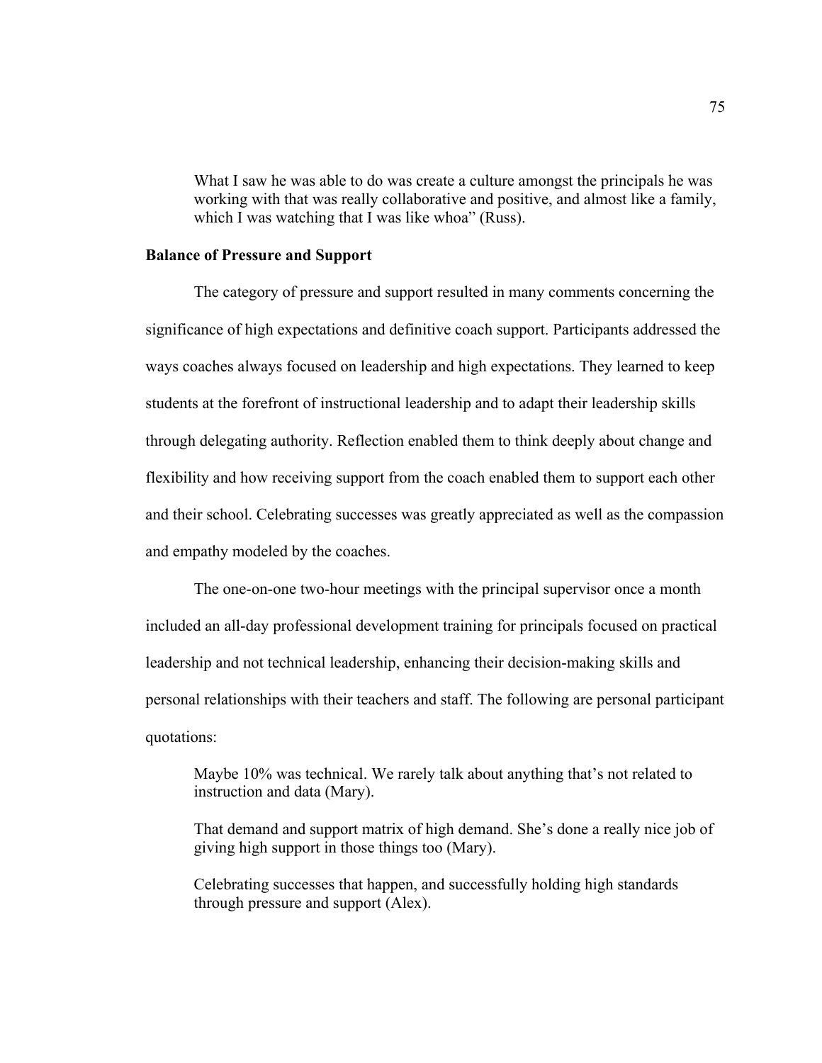What I saw he was able to do was create a culture amongst the principals he was working with that was really collaborative and positive, and almost like a family, which I was watching that I was like whoa" (Russ).

**Balance of Pressure and Support**

The category of pressure and support resulted in many comments concerning the significance of high expectations and definitive coach support. Participants addressed the ways coaches always focused on leadership and high expectations. They learned to keep students at the forefront of instructional leadership and to adapt their leadership skills through delegating authority. Reflection enabled them to think deeply about change and flexibility and how receiving support from the coach enabled them to support each other and their school. Celebrating successes was greatly appreciated as well as the compassion and empathy modeled by the coaches.

The one-on-one two-hour meetings with the principal supervisor once a month included an all-day professional development training for principals focused on practical leadership and not technical leadership, enhancing their decision-making skills and personal relationships with their teachers and staff. The following are personal participant quotations:

> Maybe 10% was technical. We rarely talk about anything that's not related to instruction and data (Mary).
>
> That demand and support matrix of high demand. She's done a really nice job of giving high support in those things too (Mary).
>
> Celebrating successes that happen, and successfully holding high standards through pressure and support (Alex).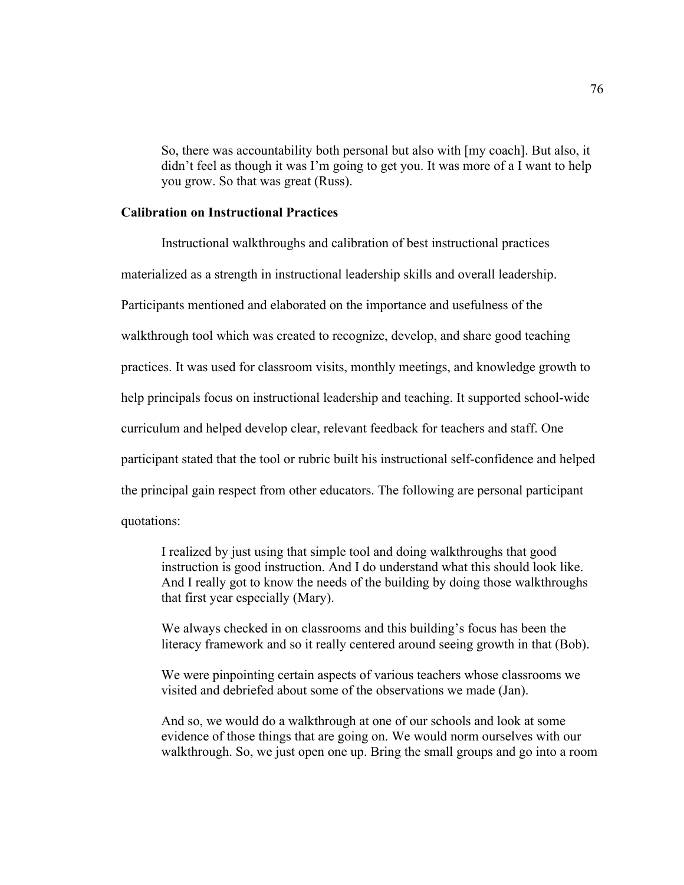> So, there was accountability both personal but also with [my coach]. But also, it didn't feel as though it was I'm going to get you. It was more of a I want to help you grow. So that was great (Russ).

**Calibration on Instructional Practices**

Instructional walkthroughs and calibration of best instructional practices materialized as a strength in instructional leadership skills and overall leadership. Participants mentioned and elaborated on the importance and usefulness of the walkthrough tool which was created to recognize, develop, and share good teaching practices. It was used for classroom visits, monthly meetings, and knowledge growth to help principals focus on instructional leadership and teaching. It supported school-wide curriculum and helped develop clear, relevant feedback for teachers and staff. One participant stated that the tool or rubric built his instructional self-confidence and helped the principal gain respect from other educators. The following are personal participant quotations:

> I realized by just using that simple tool and doing walkthroughs that good instruction is good instruction. And I do understand what this should look like. And I really got to know the needs of the building by doing those walkthroughs that first year especially (Mary).

> We always checked in on classrooms and this building's focus has been the literacy framework and so it really centered around seeing growth in that (Bob).

> We were pinpointing certain aspects of various teachers whose classrooms we visited and debriefed about some of the observations we made (Jan).

> And so, we would do a walkthrough at one of our schools and look at some evidence of those things that are going on. We would norm ourselves with our walkthrough. So, we just open one up. Bring the small groups and go into a room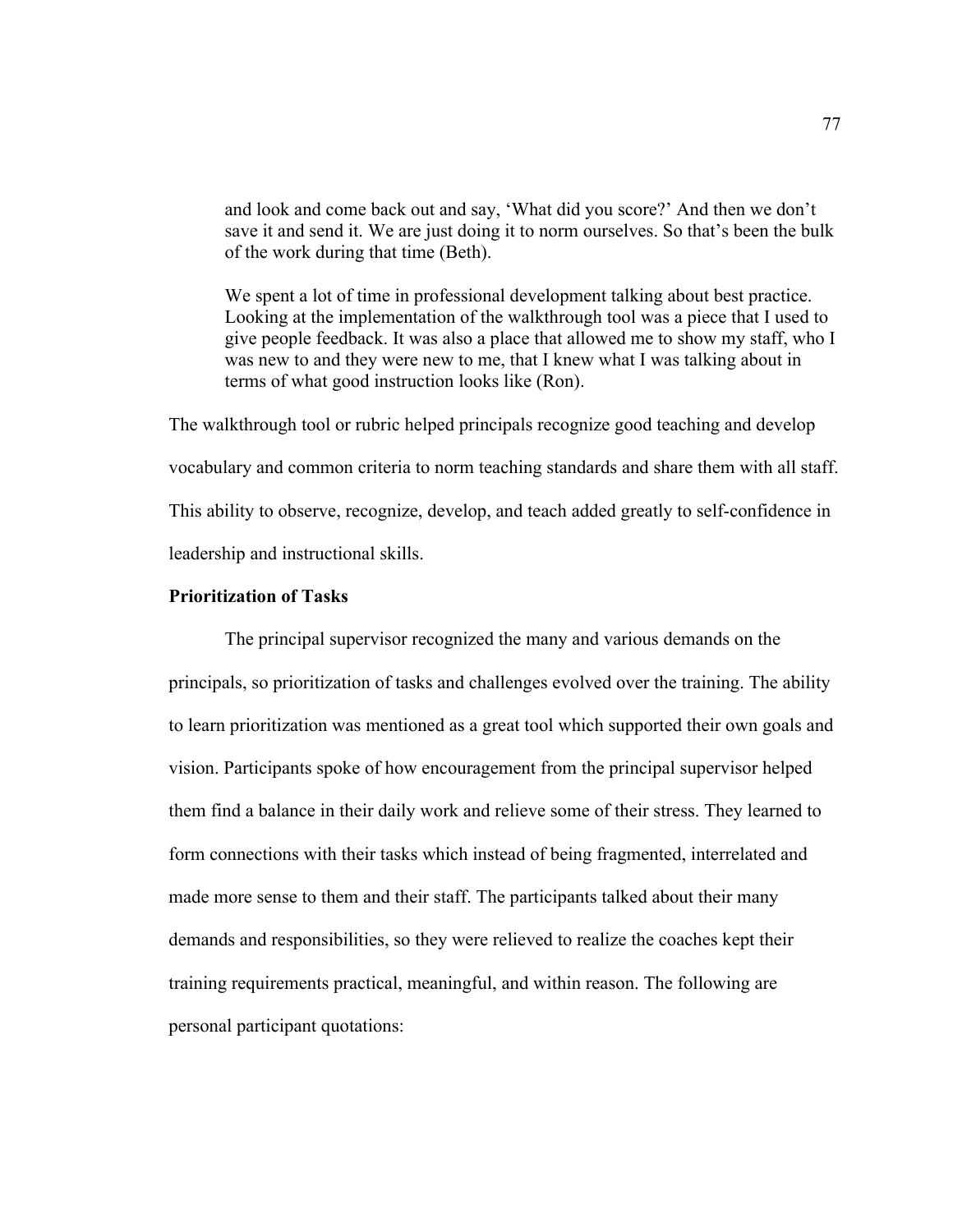> and look and come back out and say, 'What did you score?' And then we don't save it and send it. We are just doing it to norm ourselves. So that's been the bulk of the work during that time (Beth).
>
> We spent a lot of time in professional development talking about best practice. Looking at the implementation of the walkthrough tool was a piece that I used to give people feedback. It was also a place that allowed me to show my staff, who I was new to and they were new to me, that I knew what I was talking about in terms of what good instruction looks like (Ron).

The walkthrough tool or rubric helped principals recognize good teaching and develop vocabulary and common criteria to norm teaching standards and share them with all staff. This ability to observe, recognize, develop, and teach added greatly to self-confidence in leadership and instructional skills.

**Prioritization of Tasks**

The principal supervisor recognized the many and various demands on the principals, so prioritization of tasks and challenges evolved over the training. The ability to learn prioritization was mentioned as a great tool which supported their own goals and vision. Participants spoke of how encouragement from the principal supervisor helped them find a balance in their daily work and relieve some of their stress. They learned to form connections with their tasks which instead of being fragmented, interrelated and made more sense to them and their staff. The participants talked about their many demands and responsibilities, so they were relieved to realize the coaches kept their training requirements practical, meaningful, and within reason. The following are personal participant quotations: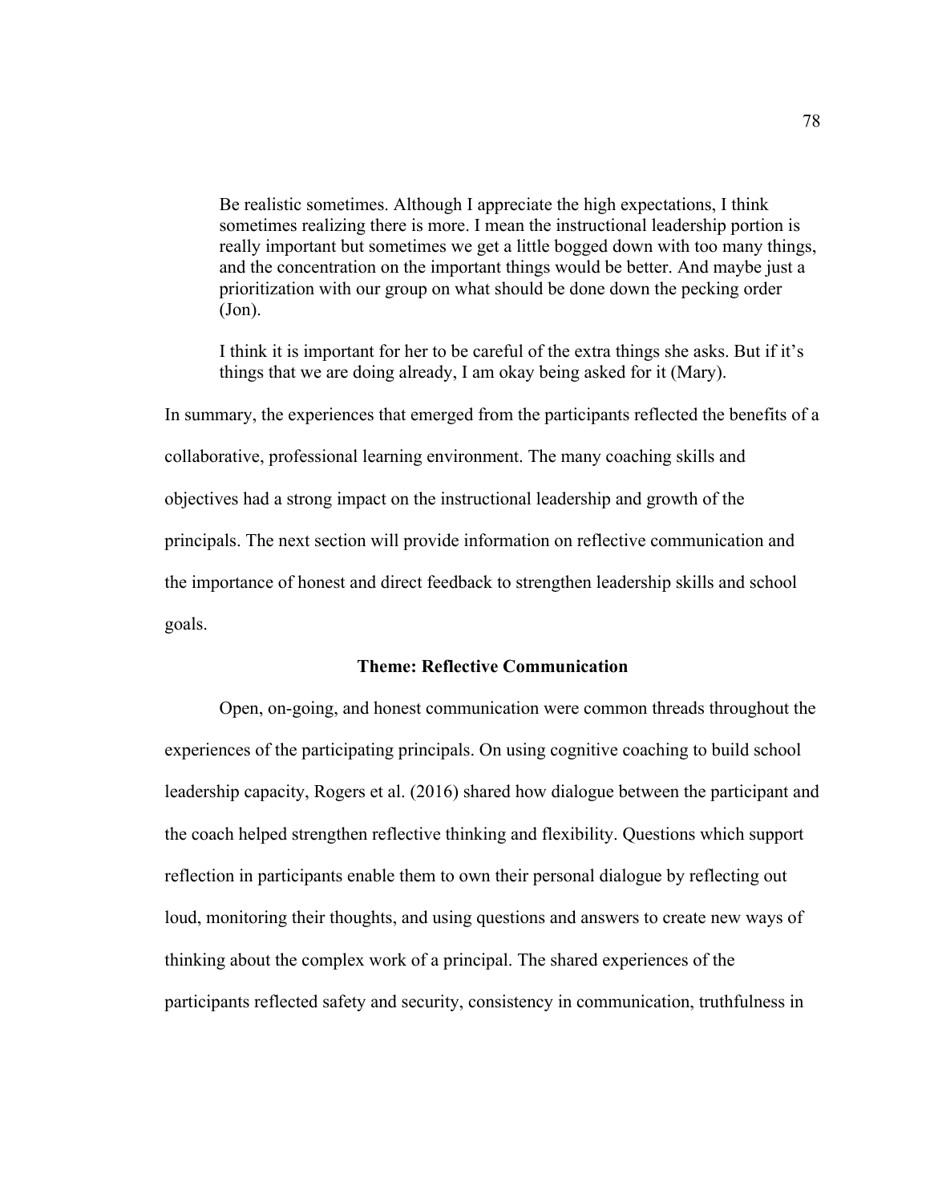> Be realistic sometimes. Although I appreciate the high expectations, I think sometimes realizing there is more. I mean the instructional leadership portion is really important but sometimes we get a little bogged down with too many things, and the concentration on the important things would be better. And maybe just a prioritization with our group on what should be done down the pecking order (Jon).

> I think it is important for her to be careful of the extra things she asks. But if it's things that we are doing already, I am okay being asked for it (Mary).

In summary, the experiences that emerged from the participants reflected the benefits of a collaborative, professional learning environment. The many coaching skills and objectives had a strong impact on the instructional leadership and growth of the principals. The next section will provide information on reflective communication and the importance of honest and direct feedback to strengthen leadership skills and school goals.

## Theme: Reflective Communication

Open, on-going, and honest communication were common threads throughout the experiences of the participating principals. On using cognitive coaching to build school leadership capacity, Rogers et al. (2016) shared how dialogue between the participant and the coach helped strengthen reflective thinking and flexibility. Questions which support reflection in participants enable them to own their personal dialogue by reflecting out loud, monitoring their thoughts, and using questions and answers to create new ways of thinking about the complex work of a principal. The shared experiences of the participants reflected safety and security, consistency in communication, truthfulness in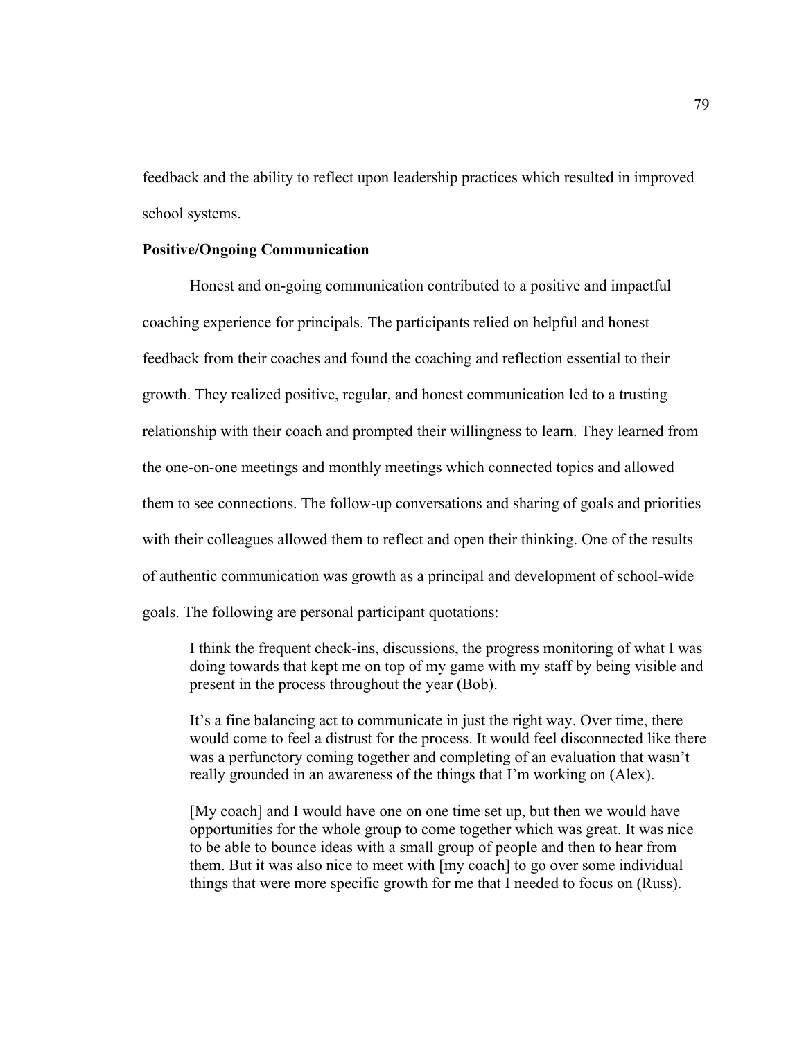feedback and the ability to reflect upon leadership practices which resulted in improved school systems.

### Positive/Ongoing Communication

Honest and on-going communication contributed to a positive and impactful coaching experience for principals. The participants relied on helpful and honest feedback from their coaches and found the coaching and reflection essential to their growth. They realized positive, regular, and honest communication led to a trusting relationship with their coach and prompted their willingness to learn. They learned from the one-on-one meetings and monthly meetings which connected topics and allowed them to see connections. The follow-up conversations and sharing of goals and priorities with their colleagues allowed them to reflect and open their thinking. One of the results of authentic communication was growth as a principal and development of school-wide goals. The following are personal participant quotations:

> I think the frequent check-ins, discussions, the progress monitoring of what I was doing towards that kept me on top of my game with my staff by being visible and present in the process throughout the year (Bob).
>
> It's a fine balancing act to communicate in just the right way. Over time, there would come to feel a distrust for the process. It would feel disconnected like there was a perfunctory coming together and completing of an evaluation that wasn't really grounded in an awareness of the things that I'm working on (Alex).
>
> [My coach] and I would have one on one time set up, but then we would have opportunities for the whole group to come together which was great. It was nice to be able to bounce ideas with a small group of people and then to hear from them. But it was also nice to meet with [my coach] to go over some individual things that were more specific growth for me that I needed to focus on (Russ).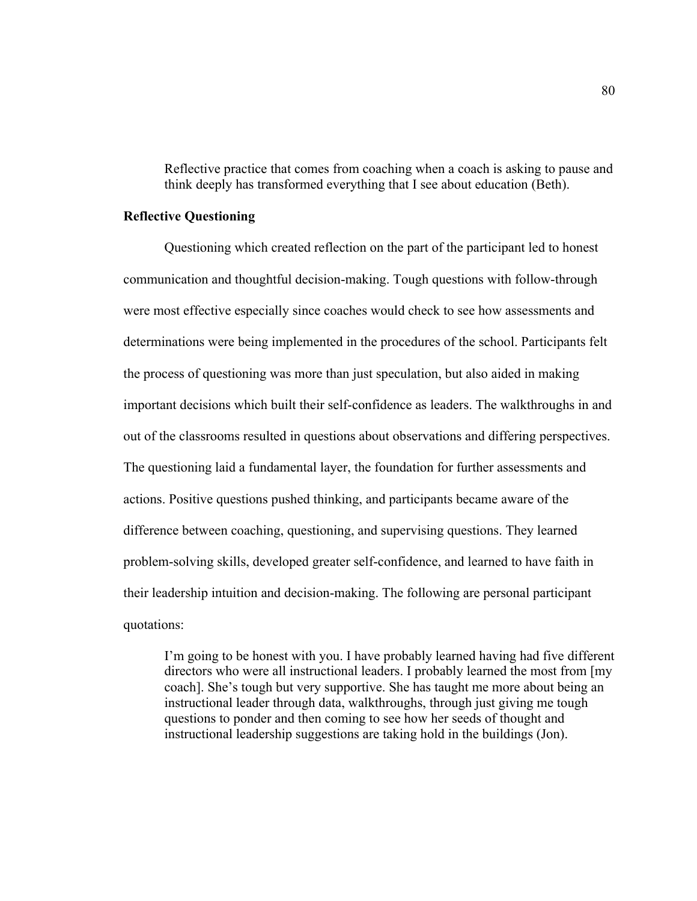> Reflective practice that comes from coaching when a coach is asking to pause and think deeply has transformed everything that I see about education (Beth).

**Reflective Questioning**

Questioning which created reflection on the part of the participant led to honest communication and thoughtful decision-making. Tough questions with follow-through were most effective especially since coaches would check to see how assessments and determinations were being implemented in the procedures of the school. Participants felt the process of questioning was more than just speculation, but also aided in making important decisions which built their self-confidence as leaders. The walkthroughs in and out of the classrooms resulted in questions about observations and differing perspectives. The questioning laid a fundamental layer, the foundation for further assessments and actions. Positive questions pushed thinking, and participants became aware of the difference between coaching, questioning, and supervising questions. They learned problem-solving skills, developed greater self-confidence, and learned to have faith in their leadership intuition and decision-making. The following are personal participant quotations:

> I'm going to be honest with you. I have probably learned having had five different directors who were all instructional leaders. I probably learned the most from [my coach]. She's tough but very supportive. She has taught me more about being an instructional leader through data, walkthroughs, through just giving me tough questions to ponder and then coming to see how her seeds of thought and instructional leadership suggestions are taking hold in the buildings (Jon).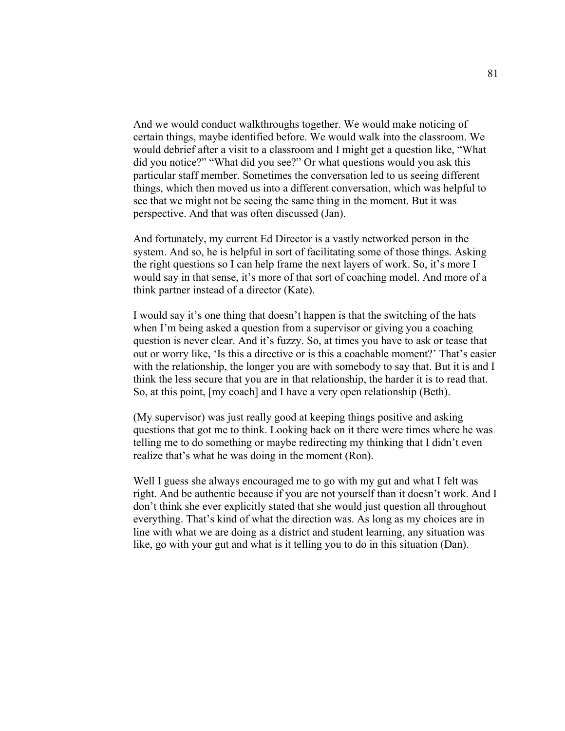And we would conduct walkthroughs together. We would make noticing of certain things, maybe identified before. We would walk into the classroom. We would debrief after a visit to a classroom and I might get a question like, "What did you notice?" "What did you see?" Or what questions would you ask this particular staff member. Sometimes the conversation led to us seeing different things, which then moved us into a different conversation, which was helpful to see that we might not be seeing the same thing in the moment. But it was perspective. And that was often discussed (Jan).

And fortunately, my current Ed Director is a vastly networked person in the system. And so, he is helpful in sort of facilitating some of those things. Asking the right questions so I can help frame the next layers of work. So, it's more I would say in that sense, it's more of that sort of coaching model. And more of a think partner instead of a director (Kate).

I would say it's one thing that doesn't happen is that the switching of the hats when I'm being asked a question from a supervisor or giving you a coaching question is never clear. And it's fuzzy. So, at times you have to ask or tease that out or worry like, 'Is this a directive or is this a coachable moment?' That's easier with the relationship, the longer you are with somebody to say that. But it is and I think the less secure that you are in that relationship, the harder it is to read that. So, at this point, [my coach] and I have a very open relationship (Beth).

(My supervisor) was just really good at keeping things positive and asking questions that got me to think. Looking back on it there were times where he was telling me to do something or maybe redirecting my thinking that I didn't even realize that's what he was doing in the moment (Ron).

Well I guess she always encouraged me to go with my gut and what I felt was right. And be authentic because if you are not yourself than it doesn't work. And I don't think she ever explicitly stated that she would just question all throughout everything. That's kind of what the direction was. As long as my choices are in line with what we are doing as a district and student learning, any situation was like, go with your gut and what is it telling you to do in this situation (Dan).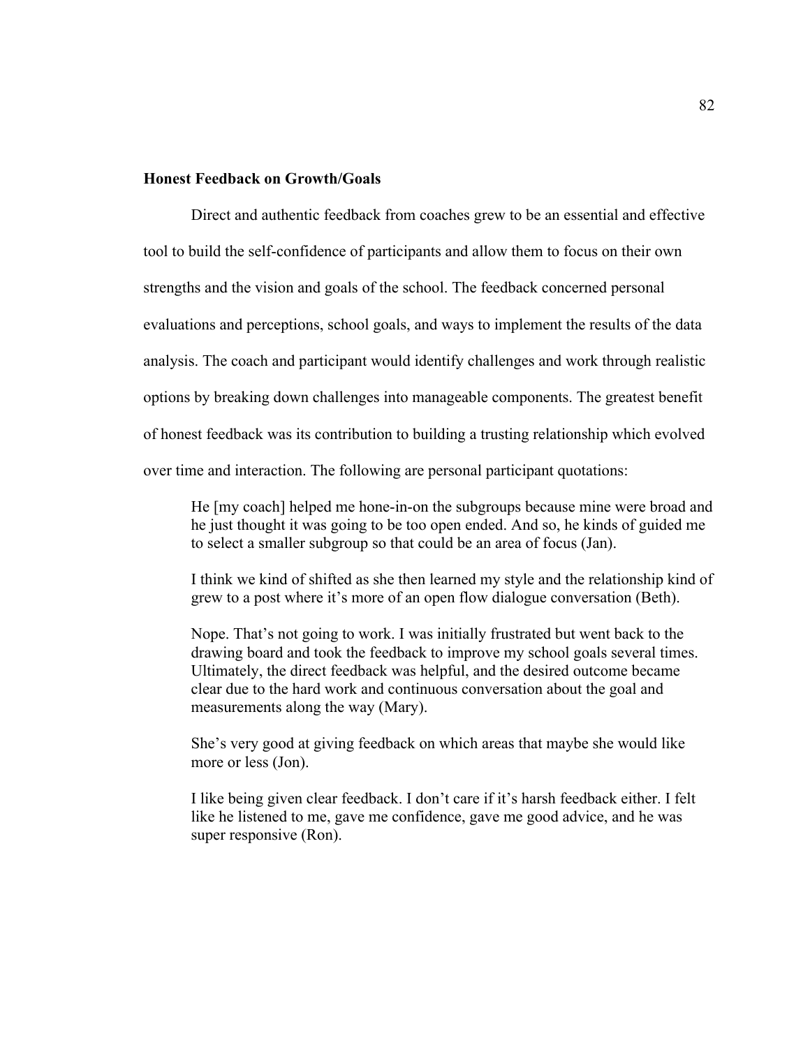**Honest Feedback on Growth/Goals**

Direct and authentic feedback from coaches grew to be an essential and effective tool to build the self-confidence of participants and allow them to focus on their own strengths and the vision and goals of the school. The feedback concerned personal evaluations and perceptions, school goals, and ways to implement the results of the data analysis. The coach and participant would identify challenges and work through realistic options by breaking down challenges into manageable components. The greatest benefit of honest feedback was its contribution to building a trusting relationship which evolved over time and interaction. The following are personal participant quotations:

> He [my coach] helped me hone-in-on the subgroups because mine were broad and he just thought it was going to be too open ended. And so, he kinds of guided me to select a smaller subgroup so that could be an area of focus (Jan).

> I think we kind of shifted as she then learned my style and the relationship kind of grew to a post where it's more of an open flow dialogue conversation (Beth).

> Nope. That's not going to work. I was initially frustrated but went back to the drawing board and took the feedback to improve my school goals several times. Ultimately, the direct feedback was helpful, and the desired outcome became clear due to the hard work and continuous conversation about the goal and measurements along the way (Mary).

> She's very good at giving feedback on which areas that maybe she would like more or less (Jon).

> I like being given clear feedback. I don't care if it's harsh feedback either. I felt like he listened to me, gave me confidence, gave me good advice, and he was super responsive (Ron).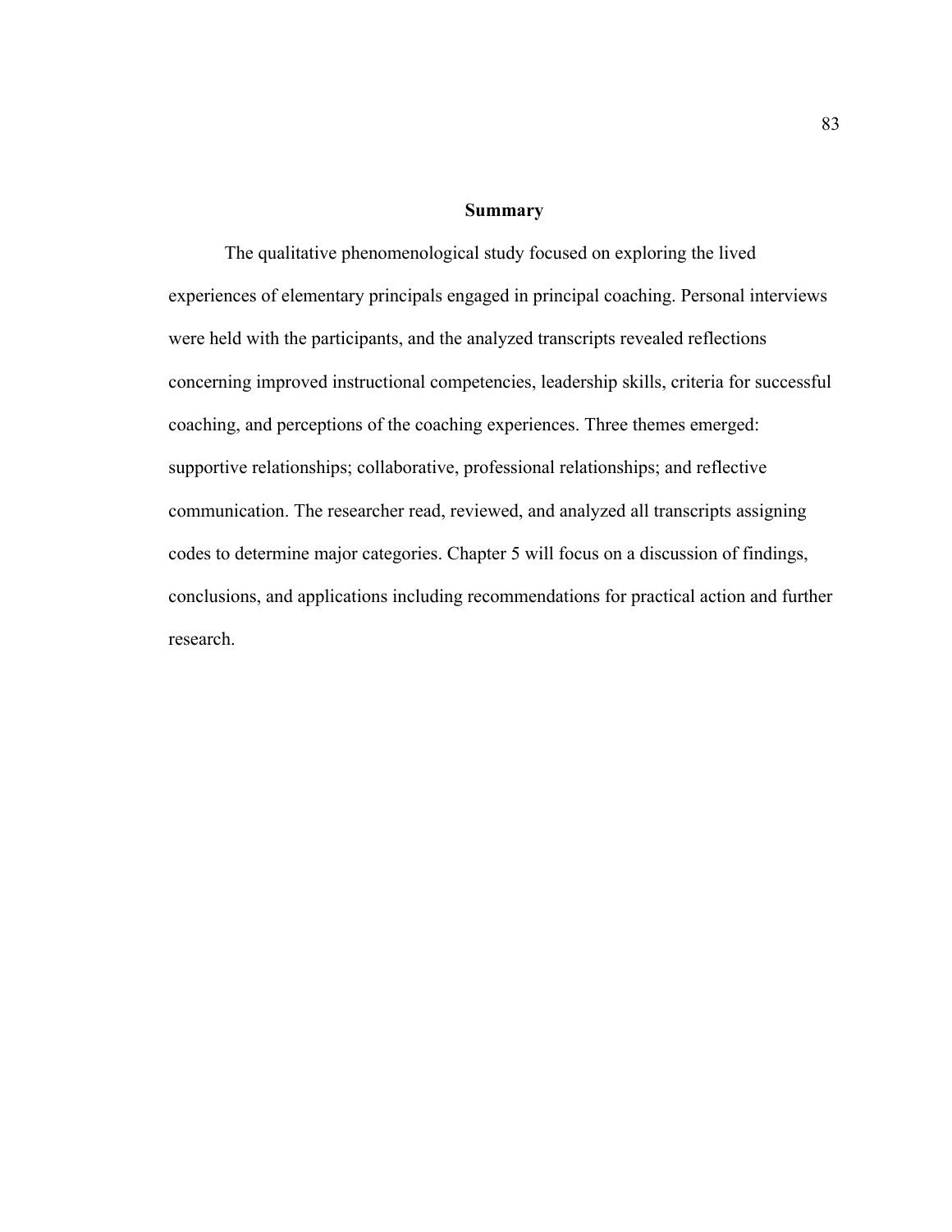## Summary

The qualitative phenomenological study focused on exploring the lived experiences of elementary principals engaged in principal coaching. Personal interviews were held with the participants, and the analyzed transcripts revealed reflections concerning improved instructional competencies, leadership skills, criteria for successful coaching, and perceptions of the coaching experiences. Three themes emerged: supportive relationships; collaborative, professional relationships; and reflective communication. The researcher read, reviewed, and analyzed all transcripts assigning codes to determine major categories. Chapter 5 will focus on a discussion of findings, conclusions, and applications including recommendations for practical action and further research.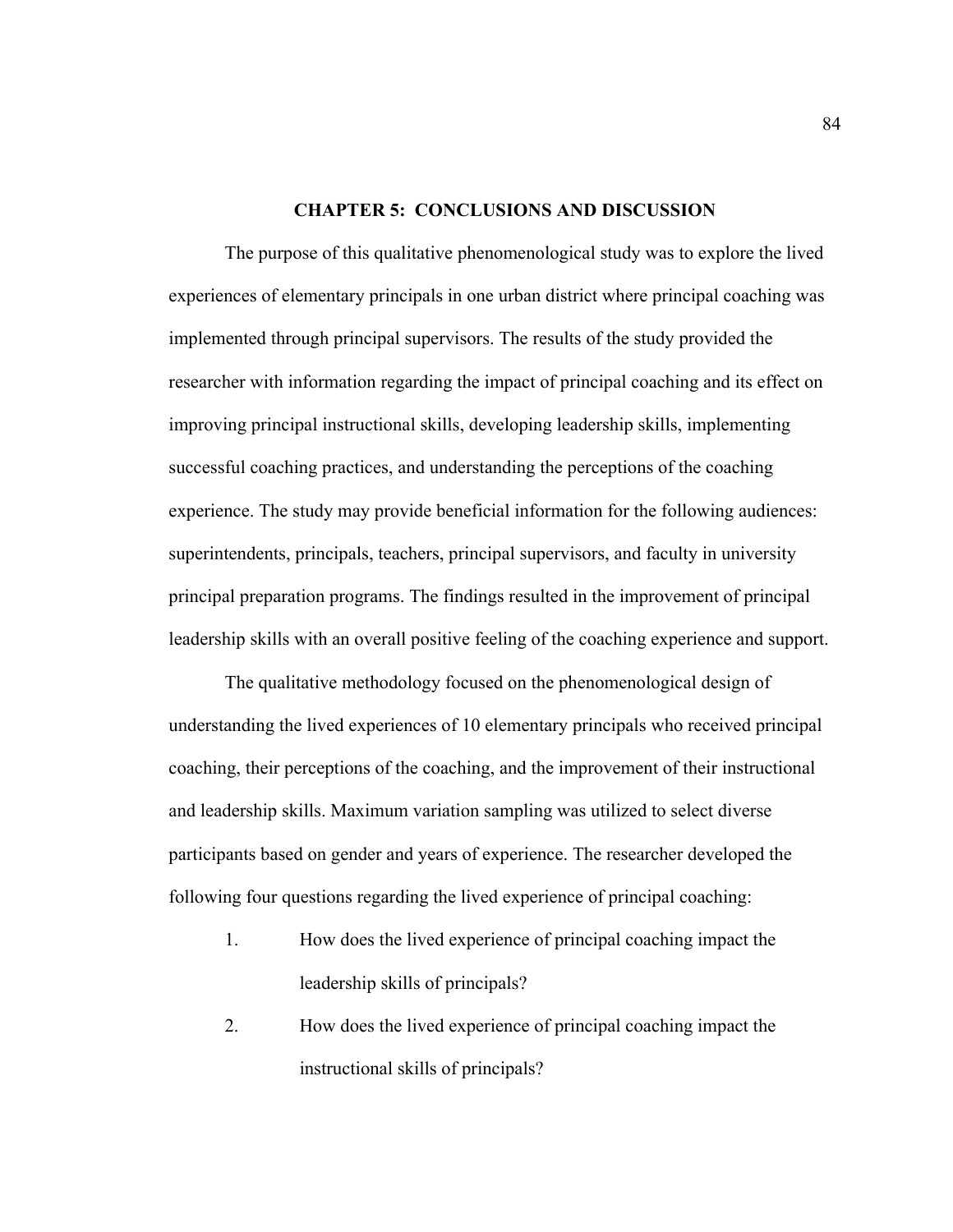# CHAPTER 5: CONCLUSIONS AND DISCUSSION

The purpose of this qualitative phenomenological study was to explore the lived experiences of elementary principals in one urban district where principal coaching was implemented through principal supervisors. The results of the study provided the researcher with information regarding the impact of principal coaching and its effect on improving principal instructional skills, developing leadership skills, implementing successful coaching practices, and understanding the perceptions of the coaching experience. The study may provide beneficial information for the following audiences: superintendents, principals, teachers, principal supervisors, and faculty in university principal preparation programs. The findings resulted in the improvement of principal leadership skills with an overall positive feeling of the coaching experience and support.

The qualitative methodology focused on the phenomenological design of understanding the lived experiences of 10 elementary principals who received principal coaching, their perceptions of the coaching, and the improvement of their instructional and leadership skills. Maximum variation sampling was utilized to select diverse participants based on gender and years of experience. The researcher developed the following four questions regarding the lived experience of principal coaching:

1. How does the lived experience of principal coaching impact the leadership skills of principals?
2. How does the lived experience of principal coaching impact the instructional skills of principals?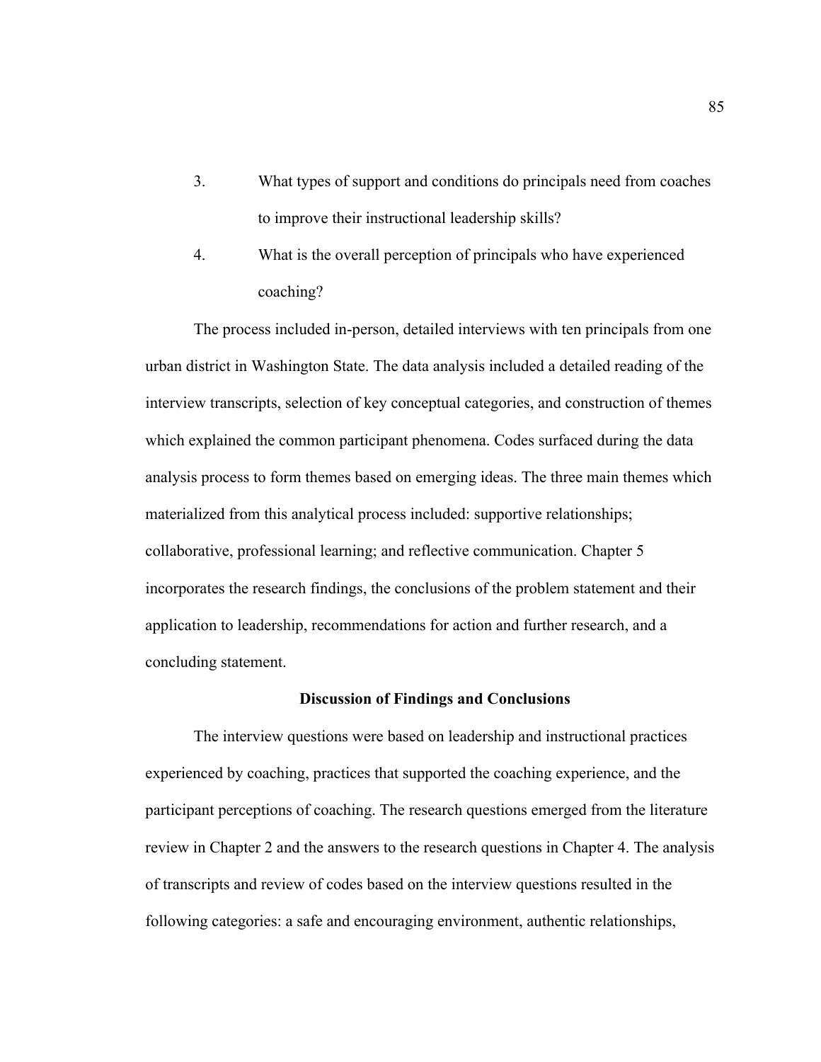3. What types of support and conditions do principals need from coaches to improve their instructional leadership skills?

4. What is the overall perception of principals who have experienced coaching?

The process included in-person, detailed interviews with ten principals from one urban district in Washington State. The data analysis included a detailed reading of the interview transcripts, selection of key conceptual categories, and construction of themes which explained the common participant phenomena. Codes surfaced during the data analysis process to form themes based on emerging ideas. The three main themes which materialized from this analytical process included: supportive relationships; collaborative, professional learning; and reflective communication. Chapter 5 incorporates the research findings, the conclusions of the problem statement and their application to leadership, recommendations for action and further research, and a concluding statement.

## Discussion of Findings and Conclusions

The interview questions were based on leadership and instructional practices experienced by coaching, practices that supported the coaching experience, and the participant perceptions of coaching. The research questions emerged from the literature review in Chapter 2 and the answers to the research questions in Chapter 4. The analysis of transcripts and review of codes based on the interview questions resulted in the following categories: a safe and encouraging environment, authentic relationships,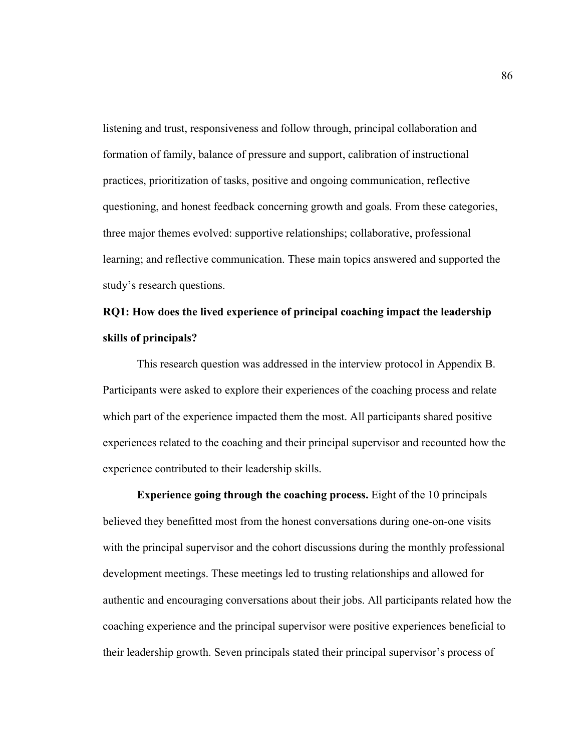listening and trust, responsiveness and follow through, principal collaboration and formation of family, balance of pressure and support, calibration of instructional practices, prioritization of tasks, positive and ongoing communication, reflective questioning, and honest feedback concerning growth and goals. From these categories, three major themes evolved: supportive relationships; collaborative, professional learning; and reflective communication. These main topics answered and supported the study's research questions.

### RQ1: How does the lived experience of principal coaching impact the leadership skills of principals?

This research question was addressed in the interview protocol in Appendix B. Participants were asked to explore their experiences of the coaching process and relate which part of the experience impacted them the most. All participants shared positive experiences related to the coaching and their principal supervisor and recounted how the experience contributed to their leadership skills.

**Experience going through the coaching process.** Eight of the 10 principals believed they benefitted most from the honest conversations during one-on-one visits with the principal supervisor and the cohort discussions during the monthly professional development meetings. These meetings led to trusting relationships and allowed for authentic and encouraging conversations about their jobs. All participants related how the coaching experience and the principal supervisor were positive experiences beneficial to their leadership growth. Seven principals stated their principal supervisor's process of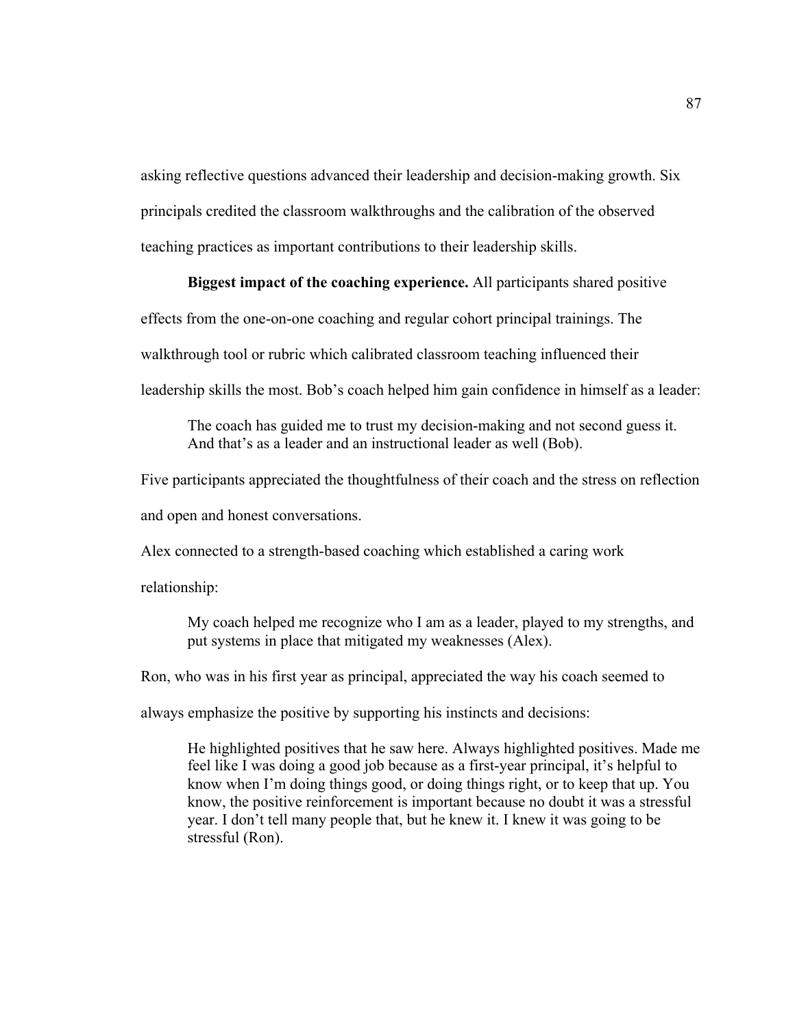asking reflective questions advanced their leadership and decision-making growth. Six principals credited the classroom walkthroughs and the calibration of the observed teaching practices as important contributions to their leadership skills.

**Biggest impact of the coaching experience.** All participants shared positive effects from the one-on-one coaching and regular cohort principal trainings. The walkthrough tool or rubric which calibrated classroom teaching influenced their leadership skills the most. Bob's coach helped him gain confidence in himself as a leader:

> The coach has guided me to trust my decision-making and not second guess it. And that's as a leader and an instructional leader as well (Bob).

Five participants appreciated the thoughtfulness of their coach and the stress on reflection and open and honest conversations.

Alex connected to a strength-based coaching which established a caring work relationship:

> My coach helped me recognize who I am as a leader, played to my strengths, and put systems in place that mitigated my weaknesses (Alex).

Ron, who was in his first year as principal, appreciated the way his coach seemed to always emphasize the positive by supporting his instincts and decisions:

> He highlighted positives that he saw here. Always highlighted positives. Made me feel like I was doing a good job because as a first-year principal, it's helpful to know when I'm doing things good, or doing things right, or to keep that up. You know, the positive reinforcement is important because no doubt it was a stressful year. I don't tell many people that, but he knew it. I knew it was going to be stressful (Ron).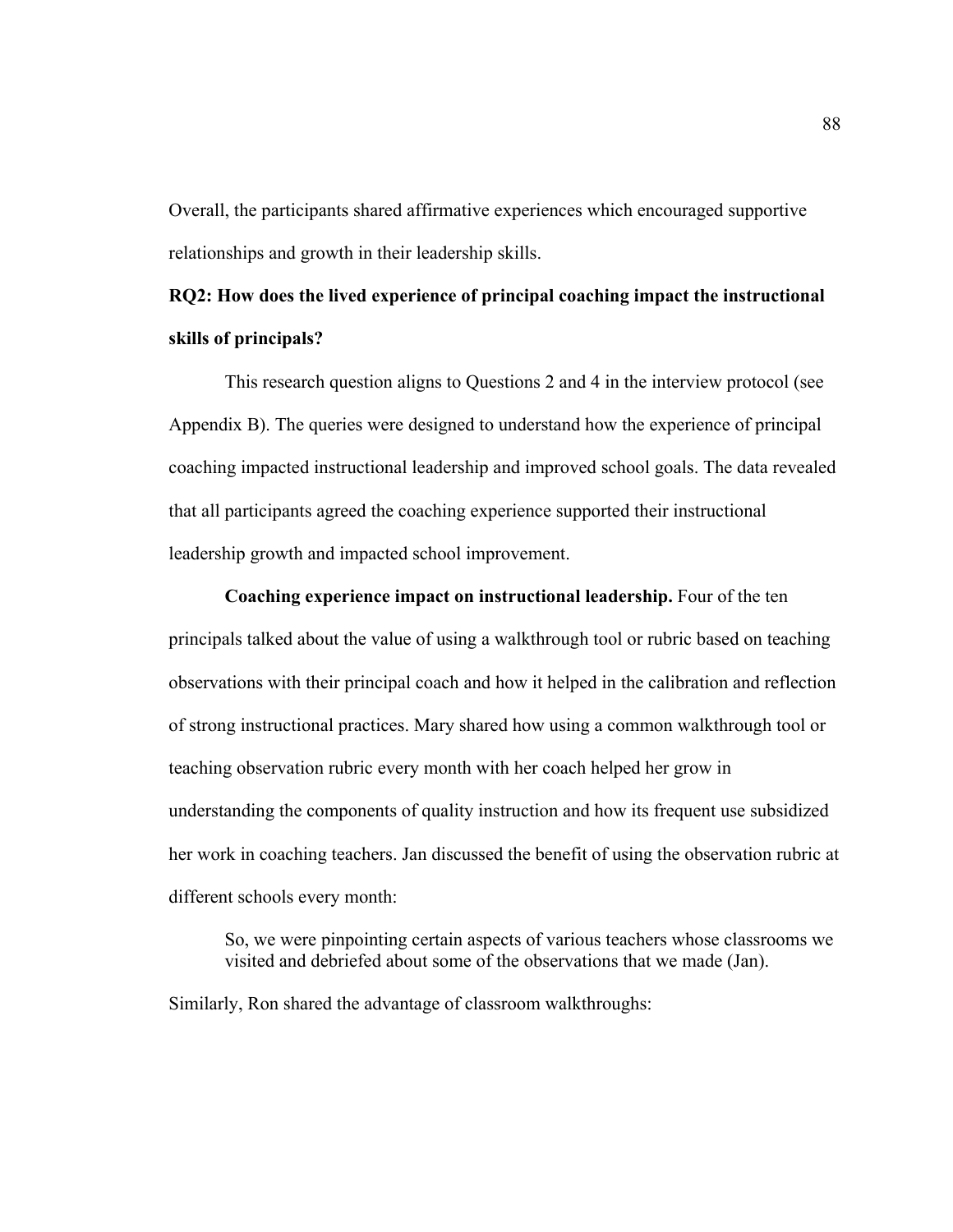Overall, the participants shared affirmative experiences which encouraged supportive relationships and growth in their leadership skills.

**RQ2: How does the lived experience of principal coaching impact the instructional skills of principals?**

This research question aligns to Questions 2 and 4 in the interview protocol (see Appendix B). The queries were designed to understand how the experience of principal coaching impacted instructional leadership and improved school goals. The data revealed that all participants agreed the coaching experience supported their instructional leadership growth and impacted school improvement.

**Coaching experience impact on instructional leadership.** Four of the ten principals talked about the value of using a walkthrough tool or rubric based on teaching observations with their principal coach and how it helped in the calibration and reflection of strong instructional practices. Mary shared how using a common walkthrough tool or teaching observation rubric every month with her coach helped her grow in understanding the components of quality instruction and how its frequent use subsidized her work in coaching teachers. Jan discussed the benefit of using the observation rubric at different schools every month:

> So, we were pinpointing certain aspects of various teachers whose classrooms we visited and debriefed about some of the observations that we made (Jan).

Similarly, Ron shared the advantage of classroom walkthroughs: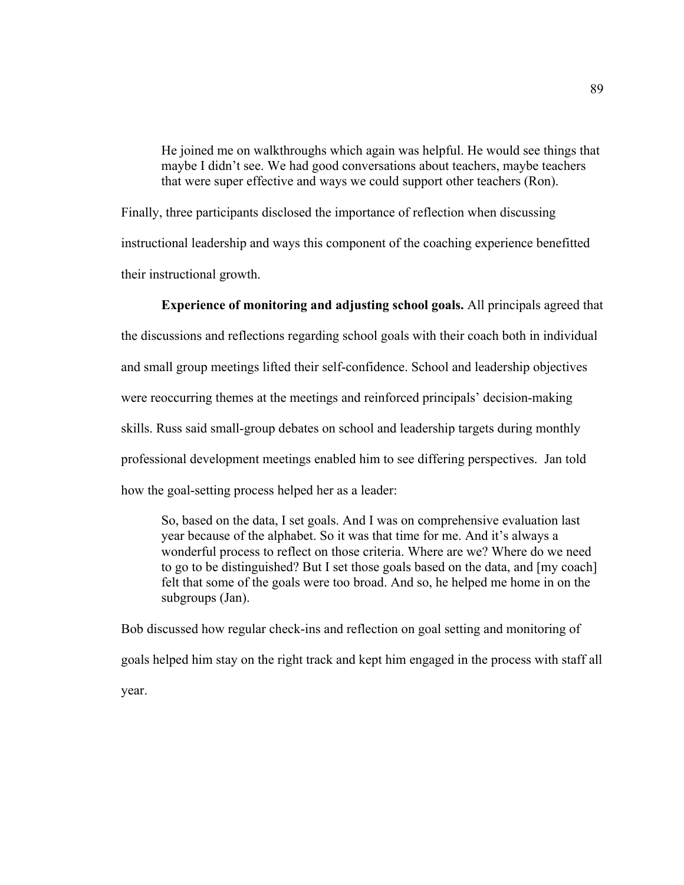> He joined me on walkthroughs which again was helpful. He would see things that maybe I didn't see. We had good conversations about teachers, maybe teachers that were super effective and ways we could support other teachers (Ron).

Finally, three participants disclosed the importance of reflection when discussing instructional leadership and ways this component of the coaching experience benefitted their instructional growth.

**Experience of monitoring and adjusting school goals.** All principals agreed that the discussions and reflections regarding school goals with their coach both in individual and small group meetings lifted their self-confidence. School and leadership objectives were reoccurring themes at the meetings and reinforced principals' decision-making skills. Russ said small-group debates on school and leadership targets during monthly professional development meetings enabled him to see differing perspectives. Jan told how the goal-setting process helped her as a leader:

> So, based on the data, I set goals. And I was on comprehensive evaluation last year because of the alphabet. So it was that time for me. And it's always a wonderful process to reflect on those criteria. Where are we? Where do we need to go to be distinguished? But I set those goals based on the data, and [my coach] felt that some of the goals were too broad. And so, he helped me home in on the subgroups (Jan).

Bob discussed how regular check-ins and reflection on goal setting and monitoring of goals helped him stay on the right track and kept him engaged in the process with staff all year.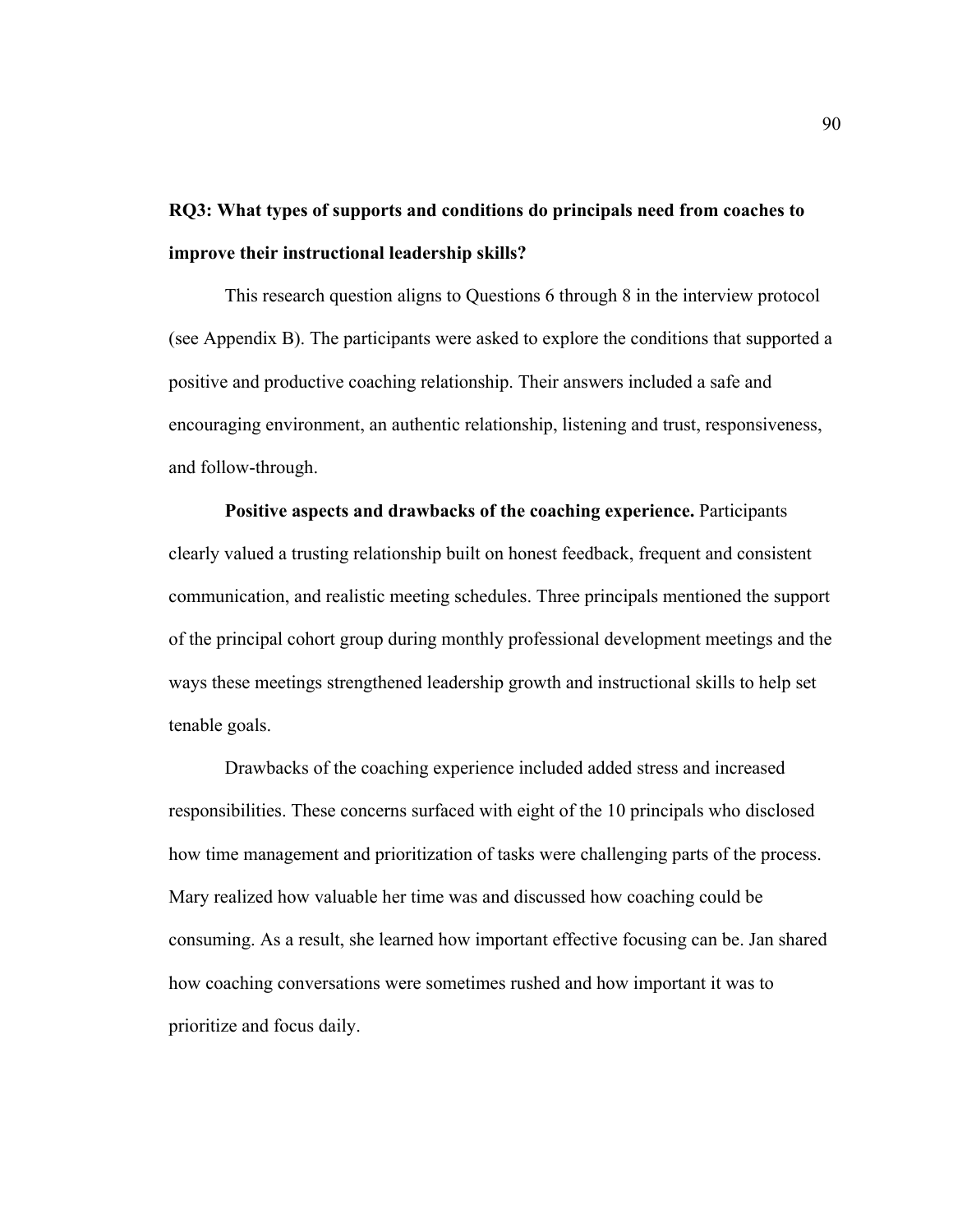**RQ3: What types of supports and conditions do principals need from coaches to improve their instructional leadership skills?**

This research question aligns to Questions 6 through 8 in the interview protocol (see Appendix B). The participants were asked to explore the conditions that supported a positive and productive coaching relationship. Their answers included a safe and encouraging environment, an authentic relationship, listening and trust, responsiveness, and follow-through.

**Positive aspects and drawbacks of the coaching experience.** Participants clearly valued a trusting relationship built on honest feedback, frequent and consistent communication, and realistic meeting schedules. Three principals mentioned the support of the principal cohort group during monthly professional development meetings and the ways these meetings strengthened leadership growth and instructional skills to help set tenable goals.

Drawbacks of the coaching experience included added stress and increased responsibilities. These concerns surfaced with eight of the 10 principals who disclosed how time management and prioritization of tasks were challenging parts of the process. Mary realized how valuable her time was and discussed how coaching could be consuming. As a result, she learned how important effective focusing can be. Jan shared how coaching conversations were sometimes rushed and how important it was to prioritize and focus daily.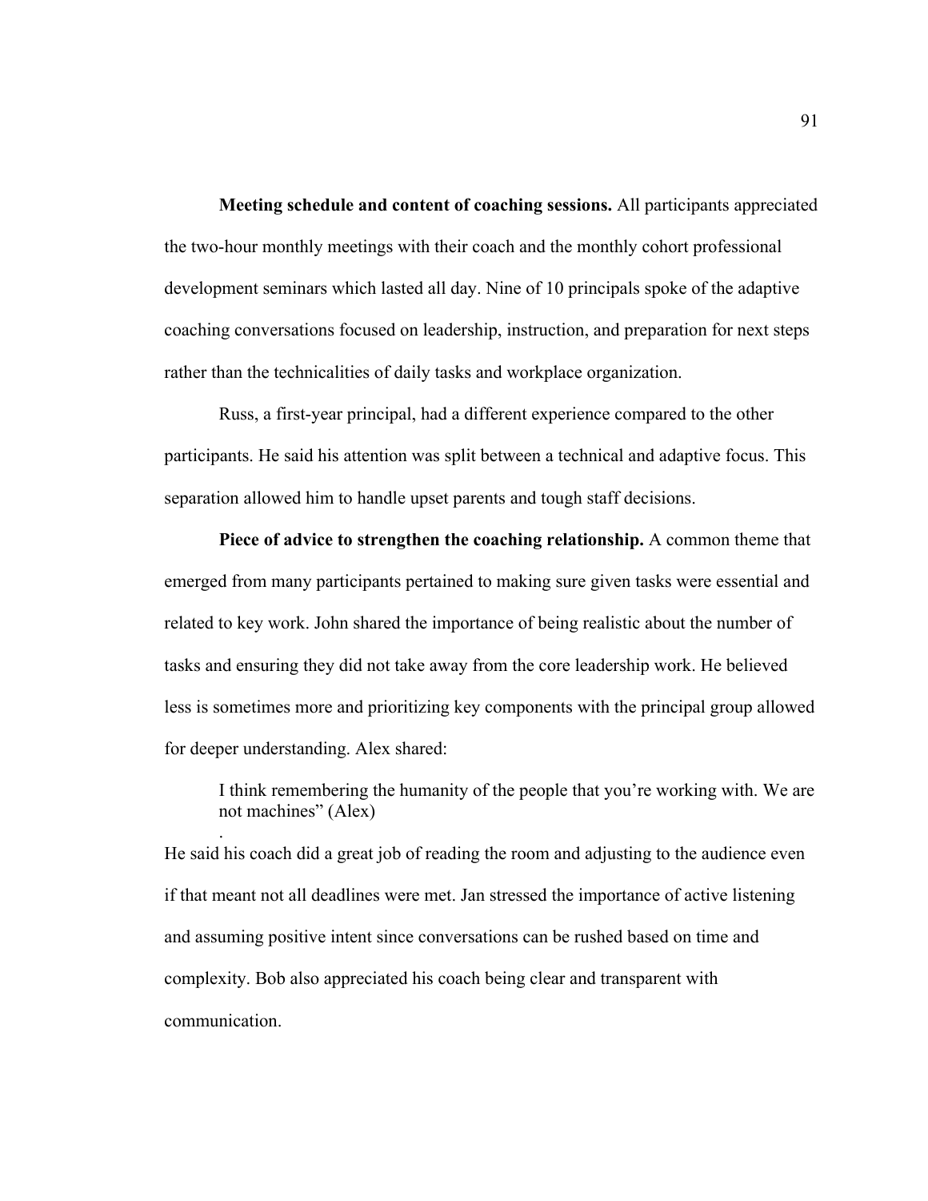**Meeting schedule and content of coaching sessions.** All participants appreciated the two-hour monthly meetings with their coach and the monthly cohort professional development seminars which lasted all day. Nine of 10 principals spoke of the adaptive coaching conversations focused on leadership, instruction, and preparation for next steps rather than the technicalities of daily tasks and workplace organization.

Russ, a first-year principal, had a different experience compared to the other participants. He said his attention was split between a technical and adaptive focus. This separation allowed him to handle upset parents and tough staff decisions.

**Piece of advice to strengthen the coaching relationship.** A common theme that emerged from many participants pertained to making sure given tasks were essential and related to key work. John shared the importance of being realistic about the number of tasks and ensuring they did not take away from the core leadership work. He believed less is sometimes more and prioritizing key components with the principal group allowed for deeper understanding. Alex shared:

> I think remembering the humanity of the people that you're working with. We are not machines" (Alex)
>
> .

He said his coach did a great job of reading the room and adjusting to the audience even if that meant not all deadlines were met. Jan stressed the importance of active listening and assuming positive intent since conversations can be rushed based on time and complexity. Bob also appreciated his coach being clear and transparent with communication.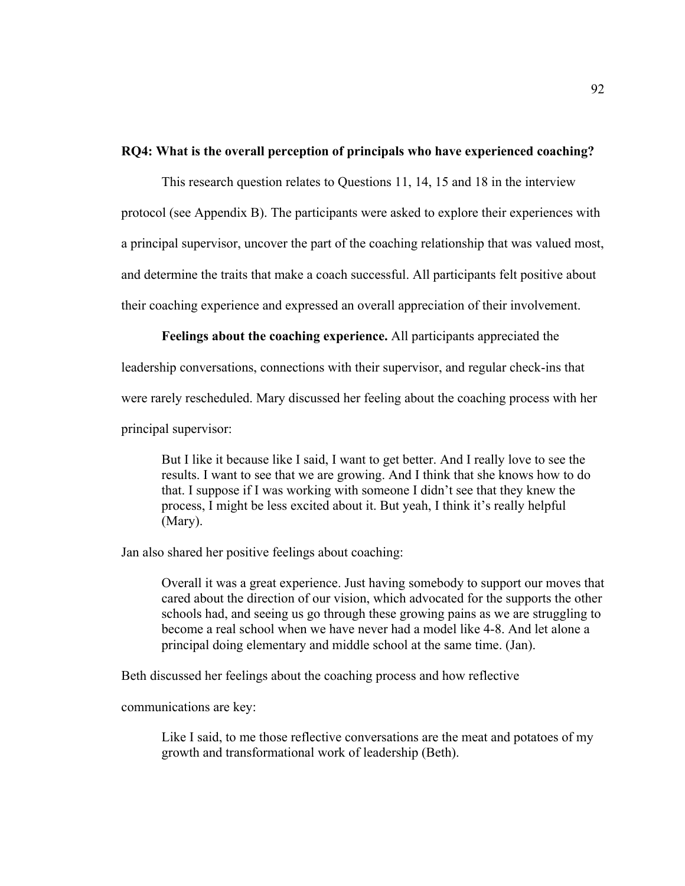**RQ4: What is the overall perception of principals who have experienced coaching?**

This research question relates to Questions 11, 14, 15 and 18 in the interview protocol (see Appendix B). The participants were asked to explore their experiences with a principal supervisor, uncover the part of the coaching relationship that was valued most, and determine the traits that make a coach successful. All participants felt positive about their coaching experience and expressed an overall appreciation of their involvement.

**Feelings about the coaching experience.** All participants appreciated the leadership conversations, connections with their supervisor, and regular check-ins that were rarely rescheduled. Mary discussed her feeling about the coaching process with her principal supervisor:

> But I like it because like I said, I want to get better. And I really love to see the results. I want to see that we are growing. And I think that she knows how to do that. I suppose if I was working with someone I didn't see that they knew the process, I might be less excited about it. But yeah, I think it's really helpful (Mary).

Jan also shared her positive feelings about coaching:

> Overall it was a great experience. Just having somebody to support our moves that cared about the direction of our vision, which advocated for the supports the other schools had, and seeing us go through these growing pains as we are struggling to become a real school when we have never had a model like 4-8. And let alone a principal doing elementary and middle school at the same time. (Jan).

Beth discussed her feelings about the coaching process and how reflective communications are key:

> Like I said, to me those reflective conversations are the meat and potatoes of my growth and transformational work of leadership (Beth).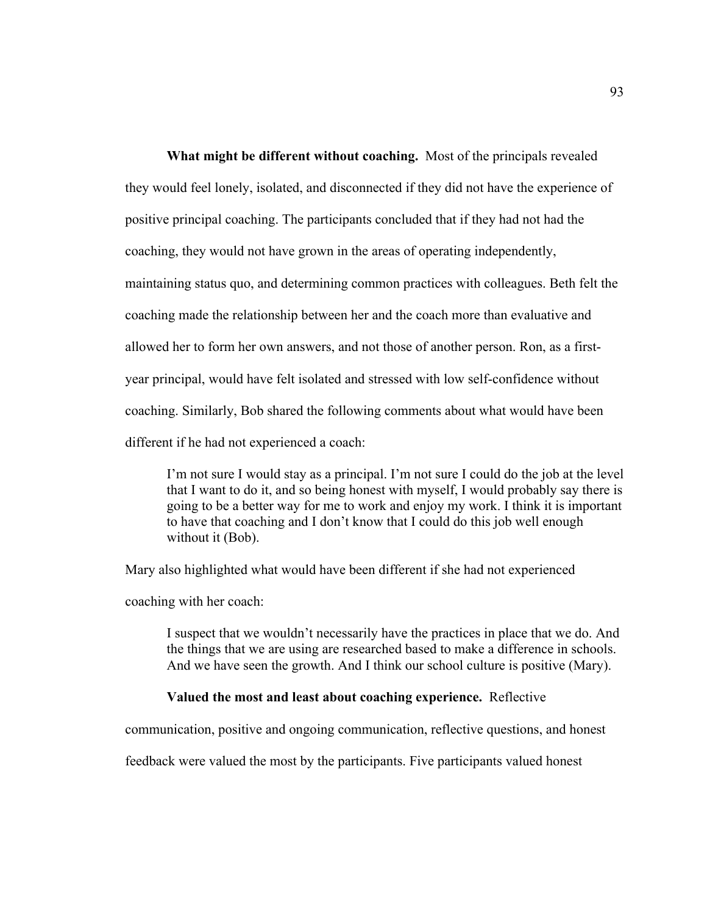**What might be different without coaching.** Most of the principals revealed they would feel lonely, isolated, and disconnected if they did not have the experience of positive principal coaching. The participants concluded that if they had not had the coaching, they would not have grown in the areas of operating independently, maintaining status quo, and determining common practices with colleagues. Beth felt the coaching made the relationship between her and the coach more than evaluative and allowed her to form her own answers, and not those of another person. Ron, as a first-year principal, would have felt isolated and stressed with low self-confidence without coaching. Similarly, Bob shared the following comments about what would have been different if he had not experienced a coach:

> I'm not sure I would stay as a principal. I'm not sure I could do the job at the level that I want to do it, and so being honest with myself, I would probably say there is going to be a better way for me to work and enjoy my work. I think it is important to have that coaching and I don't know that I could do this job well enough without it (Bob).

Mary also highlighted what would have been different if she had not experienced coaching with her coach:

> I suspect that we wouldn't necessarily have the practices in place that we do. And the things that we are using are researched based to make a difference in schools. And we have seen the growth. And I think our school culture is positive (Mary).

**Valued the most and least about coaching experience.** Reflective communication, positive and ongoing communication, reflective questions, and honest feedback were valued the most by the participants. Five participants valued honest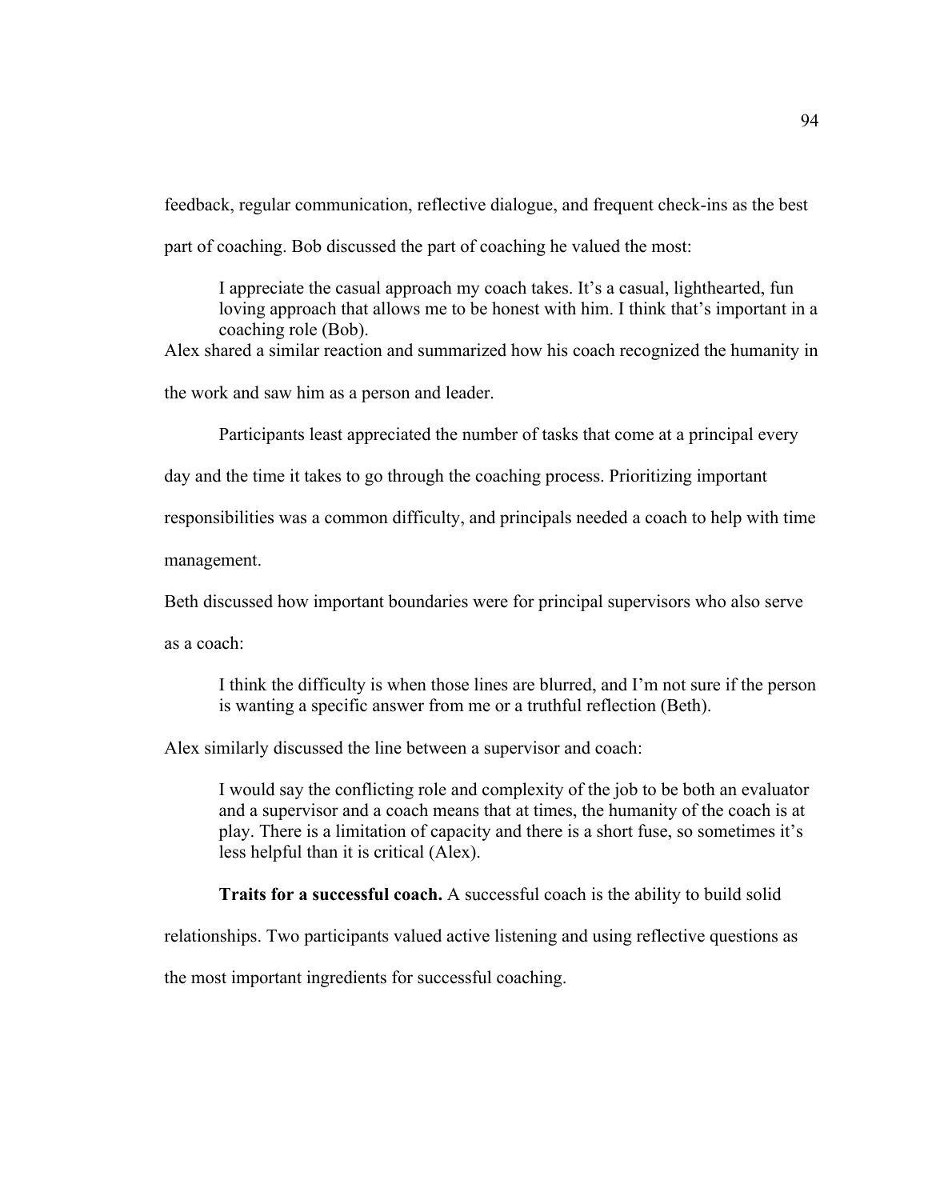feedback, regular communication, reflective dialogue, and frequent check-ins as the best part of coaching. Bob discussed the part of coaching he valued the most:

> I appreciate the casual approach my coach takes. It's a casual, lighthearted, fun loving approach that allows me to be honest with him. I think that's important in a coaching role (Bob).

Alex shared a similar reaction and summarized how his coach recognized the humanity in the work and saw him as a person and leader.

Participants least appreciated the number of tasks that come at a principal every day and the time it takes to go through the coaching process. Prioritizing important responsibilities was a common difficulty, and principals needed a coach to help with time management.

Beth discussed how important boundaries were for principal supervisors who also serve as a coach:

> I think the difficulty is when those lines are blurred, and I'm not sure if the person is wanting a specific answer from me or a truthful reflection (Beth).

Alex similarly discussed the line between a supervisor and coach:

> I would say the conflicting role and complexity of the job to be both an evaluator and a supervisor and a coach means that at times, the humanity of the coach is at play. There is a limitation of capacity and there is a short fuse, so sometimes it's less helpful than it is critical (Alex).

**Traits for a successful coach.** A successful coach is the ability to build solid relationships. Two participants valued active listening and using reflective questions as the most important ingredients for successful coaching.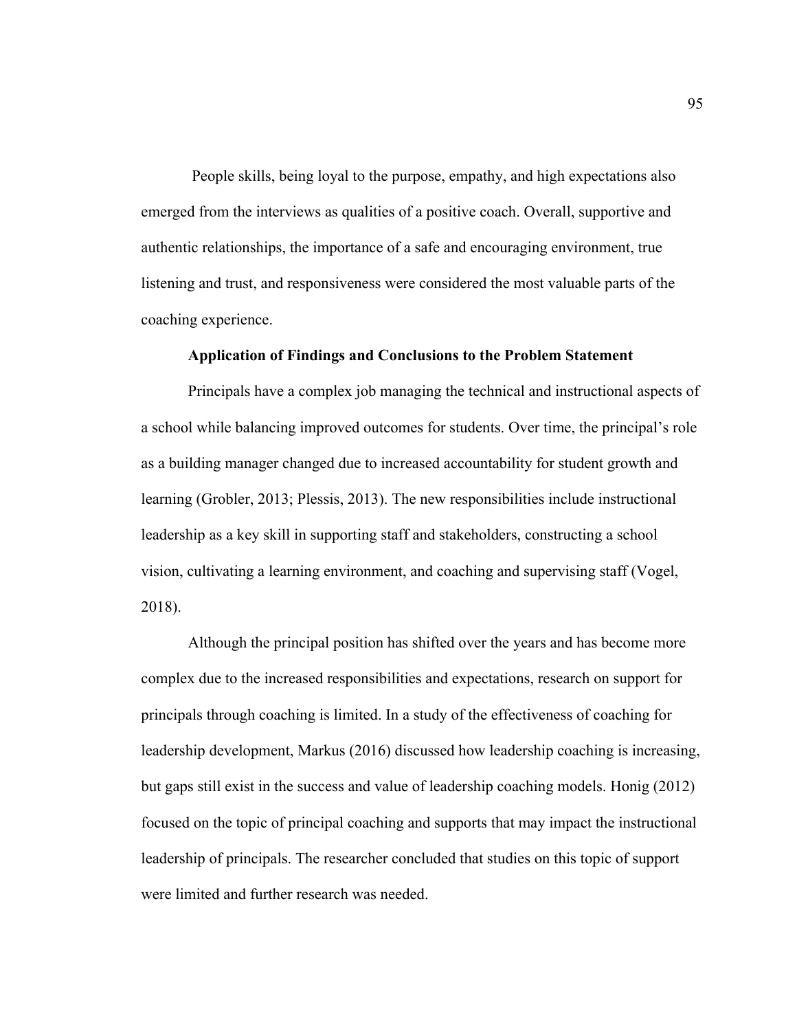People skills, being loyal to the purpose, empathy, and high expectations also emerged from the interviews as qualities of a positive coach. Overall, supportive and authentic relationships, the importance of a safe and encouraging environment, true listening and trust, and responsiveness were considered the most valuable parts of the coaching experience.

### Application of Findings and Conclusions to the Problem Statement

Principals have a complex job managing the technical and instructional aspects of a school while balancing improved outcomes for students. Over time, the principal's role as a building manager changed due to increased accountability for student growth and learning (Grobler, 2013; Plessis, 2013). The new responsibilities include instructional leadership as a key skill in supporting staff and stakeholders, constructing a school vision, cultivating a learning environment, and coaching and supervising staff (Vogel, 2018).

Although the principal position has shifted over the years and has become more complex due to the increased responsibilities and expectations, research on support for principals through coaching is limited. In a study of the effectiveness of coaching for leadership development, Markus (2016) discussed how leadership coaching is increasing, but gaps still exist in the success and value of leadership coaching models. Honig (2012) focused on the topic of principal coaching and supports that may impact the instructional leadership of principals. The researcher concluded that studies on this topic of support were limited and further research was needed.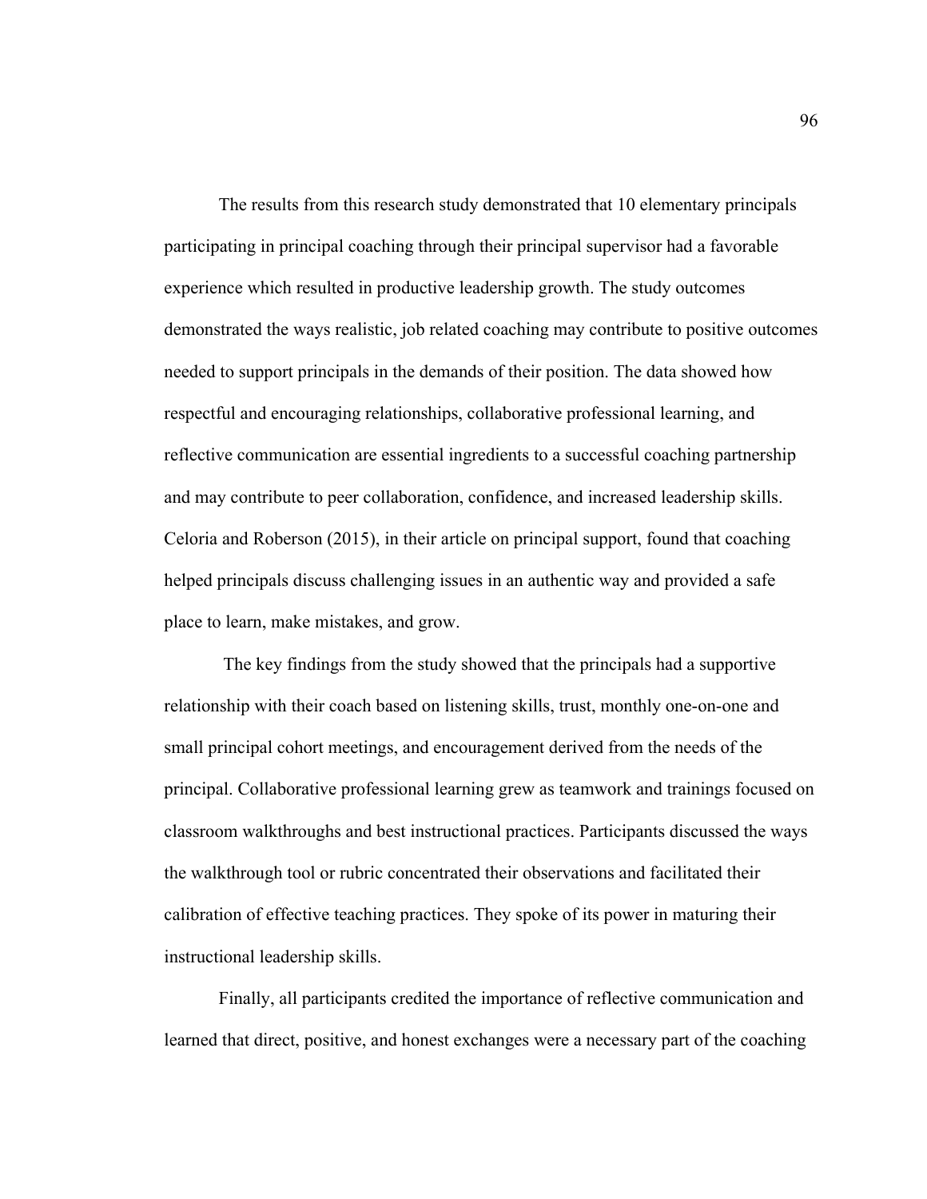The results from this research study demonstrated that 10 elementary principals participating in principal coaching through their principal supervisor had a favorable experience which resulted in productive leadership growth. The study outcomes demonstrated the ways realistic, job related coaching may contribute to positive outcomes needed to support principals in the demands of their position. The data showed how respectful and encouraging relationships, collaborative professional learning, and reflective communication are essential ingredients to a successful coaching partnership and may contribute to peer collaboration, confidence, and increased leadership skills. Celoria and Roberson (2015), in their article on principal support, found that coaching helped principals discuss challenging issues in an authentic way and provided a safe place to learn, make mistakes, and grow.

The key findings from the study showed that the principals had a supportive relationship with their coach based on listening skills, trust, monthly one-on-one and small principal cohort meetings, and encouragement derived from the needs of the principal. Collaborative professional learning grew as teamwork and trainings focused on classroom walkthroughs and best instructional practices. Participants discussed the ways the walkthrough tool or rubric concentrated their observations and facilitated their calibration of effective teaching practices. They spoke of its power in maturing their instructional leadership skills.

Finally, all participants credited the importance of reflective communication and learned that direct, positive, and honest exchanges were a necessary part of the coaching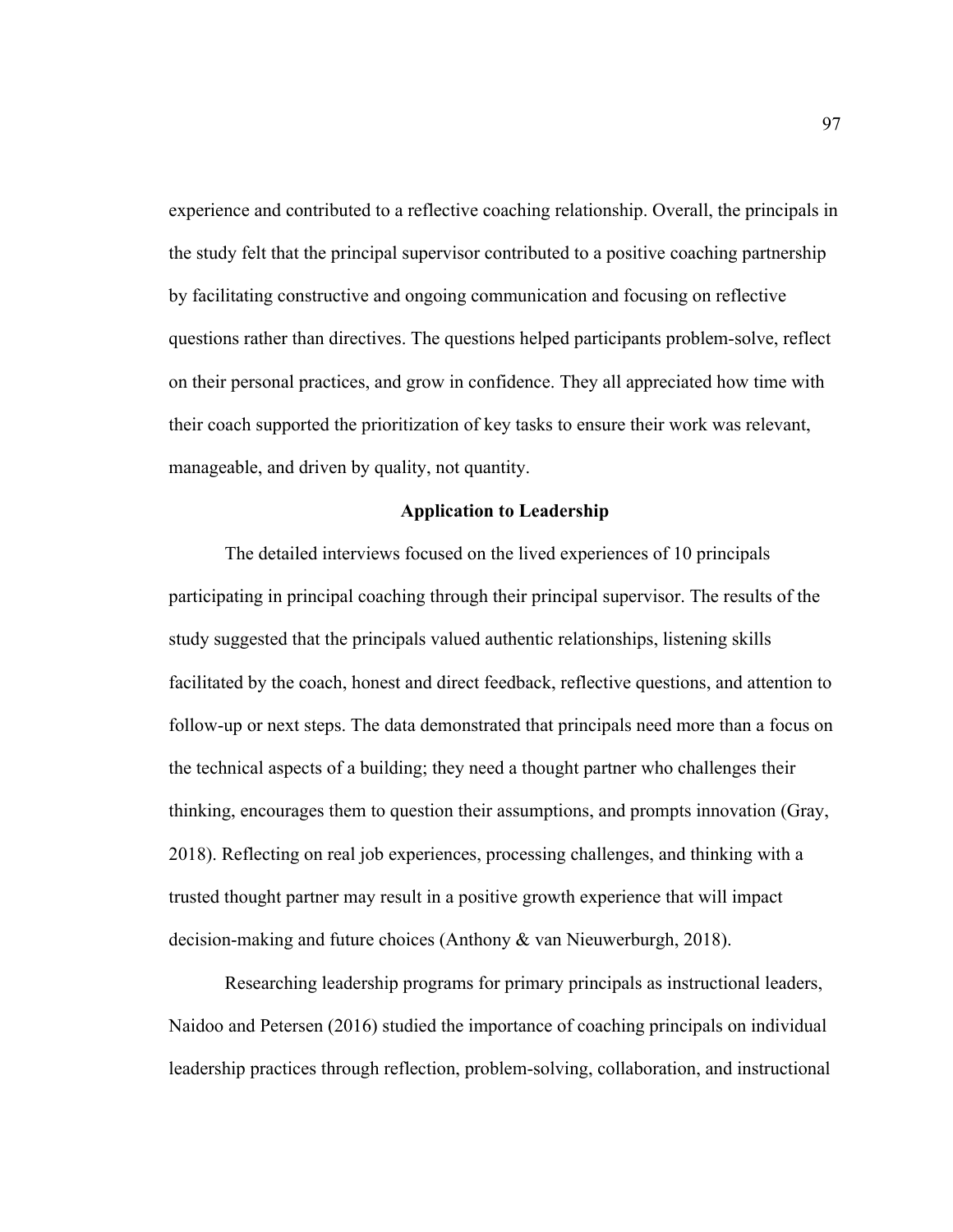experience and contributed to a reflective coaching relationship. Overall, the principals in the study felt that the principal supervisor contributed to a positive coaching partnership by facilitating constructive and ongoing communication and focusing on reflective questions rather than directives. The questions helped participants problem-solve, reflect on their personal practices, and grow in confidence. They all appreciated how time with their coach supported the prioritization of key tasks to ensure their work was relevant, manageable, and driven by quality, not quantity.

## Application to Leadership

The detailed interviews focused on the lived experiences of 10 principals participating in principal coaching through their principal supervisor. The results of the study suggested that the principals valued authentic relationships, listening skills facilitated by the coach, honest and direct feedback, reflective questions, and attention to follow-up or next steps. The data demonstrated that principals need more than a focus on the technical aspects of a building; they need a thought partner who challenges their thinking, encourages them to question their assumptions, and prompts innovation (Gray, 2018). Reflecting on real job experiences, processing challenges, and thinking with a trusted thought partner may result in a positive growth experience that will impact decision-making and future choices (Anthony & van Nieuwerburgh, 2018).

Researching leadership programs for primary principals as instructional leaders, Naidoo and Petersen (2016) studied the importance of coaching principals on individual leadership practices through reflection, problem-solving, collaboration, and instructional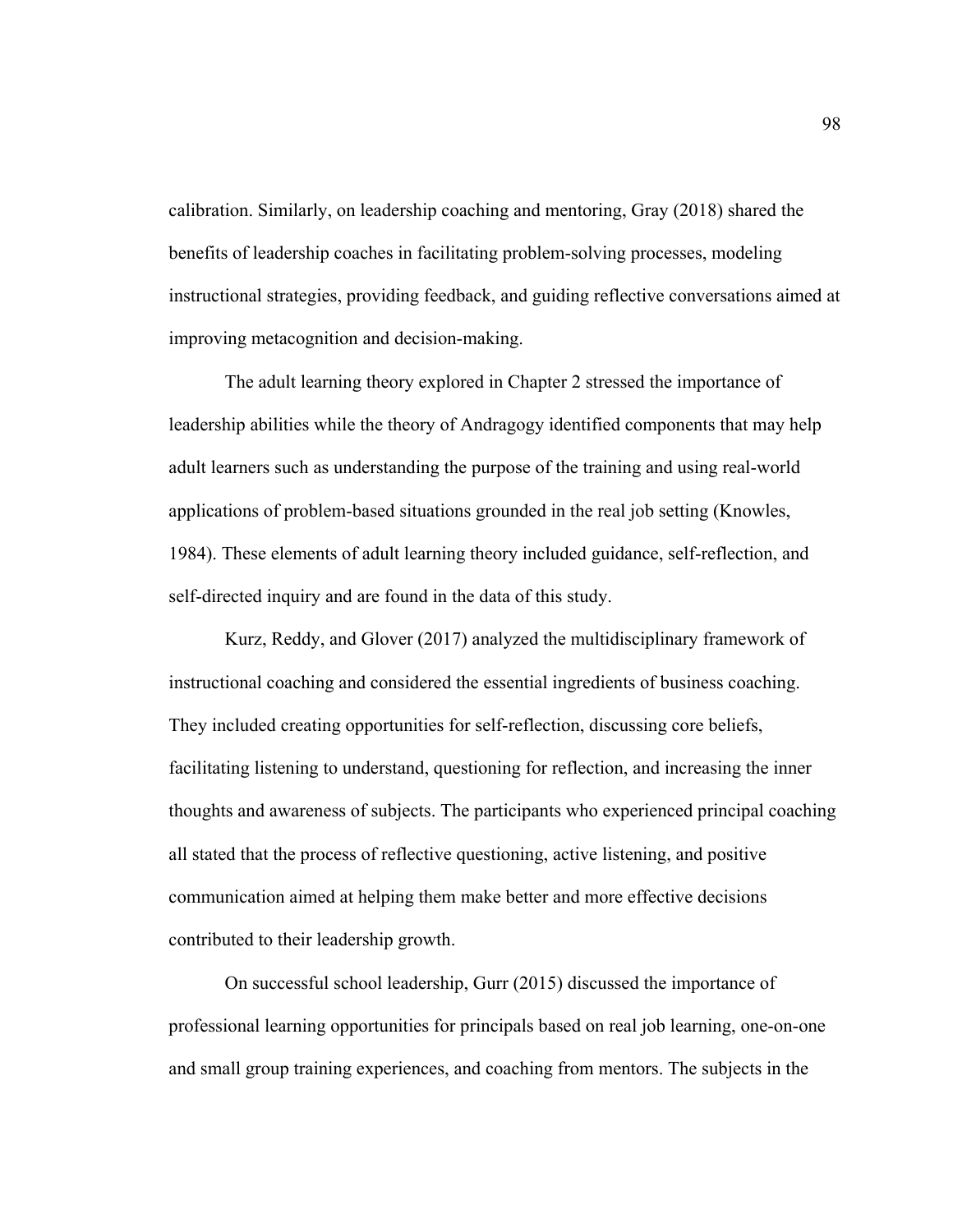calibration. Similarly, on leadership coaching and mentoring, Gray (2018) shared the benefits of leadership coaches in facilitating problem-solving processes, modeling instructional strategies, providing feedback, and guiding reflective conversations aimed at improving metacognition and decision-making.

The adult learning theory explored in Chapter 2 stressed the importance of leadership abilities while the theory of Andragogy identified components that may help adult learners such as understanding the purpose of the training and using real-world applications of problem-based situations grounded in the real job setting (Knowles, 1984). These elements of adult learning theory included guidance, self-reflection, and self-directed inquiry and are found in the data of this study.

Kurz, Reddy, and Glover (2017) analyzed the multidisciplinary framework of instructional coaching and considered the essential ingredients of business coaching. They included creating opportunities for self-reflection, discussing core beliefs, facilitating listening to understand, questioning for reflection, and increasing the inner thoughts and awareness of subjects. The participants who experienced principal coaching all stated that the process of reflective questioning, active listening, and positive communication aimed at helping them make better and more effective decisions contributed to their leadership growth.

On successful school leadership, Gurr (2015) discussed the importance of professional learning opportunities for principals based on real job learning, one-on-one and small group training experiences, and coaching from mentors. The subjects in the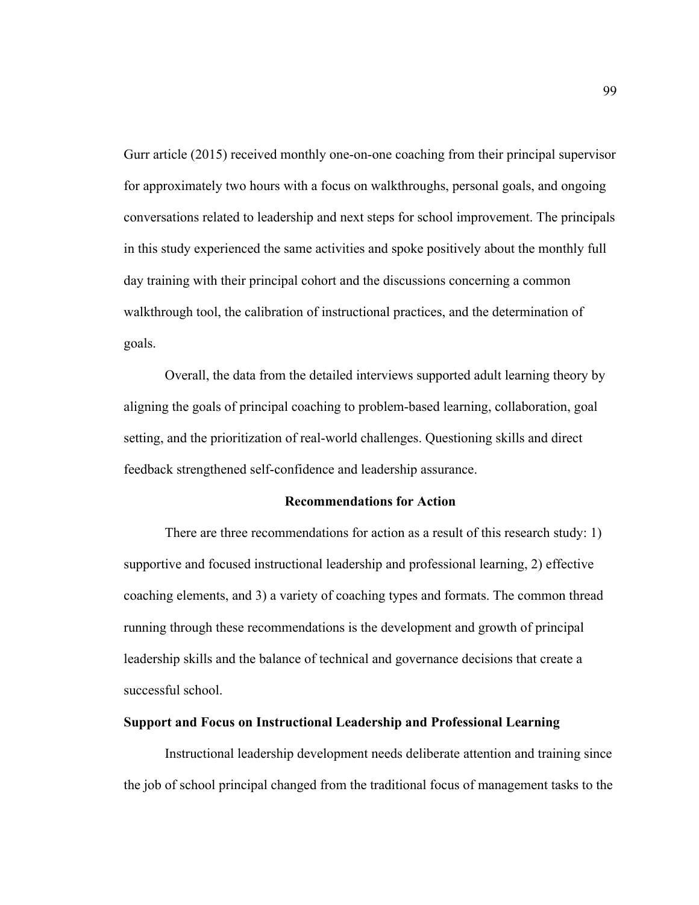Gurr article (2015) received monthly one-on-one coaching from their principal supervisor for approximately two hours with a focus on walkthroughs, personal goals, and ongoing conversations related to leadership and next steps for school improvement. The principals in this study experienced the same activities and spoke positively about the monthly full day training with their principal cohort and the discussions concerning a common walkthrough tool, the calibration of instructional practices, and the determination of goals.

Overall, the data from the detailed interviews supported adult learning theory by aligning the goals of principal coaching to problem-based learning, collaboration, goal setting, and the prioritization of real-world challenges. Questioning skills and direct feedback strengthened self-confidence and leadership assurance.

## Recommendations for Action

There are three recommendations for action as a result of this research study: 1) supportive and focused instructional leadership and professional learning, 2) effective coaching elements, and 3) a variety of coaching types and formats. The common thread running through these recommendations is the development and growth of principal leadership skills and the balance of technical and governance decisions that create a successful school.

### Support and Focus on Instructional Leadership and Professional Learning

Instructional leadership development needs deliberate attention and training since the job of school principal changed from the traditional focus of management tasks to the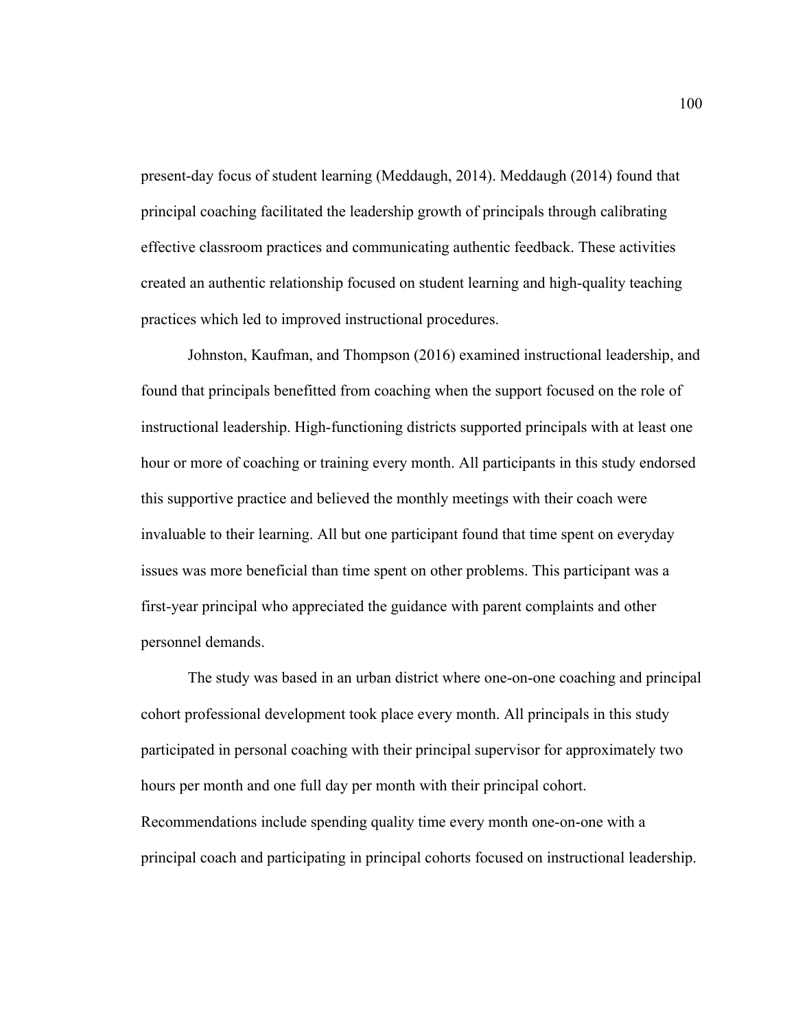present-day focus of student learning (Meddaugh, 2014). Meddaugh (2014) found that principal coaching facilitated the leadership growth of principals through calibrating effective classroom practices and communicating authentic feedback. These activities created an authentic relationship focused on student learning and high-quality teaching practices which led to improved instructional procedures.

Johnston, Kaufman, and Thompson (2016) examined instructional leadership, and found that principals benefitted from coaching when the support focused on the role of instructional leadership. High-functioning districts supported principals with at least one hour or more of coaching or training every month. All participants in this study endorsed this supportive practice and believed the monthly meetings with their coach were invaluable to their learning. All but one participant found that time spent on everyday issues was more beneficial than time spent on other problems. This participant was a first-year principal who appreciated the guidance with parent complaints and other personnel demands.

The study was based in an urban district where one-on-one coaching and principal cohort professional development took place every month. All principals in this study participated in personal coaching with their principal supervisor for approximately two hours per month and one full day per month with their principal cohort. Recommendations include spending quality time every month one-on-one with a principal coach and participating in principal cohorts focused on instructional leadership.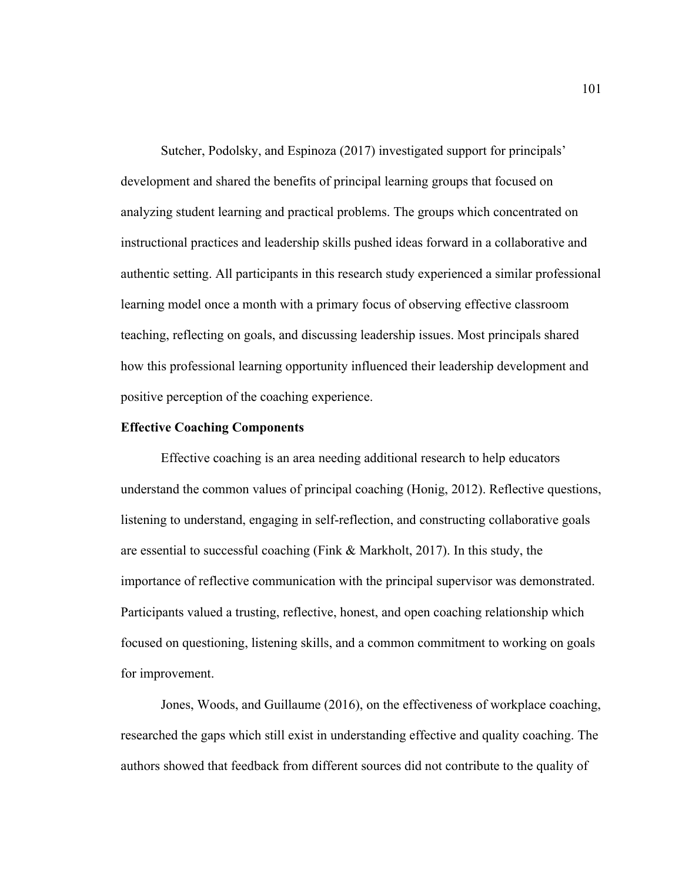Sutcher, Podolsky, and Espinoza (2017) investigated support for principals' development and shared the benefits of principal learning groups that focused on analyzing student learning and practical problems. The groups which concentrated on instructional practices and leadership skills pushed ideas forward in a collaborative and authentic setting. All participants in this research study experienced a similar professional learning model once a month with a primary focus of observing effective classroom teaching, reflecting on goals, and discussing leadership issues. Most principals shared how this professional learning opportunity influenced their leadership development and positive perception of the coaching experience.

**Effective Coaching Components**

Effective coaching is an area needing additional research to help educators understand the common values of principal coaching (Honig, 2012). Reflective questions, listening to understand, engaging in self-reflection, and constructing collaborative goals are essential to successful coaching (Fink & Markholt, 2017). In this study, the importance of reflective communication with the principal supervisor was demonstrated. Participants valued a trusting, reflective, honest, and open coaching relationship which focused on questioning, listening skills, and a common commitment to working on goals for improvement.

Jones, Woods, and Guillaume (2016), on the effectiveness of workplace coaching, researched the gaps which still exist in understanding effective and quality coaching. The authors showed that feedback from different sources did not contribute to the quality of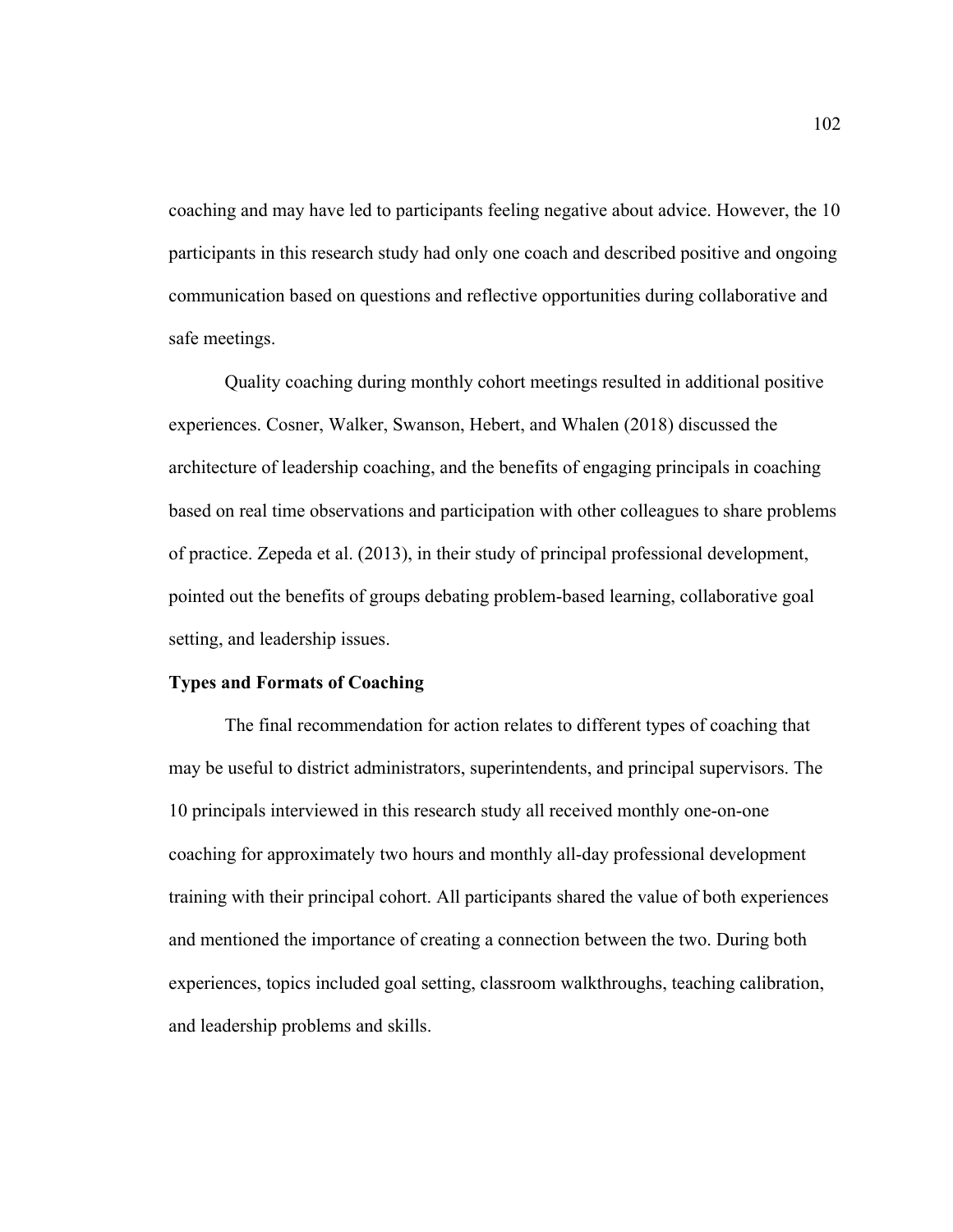coaching and may have led to participants feeling negative about advice. However, the 10 participants in this research study had only one coach and described positive and ongoing communication based on questions and reflective opportunities during collaborative and safe meetings.

Quality coaching during monthly cohort meetings resulted in additional positive experiences. Cosner, Walker, Swanson, Hebert, and Whalen (2018) discussed the architecture of leadership coaching, and the benefits of engaging principals in coaching based on real time observations and participation with other colleagues to share problems of practice. Zepeda et al. (2013), in their study of principal professional development, pointed out the benefits of groups debating problem-based learning, collaborative goal setting, and leadership issues.

**Types and Formats of Coaching**

The final recommendation for action relates to different types of coaching that may be useful to district administrators, superintendents, and principal supervisors. The 10 principals interviewed in this research study all received monthly one-on-one coaching for approximately two hours and monthly all-day professional development training with their principal cohort. All participants shared the value of both experiences and mentioned the importance of creating a connection between the two. During both experiences, topics included goal setting, classroom walkthroughs, teaching calibration, and leadership problems and skills.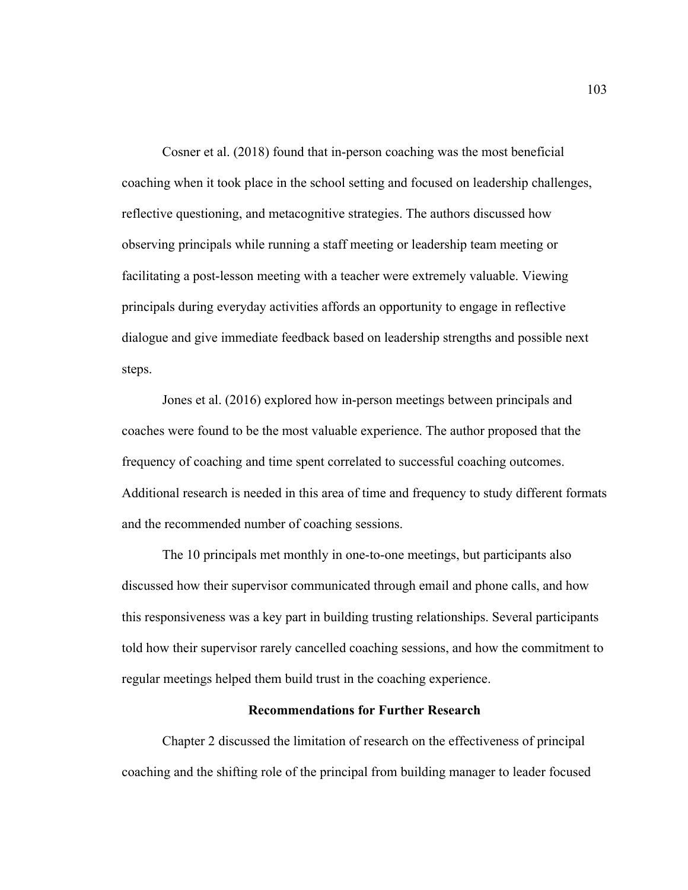Cosner et al. (2018) found that in-person coaching was the most beneficial coaching when it took place in the school setting and focused on leadership challenges, reflective questioning, and metacognitive strategies. The authors discussed how observing principals while running a staff meeting or leadership team meeting or facilitating a post-lesson meeting with a teacher were extremely valuable. Viewing principals during everyday activities affords an opportunity to engage in reflective dialogue and give immediate feedback based on leadership strengths and possible next steps.

Jones et al. (2016) explored how in-person meetings between principals and coaches were found to be the most valuable experience. The author proposed that the frequency of coaching and time spent correlated to successful coaching outcomes. Additional research is needed in this area of time and frequency to study different formats and the recommended number of coaching sessions.

The 10 principals met monthly in one-to-one meetings, but participants also discussed how their supervisor communicated through email and phone calls, and how this responsiveness was a key part in building trusting relationships. Several participants told how their supervisor rarely cancelled coaching sessions, and how the commitment to regular meetings helped them build trust in the coaching experience.

## Recommendations for Further Research

Chapter 2 discussed the limitation of research on the effectiveness of principal coaching and the shifting role of the principal from building manager to leader focused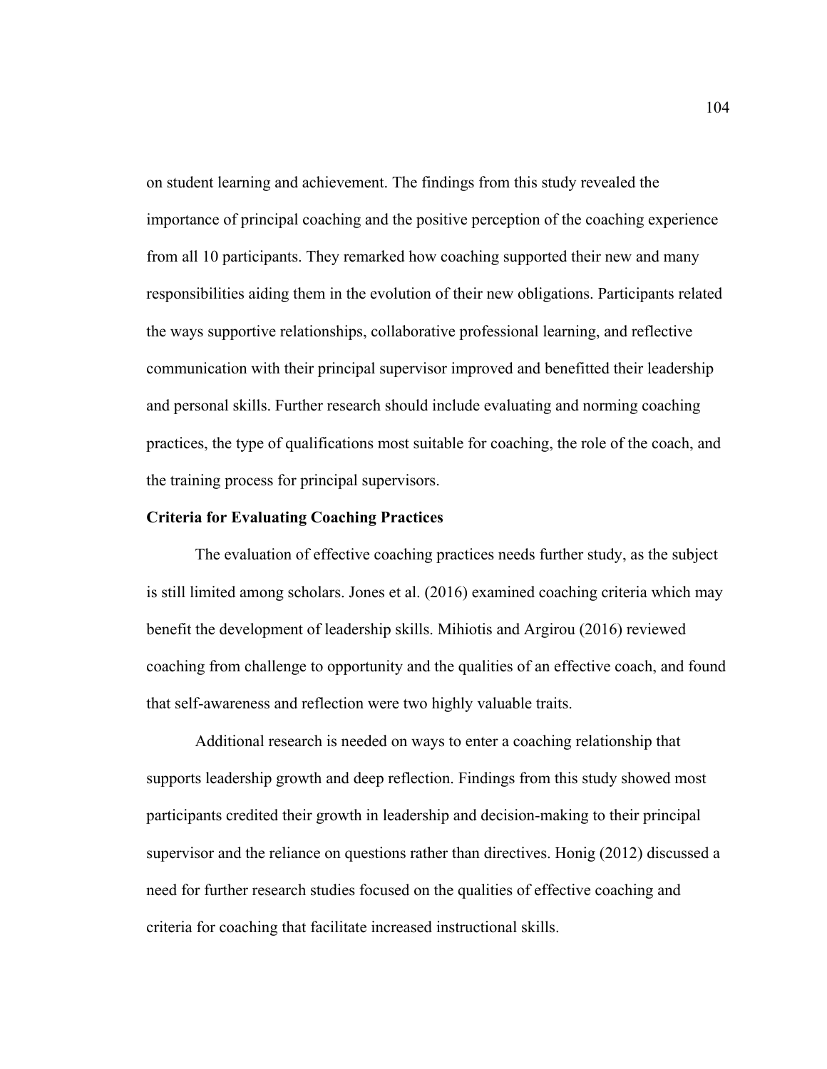on student learning and achievement. The findings from this study revealed the importance of principal coaching and the positive perception of the coaching experience from all 10 participants. They remarked how coaching supported their new and many responsibilities aiding them in the evolution of their new obligations. Participants related the ways supportive relationships, collaborative professional learning, and reflective communication with their principal supervisor improved and benefitted their leadership and personal skills. Further research should include evaluating and norming coaching practices, the type of qualifications most suitable for coaching, the role of the coach, and the training process for principal supervisors.

### Criteria for Evaluating Coaching Practices

The evaluation of effective coaching practices needs further study, as the subject is still limited among scholars. Jones et al. (2016) examined coaching criteria which may benefit the development of leadership skills. Mihiotis and Argirou (2016) reviewed coaching from challenge to opportunity and the qualities of an effective coach, and found that self-awareness and reflection were two highly valuable traits.

Additional research is needed on ways to enter a coaching relationship that supports leadership growth and deep reflection. Findings from this study showed most participants credited their growth in leadership and decision-making to their principal supervisor and the reliance on questions rather than directives. Honig (2012) discussed a need for further research studies focused on the qualities of effective coaching and criteria for coaching that facilitate increased instructional skills.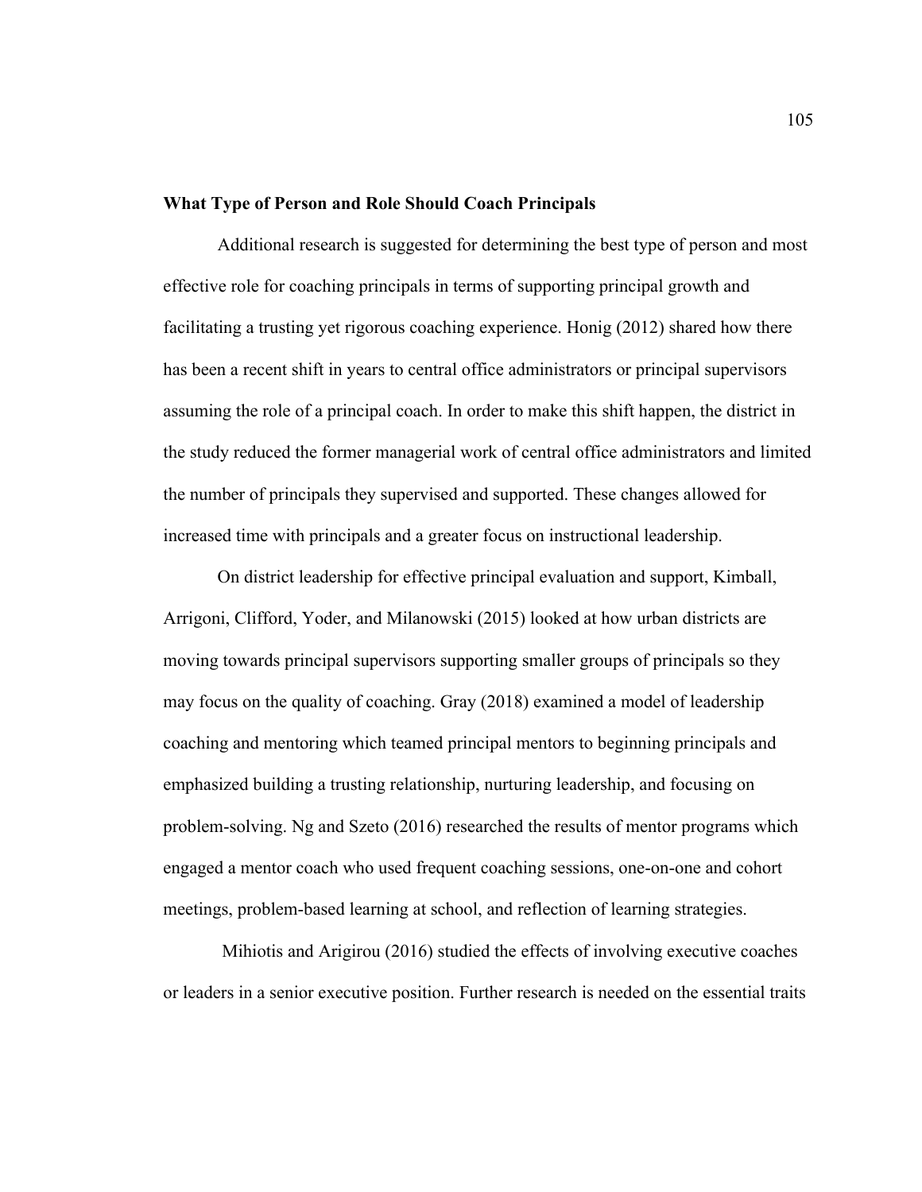**What Type of Person and Role Should Coach Principals**

Additional research is suggested for determining the best type of person and most effective role for coaching principals in terms of supporting principal growth and facilitating a trusting yet rigorous coaching experience. Honig (2012) shared how there has been a recent shift in years to central office administrators or principal supervisors assuming the role of a principal coach. In order to make this shift happen, the district in the study reduced the former managerial work of central office administrators and limited the number of principals they supervised and supported. These changes allowed for increased time with principals and a greater focus on instructional leadership.

On district leadership for effective principal evaluation and support, Kimball, Arrigoni, Clifford, Yoder, and Milanowski (2015) looked at how urban districts are moving towards principal supervisors supporting smaller groups of principals so they may focus on the quality of coaching. Gray (2018) examined a model of leadership coaching and mentoring which teamed principal mentors to beginning principals and emphasized building a trusting relationship, nurturing leadership, and focusing on problem-solving. Ng and Szeto (2016) researched the results of mentor programs which engaged a mentor coach who used frequent coaching sessions, one-on-one and cohort meetings, problem-based learning at school, and reflection of learning strategies.

Mihiotis and Arigirou (2016) studied the effects of involving executive coaches or leaders in a senior executive position. Further research is needed on the essential traits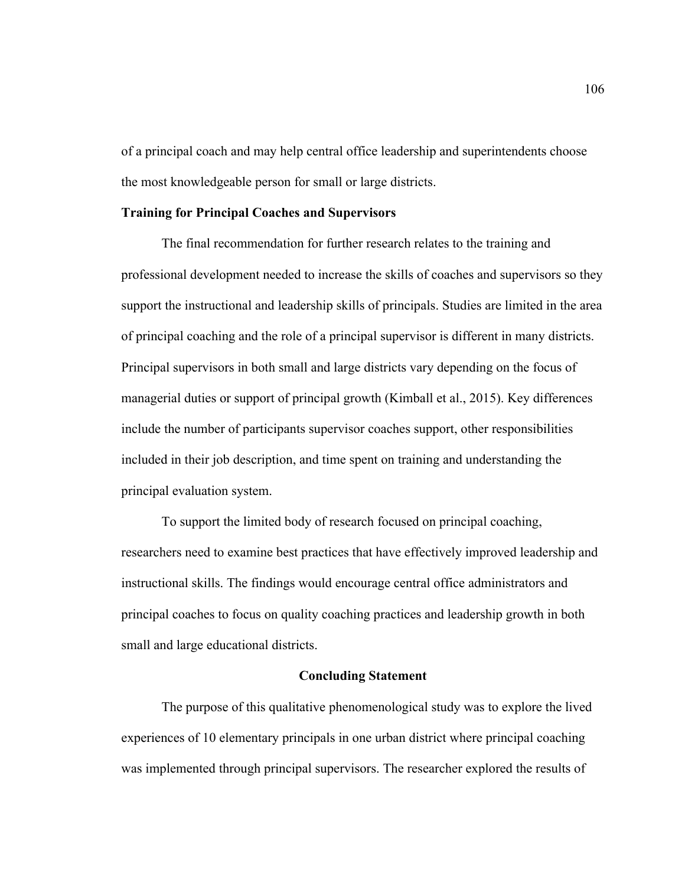of a principal coach and may help central office leadership and superintendents choose the most knowledgeable person for small or large districts.

### Training for Principal Coaches and Supervisors

The final recommendation for further research relates to the training and professional development needed to increase the skills of coaches and supervisors so they support the instructional and leadership skills of principals. Studies are limited in the area of principal coaching and the role of a principal supervisor is different in many districts. Principal supervisors in both small and large districts vary depending on the focus of managerial duties or support of principal growth (Kimball et al., 2015). Key differences include the number of participants supervisor coaches support, other responsibilities included in their job description, and time spent on training and understanding the principal evaluation system.

To support the limited body of research focused on principal coaching, researchers need to examine best practices that have effectively improved leadership and instructional skills. The findings would encourage central office administrators and principal coaches to focus on quality coaching practices and leadership growth in both small and large educational districts.

## Concluding Statement

The purpose of this qualitative phenomenological study was to explore the lived experiences of 10 elementary principals in one urban district where principal coaching was implemented through principal supervisors. The researcher explored the results of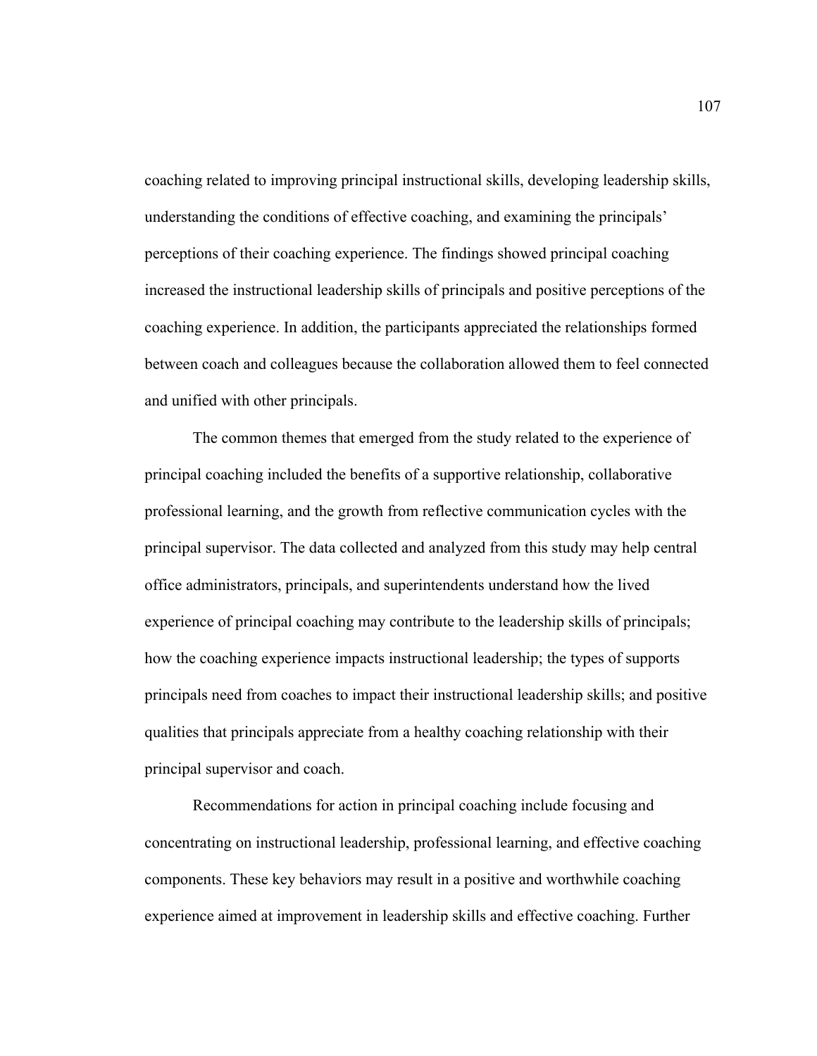coaching related to improving principal instructional skills, developing leadership skills, understanding the conditions of effective coaching, and examining the principals' perceptions of their coaching experience. The findings showed principal coaching increased the instructional leadership skills of principals and positive perceptions of the coaching experience. In addition, the participants appreciated the relationships formed between coach and colleagues because the collaboration allowed them to feel connected and unified with other principals.

The common themes that emerged from the study related to the experience of principal coaching included the benefits of a supportive relationship, collaborative professional learning, and the growth from reflective communication cycles with the principal supervisor. The data collected and analyzed from this study may help central office administrators, principals, and superintendents understand how the lived experience of principal coaching may contribute to the leadership skills of principals; how the coaching experience impacts instructional leadership; the types of supports principals need from coaches to impact their instructional leadership skills; and positive qualities that principals appreciate from a healthy coaching relationship with their principal supervisor and coach.

Recommendations for action in principal coaching include focusing and concentrating on instructional leadership, professional learning, and effective coaching components. These key behaviors may result in a positive and worthwhile coaching experience aimed at improvement in leadership skills and effective coaching. Further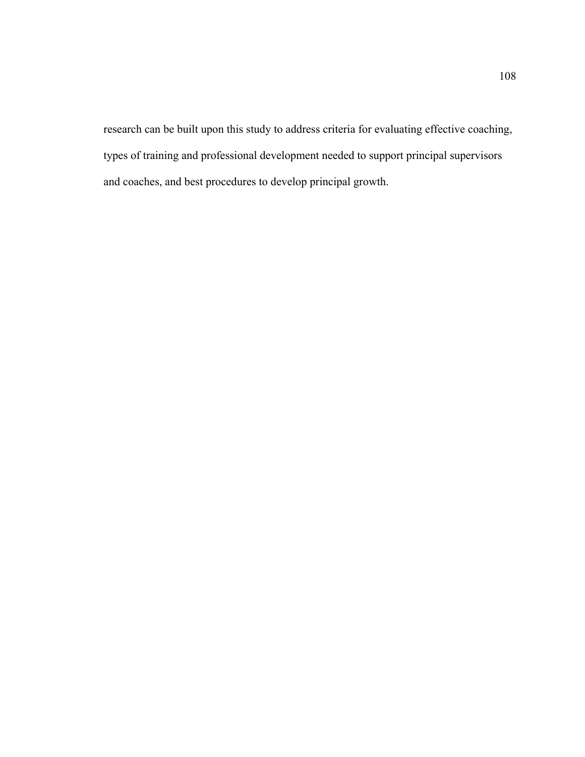research can be built upon this study to address criteria for evaluating effective coaching, types of training and professional development needed to support principal supervisors and coaches, and best procedures to develop principal growth.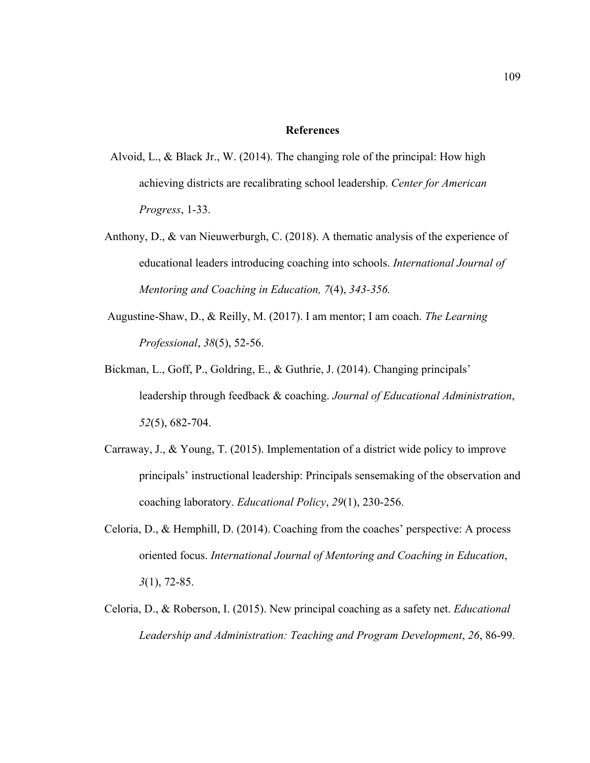**References**

Alvoid, L., & Black Jr., W. (2014). The changing role of the principal: How high achieving districts are recalibrating school leadership. *Center for American Progress*, 1-33.

Anthony, D., & van Nieuwerburgh, C. (2018). A thematic analysis of the experience of educational leaders introducing coaching into schools. *International Journal of Mentoring and Coaching in Education, 7*(4), *343-356.*

Augustine-Shaw, D., & Reilly, M. (2017). I am mentor; I am coach. *The Learning Professional*, *38*(5), 52-56.

Bickman, L., Goff, P., Goldring, E., & Guthrie, J. (2014). Changing principals' leadership through feedback & coaching. *Journal of Educational Administration*, *52*(5), 682-704.

Carraway, J., & Young, T. (2015). Implementation of a district wide policy to improve principals' instructional leadership: Principals sensemaking of the observation and coaching laboratory. *Educational Policy*, *29*(1), 230-256.

Celoria, D., & Hemphill, D. (2014). Coaching from the coaches' perspective: A process oriented focus. *International Journal of Mentoring and Coaching in Education*, *3*(1), 72-85.

Celoria, D., & Roberson, I. (2015). New principal coaching as a safety net. *Educational Leadership and Administration: Teaching and Program Development*, *26*, 86-99.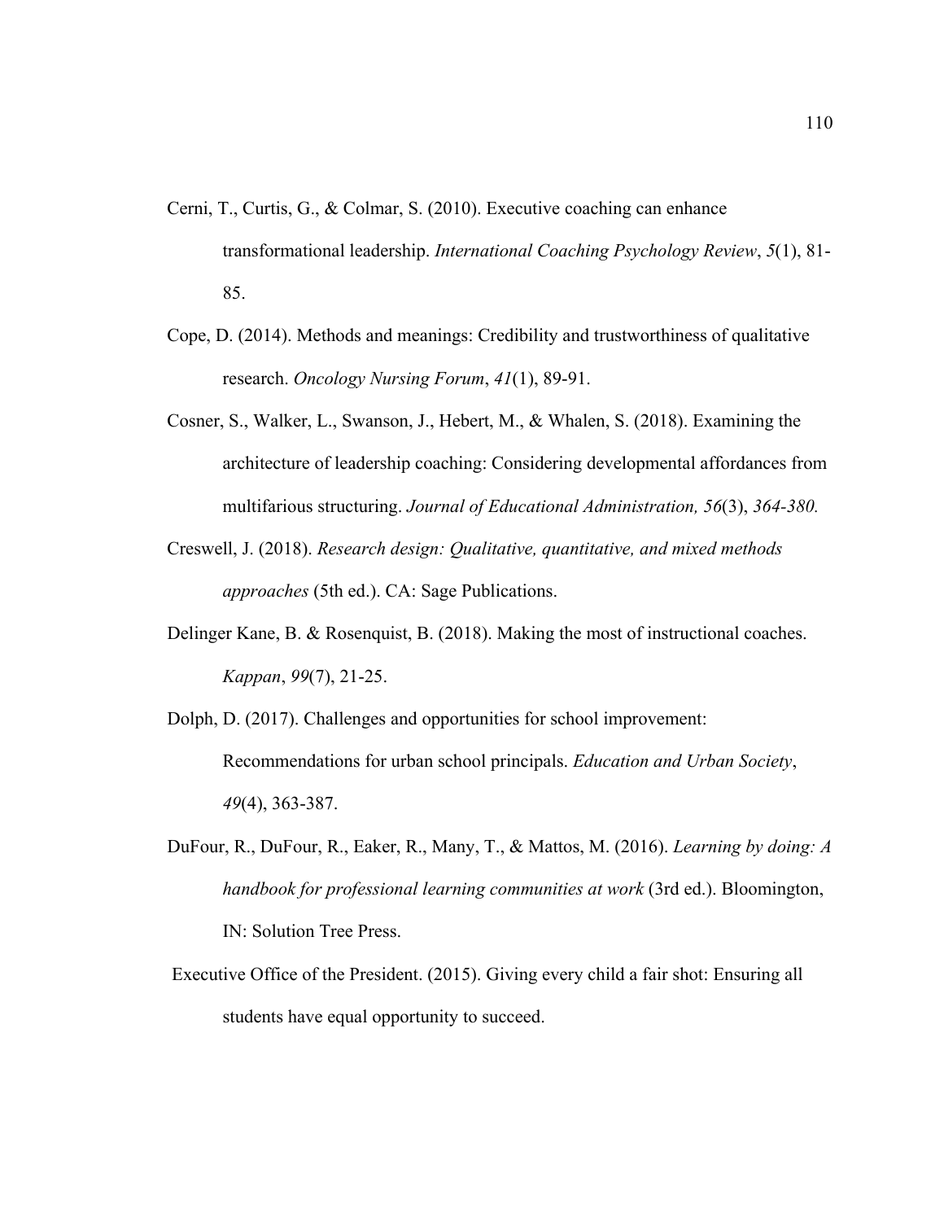Cerni, T., Curtis, G., & Colmar, S. (2010). Executive coaching can enhance transformational leadership. *International Coaching Psychology Review*, *5*(1), 81-85.

Cope, D. (2014). Methods and meanings: Credibility and trustworthiness of qualitative research. *Oncology Nursing Forum*, *41*(1), 89-91.

Cosner, S., Walker, L., Swanson, J., Hebert, M., & Whalen, S. (2018). Examining the architecture of leadership coaching: Considering developmental affordances from multifarious structuring. *Journal of Educational Administration, 56*(3), *364-380.*

Creswell, J. (2018). *Research design: Qualitative, quantitative, and mixed methods approaches* (5th ed.). CA: Sage Publications.

Delinger Kane, B. & Rosenquist, B. (2018). Making the most of instructional coaches. *Kappan*, *99*(7), 21-25.

Dolph, D. (2017). Challenges and opportunities for school improvement: Recommendations for urban school principals. *Education and Urban Society*, *49*(4), 363-387.

DuFour, R., DuFour, R., Eaker, R., Many, T., & Mattos, M. (2016). *Learning by doing: A handbook for professional learning communities at work* (3rd ed.). Bloomington, IN: Solution Tree Press.

Executive Office of the President. (2015). Giving every child a fair shot: Ensuring all students have equal opportunity to succeed.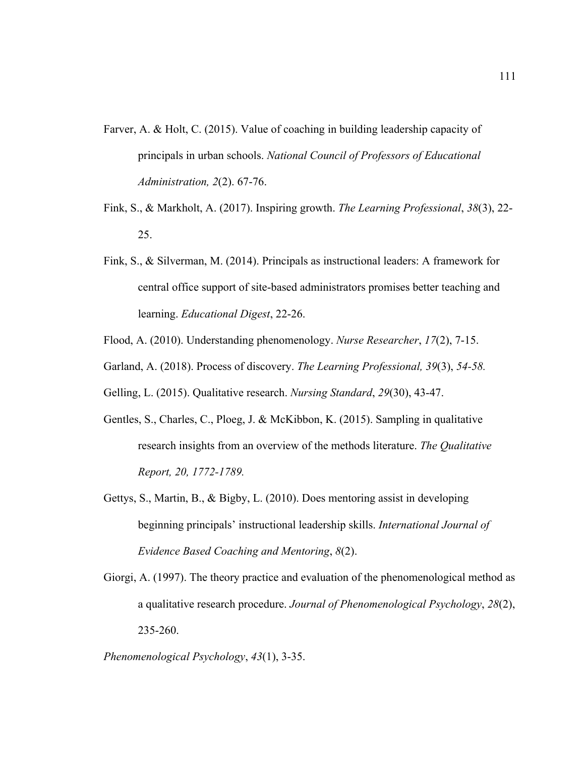Farver, A. & Holt, C. (2015). Value of coaching in building leadership capacity of principals in urban schools. *National Council of Professors of Educational Administration, 2*(2). 67-76.

Fink, S., & Markholt, A. (2017). Inspiring growth. *The Learning Professional*, *38*(3), 22-25.

Fink, S., & Silverman, M. (2014). Principals as instructional leaders: A framework for central office support of site-based administrators promises better teaching and learning. *Educational Digest*, 22-26.

Flood, A. (2010). Understanding phenomenology. *Nurse Researcher*, *17*(2), 7-15.

Garland, A. (2018). Process of discovery. *The Learning Professional, 39*(3), *54-58.*

Gelling, L. (2015). Qualitative research. *Nursing Standard*, *29*(30), 43-47.

Gentles, S., Charles, C., Ploeg, J. & McKibbon, K. (2015). Sampling in qualitative research insights from an overview of the methods literature. *The Qualitative Report, 20, 1772-1789.*

Gettys, S., Martin, B., & Bigby, L. (2010). Does mentoring assist in developing beginning principals' instructional leadership skills. *International Journal of Evidence Based Coaching and Mentoring*, *8*(2).

Giorgi, A. (1997). The theory practice and evaluation of the phenomenological method as a qualitative research procedure. *Journal of Phenomenological Psychology*, *28*(2), 235-260.

*Phenomenological Psychology*, *43*(1), 3-35.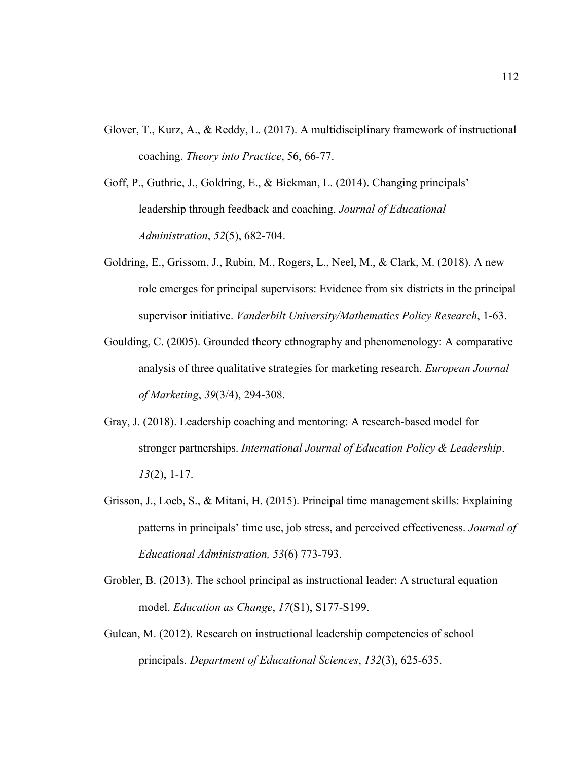Glover, T., Kurz, A., & Reddy, L. (2017). A multidisciplinary framework of instructional coaching. *Theory into Practice*, 56, 66-77.

Goff, P., Guthrie, J., Goldring, E., & Bickman, L. (2014). Changing principals' leadership through feedback and coaching. *Journal of Educational Administration*, *52*(5), 682-704.

Goldring, E., Grissom, J., Rubin, M., Rogers, L., Neel, M., & Clark, M. (2018). A new role emerges for principal supervisors: Evidence from six districts in the principal supervisor initiative. *Vanderbilt University/Mathematics Policy Research*, 1-63.

Goulding, C. (2005). Grounded theory ethnography and phenomenology: A comparative analysis of three qualitative strategies for marketing research. *European Journal of Marketing*, *39*(3/4), 294-308.

Gray, J. (2018). Leadership coaching and mentoring: A research-based model for stronger partnerships. *International Journal of Education Policy & Leadership*. *13*(2), 1-17.

Grisson, J., Loeb, S., & Mitani, H. (2015). Principal time management skills: Explaining patterns in principals' time use, job stress, and perceived effectiveness. *Journal of Educational Administration, 53*(6) 773-793.

Grobler, B. (2013). The school principal as instructional leader: A structural equation model. *Education as Change*, *17*(S1), S177-S199.

Gulcan, M. (2012). Research on instructional leadership competencies of school principals. *Department of Educational Sciences*, *132*(3), 625-635.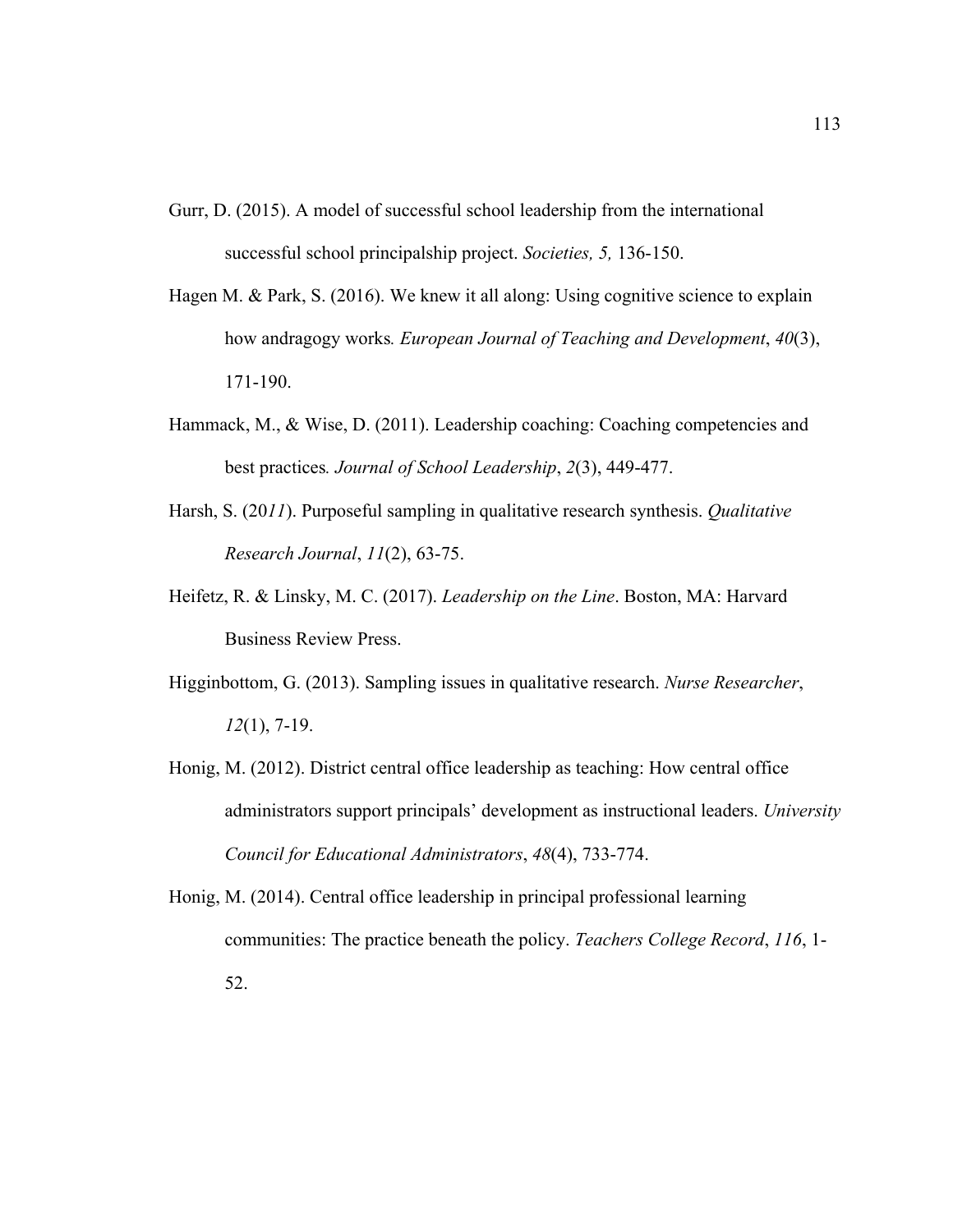Gurr, D. (2015). A model of successful school leadership from the international successful school principalship project. *Societies, 5,* 136-150.

Hagen M. & Park, S. (2016). We knew it all along: Using cognitive science to explain how andragogy works*. European Journal of Teaching and Development*, *40*(3), 171-190.

Hammack, M., & Wise, D. (2011). Leadership coaching: Coaching competencies and best practices*. Journal of School Leadership*, *2*(3), 449-477.

Harsh, S. (20*11*). Purposeful sampling in qualitative research synthesis. *Qualitative Research Journal*, *11*(2), 63-75.

Heifetz, R. & Linsky, M. C. (2017). *Leadership on the Line*. Boston, MA: Harvard Business Review Press.

Higginbottom, G. (2013). Sampling issues in qualitative research. *Nurse Researcher*, *12*(1), 7-19.

Honig, M. (2012). District central office leadership as teaching: How central office administrators support principals' development as instructional leaders. *University Council for Educational Administrators*, *48*(4), 733-774.

Honig, M. (2014). Central office leadership in principal professional learning communities: The practice beneath the policy. *Teachers College Record*, *116*, 1-52.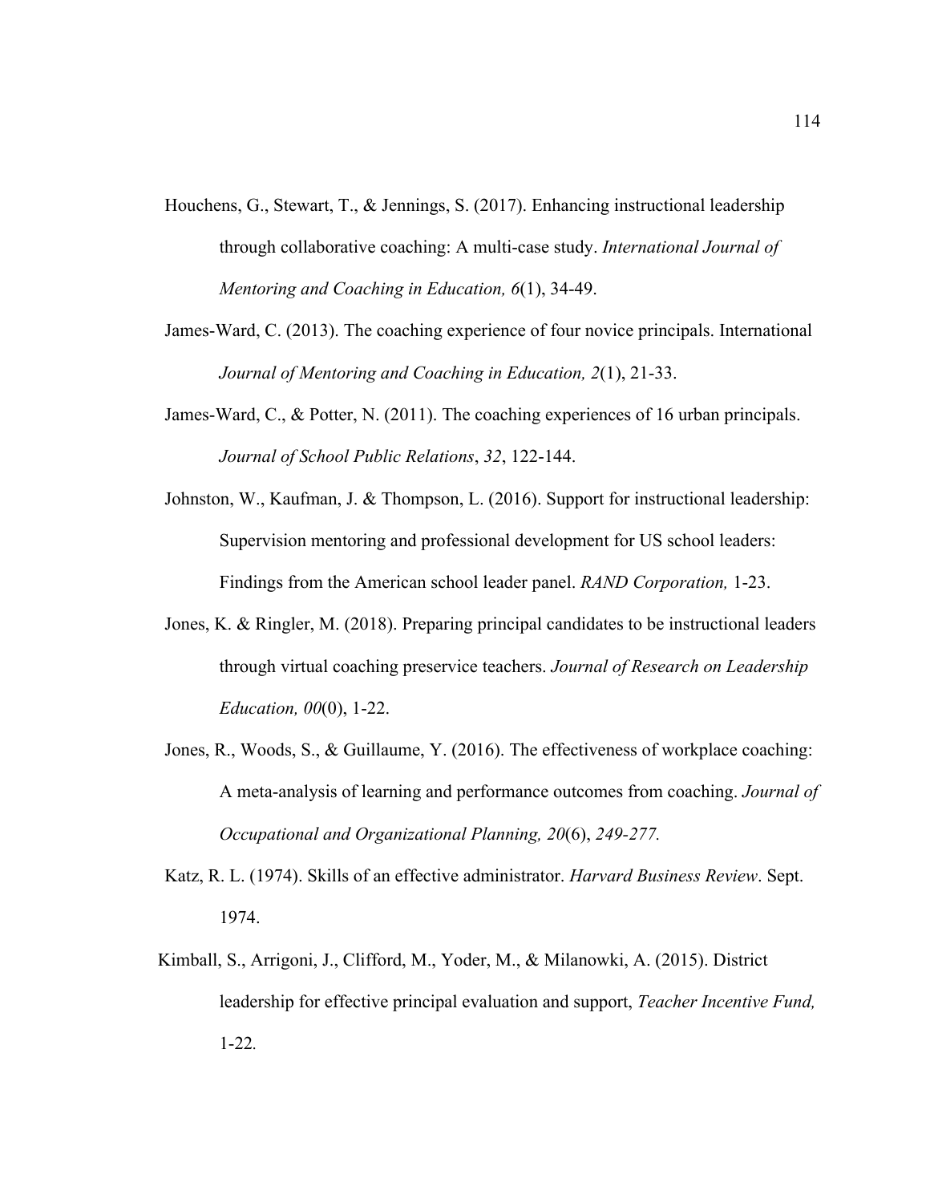Houchens, G., Stewart, T., & Jennings, S. (2017). Enhancing instructional leadership through collaborative coaching: A multi-case study. *International Journal of Mentoring and Coaching in Education, 6*(1), 34-49.

James-Ward, C. (2013). The coaching experience of four novice principals. International *Journal of Mentoring and Coaching in Education, 2*(1), 21-33.

James-Ward, C., & Potter, N. (2011). The coaching experiences of 16 urban principals. *Journal of School Public Relations*, *32*, 122-144.

Johnston, W., Kaufman, J. & Thompson, L. (2016). Support for instructional leadership: Supervision mentoring and professional development for US school leaders: Findings from the American school leader panel. *RAND Corporation,* 1-23.

Jones, K. & Ringler, M. (2018). Preparing principal candidates to be instructional leaders through virtual coaching preservice teachers. *Journal of Research on Leadership Education, 00*(0), 1-22.

Jones, R., Woods, S., & Guillaume, Y. (2016). The effectiveness of workplace coaching: A meta-analysis of learning and performance outcomes from coaching. *Journal of Occupational and Organizational Planning, 20*(6), *249-277.*

Katz, R. L. (1974). Skills of an effective administrator. *Harvard Business Review*. Sept. 1974.

Kimball, S., Arrigoni, J., Clifford, M., Yoder, M., & Milanowki, A. (2015). District leadership for effective principal evaluation and support, *Teacher Incentive Fund,* 1-22.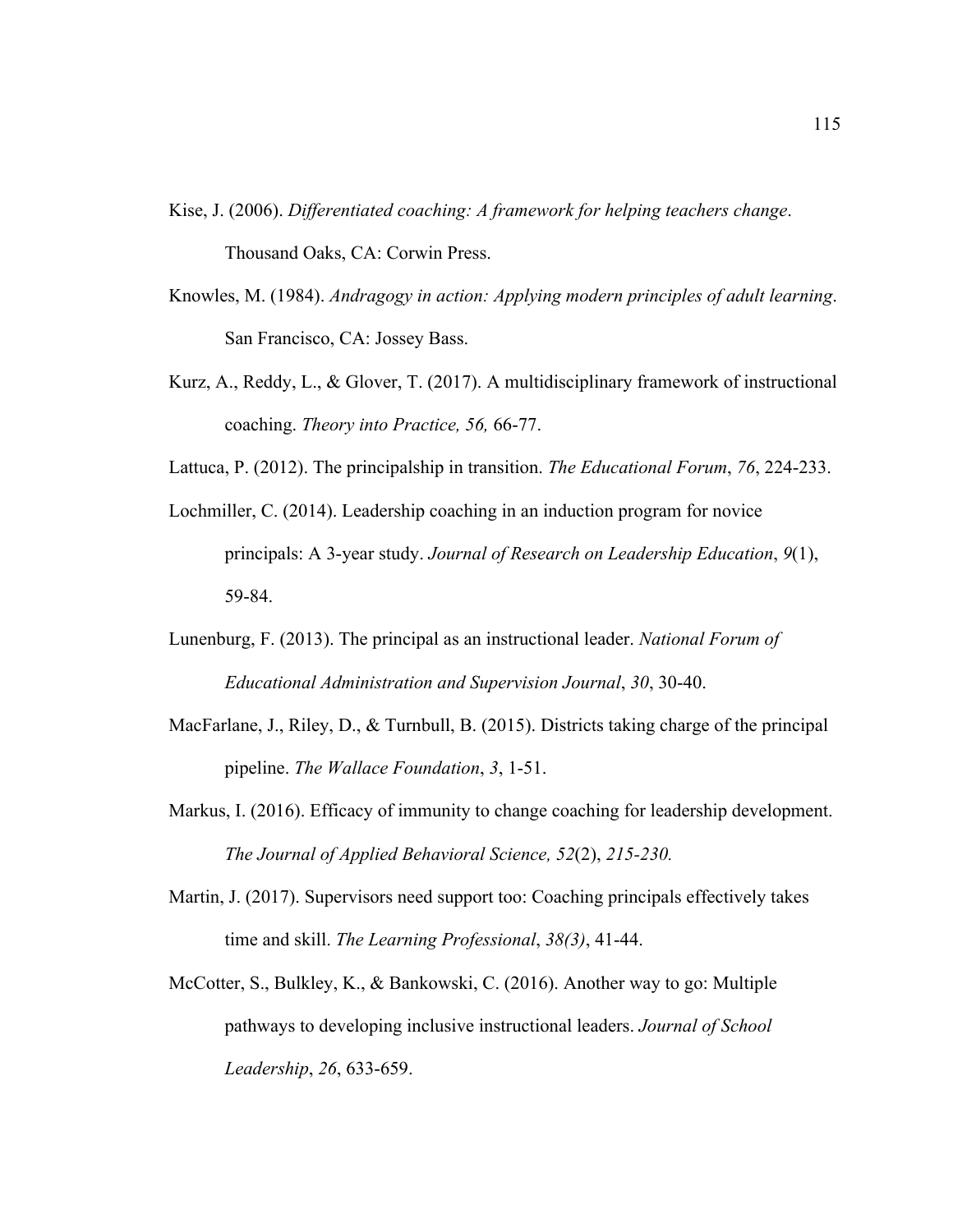Kise, J. (2006). *Differentiated coaching: A framework for helping teachers change*. Thousand Oaks, CA: Corwin Press.

Knowles, M. (1984). *Andragogy in action: Applying modern principles of adult learning*. San Francisco, CA: Jossey Bass.

Kurz, A., Reddy, L., & Glover, T. (2017). A multidisciplinary framework of instructional coaching. *Theory into Practice, 56,* 66-77.

Lattuca, P. (2012). The principalship in transition. *The Educational Forum*, *76*, 224-233.

Lochmiller, C. (2014). Leadership coaching in an induction program for novice principals: A 3-year study. *Journal of Research on Leadership Education*, *9*(1), 59-84.

Lunenburg, F. (2013). The principal as an instructional leader. *National Forum of Educational Administration and Supervision Journal*, *30*, 30-40.

MacFarlane, J., Riley, D., & Turnbull, B. (2015). Districts taking charge of the principal pipeline. *The Wallace Foundation*, *3*, 1-51.

Markus, I. (2016). Efficacy of immunity to change coaching for leadership development. *The Journal of Applied Behavioral Science, 52*(2), *215-230.*

Martin, J. (2017). Supervisors need support too: Coaching principals effectively takes time and skill. *The Learning Professional*, *38(3)*, 41-44.

McCotter, S., Bulkley, K., & Bankowski, C. (2016). Another way to go: Multiple pathways to developing inclusive instructional leaders. *Journal of School Leadership*, *26*, 633-659.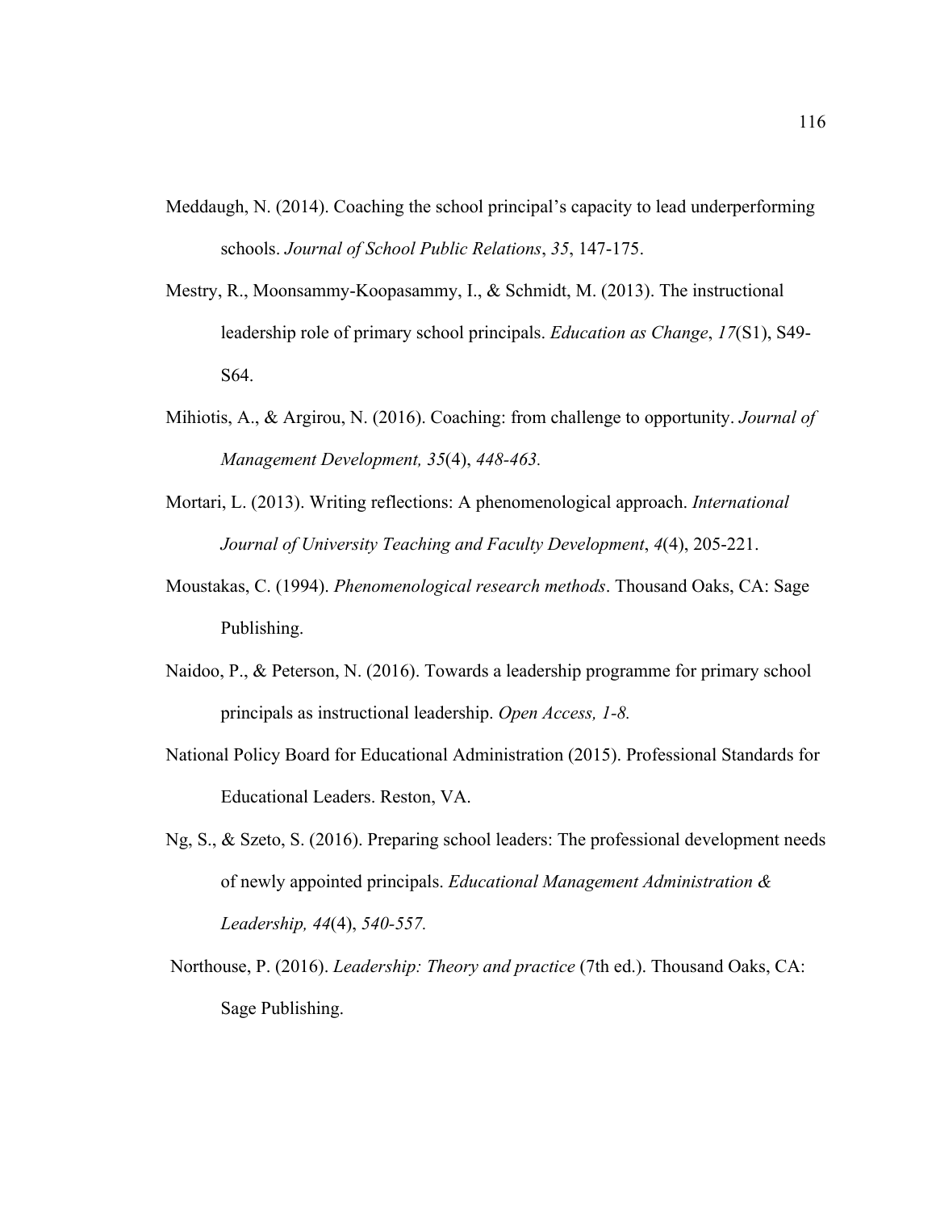Meddaugh, N. (2014). Coaching the school principal's capacity to lead underperforming schools. *Journal of School Public Relations*, *35*, 147-175.

Mestry, R., Moonsammy-Koopasammy, I., & Schmidt, M. (2013). The instructional leadership role of primary school principals. *Education as Change*, *17*(S1), S49-S64.

Mihiotis, A., & Argirou, N. (2016). Coaching: from challenge to opportunity. *Journal of Management Development, 35*(4), *448-463.*

Mortari, L. (2013). Writing reflections: A phenomenological approach. *International Journal of University Teaching and Faculty Development*, *4*(4), 205-221.

Moustakas, C. (1994). *Phenomenological research methods*. Thousand Oaks, CA: Sage Publishing.

Naidoo, P., & Peterson, N. (2016). Towards a leadership programme for primary school principals as instructional leadership. *Open Access, 1-8.*

National Policy Board for Educational Administration (2015). Professional Standards for Educational Leaders. Reston, VA.

Ng, S., & Szeto, S. (2016). Preparing school leaders: The professional development needs of newly appointed principals. *Educational Management Administration & Leadership, 44*(4), *540-557.*

Northouse, P. (2016). *Leadership: Theory and practice* (7th ed.). Thousand Oaks, CA: Sage Publishing.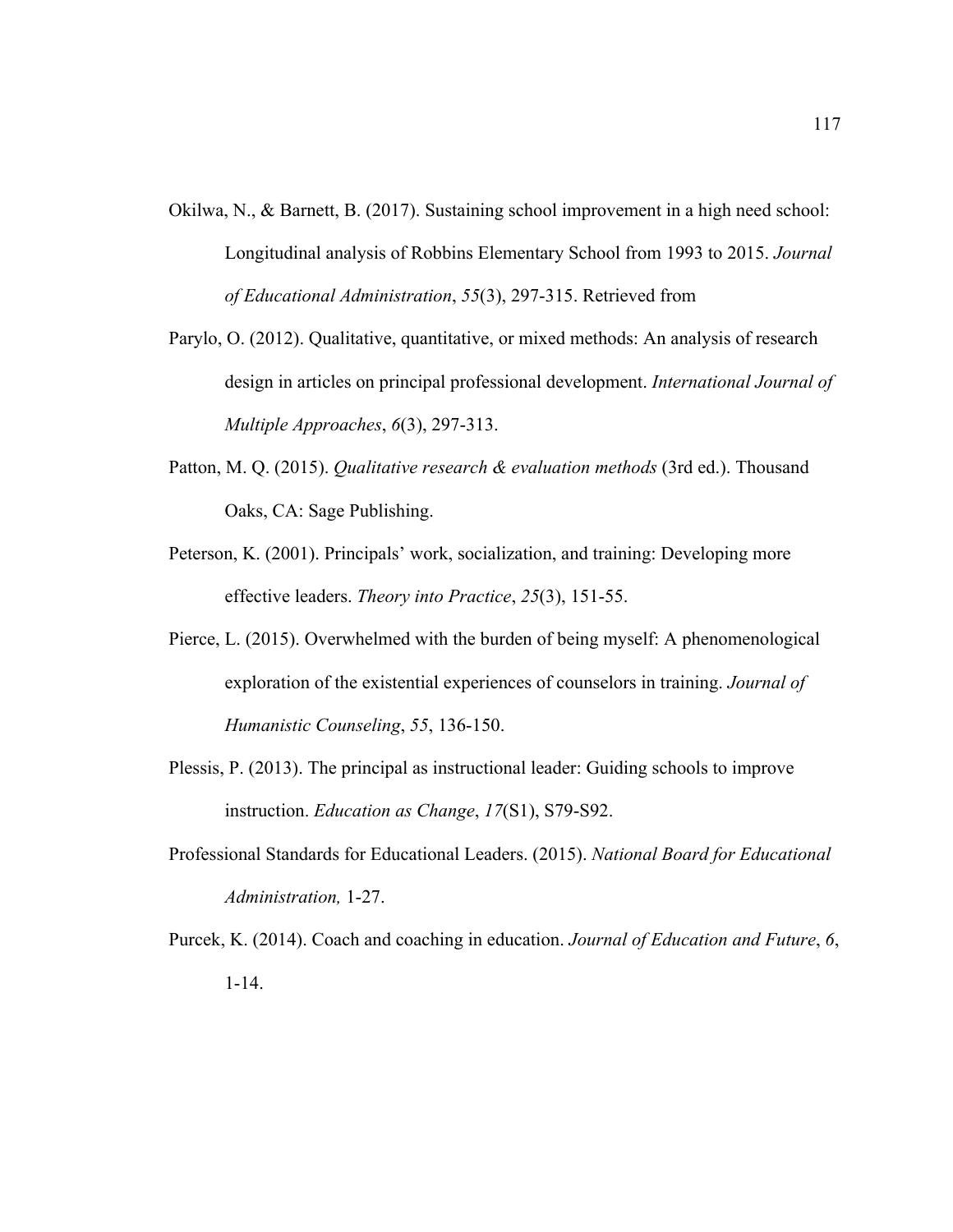Okilwa, N., & Barnett, B. (2017). Sustaining school improvement in a high need school: Longitudinal analysis of Robbins Elementary School from 1993 to 2015. *Journal of Educational Administration*, *55*(3), 297-315. Retrieved from

Parylo, O. (2012). Qualitative, quantitative, or mixed methods: An analysis of research design in articles on principal professional development. *International Journal of Multiple Approaches*, *6*(3), 297-313.

Patton, M. Q. (2015). *Qualitative research & evaluation methods* (3rd ed.). Thousand Oaks, CA: Sage Publishing.

Peterson, K. (2001). Principals' work, socialization, and training: Developing more effective leaders. *Theory into Practice*, *25*(3), 151-55.

Pierce, L. (2015). Overwhelmed with the burden of being myself: A phenomenological exploration of the existential experiences of counselors in training. *Journal of Humanistic Counseling*, *55*, 136-150.

Plessis, P. (2013). The principal as instructional leader: Guiding schools to improve instruction. *Education as Change*, *17*(S1), S79-S92.

Professional Standards for Educational Leaders. (2015). *National Board for Educational Administration,* 1-27.

Purcek, K. (2014). Coach and coaching in education. *Journal of Education and Future*, *6*, 1-14.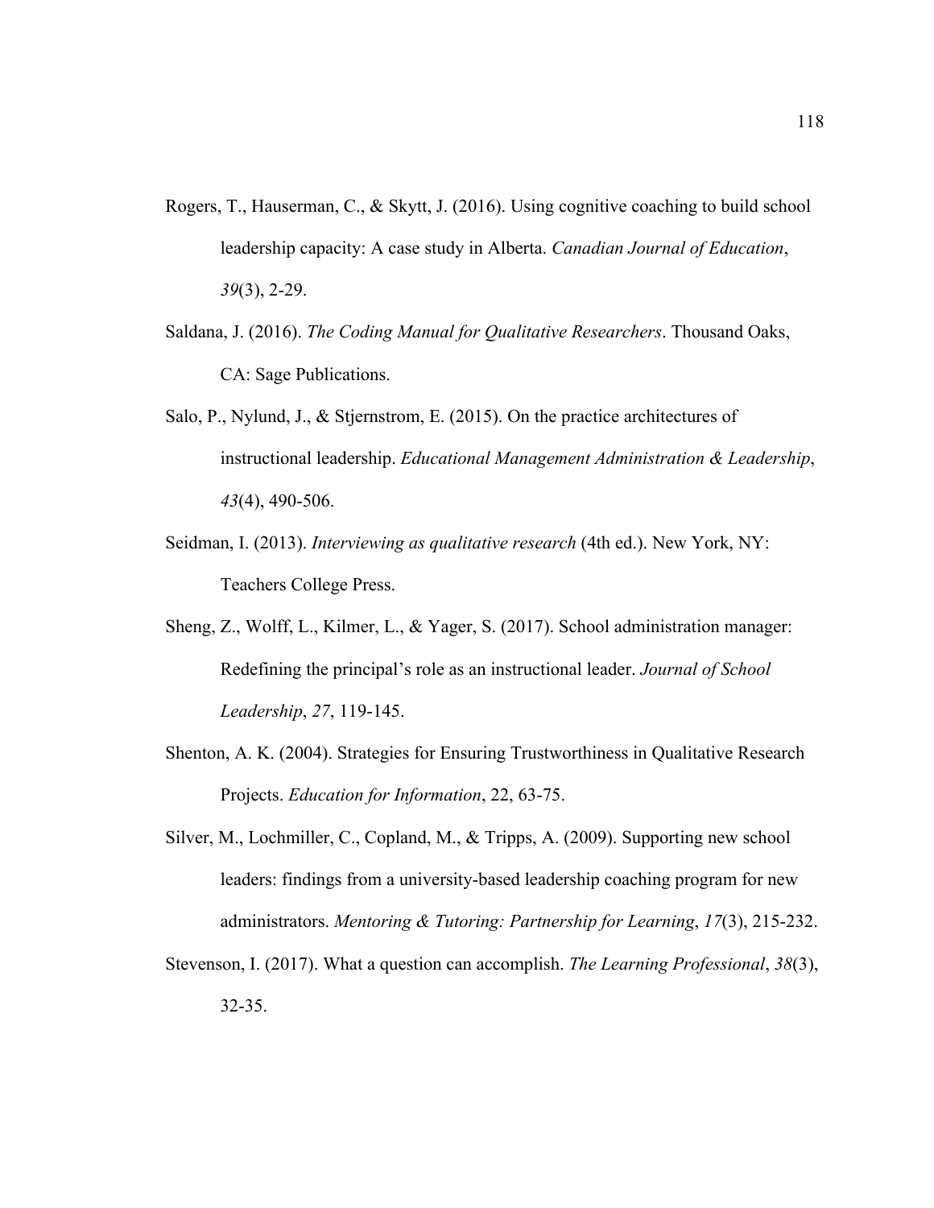Rogers, T., Hauserman, C., & Skytt, J. (2016). Using cognitive coaching to build school leadership capacity: A case study in Alberta. *Canadian Journal of Education*, *39*(3), 2-29.

Saldana, J. (2016). *The Coding Manual for Qualitative Researchers*. Thousand Oaks, CA: Sage Publications.

Salo, P., Nylund, J., & Stjernstrom, E. (2015). On the practice architectures of instructional leadership. *Educational Management Administration & Leadership*, *43*(4), 490-506.

Seidman, I. (2013). *Interviewing as qualitative research* (4th ed.). New York, NY: Teachers College Press.

Sheng, Z., Wolff, L., Kilmer, L., & Yager, S. (2017). School administration manager: Redefining the principal's role as an instructional leader. *Journal of School Leadership*, *27*, 119-145.

Shenton, A. K. (2004). Strategies for Ensuring Trustworthiness in Qualitative Research Projects. *Education for Information*, 22, 63-75.

Silver, M., Lochmiller, C., Copland, M., & Tripps, A. (2009). Supporting new school leaders: findings from a university-based leadership coaching program for new administrators. *Mentoring & Tutoring: Partnership for Learning*, *17*(3), 215-232.

Stevenson, I. (2017). What a question can accomplish. *The Learning Professional*, *38*(3), 32-35.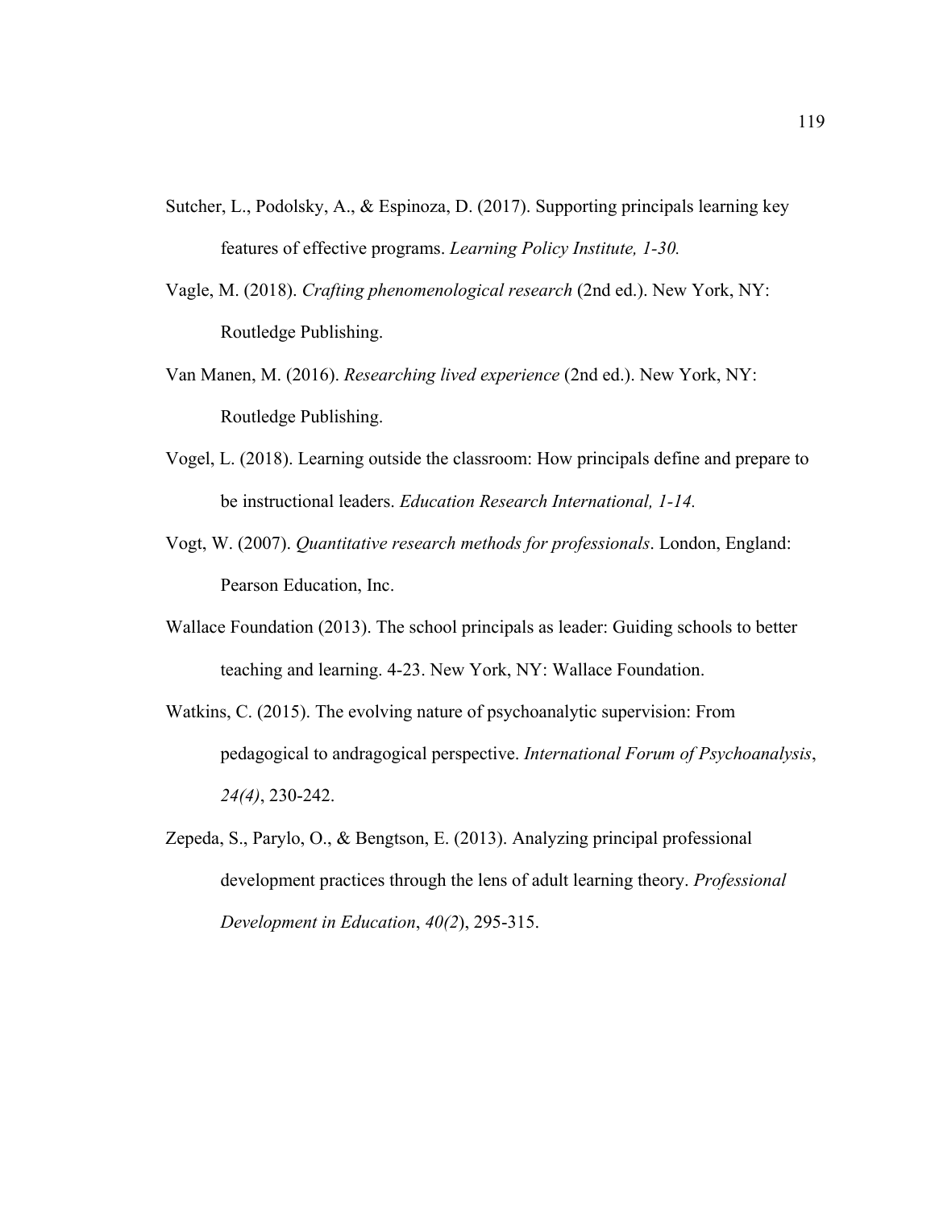Sutcher, L., Podolsky, A., & Espinoza, D. (2017). Supporting principals learning key features of effective programs. *Learning Policy Institute, 1-30.*

Vagle, M. (2018). *Crafting phenomenological research* (2nd ed.). New York, NY: Routledge Publishing.

Van Manen, M. (2016). *Researching lived experience* (2nd ed.). New York, NY: Routledge Publishing.

Vogel, L. (2018). Learning outside the classroom: How principals define and prepare to be instructional leaders. *Education Research International, 1-14.*

Vogt, W. (2007). *Quantitative research methods for professionals*. London, England: Pearson Education, Inc.

Wallace Foundation (2013). The school principals as leader: Guiding schools to better teaching and learning. 4-23. New York, NY: Wallace Foundation.

Watkins, C. (2015). The evolving nature of psychoanalytic supervision: From pedagogical to andragogical perspective. *International Forum of Psychoanalysis*, *24(4)*, 230-242.

Zepeda, S., Parylo, O., & Bengtson, E. (2013). Analyzing principal professional development practices through the lens of adult learning theory. *Professional Development in Education*, *40(2*), 295-315.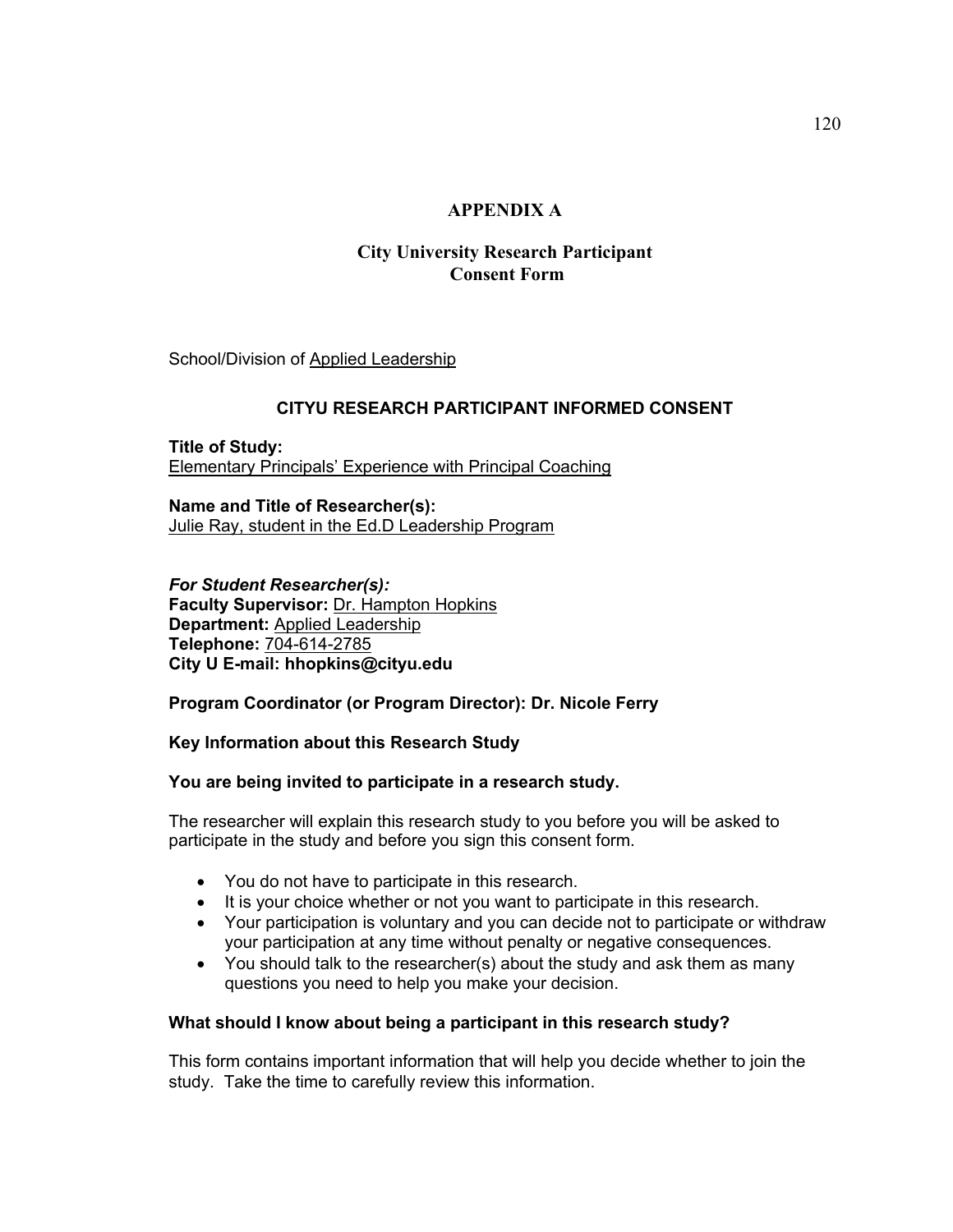# APPENDIX A

## City University Research Participant Consent Form

School/Division of Applied Leadership

### CITYU RESEARCH PARTICIPANT INFORMED CONSENT

**Title of Study:**
Elementary Principals' Experience with Principal Coaching

**Name and Title of Researcher(s):**
Julie Ray, student in the Ed.D Leadership Program

***For Student Researcher(s):***
**Faculty Supervisor:** Dr. Hampton Hopkins
**Department:** Applied Leadership
**Telephone:** 704-614-2785
**City U E-mail: hhopkins@cityu.edu**

**Program Coordinator (or Program Director): Dr. Nicole Ferry**

**Key Information about this Research Study**

**You are being invited to participate in a research study.**

The researcher will explain this research study to you before you will be asked to participate in the study and before you sign this consent form.

- You do not have to participate in this research.
- It is your choice whether or not you want to participate in this research.
- Your participation is voluntary and you can decide not to participate or withdraw your participation at any time without penalty or negative consequences.
- You should talk to the researcher(s) about the study and ask them as many questions you need to help you make your decision.

**What should I know about being a participant in this research study?**

This form contains important information that will help you decide whether to join the study. Take the time to carefully review this information.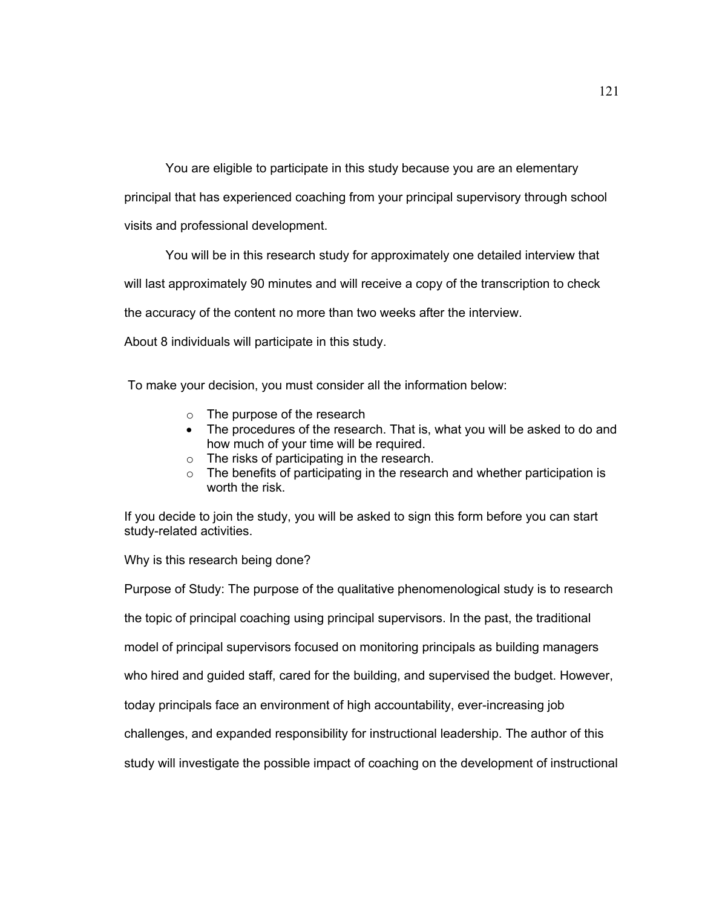You are eligible to participate in this study because you are an elementary principal that has experienced coaching from your principal supervisory through school visits and professional development.

You will be in this research study for approximately one detailed interview that will last approximately 90 minutes and will receive a copy of the transcription to check the accuracy of the content no more than two weeks after the interview.

About 8 individuals will participate in this study.

To make your decision, you must consider all the information below:

- The purpose of the research
- The procedures of the research. That is, what you will be asked to do and how much of your time will be required.
- The risks of participating in the research.
- The benefits of participating in the research and whether participation is worth the risk.

If you decide to join the study, you will be asked to sign this form before you can start study-related activities.

Why is this research being done?

Purpose of Study: The purpose of the qualitative phenomenological study is to research the topic of principal coaching using principal supervisors. In the past, the traditional model of principal supervisors focused on monitoring principals as building managers who hired and guided staff, cared for the building, and supervised the budget. However, today principals face an environment of high accountability, ever-increasing job challenges, and expanded responsibility for instructional leadership. The author of this study will investigate the possible impact of coaching on the development of instructional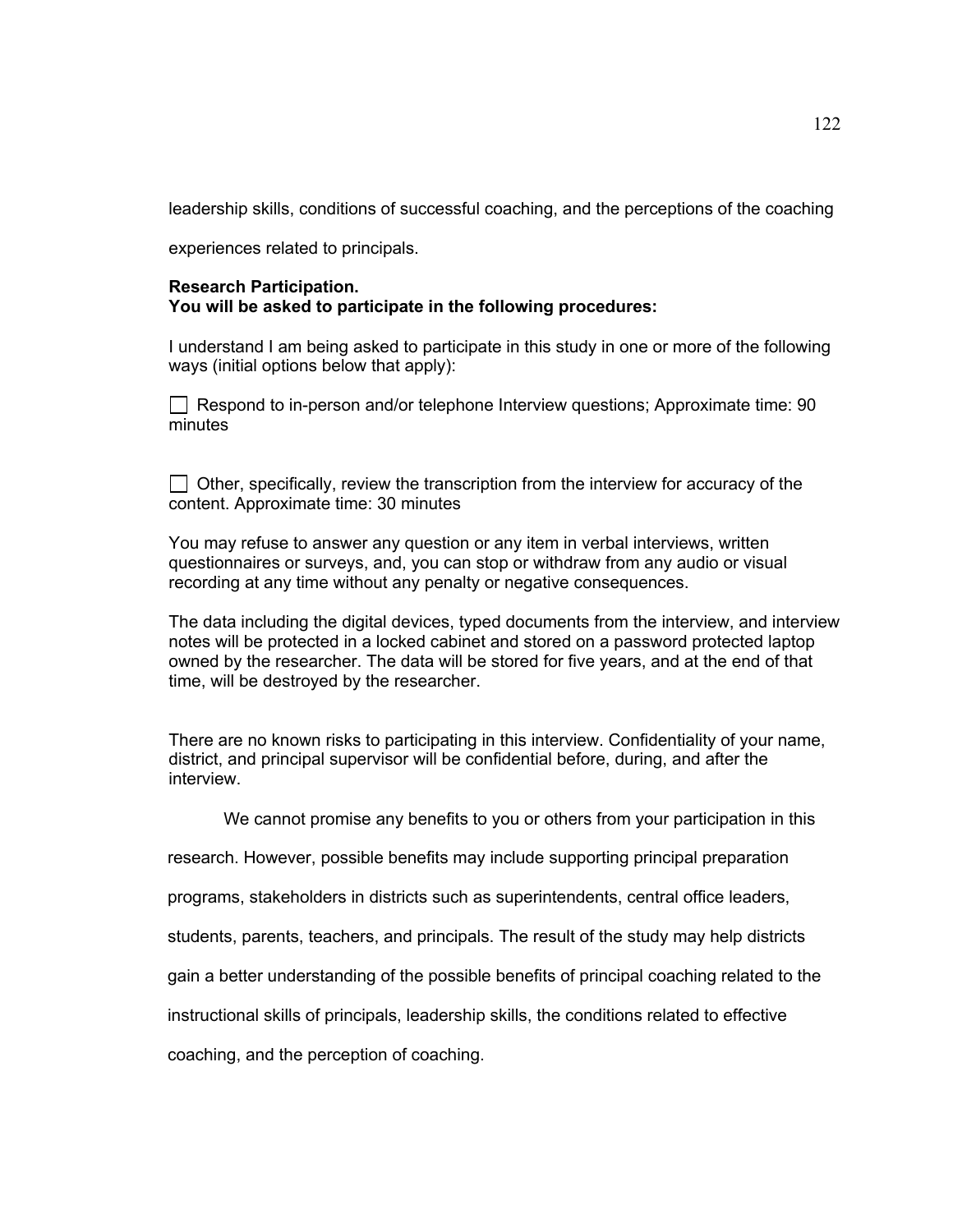leadership skills, conditions of successful coaching, and the perceptions of the coaching experiences related to principals.

**Research Participation.**
**You will be asked to participate in the following procedures:**

I understand I am being asked to participate in this study in one or more of the following ways (initial options below that apply):

☐ Respond to in-person and/or telephone Interview questions; Approximate time: 90 minutes

☐ Other, specifically, review the transcription from the interview for accuracy of the content. Approximate time: 30 minutes

You may refuse to answer any question or any item in verbal interviews, written questionnaires or surveys, and, you can stop or withdraw from any audio or visual recording at any time without any penalty or negative consequences.

The data including the digital devices, typed documents from the interview, and interview notes will be protected in a locked cabinet and stored on a password protected laptop owned by the researcher. The data will be stored for five years, and at the end of that time, will be destroyed by the researcher.

There are no known risks to participating in this interview. Confidentiality of your name, district, and principal supervisor will be confidential before, during, and after the interview.

We cannot promise any benefits to you or others from your participation in this research. However, possible benefits may include supporting principal preparation programs, stakeholders in districts such as superintendents, central office leaders, students, parents, teachers, and principals. The result of the study may help districts gain a better understanding of the possible benefits of principal coaching related to the instructional skills of principals, leadership skills, the conditions related to effective coaching, and the perception of coaching.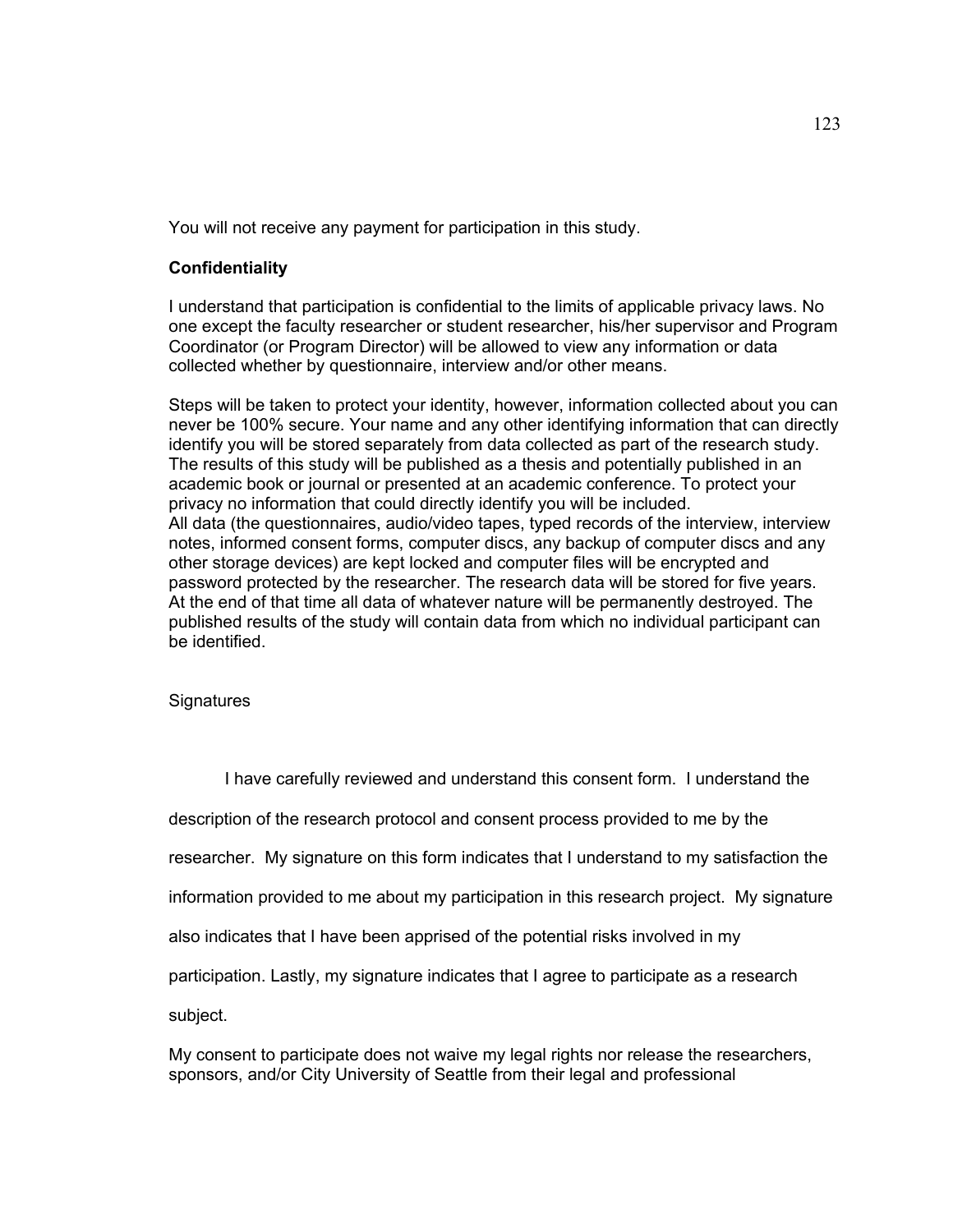You will not receive any payment for participation in this study.

**Confidentiality**

I understand that participation is confidential to the limits of applicable privacy laws. No one except the faculty researcher or student researcher, his/her supervisor and Program Coordinator (or Program Director) will be allowed to view any information or data collected whether by questionnaire, interview and/or other means.

Steps will be taken to protect your identity, however, information collected about you can never be 100% secure. Your name and any other identifying information that can directly identify you will be stored separately from data collected as part of the research study. The results of this study will be published as a thesis and potentially published in an academic book or journal or presented at an academic conference. To protect your privacy no information that could directly identify you will be included.
All data (the questionnaires, audio/video tapes, typed records of the interview, interview notes, informed consent forms, computer discs, any backup of computer discs and any other storage devices) are kept locked and computer files will be encrypted and password protected by the researcher. The research data will be stored for five years. At the end of that time all data of whatever nature will be permanently destroyed. The published results of the study will contain data from which no individual participant can be identified.

Signatures

I have carefully reviewed and understand this consent form. I understand the description of the research protocol and consent process provided to me by the researcher. My signature on this form indicates that I understand to my satisfaction the information provided to me about my participation in this research project. My signature also indicates that I have been apprised of the potential risks involved in my participation. Lastly, my signature indicates that I agree to participate as a research subject.

My consent to participate does not waive my legal rights nor release the researchers, sponsors, and/or City University of Seattle from their legal and professional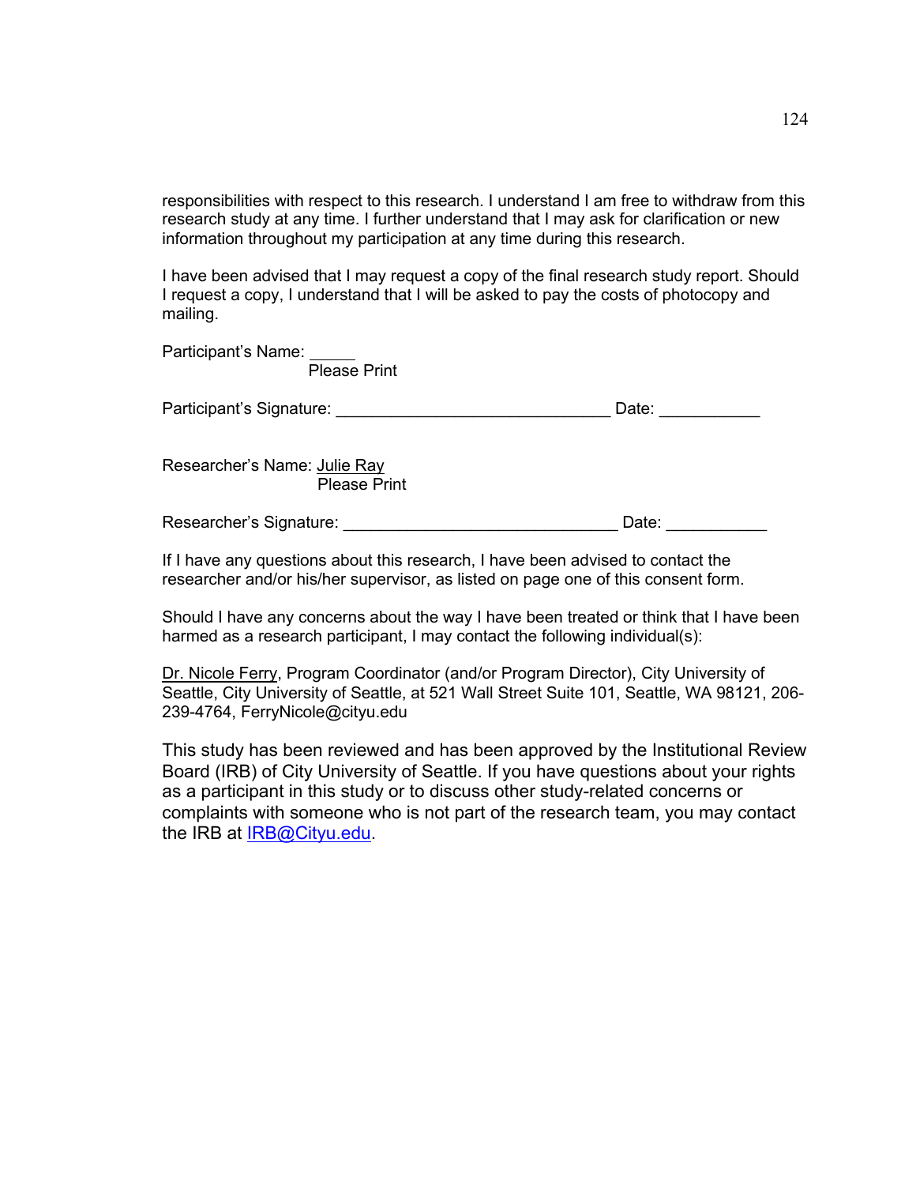responsibilities with respect to this research. I understand I am free to withdraw from this research study at any time. I further understand that I may ask for clarification or new information throughout my participation at any time during this research.

I have been advised that I may request a copy of the final research study report. Should I request a copy, I understand that I will be asked to pay the costs of photocopy and mailing.

Participant's Name: _____
Please Print

Participant's Signature: ______________________________ Date: ___________

Researcher's Name: Julie Ray
Please Print

Researcher's Signature: ______________________________ Date: ___________

If I have any questions about this research, I have been advised to contact the researcher and/or his/her supervisor, as listed on page one of this consent form.

Should I have any concerns about the way I have been treated or think that I have been harmed as a research participant, I may contact the following individual(s):

Dr. Nicole Ferry, Program Coordinator (and/or Program Director), City University of Seattle, City University of Seattle, at 521 Wall Street Suite 101, Seattle, WA 98121, 206-239-4764, FerryNicole@cityu.edu

This study has been reviewed and has been approved by the Institutional Review Board (IRB) of City University of Seattle. If you have questions about your rights as a participant in this study or to discuss other study-related concerns or complaints with someone who is not part of the research team, you may contact the IRB at IRB@Cityu.edu.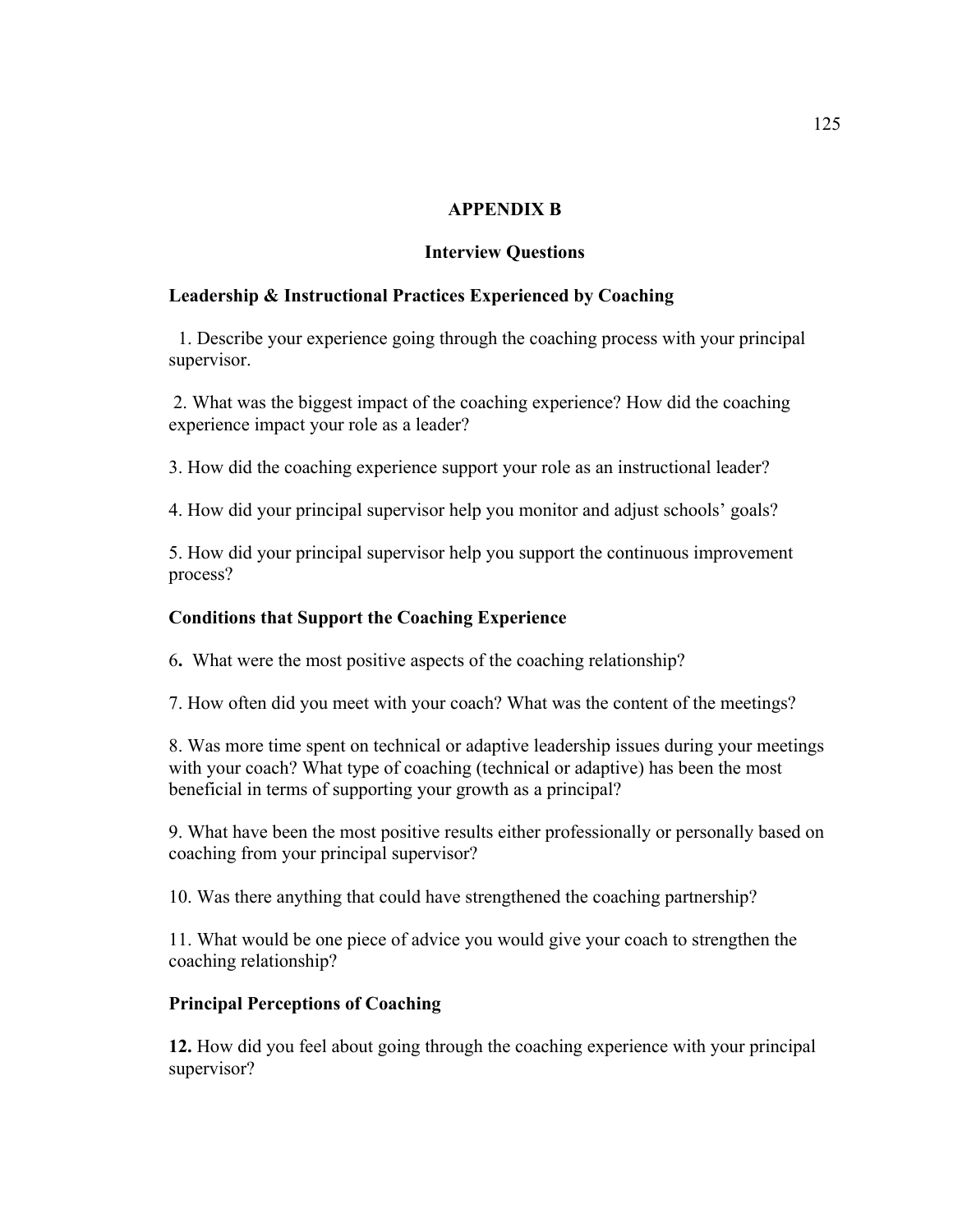# APPENDIX B

## Interview Questions

### Leadership & Instructional Practices Experienced by Coaching

1. Describe your experience going through the coaching process with your principal supervisor.

2. What was the biggest impact of the coaching experience? How did the coaching experience impact your role as a leader?

3. How did the coaching experience support your role as an instructional leader?

4. How did your principal supervisor help you monitor and adjust schools' goals?

5. How did your principal supervisor help you support the continuous improvement process?

### Conditions that Support the Coaching Experience

6. What were the most positive aspects of the coaching relationship?

7. How often did you meet with your coach? What was the content of the meetings?

8. Was more time spent on technical or adaptive leadership issues during your meetings with your coach? What type of coaching (technical or adaptive) has been the most beneficial in terms of supporting your growth as a principal?

9. What have been the most positive results either professionally or personally based on coaching from your principal supervisor?

10. Was there anything that could have strengthened the coaching partnership?

11. What would be one piece of advice you would give your coach to strengthen the coaching relationship?

### Principal Perceptions of Coaching

**12.** How did you feel about going through the coaching experience with your principal supervisor?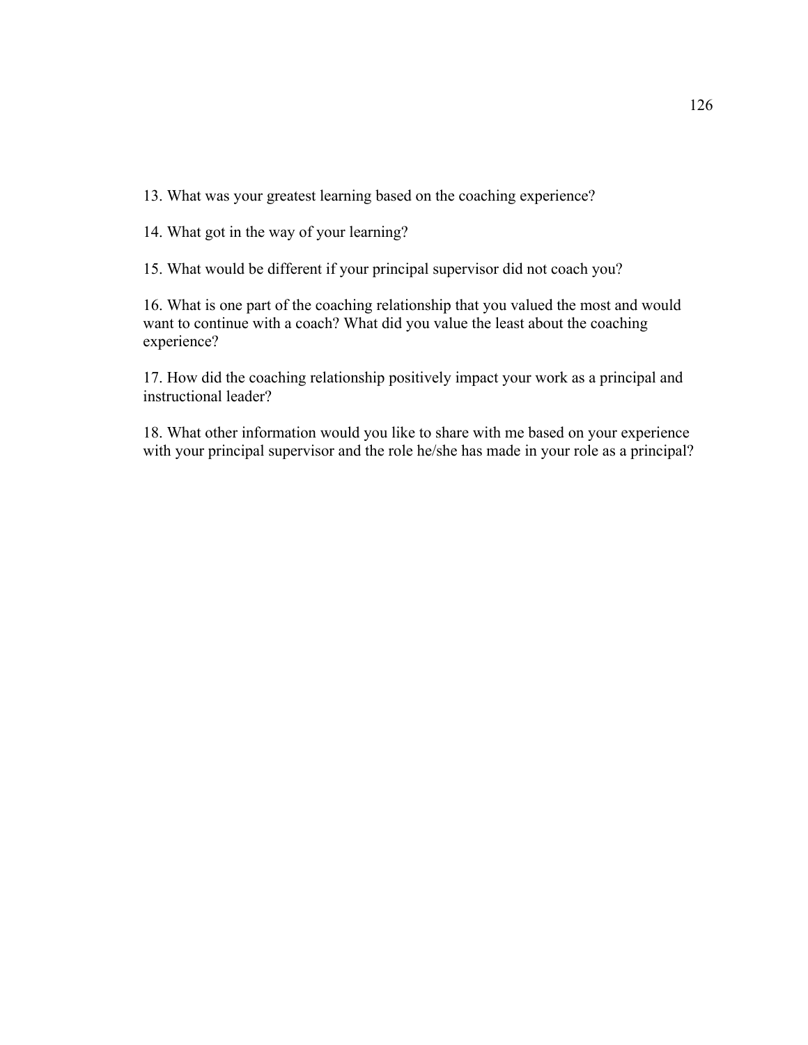13. What was your greatest learning based on the coaching experience?

14. What got in the way of your learning?

15. What would be different if your principal supervisor did not coach you?

16. What is one part of the coaching relationship that you valued the most and would want to continue with a coach? What did you value the least about the coaching experience?

17. How did the coaching relationship positively impact your work as a principal and instructional leader?

18. What other information would you like to share with me based on your experience with your principal supervisor and the role he/she has made in your role as a principal?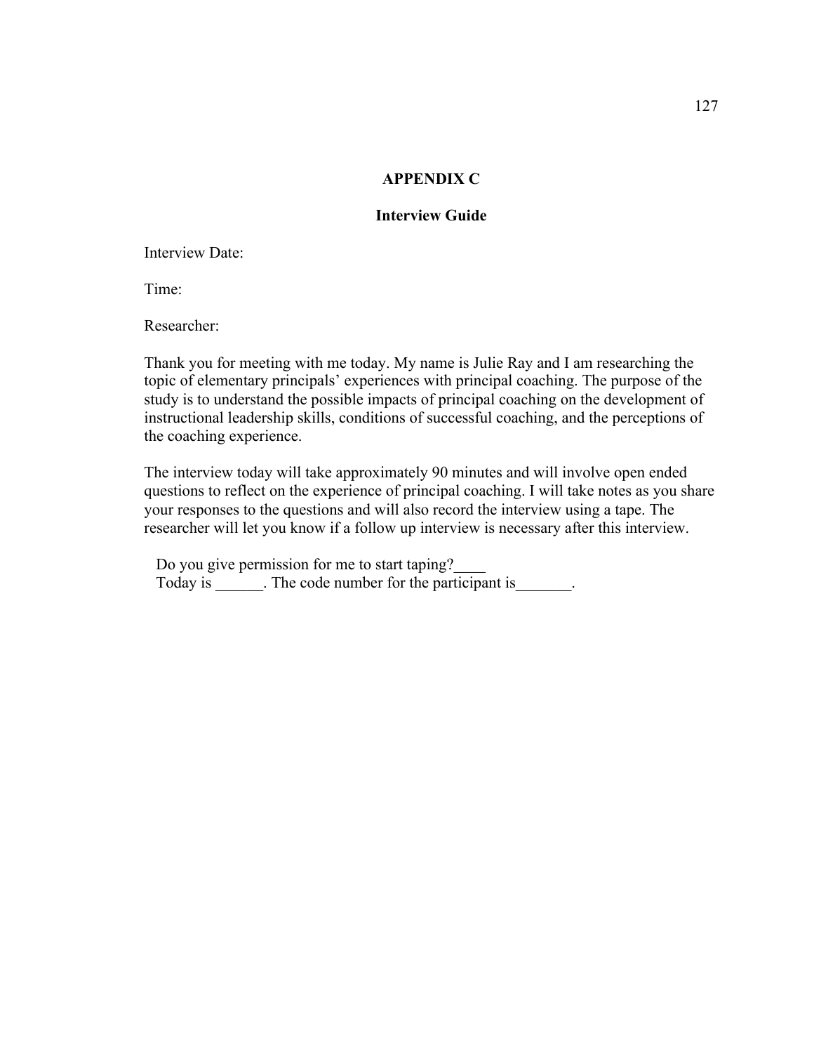# APPENDIX C

## Interview Guide

Interview Date:

Time:

Researcher:

Thank you for meeting with me today. My name is Julie Ray and I am researching the topic of elementary principals' experiences with principal coaching. The purpose of the study is to understand the possible impacts of principal coaching on the development of instructional leadership skills, conditions of successful coaching, and the perceptions of the coaching experience.

The interview today will take approximately 90 minutes and will involve open ended questions to reflect on the experience of principal coaching. I will take notes as you share your responses to the questions and will also record the interview using a tape. The researcher will let you know if a follow up interview is necessary after this interview.

Do you give permission for me to start taping?____
Today is ______. The code number for the participant is_______.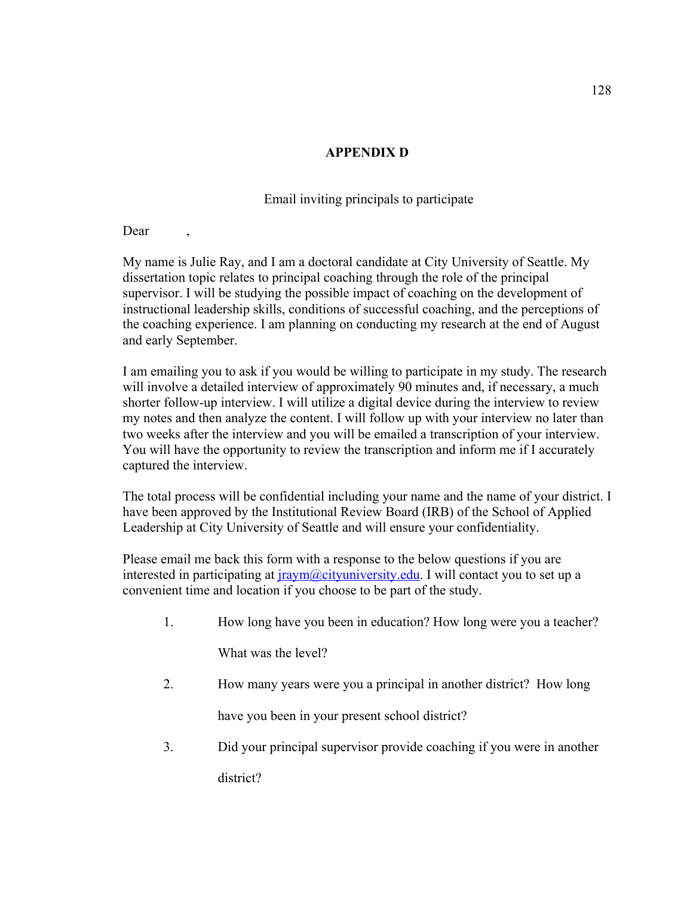# APPENDIX D

Email inviting principals to participate

Dear ,

My name is Julie Ray, and I am a doctoral candidate at City University of Seattle. My dissertation topic relates to principal coaching through the role of the principal supervisor. I will be studying the possible impact of coaching on the development of instructional leadership skills, conditions of successful coaching, and the perceptions of the coaching experience. I am planning on conducting my research at the end of August and early September.

I am emailing you to ask if you would be willing to participate in my study. The research will involve a detailed interview of approximately 90 minutes and, if necessary, a much shorter follow-up interview. I will utilize a digital device during the interview to review my notes and then analyze the content. I will follow up with your interview no later than two weeks after the interview and you will be emailed a transcription of your interview. You will have the opportunity to review the transcription and inform me if I accurately captured the interview.

The total process will be confidential including your name and the name of your district. I have been approved by the Institutional Review Board (IRB) of the School of Applied Leadership at City University of Seattle and will ensure your confidentiality.

Please email me back this form with a response to the below questions if you are interested in participating at jraym@cityuniversity.edu. I will contact you to set up a convenient time and location if you choose to be part of the study.

1. How long have you been in education? How long were you a teacher? What was the level?
2. How many years were you a principal in another district? How long have you been in your present school district?
3. Did your principal supervisor provide coaching if you were in another district?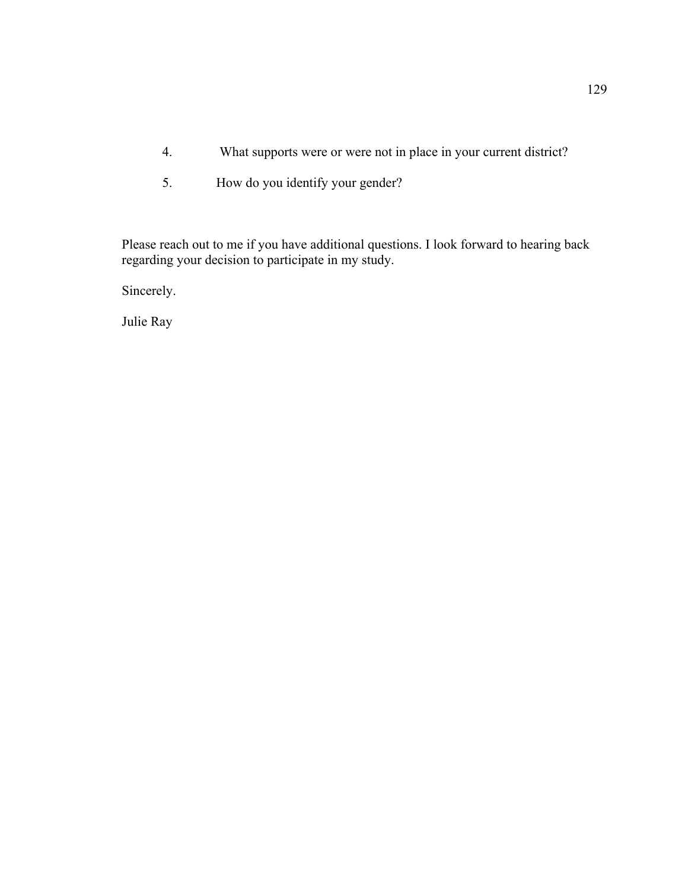4. What supports were or were not in place in your current district?

5. How do you identify your gender?

Please reach out to me if you have additional questions. I look forward to hearing back regarding your decision to participate in my study.

Sincerely.

Julie Ray